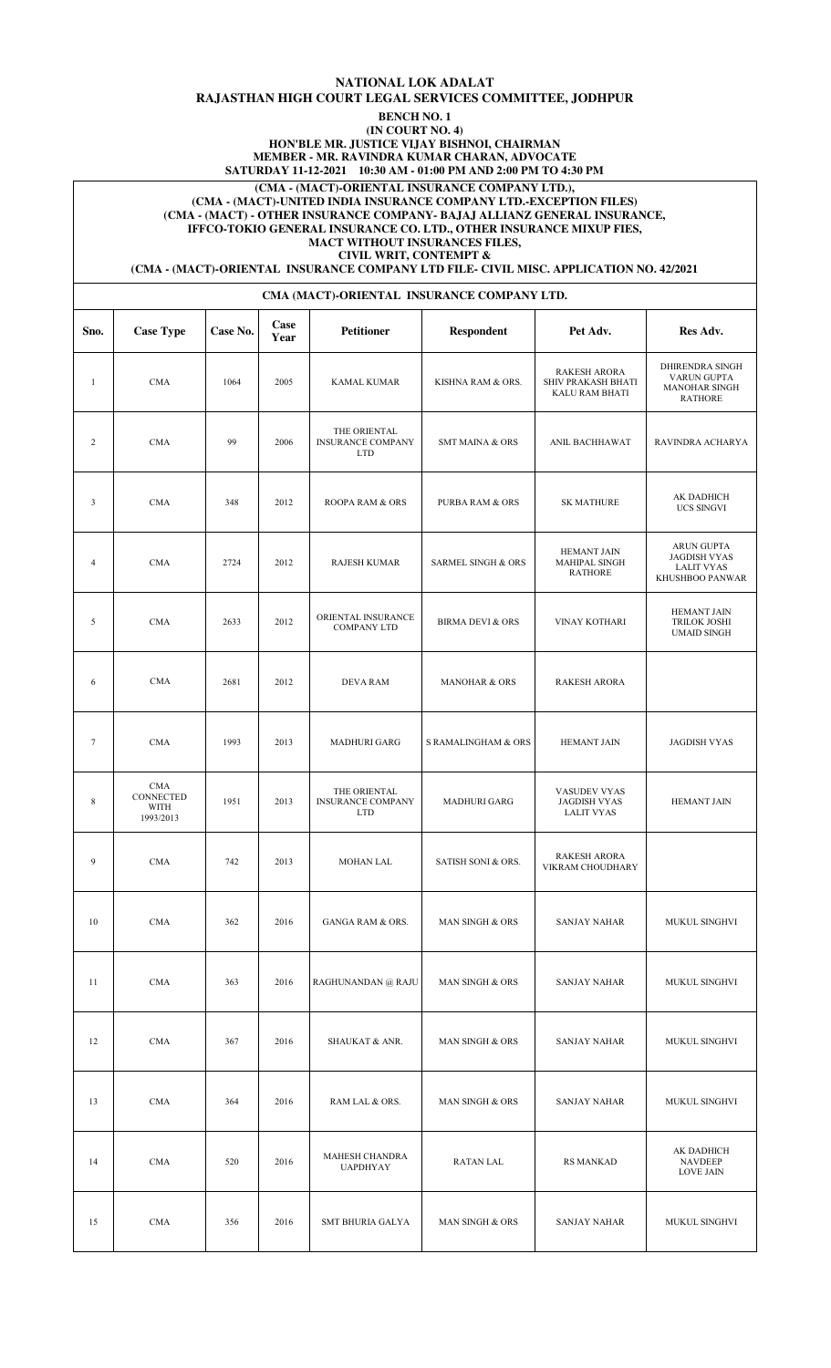# NATIONAL LOK ADALAT

## RAJASTHAN HIGH COURT LEGAL SERVICES COMMITTEE, JODHPUR

**BENCH NO. 1**
**(IN COURT NO. 4)**
**HON'BLE MR. JUSTICE VIJAY BISHNOI, CHAIRMAN**
**MEMBER - MR. RAVINDRA KUMAR CHARAN, ADVOCATE**
**SATURDAY 11-12-2021 10:30 AM - 01:00 PM AND 2:00 PM TO 4:30 PM**

**(CMA - (MACT)-ORIENTAL INSURANCE COMPANY LTD.),**
**(CMA - (MACT)-UNITED INDIA INSURANCE COMPANY LTD.-EXCEPTION FILES)**
**(CMA - (MACT) - OTHER INSURANCE COMPANY- BAJAJ ALLIANZ GENERAL INSURANCE, IFFCO-TOKIO GENERAL INSURANCE CO. LTD., OTHER INSURANCE MIXUP FIES, MACT WITHOUT INSURANCES FILES, CIVIL WRIT, CONTEMPT &**
**(CMA - (MACT)-ORIENTAL INSURANCE COMPANY LTD FILE- CIVIL MISC. APPLICATION NO. 42/2021**

### CMA (MACT)-ORIENTAL INSURANCE COMPANY LTD.

| Sno. | Case Type | Case No. | Case Year | Petitioner | Respondent | Pet Adv. | Res Adv. |
|---|---|---|---|---|---|---|---|
| 1 | CMA | 1064 | 2005 | KAMAL KUMAR | KISHNA RAM & ORS. | RAKESH ARORA<br>SHIV PRAKASH BHATI<br>KALU RAM BHATI | DHIRENDRA SINGH<br>VARUN GUPTA<br>MANOHAR SINGH RATHORE |
| 2 | CMA | 99 | 2006 | THE ORIENTAL INSURANCE COMPANY LTD | SMT MAINA & ORS | ANIL BACHHAWAT | RAVINDRA ACHARYA |
| 3 | CMA | 348 | 2012 | ROOPA RAM & ORS | PURBA RAM & ORS | SK MATHURE | AK DADHICH<br>UCS SINGVI |
| 4 | CMA | 2724 | 2012 | RAJESH KUMAR | SARMEL SINGH & ORS | HEMANT JAIN<br>MAHIPAL SINGH RATHORE | ARUN GUPTA<br>JAGDISH VYAS<br>LALIT VYAS<br>KHUSHBOO PANWAR |
| 5 | CMA | 2633 | 2012 | ORIENTAL INSURANCE COMPANY LTD | BIRMA DEVI & ORS | VINAY KOTHARI | HEMANT JAIN<br>TRILOK JOSHI<br>UMAID SINGH |
| 6 | CMA | 2681 | 2012 | DEVA RAM | MANOHAR & ORS | RAKESH ARORA | |
| 7 | CMA | 1993 | 2013 | MADHURI GARG | S RAMALINGHAM & ORS | HEMANT JAIN | JAGDISH VYAS |
| 8 | CMA CONNECTED WITH 1993/2013 | 1951 | 2013 | THE ORIENTAL INSURANCE COMPANY LTD | MADHURI GARG | VASUDEV VYAS<br>JAGDISH VYAS<br>LALIT VYAS | HEMANT JAIN |
| 9 | CMA | 742 | 2013 | MOHAN LAL | SATISH SONI & ORS. | RAKESH ARORA<br>VIKRAM CHOUDHARY | |
| 10 | CMA | 362 | 2016 | GANGA RAM & ORS. | MAN SINGH & ORS | SANJAY NAHAR | MUKUL SINGHVI |
| 11 | CMA | 363 | 2016 | RAGHUNANDAN @ RAJU | MAN SINGH & ORS | SANJAY NAHAR | MUKUL SINGHVI |
| 12 | CMA | 367 | 2016 | SHAUKAT & ANR. | MAN SINGH & ORS | SANJAY NAHAR | MUKUL SINGHVI |
| 13 | CMA | 364 | 2016 | RAM LAL & ORS. | MAN SINGH & ORS | SANJAY NAHAR | MUKUL SINGHVI |
| 14 | CMA | 520 | 2016 | MAHESH CHANDRA UAPDHYAY | RATAN LAL | RS MANKAD | AK DADHICH<br>NAVDEEP<br>LOVE JAIN |
| 15 | CMA | 356 | 2016 | SMT BHURIA GALYA | MAN SINGH & ORS | SANJAY NAHAR | MUKUL SINGHVI |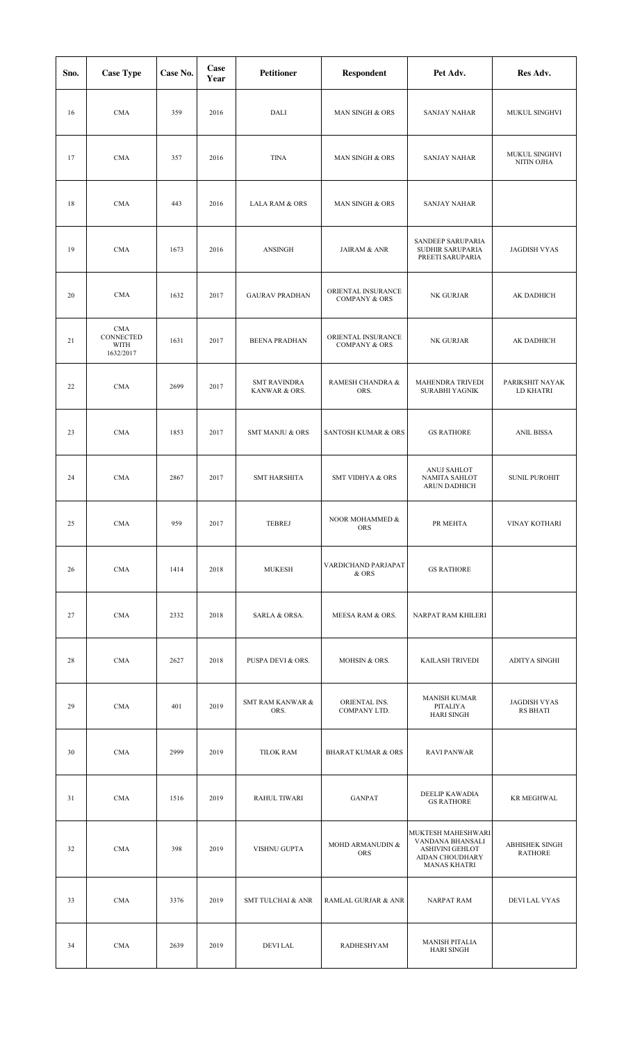| Sno. | Case Type | Case No. | Case Year | Petitioner | Respondent | Pet Adv. | Res Adv. |
|---|---|---|---|---|---|---|---|
| 16 | CMA | 359 | 2016 | DALI | MAN SINGH & ORS | SANJAY NAHAR | MUKUL SINGHVI |
| 17 | CMA | 357 | 2016 | TINA | MAN SINGH & ORS | SANJAY NAHAR | MUKUL SINGHVI NITIN OJHA |
| 18 | CMA | 443 | 2016 | LALA RAM & ORS | MAN SINGH & ORS | SANJAY NAHAR | |
| 19 | CMA | 1673 | 2016 | ANSINGH | JAIRAM & ANR | SANDEEP SARUPARIA SUDHIR SARUPARIA PREETI SARUPARIA | JAGDISH VYAS |
| 20 | CMA | 1632 | 2017 | GAURAV PRADHAN | ORIENTAL INSURANCE COMPANY & ORS | NK GURJAR | AK DADHICH |
| 21 | CMA CONNECTED WITH 1632/2017 | 1631 | 2017 | BEENA PRADHAN | ORIENTAL INSURANCE COMPANY & ORS | NK GURJAR | AK DADHICH |
| 22 | CMA | 2699 | 2017 | SMT RAVINDRA KANWAR & ORS. | RAMESH CHANDRA & ORS. | MAHENDRA TRIVEDI SURABHI YAGNIK | PARIKSHIT NAYAK LD KHATRI |
| 23 | CMA | 1853 | 2017 | SMT MANJU & ORS | SANTOSH KUMAR & ORS | GS RATHORE | ANIL BISSA |
| 24 | CMA | 2867 | 2017 | SMT HARSHITA | SMT VIDHYA & ORS | ANUJ SAHLOT NAMITA SAHLOT ARUN DADHICH | SUNIL PUROHIT |
| 25 | CMA | 959 | 2017 | TEBREJ | NOOR MOHAMMED & ORS | PR MEHTA | VINAY KOTHARI |
| 26 | CMA | 1414 | 2018 | MUKESH | VARDICHAND PARJAPAT & ORS | GS RATHORE | |
| 27 | CMA | 2332 | 2018 | SARLA & ORSA. | MEESA RAM & ORS. | NARPAT RAM KHILERI | |
| 28 | CMA | 2627 | 2018 | PUSPA DEVI & ORS. | MOHSIN & ORS. | KAILASH TRIVEDI | ADITYA SINGHI |
| 29 | CMA | 401 | 2019 | SMT RAM KANWAR & ORS. | ORIENTAL INS. COMPANY LTD. | MANISH KUMAR PITALIYA HARI SINGH | JAGDISH VYAS RS BHATI |
| 30 | CMA | 2999 | 2019 | TILOK RAM | BHARAT KUMAR & ORS | RAVI PANWAR | |
| 31 | CMA | 1516 | 2019 | RAHUL TIWARI | GANPAT | DEELIP KAWADIA GS RATHORE | KR MEGHWAL |
| 32 | CMA | 398 | 2019 | VISHNU GUPTA | MOHD ARMANUDIN & ORS | MUKTESH MAHESHWARI VANDANA BHANSALI ASHIVINI GEHLOT AIDAN CHOUDHARY MANAS KHATRI | ABHISHEK SINGH RATHORE |
| 33 | CMA | 3376 | 2019 | SMT TULCHAI & ANR | RAMLAL GURJAR & ANR | NARPAT RAM | DEVI LAL VYAS |
| 34 | CMA | 2639 | 2019 | DEVI LAL | RADHESHYAM | MANISH PITALIA HARI SINGH | |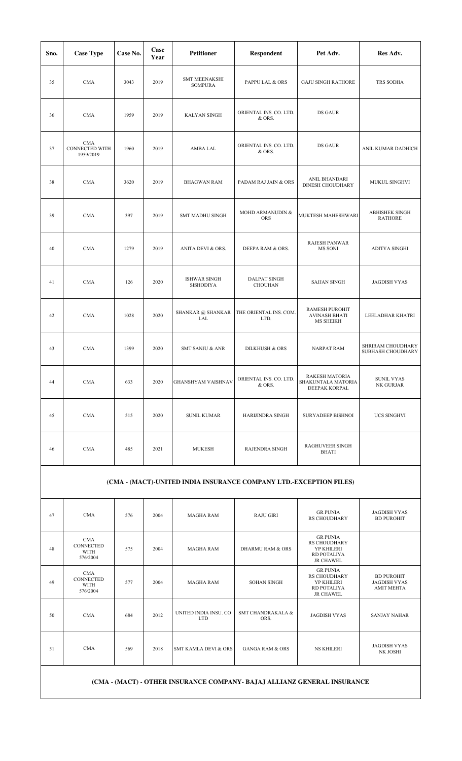| Sno. | Case Type | Case No. | Case Year | Petitioner | Respondent | Pet Adv. | Res Adv. |
|---|---|---|---|---|---|---|---|
| 35 | CMA | 3043 | 2019 | SMT MEENAKSHI SOMPURA | PAPPU LAL & ORS | GAJU SINGH RATHORE | TRS SODHA |
| 36 | CMA | 1959 | 2019 | KALYAN SINGH | ORIENTAL INS. CO. LTD. & ORS. | DS GAUR | |
| 37 | CMA CONNECTED WITH 1959/2019 | 1960 | 2019 | AMBA LAL | ORIENTAL INS. CO. LTD. & ORS. | DS GAUR | ANIL KUMAR DADHICH |
| 38 | CMA | 3620 | 2019 | BHAGWAN RAM | PADAM RAJ JAIN & ORS | ANIL BHANDARI DINESH CHOUDHARY | MUKUL SINGHVI |
| 39 | CMA | 397 | 2019 | SMT MADHU SINGH | MOHD ARMANUDIN & ORS | MUKTESH MAHESHWARI | ABHISHEK SINGH RATHORE |
| 40 | CMA | 1279 | 2019 | ANITA DEVI & ORS. | DEEPA RAM & ORS. | RAJESH PANWAR MS SONI | ADITYA SINGHI |
| 41 | CMA | 126 | 2020 | ISHWAR SINGH SISHODIYA | DALPAT SINGH CHOUHAN | SAJJAN SINGH | JAGDISH VYAS |
| 42 | CMA | 1028 | 2020 | SHANKAR @ SHANKAR LAL | THE ORIENTAL INS. COM. LTD. | RAMESH PUROHIT AVINASH BHATI MS SHEIKH | LEELADHAR KHATRI |
| 43 | CMA | 1399 | 2020 | SMT SANJU & ANR | DILKHUSH & ORS | NARPAT RAM | SHRIRAM CHOUDHARY SUBHASH CHOUDHARY |
| 44 | CMA | 633 | 2020 | GHANSHYAM VAISHNAV | ORIENTAL INS. CO. LTD. & ORS. | RAKESH MATORIA SHAKUNTALA MATORIA DEEPAK KORPAL | SUNIL VYAS NK GURJAR |
| 45 | CMA | 515 | 2020 | SUNIL KUMAR | HARIJINDRA SINGH | SURYADEEP BISHNOI | UCS SINGHVI |
| 46 | CMA | 485 | 2021 | MUKESH | RAJENDRA SINGH | RAGHUVEER SINGH BHATI | |
| **(CMA - (MACT)-UNITED INDIA INSURANCE COMPANY LTD.-EXCEPTION FILES)** | | | | | | | |
| 47 | CMA | 576 | 2004 | MAGHA RAM | RAJU GIRI | GR PUNIA RS CHOUDHARY | JAGDISH VYAS BD PUROHIT |
| 48 | CMA CONNECTED WITH 576/2004 | 575 | 2004 | MAGHA RAM | DHARMU RAM & ORS | GR PUNIA RS CHOUDHARY YP KHILERI RD POTALIYA JR CHAWEL | |
| 49 | CMA CONNECTED WITH 576/2004 | 577 | 2004 | MAGHA RAM | SOHAN SINGH | GR PUNIA RS CHOUDHARY YP KHILERI RD POTALIYA JR CHAWEL | BD PUROHIT JAGDISH VYAS AMIT MEHTA |
| 50 | CMA | 684 | 2012 | UNITED INDIA INSU. CO LTD | SMT CHANDRAKALA & ORS. | JAGDISH VYAS | SANJAY NAHAR |
| 51 | CMA | 569 | 2018 | SMT KAMLA DEVI & ORS | GANGA RAM & ORS | NS KHILERI | JAGDISH VYAS NK JOSHI |
| **(CMA - (MACT) - OTHER INSURANCE COMPANY- BAJAJ ALLIANZ GENERAL INSURANCE** | | | | | | | |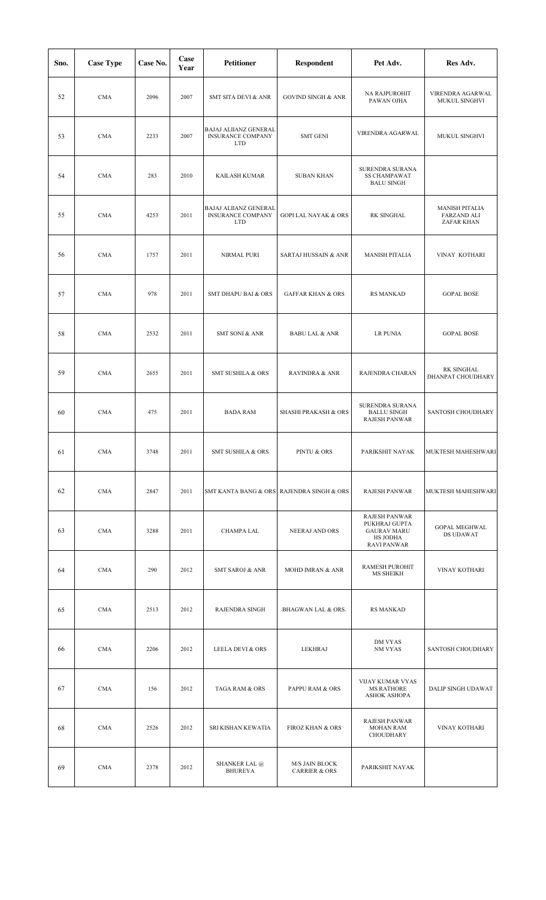| Sno. | Case Type | Case No. | Case Year | Petitioner | Respondent | Pet Adv. | Res Adv. |
|---|---|---|---|---|---|---|---|
| 52 | CMA | 2096 | 2007 | SMT SITA DEVI & ANR | GOVIND SINGH & ANR | NA RAJPUROHIT PAWAN OJHA | VIRENDRA AGARWAL MUKUL SINGHVI |
| 53 | CMA | 2233 | 2007 | BAJAJ ALIIANZ GENERAL INSURANCE COMPANY LTD | SMT GENI | VIRENDRA AGARWAL | MUKUL SINGHVI |
| 54 | CMA | 283 | 2010 | KAILASH KUMAR | SUBAN KHAN | SURENDRA SURANA SS CHAMPAWAT BALU SINGH | |
| 55 | CMA | 4253 | 2011 | BAJAJ ALIIANZ GENERAL INSURANCE COMPANY LTD | GOPI LAL NAYAK & ORS | RK SINGHAL | MANISH PITALIA FARZAND ALI ZAFAR KHAN |
| 56 | CMA | 1757 | 2011 | NIRMAL PURI | SARTAJ HUSSAIN & ANR | MANISH PITALIA | VINAY KOTHARI |
| 57 | CMA | 978 | 2011 | SMT DHAPU BAI & ORS | GAFFAR KHAN & ORS | RS MANKAD | GOPAL BOSE |
| 58 | CMA | 2532 | 2011 | SMT SONI & ANR | BABU LAL & ANR | LR PUNIA | GOPAL BOSE |
| 59 | CMA | 2655 | 2011 | SMT SUSHILA & ORS | RAVINDRA & ANR | RAJENDRA CHARAN | RK SINGHAL DHANPAT CHOUDHARY |
| 60 | CMA | 475 | 2011 | BADA RAM | SHASHI PRAKASH & ORS | SURENDRA SURANA BALLU SINGH RAJESH PANWAR | SANTOSH CHOUDHARY |
| 61 | CMA | 3748 | 2011 | SMT SUSHILA & ORS | PINTU & ORS | PARIKSHIT NAYAK | MUKTESH MAHESHWARI |
| 62 | CMA | 2847 | 2011 | SMT KANTA BANG & ORS | RAJENDRA SINGH & ORS | RAJESH PANWAR | MUKTESH MAHESHWARI |
| 63 | CMA | 3288 | 2011 | CHAMPA LAL | NEERAJ AND ORS | RAJESH PANWAR PUKHRAJ GUPTA GAURAV MARU HS JODHA RAVI PANWAR | GOPAL MEGHWAL DS UDAWAT |
| 64 | CMA | 290 | 2012 | SMT SAROJ & ANR | MOHD IMRAN & ANR | RAMESH PUROHIT MS SHEIKH | VINAY KOTHARI |
| 65 | CMA | 2513 | 2012 | RAJENDRA SINGH | BHAGWAN LAL & ORS. | RS MANKAD | |
| 66 | CMA | 2206 | 2012 | LEELA DEVI & ORS | LEKHRAJ | DM VYAS NM VYAS | SANTOSH CHOUDHARY |
| 67 | CMA | 156 | 2012 | TAGA RAM & ORS | PAPPU RAM & ORS | VIJAY KUMAR VYAS MS RATHORE ASHOK ASHOPA | DALIP SINGH UDAWAT |
| 68 | CMA | 2526 | 2012 | SRI KISHAN KEWATIA | FIROZ KHAN & ORS | RAJESH PANWAR MOHAN RAM CHOUDHARY | VINAY KOTHARI |
| 69 | CMA | 2378 | 2012 | SHANKER LAL @ BHUREYA | M/S JAIN BLOCK CARRIER & ORS | PARIKSHIT NAYAK | |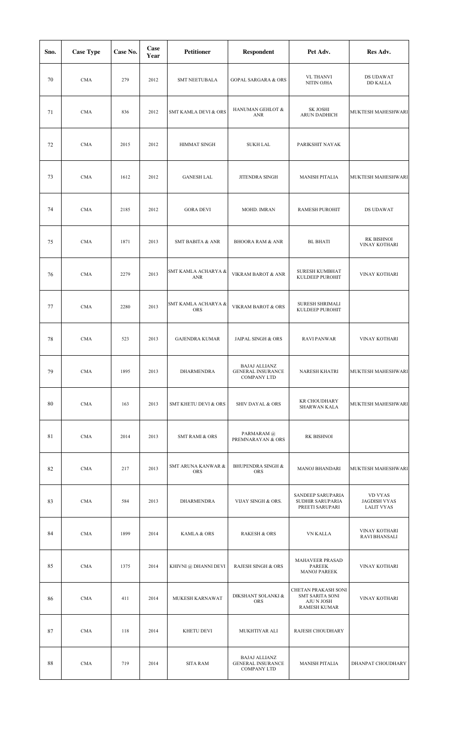| Sno. | Case Type | Case No. | Case Year | Petitioner | Respondent | Pet Adv. | Res Adv. |
|---|---|---|---|---|---|---|---|
| 70 | CMA | 279 | 2012 | SMT NEETUBALA | GOPAL SARGARA & ORS | VL THANVI<br>NITIN OJHA | DS UDAWAT<br>DD KALLA |
| 71 | CMA | 836 | 2012 | SMT KAMLA DEVI & ORS | HANUMAN GEHLOT & ANR | SK JOSHI<br>ARUN DADHICH | MUKTESH MAHESHWARI |
| 72 | CMA | 2015 | 2012 | HIMMAT SINGH | SUKH LAL | PARIKSHIT NAYAK | |
| 73 | CMA | 1612 | 2012 | GANESH LAL | JITENDRA SINGH | MANISH PITALIA | MUKTESH MAHESHWARI |
| 74 | CMA | 2185 | 2012 | GORA DEVI | MOHD. IMRAN | RAMESH PUROHIT | DS UDAWAT |
| 75 | CMA | 1871 | 2013 | SMT BABITA & ANR | BHOORA RAM & ANR | BL BHATI | RK BISHNOI<br>VINAY KOTHARI |
| 76 | CMA | 2279 | 2013 | SMT KAMLA ACHARYA & ANR | VIKRAM BAROT & ANR | SURESH KUMBHAT<br>KULDEEP PUROHIT | VINAY KOTHARI |
| 77 | CMA | 2280 | 2013 | SMT KAMLA ACHARYA & ORS | VIKRAM BAROT & ORS | SURESH SHRIMALI<br>KULDEEP PUROHIT | |
| 78 | CMA | 523 | 2013 | GAJENDRA KUMAR | JAIPAL SINGH & ORS | RAVI PANWAR | VINAY KOTHARI |
| 79 | CMA | 1895 | 2013 | DHARMENDRA | BAJAJ ALLIANZ GENERAL INSURANCE COMPANY LTD | NARESH KHATRI | MUKTESH MAHESHWARI |
| 80 | CMA | 163 | 2013 | SMT KHETU DEVI & ORS | SHIV DAYAL & ORS | KR CHOUDHARY<br>SHARWAN KALA | MUKTESH MAHESHWARI |
| 81 | CMA | 2014 | 2013 | SMT RAMI & ORS | PARMARAM @ PREMNARAYAN & ORS | RK BISHNOI | |
| 82 | CMA | 217 | 2013 | SMT ARUNA KANWAR & ORS | BHUPENDRA SINGH & ORS | MANOJ BHANDARI | MUKTESH MAHESHWARI |
| 83 | CMA | 584 | 2013 | DHARMENDRA | VIJAY SINGH & ORS. | SANDEEP SARUPARIA<br>SUDHIR SARUPARIA<br>PREETI SARUPARI | VD VYAS<br>JAGDISH VYAS<br>LALIT VYAS |
| 84 | CMA | 1899 | 2014 | KAMLA & ORS | RAKESH & ORS | VN KALLA | VINAY KOTHARI<br>RAVI BHANSALI |
| 85 | CMA | 1375 | 2014 | KHIVNI @ DHANNI DEVI | RAJESH SINGH & ORS | MAHAVEER PRASAD PAREEK<br>MANOJ PAREEK | VINAY KOTHARI |
| 86 | CMA | 411 | 2014 | MUKESH KARNAWAT | DIKSHANT SOLANKI & ORS | CHETAN PRAKASH SONI<br>SMT SARITA SONI<br>AJU N JOSH<br>RAMESH KUMAR | VINAY KOTHARI |
| 87 | CMA | 118 | 2014 | KHETU DEVI | MUKHTIYAR ALI | RAJESH CHOUDHARY | |
| 88 | CMA | 719 | 2014 | SITA RAM | BAJAJ ALLIANZ GENERAL INSURANCE COMPANY LTD | MANISH PITALIA | DHANPAT CHOUDHARY |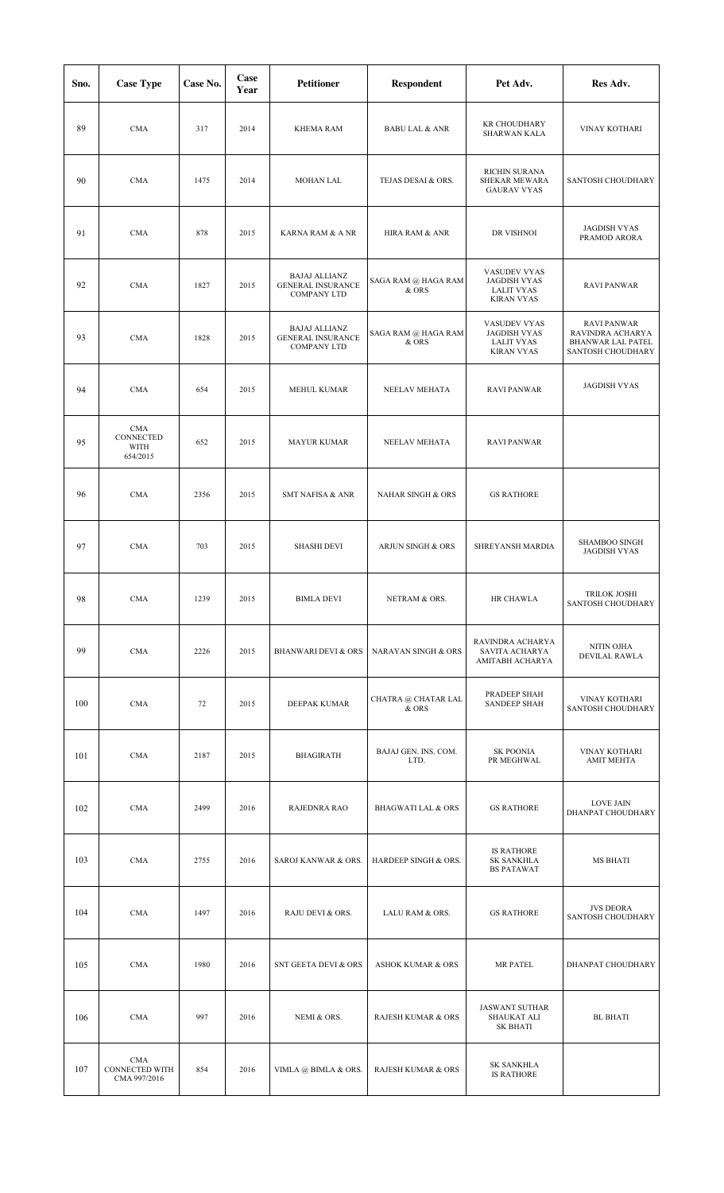| Sno. | Case Type | Case No. | Case Year | Petitioner | Respondent | Pet Adv. | Res Adv. |
|---|---|---|---|---|---|---|---|
| 89 | CMA | 317 | 2014 | KHEMA RAM | BABU LAL & ANR | KR CHOUDHARY SHARWAN KALA | VINAY KOTHARI |
| 90 | CMA | 1475 | 2014 | MOHAN LAL | TEJAS DESAI & ORS. | RICHIN SURANA SHEKAR MEWARA GAURAV VYAS | SANTOSH CHOUDHARY |
| 91 | CMA | 878 | 2015 | KARNA RAM & A NR | HIRA RAM & ANR | DR VISHNOI | JAGDISH VYAS PRAMOD ARORA |
| 92 | CMA | 1827 | 2015 | BAJAJ ALLIANZ GENERAL INSURANCE COMPANY LTD | SAGA RAM @ HAGA RAM & ORS | VASUDEV VYAS JAGDISH VYAS LALIT VYAS KIRAN VYAS | RAVI PANWAR |
| 93 | CMA | 1828 | 2015 | BAJAJ ALLIANZ GENERAL INSURANCE COMPANY LTD | SAGA RAM @ HAGA RAM & ORS | VASUDEV VYAS JAGDISH VYAS LALIT VYAS KIRAN VYAS | RAVI PANWAR RAVINDRA ACHARYA BHANWAR LAL PATEL SANTOSH CHOUDHARY |
| 94 | CMA | 654 | 2015 | MEHUL KUMAR | NEELAV MEHATA | RAVI PANWAR | JAGDISH VYAS |
| 95 | CMA CONNECTED WITH 654/2015 | 652 | 2015 | MAYUR KUMAR | NEELAV MEHATA | RAVI PANWAR | |
| 96 | CMA | 2356 | 2015 | SMT NAFISA & ANR | NAHAR SINGH & ORS | GS RATHORE | |
| 97 | CMA | 703 | 2015 | SHASHI DEVI | ARJUN SINGH & ORS | SHREYANSH MARDIA | SHAMBOO SINGH JAGDISH VYAS |
| 98 | CMA | 1239 | 2015 | BIMLA DEVI | NETRAM & ORS. | HR CHAWLA | TRILOK JOSHI SANTOSH CHOUDHARY |
| 99 | CMA | 2226 | 2015 | BHANWARI DEVI & ORS | NARAYAN SINGH & ORS | RAVINDRA ACHARYA SAVITA ACHARYA AMITABH ACHARYA | NITIN OJHA DEVILAL RAWLA |
| 100 | CMA | 72 | 2015 | DEEPAK KUMAR | CHATRA @ CHATAR LAL & ORS | PRADEEP SHAH SANDEEP SHAH | VINAY KOTHARI SANTOSH CHOUDHARY |
| 101 | CMA | 2187 | 2015 | BHAGIRATH | BAJAJ GEN. INS. COM. LTD. | SK POONIA PR MEGHWAL | VINAY KOTHARI AMIT MEHTA |
| 102 | CMA | 2499 | 2016 | RAJEDNRA RAO | BHAGWATI LAL & ORS | GS RATHORE | LOVE JAIN DHANPAT CHOUDHARY |
| 103 | CMA | 2755 | 2016 | SAROJ KANWAR & ORS. | HARDEEP SINGH & ORS. | IS RATHORE SK SANKHLA BS PATAWAT | MS BHATI |
| 104 | CMA | 1497 | 2016 | RAJU DEVI & ORS. | LALU RAM & ORS. | GS RATHORE | JVS DEORA SANTOSH CHOUDHARY |
| 105 | CMA | 1980 | 2016 | SNT GEETA DEVI & ORS | ASHOK KUMAR & ORS | MR PATEL | DHANPAT CHOUDHARY |
| 106 | CMA | 997 | 2016 | NEMI & ORS. | RAJESH KUMAR & ORS | JASWANT SUTHAR SHAUKAT ALI SK BHATI | BL BHATI |
| 107 | CMA CONNECTED WITH CMA 997/2016 | 854 | 2016 | VIMLA @ BIMLA & ORS. | RAJESH KUMAR & ORS | SK SANKHLA IS RATHORE | |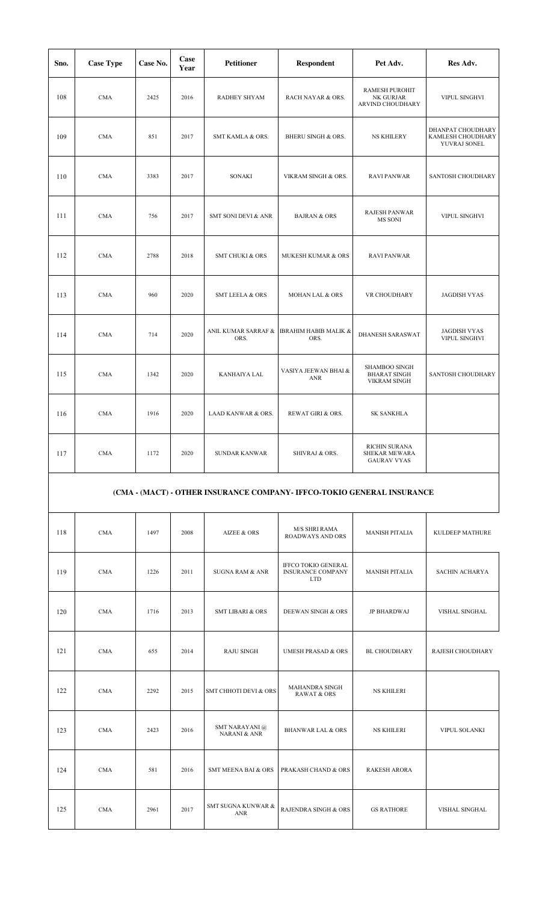| Sno. | Case Type | Case No. | Case Year | Petitioner | Respondent | Pet Adv. | Res Adv. |
|---|---|---|---|---|---|---|---|
| 108 | CMA | 2425 | 2016 | RADHEY SHYAM | RACH NAYAR & ORS. | RAMESH PUROHIT NK GURJAR ARVIND CHOUDHARY | VIPUL SINGHVI |
| 109 | CMA | 851 | 2017 | SMT KAMLA & ORS. | BHERU SINGH & ORS. | NS KHILERY | DHANPAT CHOUDHARY KAMLESH CHOUDHARY YUVRAJ SONEL |
| 110 | CMA | 3383 | 2017 | SONAKI | VIKRAM SINGH & ORS. | RAVI PANWAR | SANTOSH CHOUDHARY |
| 111 | CMA | 756 | 2017 | SMT SONI DEVI & ANR | BAJRAN & ORS | RAJESH PANWAR MS SONI | VIPUL SINGHVI |
| 112 | CMA | 2788 | 2018 | SMT CHUKI & ORS | MUKESH KUMAR & ORS | RAVI PANWAR | |
| 113 | CMA | 960 | 2020 | SMT LEELA & ORS | MOHAN LAL & ORS | VR CHOUDHARY | JAGDISH VYAS |
| 114 | CMA | 714 | 2020 | ANIL KUMAR SARRAF & ORS. | IBRAHIM HABIB MALIK & ORS. | DHANESH SARASWAT | JAGDISH VYAS VIPUL SINGHVI |
| 115 | CMA | 1342 | 2020 | KANHAIYA LAL | VASIYA JEEWAN BHAI & ANR | SHAMBOO SINGH BHARAT SINGH VIKRAM SINGH | SANTOSH CHOUDHARY |
| 116 | CMA | 1916 | 2020 | LAAD KANWAR & ORS. | REWAT GIRI & ORS. | SK SANKHLA | |
| 117 | CMA | 1172 | 2020 | SUNDAR KANWAR | SHIVRAJ & ORS. | RICHIN SURANA SHEKAR MEWARA GAURAV VYAS | |
| **(CMA - (MACT) - OTHER INSURANCE COMPANY- IFFCO-TOKIO GENERAL INSURANCE** | | | | | | | |
| 118 | CMA | 1497 | 2008 | AIZEE & ORS | M/S SHRI RAMA ROADWAYS AND ORS | MANISH PITALIA | KULDEEP MATHURE |
| 119 | CMA | 1226 | 2011 | SUGNA RAM & ANR | IFFCO TOKIO GENERAL INSURANCE COMPANY LTD | MANISH PITALIA | SACHIN ACHARYA |
| 120 | CMA | 1716 | 2013 | SMT LIBARI & ORS | DEEWAN SINGH & ORS | JP BHARDWAJ | VISHAL SINGHAL |
| 121 | CMA | 655 | 2014 | RAJU SINGH | UMESH PRASAD & ORS | BL CHOUDHARY | RAJESH CHOUDHARY |
| 122 | CMA | 2292 | 2015 | SMT CHHOTI DEVI & ORS | MAHANDRA SINGH RAWAT & ORS | NS KHILERI | |
| 123 | CMA | 2423 | 2016 | SMT NARAYANI @ NARANI & ANR | BHANWAR LAL & ORS | NS KHILERI | VIPUL SOLANKI |
| 124 | CMA | 581 | 2016 | SMT MEENA BAI & ORS | PRAKASH CHAND & ORS | RAKESH ARORA | |
| 125 | CMA | 2961 | 2017 | SMT SUGNA KUNWAR & ANR | RAJENDRA SINGH & ORS | GS RATHORE | VISHAL SINGHAL |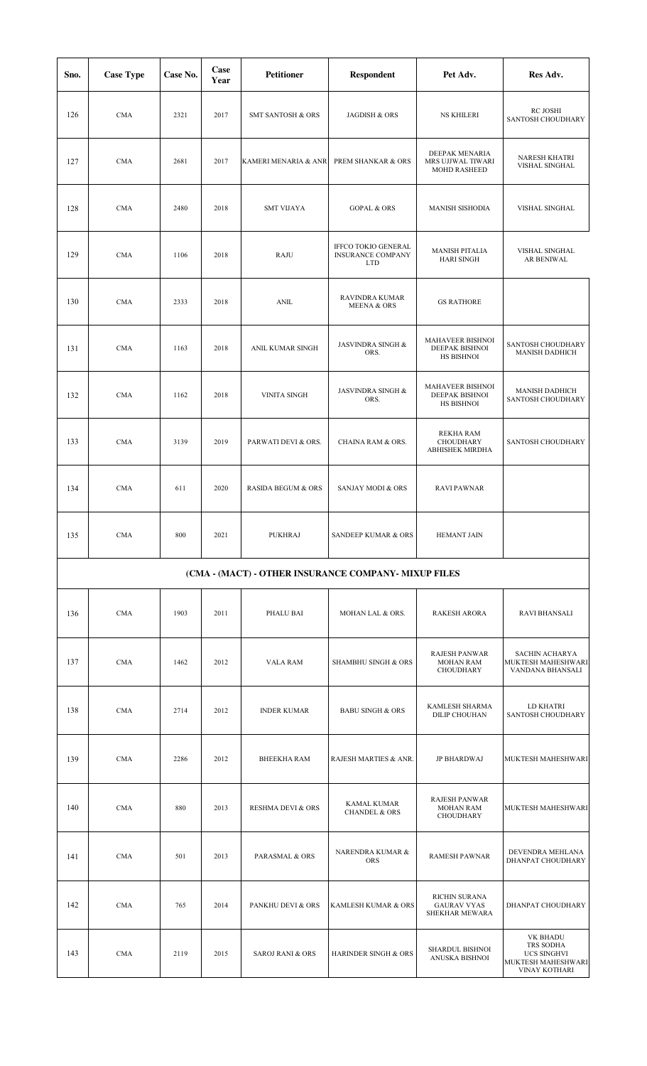| Sno. | Case Type | Case No. | Case Year | Petitioner | Respondent | Pet Adv. | Res Adv. |
|---|---|---|---|---|---|---|---|
| 126 | CMA | 2321 | 2017 | SMT SANTOSH & ORS | JAGDISH & ORS | NS KHILERI | RC JOSHI SANTOSH CHOUDHARY |
| 127 | CMA | 2681 | 2017 | KAMERI MENARIA & ANR | PREM SHANKAR & ORS | DEEPAK MENARIA MRS UJJWAL TIWARI MOHD RASHEED | NARESH KHATRI VISHAL SINGHAL |
| 128 | CMA | 2480 | 2018 | SMT VIJAYA | GOPAL & ORS | MANISH SISHODIA | VISHAL SINGHAL |
| 129 | CMA | 1106 | 2018 | RAJU | IFFCO TOKIO GENERAL INSURANCE COMPANY LTD | MANISH PITALIA HARI SINGH | VISHAL SINGHAL AR BENIWAL |
| 130 | CMA | 2333 | 2018 | ANIL | RAVINDRA KUMAR MEENA & ORS | GS RATHORE | |
| 131 | CMA | 1163 | 2018 | ANIL KUMAR SINGH | JASVINDRA SINGH & ORS. | MAHAVEER BISHNOI DEEPAK BISHNOI HS BISHNOI | SANTOSH CHOUDHARY MANISH DADHICH |
| 132 | CMA | 1162 | 2018 | VINITA SINGH | JASVINDRA SINGH & ORS. | MAHAVEER BISHNOI DEEPAK BISHNOI HS BISHNOI | MANISH DADHICH SANTOSH CHOUDHARY |
| 133 | CMA | 3139 | 2019 | PARWATI DEVI & ORS. | CHAINA RAM & ORS. | REKHA RAM CHOUDHARY ABHISHEK MIRDHA | SANTOSH CHOUDHARY |
| 134 | CMA | 611 | 2020 | RASIDA BEGUM & ORS | SANJAY MODI & ORS | RAVI PAWNAR | |
| 135 | CMA | 800 | 2021 | PUKHRAJ | SANDEEP KUMAR & ORS | HEMANT JAIN | |
| **(CMA - (MACT) - OTHER INSURANCE COMPANY- MIXUP FILES** | | | | | | | |
| 136 | CMA | 1903 | 2011 | PHALU BAI | MOHAN LAL & ORS. | RAKESH ARORA | RAVI BHANSALI |
| 137 | CMA | 1462 | 2012 | VALA RAM | SHAMBHU SINGH & ORS | RAJESH PANWAR MOHAN RAM CHOUDHARY | SACHIN ACHARYA MUKTESH MAHESHWARI VANDANA BHANSALI |
| 138 | CMA | 2714 | 2012 | INDER KUMAR | BABU SINGH & ORS | KAMLESH SHARMA DILIP CHOUHAN | LD KHATRI SANTOSH CHOUDHARY |
| 139 | CMA | 2286 | 2012 | BHEEKHA RAM | RAJESH MARTIES & ANR. | JP BHARDWAJ | MUKTESH MAHESHWARI |
| 140 | CMA | 880 | 2013 | RESHMA DEVI & ORS | KAMAL KUMAR CHANDEL & ORS | RAJESH PANWAR MOHAN RAM CHOUDHARY | MUKTESH MAHESHWARI |
| 141 | CMA | 501 | 2013 | PARASMAL & ORS | NARENDRA KUMAR & ORS | RAMESH PAWNAR | DEVENDRA MEHLANA DHANPAT CHOUDHARY |
| 142 | CMA | 765 | 2014 | PANKHU DEVI & ORS | KAMLESH KUMAR & ORS | RICHIN SURANA GAURAV VYAS SHEKHAR MEWARA | DHANPAT CHOUDHARY |
| 143 | CMA | 2119 | 2015 | SAROJ RANI & ORS | HARINDER SINGH & ORS | SHARDUL BISHNOI ANUSKA BISHNOI | VK BHADU TRS SODHA UCS SINGHVI MUKTESH MAHESHWARI VINAY KOTHARI |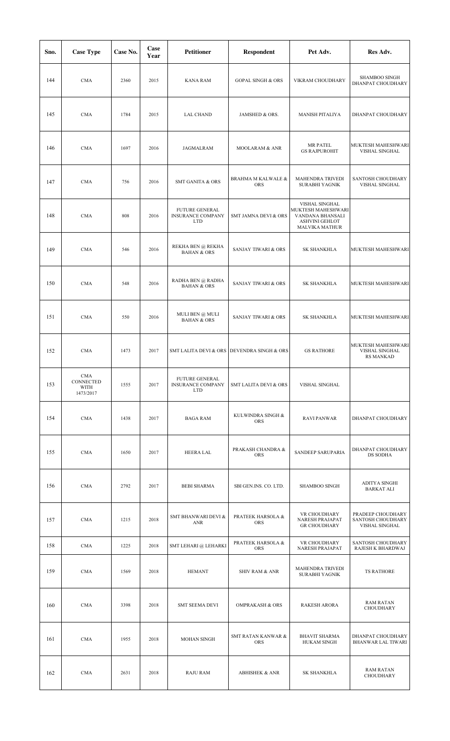| Sno. | Case Type | Case No. | Case Year | Petitioner | Respondent | Pet Adv. | Res Adv. |
|---|---|---|---|---|---|---|---|
| 144 | CMA | 2360 | 2015 | KANA RAM | GOPAL SINGH & ORS | VIKRAM CHOUDHARY | SHAMBOO SINGH DHANPAT CHOUDHARY |
| 145 | CMA | 1784 | 2015 | LAL CHAND | JAMSHED & ORS. | MANISH PITALIYA | DHANPAT CHOUDHARY |
| 146 | CMA | 1697 | 2016 | JAGMALRAM | MOOLARAM & ANR | MR PATEL GS RAJPUROHIT | MUKTESH MAHESHWARI VISHAL SINGHAL |
| 147 | CMA | 756 | 2016 | SMT GANITA & ORS | BRAHMA M KALWALE & ORS | MAHENDRA TRIVEDI SURABHI YAGNIK | SANTOSH CHOUDHARY VISHAL SINGHAL |
| 148 | CMA | 808 | 2016 | FUTURE GENERAL INSURANCE COMPANY LTD | SMT JAMNA DEVI & ORS | VISHAL SINGHAL MUKTESH MAHESHWARI VANDANA BHANSALI ASHVINI GEHLOT MALVIKA MATHUR | |
| 149 | CMA | 546 | 2016 | REKHA BEN @ REKHA BAHAN & ORS | SANJAY TIWARI & ORS | SK SHANKHLA | MUKTESH MAHESHWARI |
| 150 | CMA | 548 | 2016 | RADHA BEN @ RADHA BAHAN & ORS | SANJAY TIWARI & ORS | SK SHANKHLA | MUKTESH MAHESHWARI |
| 151 | CMA | 550 | 2016 | MULI BEN @ MULI BAHAN & ORS | SANJAY TIWARI & ORS | SK SHANKHLA | MUKTESH MAHESHWARI |
| 152 | CMA | 1473 | 2017 | SMT LALITA DEVI & ORS | DEVENDRA SINGH & ORS | GS RATHORE | MUKTESH MAHESHWARI VISHAL SINGHAL RS MANKAD |
| 153 | CMA CONNECTED WITH 1473/2017 | 1555 | 2017 | FUTURE GENERAL INSURANCE COMPANY LTD | SMT LALITA DEVI & ORS | VISHAL SINGHAL | |
| 154 | CMA | 1438 | 2017 | BAGA RAM | KULWINDRA SINGH & ORS | RAVI PANWAR | DHANPAT CHOUDHARY |
| 155 | CMA | 1650 | 2017 | HEERA LAL | PRAKASH CHANDRA & ORS | SANDEEP SARUPARIA | DHANPAT CHOUDHARY DS SODHA |
| 156 | CMA | 2792 | 2017 | BEBI SHARMA | SBI GEN.INS. CO. LTD. | SHAMBOO SINGH | ADITYA SINGHI BARKAT ALI |
| 157 | CMA | 1215 | 2018 | SMT BHANWARI DEVI & ANR | PRATEEK HARSOLA & ORS | VR CHOUDHARY NARESH PRAJAPAT GR CHOUDHARY | PRADEEP CHOUDHARY SANTOSH CHOUDHARY VISHAL SINGHAL |
| 158 | CMA | 1225 | 2018 | SMT LEHARI @ LEHARKI | PRATEEK HARSOLA & ORS | VR CHOUDHARY NARESH PRAJAPAT | SANTOSH CHOUDHARY RAJESH K BHARDWAJ |
| 159 | CMA | 1569 | 2018 | HEMANT | SHIV RAM & ANR | MAHENDRA TRIVEDI SURABHI YAGNIK | TS RATHORE |
| 160 | CMA | 3398 | 2018 | SMT SEEMA DEVI | OMPRAKASH & ORS | RAKESH ARORA | RAM RATAN CHOUDHARY |
| 161 | CMA | 1955 | 2018 | MOHAN SINGH | SMT RATAN KANWAR & ORS | BHAVIT SHARMA HUKAM SINGH | DHANPAT CHOUDHARY BHANWAR LAL TIWARI |
| 162 | CMA | 2631 | 2018 | RAJU RAM | ABHISHEK & ANR | SK SHANKHLA | RAM RATAN CHOUDHARY |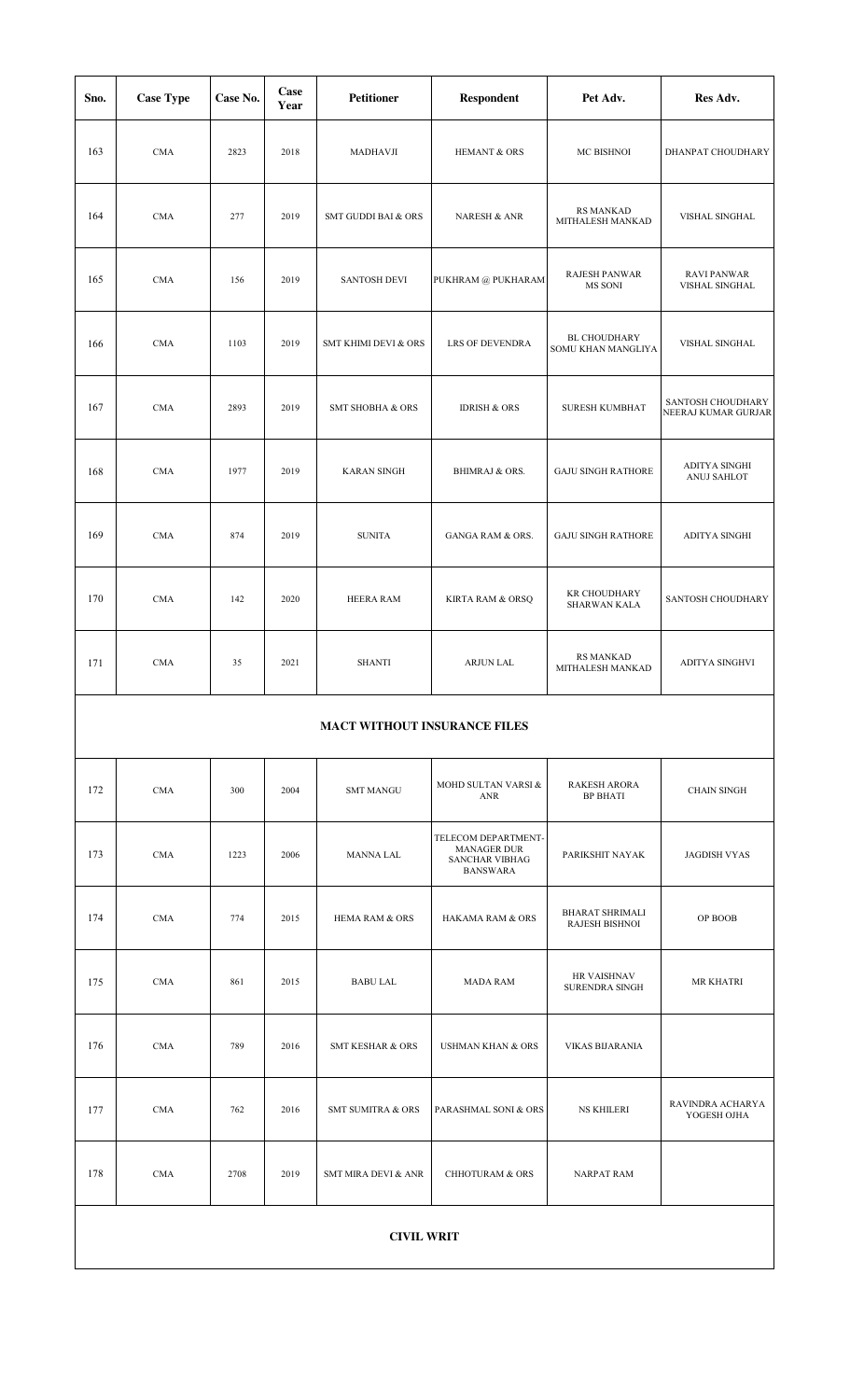| Sno. | Case Type | Case No. | Case Year | Petitioner | Respondent | Pet Adv. | Res Adv. |
|---|---|---|---|---|---|---|---|
| 163 | CMA | 2823 | 2018 | MADHAVJI | HEMANT & ORS | MC BISHNOI | DHANPAT CHOUDHARY |
| 164 | CMA | 277 | 2019 | SMT GUDDI BAI & ORS | NARESH & ANR | RS MANKAD<br>MITHALESH MANKAD | VISHAL SINGHAL |
| 165 | CMA | 156 | 2019 | SANTOSH DEVI | PUKHRAM @ PUKHARAM | RAJESH PANWAR<br>MS SONI | RAVI PANWAR<br>VISHAL SINGHAL |
| 166 | CMA | 1103 | 2019 | SMT KHIMI DEVI & ORS | LRS OF DEVENDRA | BL CHOUDHARY<br>SOMU KHAN MANGLIYA | VISHAL SINGHAL |
| 167 | CMA | 2893 | 2019 | SMT SHOBHA & ORS | IDRISH & ORS | SURESH KUMBHAT | SANTOSH CHOUDHARY<br>NEERAJ KUMAR GURJAR |
| 168 | CMA | 1977 | 2019 | KARAN SINGH | BHIMRAJ & ORS. | GAJU SINGH RATHORE | ADITYA SINGHI<br>ANUJ SAHLOT |
| 169 | CMA | 874 | 2019 | SUNITA | GANGA RAM & ORS. | GAJU SINGH RATHORE | ADITYA SINGHI |
| 170 | CMA | 142 | 2020 | HEERA RAM | KIRTA RAM & ORSQ | KR CHOUDHARY<br>SHARWAN KALA | SANTOSH CHOUDHARY |
| 171 | CMA | 35 | 2021 | SHANTI | ARJUN LAL | RS MANKAD<br>MITHALESH MANKAD | ADITYA SINGHVI |
| **MACT WITHOUT INSURANCE FILES** | | | | | | | |
| 172 | CMA | 300 | 2004 | SMT MANGU | MOHD SULTAN VARSI & ANR | RAKESH ARORA<br>BP BHATI | CHAIN SINGH |
| 173 | CMA | 1223 | 2006 | MANNA LAL | TELECOM DEPARTMENT-MANAGER DUR SANCHAR VIBHAG BANSWARA | PARIKSHIT NAYAK | JAGDISH VYAS |
| 174 | CMA | 774 | 2015 | HEMA RAM & ORS | HAKAMA RAM & ORS | BHARAT SHRIMALI<br>RAJESH BISHNOI | OP BOOB |
| 175 | CMA | 861 | 2015 | BABU LAL | MADA RAM | HR VAISHNAV<br>SURENDRA SINGH | MR KHATRI |
| 176 | CMA | 789 | 2016 | SMT KESHAR & ORS | USHMAN KHAN & ORS | VIKAS BIJARANIA | |
| 177 | CMA | 762 | 2016 | SMT SUMITRA & ORS | PARASHMAL SONI & ORS | NS KHILERI | RAVINDRA ACHARYA<br>YOGESH OJHA |
| 178 | CMA | 2708 | 2019 | SMT MIRA DEVI & ANR | CHHOTURAM & ORS | NARPAT RAM | |
| **CIVIL WRIT** | | | | | | | |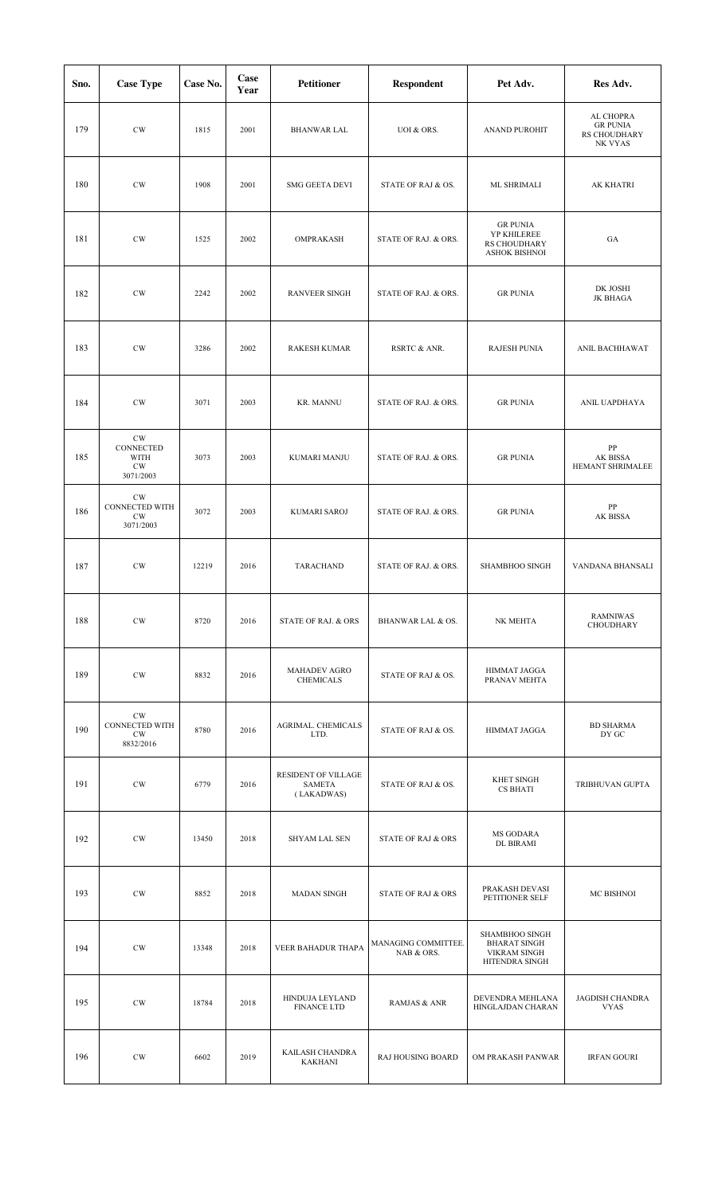| Sno. | Case Type | Case No. | Case Year | Petitioner | Respondent | Pet Adv. | Res Adv. |
|---|---|---|---|---|---|---|---|
| 179 | CW | 1815 | 2001 | BHANWAR LAL | UOI & ORS. | ANAND PUROHIT | AL CHOPRA<br>GR PUNIA<br>RS CHOUDHARY<br>NK VYAS |
| 180 | CW | 1908 | 2001 | SMG GEETA DEVI | STATE OF RAJ & OS. | ML SHRIMALI | AK KHATRI |
| 181 | CW | 1525 | 2002 | OMPRAKASH | STATE OF RAJ. & ORS. | GR PUNIA<br>YP KHILEREE<br>RS CHOUDHARY<br>ASHOK BISHNOI | GA |
| 182 | CW | 2242 | 2002 | RANVEER SINGH | STATE OF RAJ. & ORS. | GR PUNIA | DK JOSHI<br>JK BHAGA |
| 183 | CW | 3286 | 2002 | RAKESH KUMAR | RSRTC & ANR. | RAJESH PUNIA | ANIL BACHHAWAT |
| 184 | CW | 3071 | 2003 | KR. MANNU | STATE OF RAJ. & ORS. | GR PUNIA | ANIL UAPDHAYA |
| 185 | CW CONNECTED WITH CW 3071/2003 | 3073 | 2003 | KUMARI MANJU | STATE OF RAJ. & ORS. | GR PUNIA | PP<br>AK BISSA<br>HEMANT SHRIMALEE |
| 186 | CW CONNECTED WITH CW 3071/2003 | 3072 | 2003 | KUMARI SAROJ | STATE OF RAJ. & ORS. | GR PUNIA | PP<br>AK BISSA |
| 187 | CW | 12219 | 2016 | TARACHAND | STATE OF RAJ. & ORS. | SHAMBHOO SINGH | VANDANA BHANSALI |
| 188 | CW | 8720 | 2016 | STATE OF RAJ. & ORS | BHANWAR LAL & OS. | NK MEHTA | RAMNIWAS CHOUDHARY |
| 189 | CW | 8832 | 2016 | MAHADEV AGRO CHEMICALS | STATE OF RAJ & OS. | HIMMAT JAGGA<br>PRANAV MEHTA | |
| 190 | CW CONNECTED WITH CW 8832/2016 | 8780 | 2016 | AGRIMAL. CHEMICALS LTD. | STATE OF RAJ & OS. | HIMMAT JAGGA | BD SHARMA<br>DY GC |
| 191 | CW | 6779 | 2016 | RESIDENT OF VILLAGE SAMETA (LAKADWAS) | STATE OF RAJ & OS. | KHET SINGH<br>CS BHATI | TRIBHUVAN GUPTA |
| 192 | CW | 13450 | 2018 | SHYAM LAL SEN | STATE OF RAJ & ORS | MS GODARA<br>DL BIRAMI | |
| 193 | CW | 8852 | 2018 | MADAN SINGH | STATE OF RAJ & ORS | PRAKASH DEVASI<br>PETITIONER SELF | MC BISHNOI |
| 194 | CW | 13348 | 2018 | VEER BAHADUR THAPA | MANAGING COMMITTEE. NAB & ORS. | SHAMBHOO SINGH<br>BHARAT SINGH<br>VIKRAM SINGH<br>HITENDRA SINGH | |
| 195 | CW | 18784 | 2018 | HINDUJA LEYLAND FINANCE LTD | RAMJAS & ANR | DEVENDRA MEHLANA<br>HINGLAJDAN CHARAN | JAGDISH CHANDRA VYAS |
| 196 | CW | 6602 | 2019 | KAILASH CHANDRA KAKHANI | RAJ HOUSING BOARD | OM PRAKASH PANWAR | IRFAN GOURI |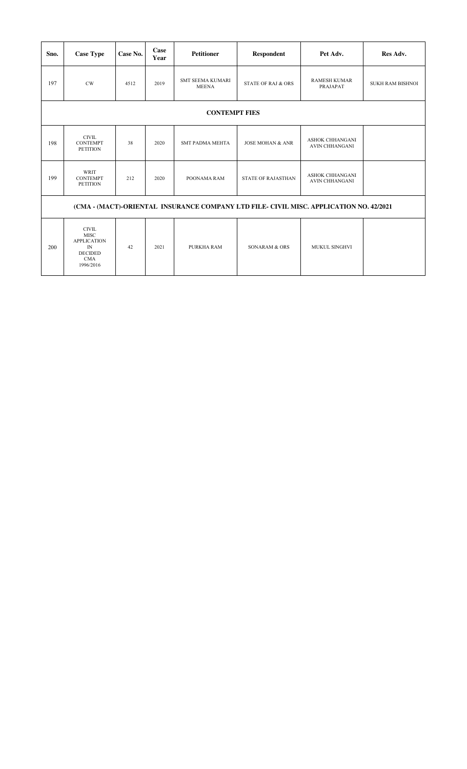| Sno. | Case Type | Case No. | Case Year | Petitioner | Respondent | Pet Adv. | Res Adv. |
|---|---|---|---|---|---|---|---|
| 197 | CW | 4512 | 2019 | SMT SEEMA KUMARI MEENA | STATE OF RAJ & ORS | RAMESH KUMAR PRAJAPAT | SUKH RAM BISHNOI |
| **CONTEMPT FIES** | | | | | | | |
| 198 | CIVIL CONTEMPT PETITION | 38 | 2020 | SMT PADMA MEHTA | JOSE MOHAN & ANR | ASHOK CHHANGANI AVIN CHHANGANI | |
| 199 | WRIT CONTEMPT PETITION | 212 | 2020 | POONAMA RAM | STATE OF RAJASTHAN | ASHOK CHHANGANI AVIN CHHANGANI | |
| **(CMA - (MACT)-ORIENTAL INSURANCE COMPANY LTD FILE- CIVIL MISC. APPLICATION NO. 42/2021** | | | | | | | |
| 200 | CIVIL MISC APPLICATION IN DECIDED CMA 1996/2016 | 42 | 2021 | PURKHA RAM | SONARAM & ORS | MUKUL SINGHVI | |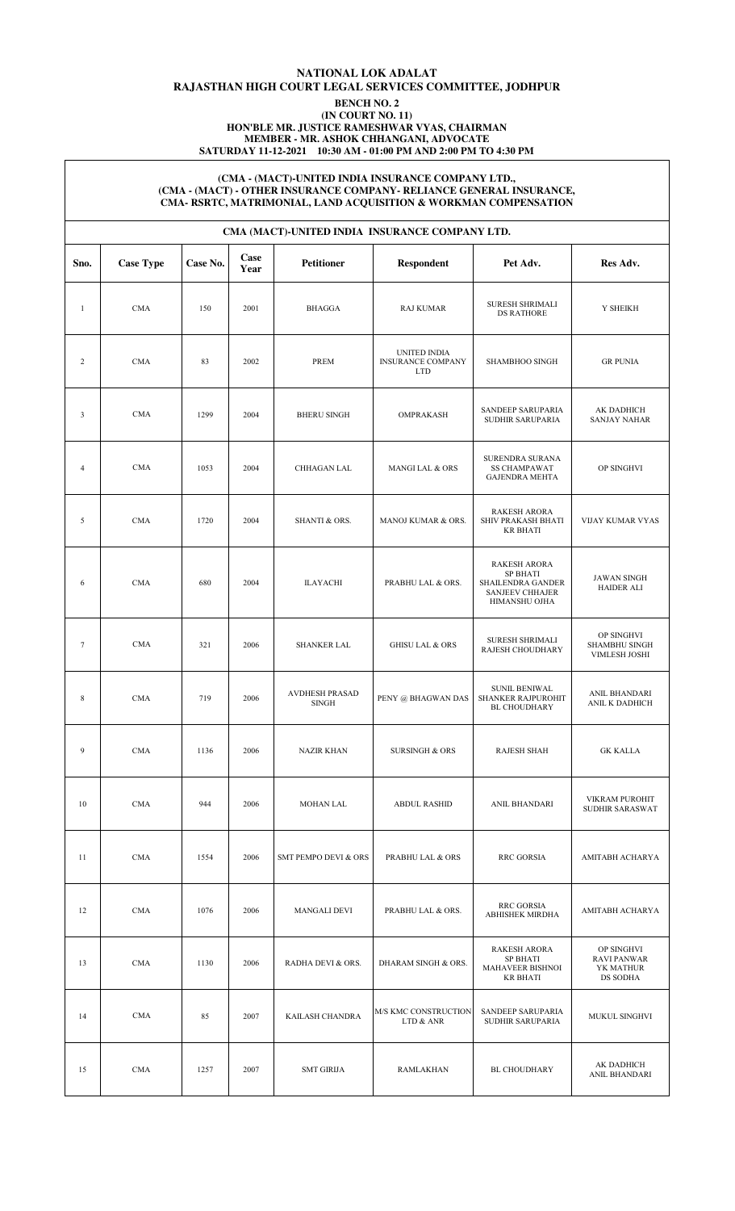# NATIONAL LOK ADALAT
## RAJASTHAN HIGH COURT LEGAL SERVICES COMMITTEE, JODHPUR

**BENCH NO. 2**
**(IN COURT NO. 11)**
**HON'BLE MR. JUSTICE RAMESHWAR VYAS, CHAIRMAN**
**MEMBER - MR. ASHOK CHHANGANI, ADVOCATE**
**SATURDAY 11-12-2021 10:30 AM - 01:00 PM AND 2:00 PM TO 4:30 PM**

**(CMA - (MACT)-UNITED INDIA INSURANCE COMPANY LTD., (CMA - (MACT) - OTHER INSURANCE COMPANY- RELIANCE GENERAL INSURANCE, CMA- RSRTC, MATRIMONIAL, LAND ACQUISITION & WORKMAN COMPENSATION**

### CMA (MACT)-UNITED INDIA INSURANCE COMPANY LTD.

| Sno. | Case Type | Case No. | Case Year | Petitioner | Respondent | Pet Adv. | Res Adv. |
|---|---|---|---|---|---|---|---|
| 1 | CMA | 150 | 2001 | BHAGGA | RAJ KUMAR | SURESH SHRIMALI DS RATHORE | Y SHEIKH |
| 2 | CMA | 83 | 2002 | PREM | UNITED INDIA INSURANCE COMPANY LTD | SHAMBHOO SINGH | GR PUNIA |
| 3 | CMA | 1299 | 2004 | BHERU SINGH | OMPRAKASH | SANDEEP SARUPARIA SUDHIR SARUPARIA | AK DADHICH SANJAY NAHAR |
| 4 | CMA | 1053 | 2004 | CHHAGAN LAL | MANGI LAL & ORS | SURENDRA SURANA SS CHAMPAWAT GAJENDRA MEHTA | OP SINGHVI |
| 5 | CMA | 1720 | 2004 | SHANTI & ORS. | MANOJ KUMAR & ORS. | RAKESH ARORA SHIV PRAKASH BHATI KR BHATI | VIJAY KUMAR VYAS |
| 6 | CMA | 680 | 2004 | ILAYACHI | PRABHU LAL & ORS. | RAKESH ARORA SP BHATI SHAILENDRA GANDER SANJEEV CHHAJER HIMANSHU OJHA | JAWAN SINGH HAIDER ALI |
| 7 | CMA | 321 | 2006 | SHANKER LAL | GHISU LAL & ORS | SURESH SHRIMALI RAJESH CHOUDHARY | OP SINGHVI SHAMBHU SINGH VIMLESH JOSHI |
| 8 | CMA | 719 | 2006 | AVDHESH PRASAD SINGH | PENY @ BHAGWAN DAS | SUNIL BENIWAL SHANKER RAJPUROHIT BL CHOUDHARY | ANIL BHANDARI ANIL K DADHICH |
| 9 | CMA | 1136 | 2006 | NAZIR KHAN | SURSINGH & ORS | RAJESH SHAH | GK KALLA |
| 10 | CMA | 944 | 2006 | MOHAN LAL | ABDUL RASHID | ANIL BHANDARI | VIKRAM PUROHIT SUDHIR SARASWAT |
| 11 | CMA | 1554 | 2006 | SMT PEMPO DEVI & ORS | PRABHU LAL & ORS | RRC GORSIA | AMITABH ACHARYA |
| 12 | CMA | 1076 | 2006 | MANGALI DEVI | PRABHU LAL & ORS. | RRC GORSIA ABHISHEK MIRDHA | AMITABH ACHARYA |
| 13 | CMA | 1130 | 2006 | RADHA DEVI & ORS. | DHARAM SINGH & ORS. | RAKESH ARORA SP BHATI MAHAVEER BISHNOI KR BHATI | OP SINGHVI RAVI PANWAR YK MATHUR DS SODHA |
| 14 | CMA | 85 | 2007 | KAILASH CHANDRA | M/S KMC CONSTRUCTION LTD & ANR | SANDEEP SARUPARIA SUDHIR SARUPARIA | MUKUL SINGHVI |
| 15 | CMA | 1257 | 2007 | SMT GIRIJA | RAMLAKHAN | BL CHOUDHARY | AK DADHICH ANIL BHANDARI |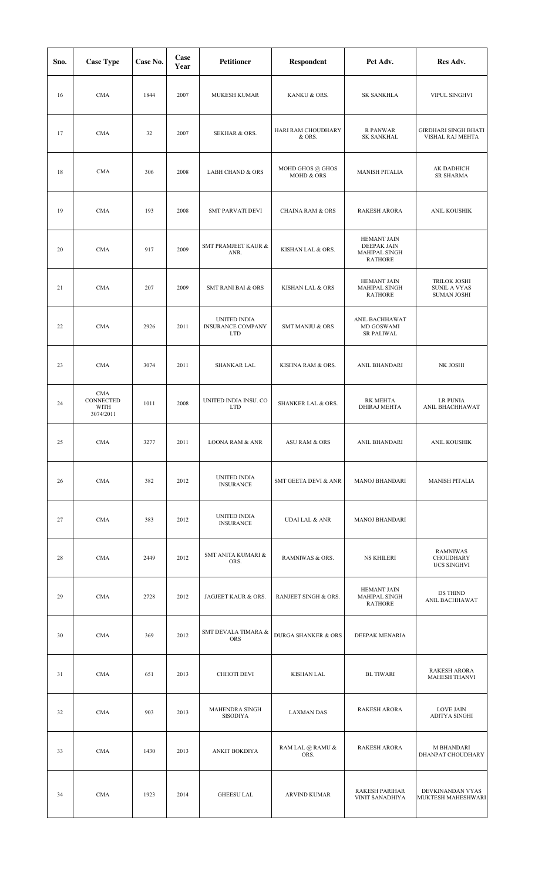| Sno. | Case Type | Case No. | Case Year | Petitioner | Respondent | Pet Adv. | Res Adv. |
|---|---|---|---|---|---|---|---|
| 16 | CMA | 1844 | 2007 | MUKESH KUMAR | KANKU & ORS. | SK SANKHLA | VIPUL SINGHVI |
| 17 | CMA | 32 | 2007 | SEKHAR & ORS. | HARI RAM CHOUDHARY & ORS. | R PANWAR SK SANKHAL | GIRDHARI SINGH BHATI VISHAL RAJ MEHTA |
| 18 | CMA | 306 | 2008 | LABH CHAND & ORS | MOHD GHOS @ GHOS MOHD & ORS | MANISH PITALIA | AK DADHICH SR SHARMA |
| 19 | CMA | 193 | 2008 | SMT PARVATI DEVI | CHAINA RAM & ORS | RAKESH ARORA | ANIL KOUSHIK |
| 20 | CMA | 917 | 2009 | SMT PRAMJEET KAUR & ANR. | KISHAN LAL & ORS. | HEMANT JAIN DEEPAK JAIN MAHIPAL SINGH RATHORE | |
| 21 | CMA | 207 | 2009 | SMT RANI BAI & ORS | KISHAN LAL & ORS | HEMANT JAIN MAHIPAL SINGH RATHORE | TRILOK JOSHI SUNIL A VYAS SUMAN JOSHI |
| 22 | CMA | 2926 | 2011 | UNITED INDIA INSURANCE COMPANY LTD | SMT MANJU & ORS | ANIL BACHHAWAT MD GOSWAMI SR PALIWAL | |
| 23 | CMA | 3074 | 2011 | SHANKAR LAL | KISHNA RAM & ORS. | ANIL BHANDARI | NK JOSHI |
| 24 | CMA CONNECTED WITH 3074/2011 | 1011 | 2008 | UNITED INDIA INSU. CO LTD | SHANKER LAL & ORS. | RK MEHTA DHIRAJ MEHTA | LR PUNIA ANIL BHACHHAWAT |
| 25 | CMA | 3277 | 2011 | LOONA RAM & ANR | ASU RAM & ORS | ANIL BHANDARI | ANIL KOUSHIK |
| 26 | CMA | 382 | 2012 | UNITED INDIA INSURANCE | SMT GEETA DEVI & ANR | MANOJ BHANDARI | MANISH PITALIA |
| 27 | CMA | 383 | 2012 | UNITED INDIA INSURANCE | UDAI LAL & ANR | MANOJ BHANDARI | |
| 28 | CMA | 2449 | 2012 | SMT ANITA KUMARI & ORS. | RAMNIWAS & ORS. | NS KHILERI | RAMNIWAS CHOUDHARY UCS SINGHVI |
| 29 | CMA | 2728 | 2012 | JAGJEET KAUR & ORS. | RANJEET SINGH & ORS. | HEMANT JAIN MAHIPAL SINGH RATHORE | DS THIND ANIL BACHHAWAT |
| 30 | CMA | 369 | 2012 | SMT DEVALA TIMARA & ORS | DURGA SHANKER & ORS | DEEPAK MENARIA | |
| 31 | CMA | 651 | 2013 | CHHOTI DEVI | KISHAN LAL | BL TIWARI | RAKESH ARORA MAHESH THANVI |
| 32 | CMA | 903 | 2013 | MAHENDRA SINGH SISODIYA | LAXMAN DAS | RAKESH ARORA | LOVE JAIN ADITYA SINGHI |
| 33 | CMA | 1430 | 2013 | ANKIT BOKDIYA | RAM LAL @ RAMU & ORS. | RAKESH ARORA | M BHANDARI DHANPAT CHOUDHARY |
| 34 | CMA | 1923 | 2014 | GHEESU LAL | ARVIND KUMAR | RAKESH PARIHAR VINIT SANADHIYA | DEVKINANDAN VYAS MUKTESH MAHESHWARI |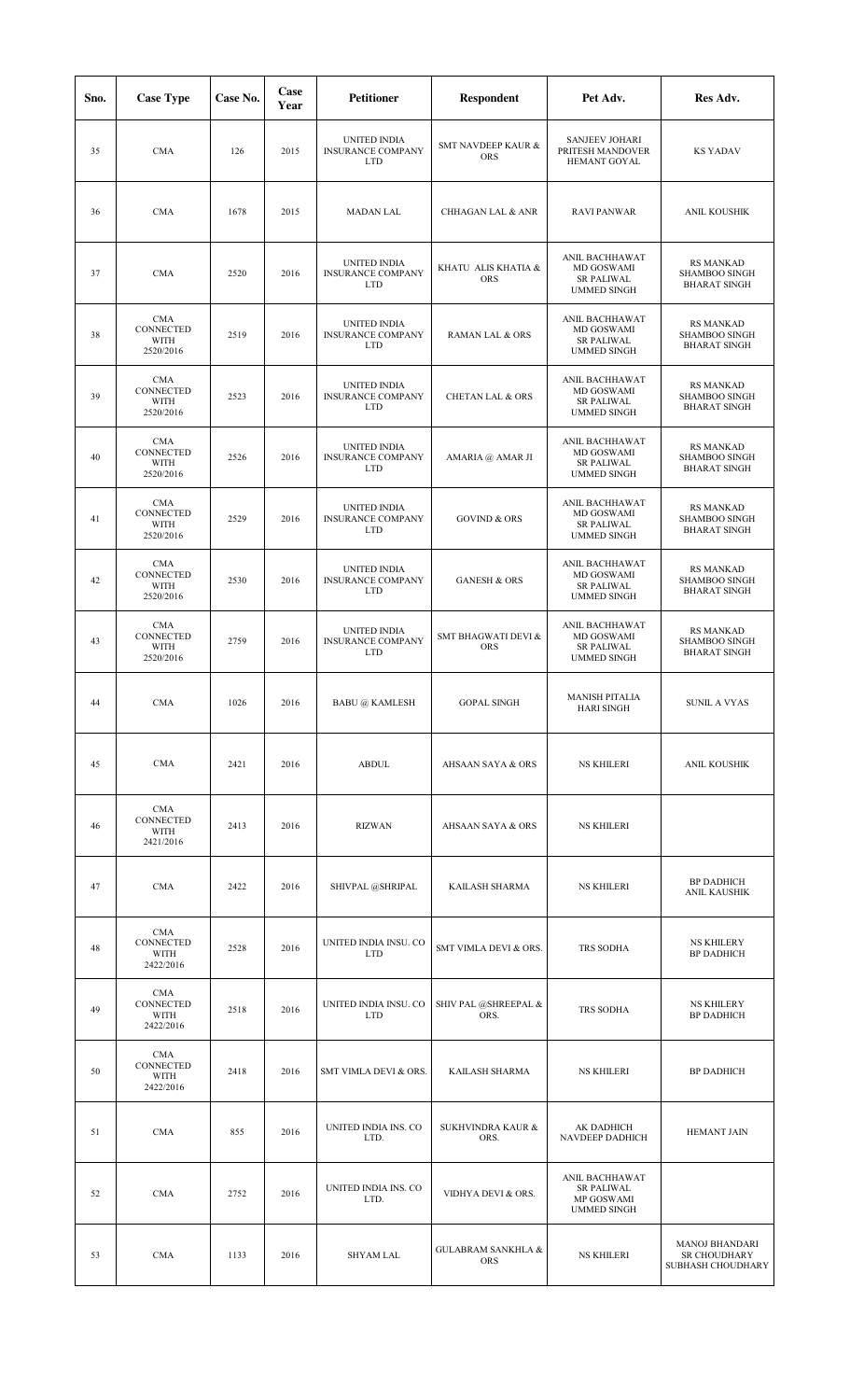| Sno. | Case Type | Case No. | Case Year | Petitioner | Respondent | Pet Adv. | Res Adv. |
|---|---|---|---|---|---|---|---|
| 35 | CMA | 126 | 2015 | UNITED INDIA INSURANCE COMPANY LTD | SMT NAVDEEP KAUR & ORS | SANJEEV JOHARI PRITESH MANDOVER HEMANT GOYAL | KS YADAV |
| 36 | CMA | 1678 | 2015 | MADAN LAL | CHHAGAN LAL & ANR | RAVI PANWAR | ANIL KOUSHIK |
| 37 | CMA | 2520 | 2016 | UNITED INDIA INSURANCE COMPANY LTD | KHATU ALIS KHATIA & ORS | ANIL BACHHAWAT MD GOSWAMI SR PALIWAL UMMED SINGH | RS MANKAD SHAMBOO SINGH BHARAT SINGH |
| 38 | CMA CONNECTED WITH 2520/2016 | 2519 | 2016 | UNITED INDIA INSURANCE COMPANY LTD | RAMAN LAL & ORS | ANIL BACHHAWAT MD GOSWAMI SR PALIWAL UMMED SINGH | RS MANKAD SHAMBOO SINGH BHARAT SINGH |
| 39 | CMA CONNECTED WITH 2520/2016 | 2523 | 2016 | UNITED INDIA INSURANCE COMPANY LTD | CHETAN LAL & ORS | ANIL BACHHAWAT MD GOSWAMI SR PALIWAL UMMED SINGH | RS MANKAD SHAMBOO SINGH BHARAT SINGH |
| 40 | CMA CONNECTED WITH 2520/2016 | 2526 | 2016 | UNITED INDIA INSURANCE COMPANY LTD | AMARIA @ AMAR JI | ANIL BACHHAWAT MD GOSWAMI SR PALIWAL UMMED SINGH | RS MANKAD SHAMBOO SINGH BHARAT SINGH |
| 41 | CMA CONNECTED WITH 2520/2016 | 2529 | 2016 | UNITED INDIA INSURANCE COMPANY LTD | GOVIND & ORS | ANIL BACHHAWAT MD GOSWAMI SR PALIWAL UMMED SINGH | RS MANKAD SHAMBOO SINGH BHARAT SINGH |
| 42 | CMA CONNECTED WITH 2520/2016 | 2530 | 2016 | UNITED INDIA INSURANCE COMPANY LTD | GANESH & ORS | ANIL BACHHAWAT MD GOSWAMI SR PALIWAL UMMED SINGH | RS MANKAD SHAMBOO SINGH BHARAT SINGH |
| 43 | CMA CONNECTED WITH 2520/2016 | 2759 | 2016 | UNITED INDIA INSURANCE COMPANY LTD | SMT BHAGWATI DEVI & ORS | ANIL BACHHAWAT MD GOSWAMI SR PALIWAL UMMED SINGH | RS MANKAD SHAMBOO SINGH BHARAT SINGH |
| 44 | CMA | 1026 | 2016 | BABU @ KAMLESH | GOPAL SINGH | MANISH PITALIA HARI SINGH | SUNIL A VYAS |
| 45 | CMA | 2421 | 2016 | ABDUL | AHSAAN SAYA & ORS | NS KHILERI | ANIL KOUSHIK |
| 46 | CMA CONNECTED WITH 2421/2016 | 2413 | 2016 | RIZWAN | AHSAAN SAYA & ORS | NS KHILERI | |
| 47 | CMA | 2422 | 2016 | SHIVPAL @SHRIPAL | KAILASH SHARMA | NS KHILERI | BP DADHICH ANIL KAUSHIK |
| 48 | CMA CONNECTED WITH 2422/2016 | 2528 | 2016 | UNITED INDIA INSU. CO LTD | SMT VIMLA DEVI & ORS. | TRS SODHA | NS KHILERY BP DADHICH |
| 49 | CMA CONNECTED WITH 2422/2016 | 2518 | 2016 | UNITED INDIA INSU. CO LTD | SHIV PAL @SHREEPAL & ORS. | TRS SODHA | NS KHILERY BP DADHICH |
| 50 | CMA CONNECTED WITH 2422/2016 | 2418 | 2016 | SMT VIMLA DEVI & ORS. | KAILASH SHARMA | NS KHILERI | BP DADHICH |
| 51 | CMA | 855 | 2016 | UNITED INDIA INS. CO LTD. | SUKHVINDRA KAUR & ORS. | AK DADHICH NAVDEEP DADHICH | HEMANT JAIN |
| 52 | CMA | 2752 | 2016 | UNITED INDIA INS. CO LTD. | VIDHYA DEVI & ORS. | ANIL BACHHAWAT SR PALIWAL MP GOSWAMI UMMED SINGH | |
| 53 | CMA | 1133 | 2016 | SHYAM LAL | GULABRAM SANKHLA & ORS | NS KHILERI | MANOJ BHANDARI SR CHOUDHARY SUBHASH CHOUDHARY |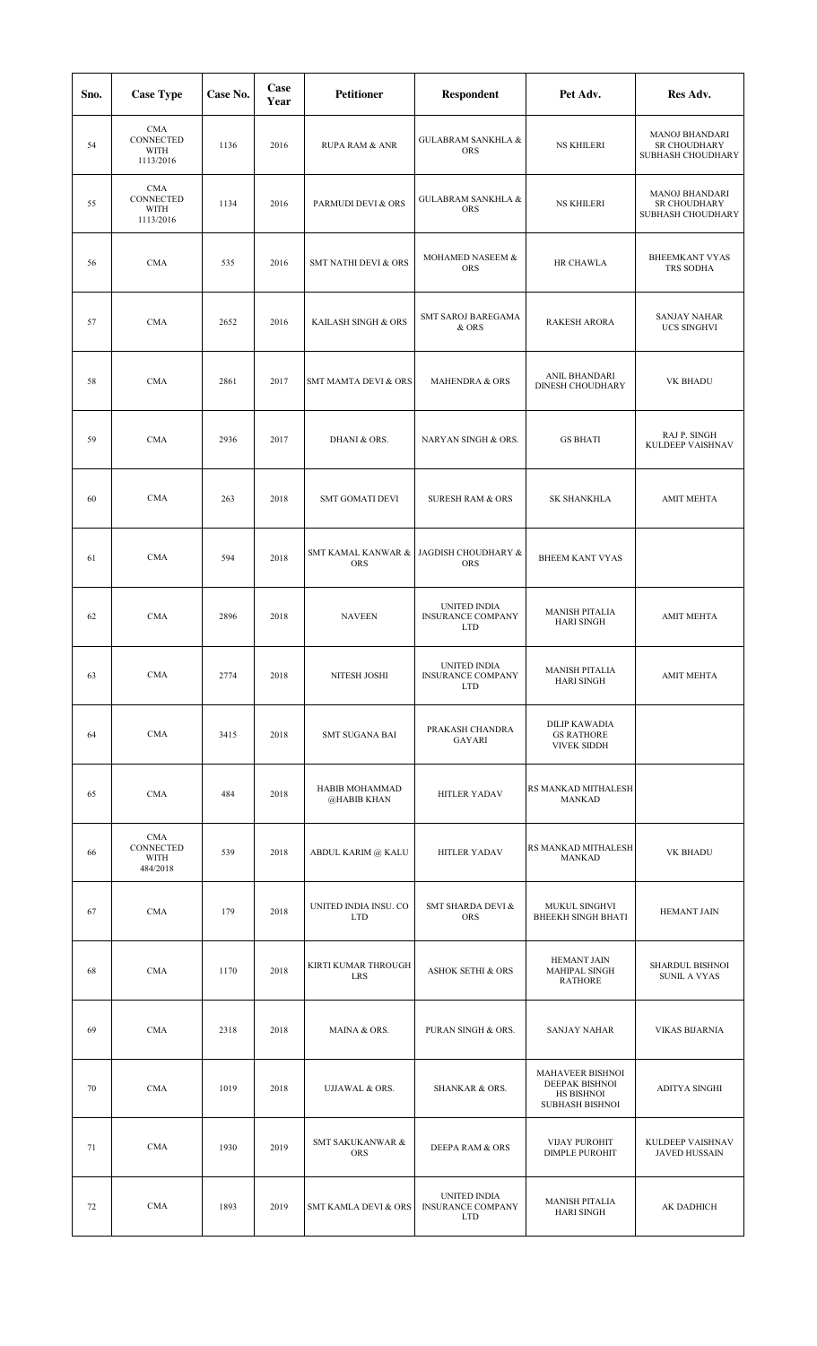| Sno. | Case Type | Case No. | Case Year | Petitioner | Respondent | Pet Adv. | Res Adv. |
|---|---|---|---|---|---|---|---|
| 54 | CMA CONNECTED WITH 1113/2016 | 1136 | 2016 | RUPA RAM & ANR | GULABRAM SANKHLA & ORS | NS KHILERI | MANOJ BHANDARI SR CHOUDHARY SUBHASH CHOUDHARY |
| 55 | CMA CONNECTED WITH 1113/2016 | 1134 | 2016 | PARMUDI DEVI & ORS | GULABRAM SANKHLA & ORS | NS KHILERI | MANOJ BHANDARI SR CHOUDHARY SUBHASH CHOUDHARY |
| 56 | CMA | 535 | 2016 | SMT NATHI DEVI & ORS | MOHAMED NASEEM & ORS | HR CHAWLA | BHEEMKANT VYAS TRS SODHA |
| 57 | CMA | 2652 | 2016 | KAILASH SINGH & ORS | SMT SAROJ BAREGAMA & ORS | RAKESH ARORA | SANJAY NAHAR UCS SINGHVI |
| 58 | CMA | 2861 | 2017 | SMT MAMTA DEVI & ORS | MAHENDRA & ORS | ANIL BHANDARI DINESH CHOUDHARY | VK BHADU |
| 59 | CMA | 2936 | 2017 | DHANI & ORS. | NARYAN SINGH & ORS. | GS BHATI | RAJ P. SINGH KULDEEP VAISHNAV |
| 60 | CMA | 263 | 2018 | SMT GOMATI DEVI | SURESH RAM & ORS | SK SHANKHLA | AMIT MEHTA |
| 61 | CMA | 594 | 2018 | SMT KAMAL KANWAR & ORS | JAGDISH CHOUDHARY & ORS | BHEEM KANT VYAS | |
| 62 | CMA | 2896 | 2018 | NAVEEN | UNITED INDIA INSURANCE COMPANY LTD | MANISH PITALIA HARI SINGH | AMIT MEHTA |
| 63 | CMA | 2774 | 2018 | NITESH JOSHI | UNITED INDIA INSURANCE COMPANY LTD | MANISH PITALIA HARI SINGH | AMIT MEHTA |
| 64 | CMA | 3415 | 2018 | SMT SUGANA BAI | PRAKASH CHANDRA GAYARI | DILIP KAWADIA GS RATHORE VIVEK SIDDH | |
| 65 | CMA | 484 | 2018 | HABIB MOHAMMAD @HABIB KHAN | HITLER YADAV | RS MANKAD MITHALESH MANKAD | |
| 66 | CMA CONNECTED WITH 484/2018 | 539 | 2018 | ABDUL KARIM @ KALU | HITLER YADAV | RS MANKAD MITHALESH MANKAD | VK BHADU |
| 67 | CMA | 179 | 2018 | UNITED INDIA INSU. CO LTD | SMT SHARDA DEVI & ORS | MUKUL SINGHVI BHEEKH SINGH BHATI | HEMANT JAIN |
| 68 | CMA | 1170 | 2018 | KIRTI KUMAR THROUGH LRS | ASHOK SETHI & ORS | HEMANT JAIN MAHIPAL SINGH RATHORE | SHARDUL BISHNOI SUNIL A VYAS |
| 69 | CMA | 2318 | 2018 | MAINA & ORS. | PURAN SINGH & ORS. | SANJAY NAHAR | VIKAS BIJARNIA |
| 70 | CMA | 1019 | 2018 | UJJAWAL & ORS. | SHANKAR & ORS. | MAHAVEER BISHNOI DEEPAK BISHNOI HS BISHNOI SUBHASH BISHNOI | ADITYA SINGHI |
| 71 | CMA | 1930 | 2019 | SMT SAKUKANWAR & ORS | DEEPA RAM & ORS | VIJAY PUROHIT DIMPLE PUROHIT | KULDEEP VAISHNAV JAVED HUSSAIN |
| 72 | CMA | 1893 | 2019 | SMT KAMLA DEVI & ORS | UNITED INDIA INSURANCE COMPANY LTD | MANISH PITALIA HARI SINGH | AK DADHICH |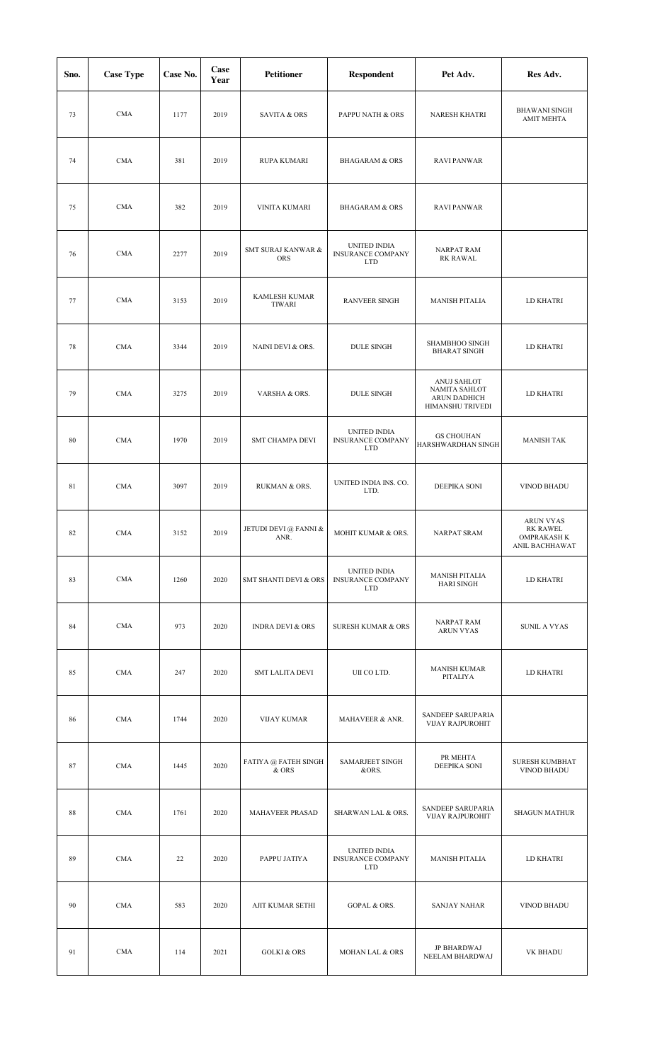| Sno. | Case Type | Case No. | Case Year | Petitioner | Respondent | Pet Adv. | Res Adv. |
|---|---|---|---|---|---|---|---|
| 73 | CMA | 1177 | 2019 | SAVITA & ORS | PAPPU NATH & ORS | NARESH KHATRI | BHAWANI SINGH AMIT MEHTA |
| 74 | CMA | 381 | 2019 | RUPA KUMARI | BHAGARAM & ORS | RAVI PANWAR | |
| 75 | CMA | 382 | 2019 | VINITA KUMARI | BHAGARAM & ORS | RAVI PANWAR | |
| 76 | CMA | 2277 | 2019 | SMT SURAJ KANWAR & ORS | UNITED INDIA INSURANCE COMPANY LTD | NARPAT RAM RK RAWAL | |
| 77 | CMA | 3153 | 2019 | KAMLESH KUMAR TIWARI | RANVEER SINGH | MANISH PITALIA | LD KHATRI |
| 78 | CMA | 3344 | 2019 | NAINI DEVI & ORS. | DULE SINGH | SHAMBHOO SINGH BHARAT SINGH | LD KHATRI |
| 79 | CMA | 3275 | 2019 | VARSHA & ORS. | DULE SINGH | ANUJ SAHLOT NAMITA SAHLOT ARUN DADHICH HIMANSHU TRIVEDI | LD KHATRI |
| 80 | CMA | 1970 | 2019 | SMT CHAMPA DEVI | UNITED INDIA INSURANCE COMPANY LTD | GS CHOUHAN HARSHWARDHAN SINGH | MANISH TAK |
| 81 | CMA | 3097 | 2019 | RUKMAN & ORS. | UNITED INDIA INS. CO. LTD. | DEEPIKA SONI | VINOD BHADU |
| 82 | CMA | 3152 | 2019 | JETUDI DEVI @ FANNI & ANR. | MOHIT KUMAR & ORS. | NARPAT SRAM | ARUN VYAS RK RAWEL OMPRAKASH K ANIL BACHHAWAT |
| 83 | CMA | 1260 | 2020 | SMT SHANTI DEVI & ORS | UNITED INDIA INSURANCE COMPANY LTD | MANISH PITALIA HARI SINGH | LD KHATRI |
| 84 | CMA | 973 | 2020 | INDRA DEVI & ORS | SURESH KUMAR & ORS | NARPAT RAM ARUN VYAS | SUNIL A VYAS |
| 85 | CMA | 247 | 2020 | SMT LALITA DEVI | UII CO LTD. | MANISH KUMAR PITALIYA | LD KHATRI |
| 86 | CMA | 1744 | 2020 | VIJAY KUMAR | MAHAVEER & ANR. | SANDEEP SARUPARIA VIJAY RAJPUROHIT | |
| 87 | CMA | 1445 | 2020 | FATIYA @ FATEH SINGH & ORS | SAMARJEET SINGH &ORS. | PR MEHTA DEEPIKA SONI | SURESH KUMBHAT VINOD BHADU |
| 88 | CMA | 1761 | 2020 | MAHAVEER PRASAD | SHARWAN LAL & ORS. | SANDEEP SARUPARIA VIJAY RAJPUROHIT | SHAGUN MATHUR |
| 89 | CMA | 22 | 2020 | PAPPU JATIYA | UNITED INDIA INSURANCE COMPANY LTD | MANISH PITALIA | LD KHATRI |
| 90 | CMA | 583 | 2020 | AJIT KUMAR SETHI | GOPAL & ORS. | SANJAY NAHAR | VINOD BHADU |
| 91 | CMA | 114 | 2021 | GOLKI & ORS | MOHAN LAL & ORS | JP BHARDWAJ NEELAM BHARDWAJ | VK BHADU |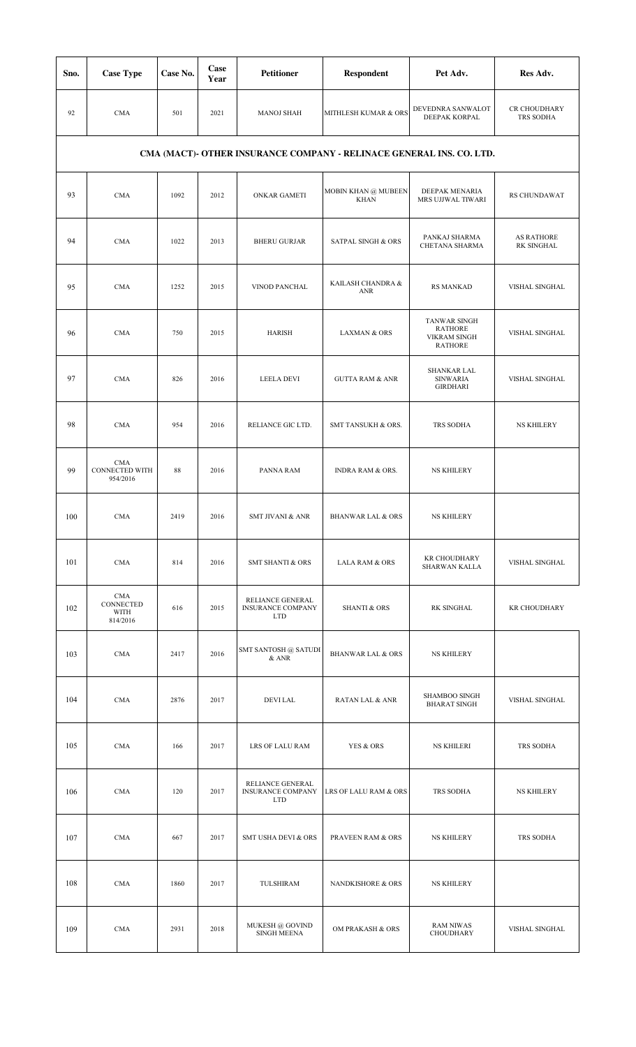| Sno. | Case Type | Case No. | Case Year | Petitioner | Respondent | Pet Adv. | Res Adv. |
|---|---|---|---|---|---|---|---|
| 92 | CMA | 501 | 2021 | MANOJ SHAH | MITHLESH KUMAR & ORS | DEVEDNRA SANWALOT DEEPAK KORPAL | CR CHOUDHARY TRS SODHA |
| **CMA (MACT)- OTHER INSURANCE COMPANY - RELINACE GENERAL INS. CO. LTD.** | | | | | | | |
| 93 | CMA | 1092 | 2012 | ONKAR GAMETI | MOBIN KHAN @ MUBEEN KHAN | DEEPAK MENARIA MRS UJJWAL TIWARI | RS CHUNDAWAT |
| 94 | CMA | 1022 | 2013 | BHERU GURJAR | SATPAL SINGH & ORS | PANKAJ SHARMA CHETANA SHARMA | AS RATHORE RK SINGHAL |
| 95 | CMA | 1252 | 2015 | VINOD PANCHAL | KAILASH CHANDRA & ANR | RS MANKAD | VISHAL SINGHAL |
| 96 | CMA | 750 | 2015 | HARISH | LAXMAN & ORS | TANWAR SINGH RATHORE VIKRAM SINGH RATHORE | VISHAL SINGHAL |
| 97 | CMA | 826 | 2016 | LEELA DEVI | GUTTA RAM & ANR | SHANKAR LAL SINWARIA GIRDHARI | VISHAL SINGHAL |
| 98 | CMA | 954 | 2016 | RELIANCE GIC LTD. | SMT TANSUKH & ORS. | TRS SODHA | NS KHILERY |
| 99 | CMA CONNECTED WITH 954/2016 | 88 | 2016 | PANNA RAM | INDRA RAM & ORS. | NS KHILERY | |
| 100 | CMA | 2419 | 2016 | SMT JIVANI & ANR | BHANWAR LAL & ORS | NS KHILERY | |
| 101 | CMA | 814 | 2016 | SMT SHANTI & ORS | LALA RAM & ORS | KR CHOUDHARY SHARWAN KALLA | VISHAL SINGHAL |
| 102 | CMA CONNECTED WITH 814/2016 | 616 | 2015 | RELIANCE GENERAL INSURANCE COMPANY LTD | SHANTI & ORS | RK SINGHAL | KR CHOUDHARY |
| 103 | CMA | 2417 | 2016 | SMT SANTOSH @ SATUDI & ANR | BHANWAR LAL & ORS | NS KHILERY | |
| 104 | CMA | 2876 | 2017 | DEVI LAL | RATAN LAL & ANR | SHAMBOO SINGH BHARAT SINGH | VISHAL SINGHAL |
| 105 | CMA | 166 | 2017 | LRS OF LALU RAM | YES & ORS | NS KHILERI | TRS SODHA |
| 106 | CMA | 120 | 2017 | RELIANCE GENERAL INSURANCE COMPANY LTD | LRS OF LALU RAM & ORS | TRS SODHA | NS KHILERY |
| 107 | CMA | 667 | 2017 | SMT USHA DEVI & ORS | PRAVEEN RAM & ORS | NS KHILERY | TRS SODHA |
| 108 | CMA | 1860 | 2017 | TULSHIRAM | NANDKISHORE & ORS | NS KHILERY | |
| 109 | CMA | 2931 | 2018 | MUKESH @ GOVIND SINGH MEENA | OM PRAKASH & ORS | RAM NIWAS CHOUDHARY | VISHAL SINGHAL |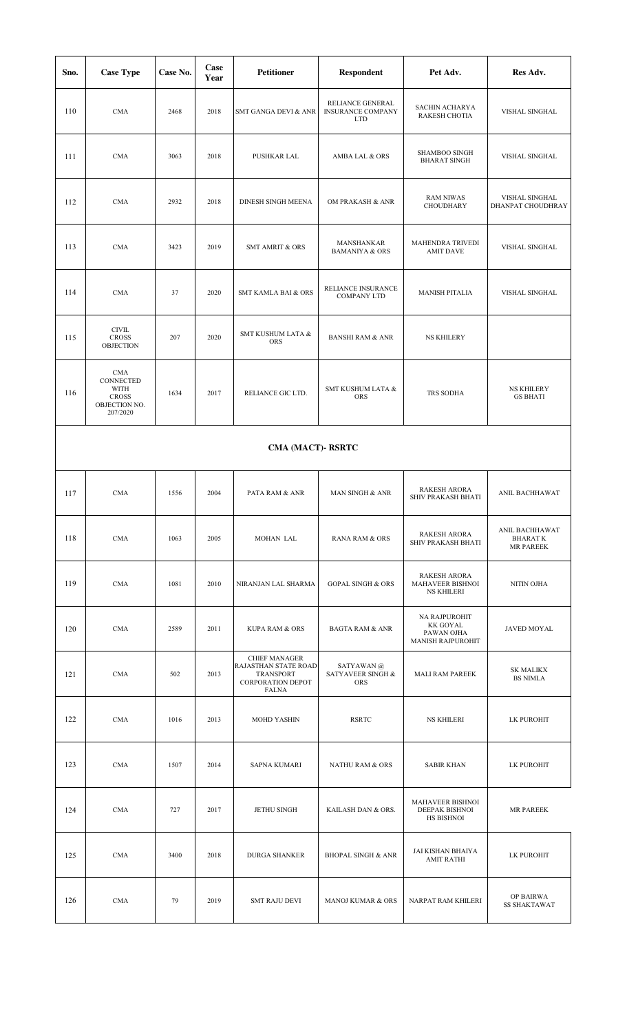| Sno. | Case Type | Case No. | Case Year | Petitioner | Respondent | Pet Adv. | Res Adv. |
|---|---|---|---|---|---|---|---|
| 110 | CMA | 2468 | 2018 | SMT GANGA DEVI & ANR | RELIANCE GENERAL INSURANCE COMPANY LTD | SACHIN ACHARYA RAKESH CHOTIA | VISHAL SINGHAL |
| 111 | CMA | 3063 | 2018 | PUSHKAR LAL | AMBA LAL & ORS | SHAMBOO SINGH BHARAT SINGH | VISHAL SINGHAL |
| 112 | CMA | 2932 | 2018 | DINESH SINGH MEENA | OM PRAKASH & ANR | RAM NIWAS CHOUDHARY | VISHAL SINGHAL DHANPAT CHOUDHRAY |
| 113 | CMA | 3423 | 2019 | SMT AMRIT & ORS | MANSHANKAR BAMANIYA & ORS | MAHENDRA TRIVEDI AMIT DAVE | VISHAL SINGHAL |
| 114 | CMA | 37 | 2020 | SMT KAMLA BAI & ORS | RELIANCE INSURANCE COMPANY LTD | MANISH PITALIA | VISHAL SINGHAL |
| 115 | CIVIL CROSS OBJECTION | 207 | 2020 | SMT KUSHUM LATA & ORS | BANSHI RAM & ANR | NS KHILERY | |
| 116 | CMA CONNECTED WITH CROSS OBJECTION NO. 207/2020 | 1634 | 2017 | RELIANCE GIC LTD. | SMT KUSHUM LATA & ORS | TRS SODHA | NS KHILERY GS BHATI |

**CMA (MACT)- RSRTC**

| Sno. | Case Type | Case No. | Case Year | Petitioner | Respondent | Pet Adv. | Res Adv. |
|---|---|---|---|---|---|---|---|
| 117 | CMA | 1556 | 2004 | PATA RAM & ANR | MAN SINGH & ANR | RAKESH ARORA SHIV PRAKASH BHATI | ANIL BACHHAWAT |
| 118 | CMA | 1063 | 2005 | MOHAN LAL | RANA RAM & ORS | RAKESH ARORA SHIV PRAKASH BHATI | ANIL BACHHAWAT BHARAT K MR PAREEK |
| 119 | CMA | 1081 | 2010 | NIRANJAN LAL SHARMA | GOPAL SINGH & ORS | RAKESH ARORA MAHAVEER BISHNOI NS KHILERI | NITIN OJHA |
| 120 | CMA | 2589 | 2011 | KUPA RAM & ORS | BAGTA RAM & ANR | NA RAJPUROHIT KK GOYAL PAWAN OJHA MANISH RAJPUROHIT | JAVED MOYAL |
| 121 | CMA | 502 | 2013 | CHIEF MANAGER RAJASTHAN STATE ROAD TRANSPORT CORPORATION DEPOT FALNA | SATYAWAN @ SATYAVEER SINGH & ORS | MALI RAM PAREEK | SK MALIKX BS NIMLA |
| 122 | CMA | 1016 | 2013 | MOHD YASHIN | RSRTC | NS KHILERI | LK PUROHIT |
| 123 | CMA | 1507 | 2014 | SAPNA KUMARI | NATHU RAM & ORS | SABIR KHAN | LK PUROHIT |
| 124 | CMA | 727 | 2017 | JETHU SINGH | KAILASH DAN & ORS. | MAHAVEER BISHNOI DEEPAK BISHNOI HS BISHNOI | MR PAREEK |
| 125 | CMA | 3400 | 2018 | DURGA SHANKER | BHOPAL SINGH & ANR | JAI KISHAN BHAIYA AMIT RATHI | LK PUROHIT |
| 126 | CMA | 79 | 2019 | SMT RAJU DEVI | MANOJ KUMAR & ORS | NARPAT RAM KHILERI | OP BAIRWA SS SHAKTAWAT |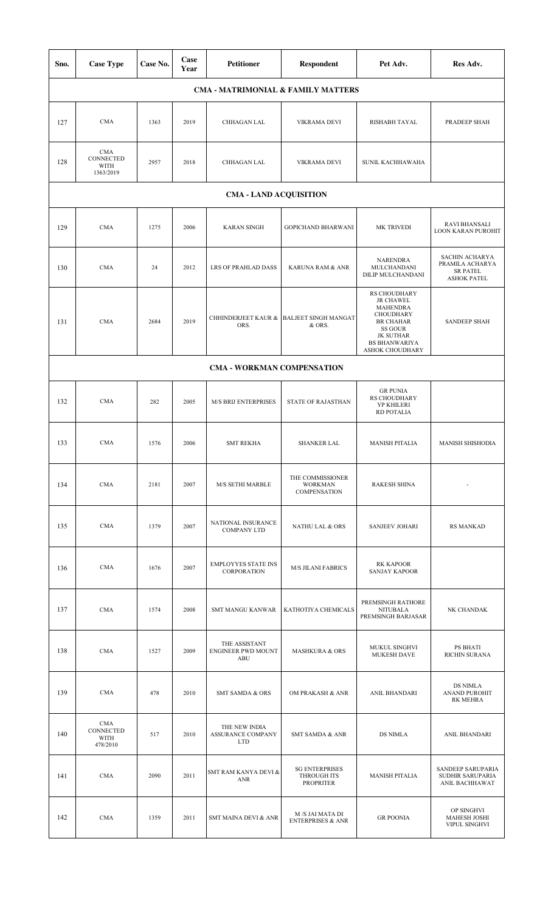| Sno. | Case Type | Case No. | Case Year | Petitioner | Respondent | Pet Adv. | Res Adv. |
|---|---|---|---|---|---|---|---|
| **CMA - MATRIMONIAL & FAMILY MATTERS** | | | | | | | |
| 127 | CMA | 1363 | 2019 | CHHAGAN LAL | VIKRAMA DEVI | RISHABH TAYAL | PRADEEP SHAH |
| 128 | CMA CONNECTED WITH 1363/2019 | 2957 | 2018 | CHHAGAN LAL | VIKRAMA DEVI | SUNIL KACHHAWAHA | |
| **CMA - LAND ACQUISITION** | | | | | | | |
| 129 | CMA | 1275 | 2006 | KARAN SINGH | GOPICHAND BHARWANI | MK TRIVEDI | RAVI BHANSALI LOON KARAN PUROHIT |
| 130 | CMA | 24 | 2012 | LRS OF PRAHLAD DASS | KARUNA RAM & ANR | NARENDRA MULCHANDANI DILIP MULCHANDANI | SACHIN ACHARYA PRAMILA ACHARYA SR PATEL ASHOK PATEL |
| 131 | CMA | 2684 | 2019 | CHHINDERJEET KAUR & ORS. | BALJEET SINGH MANGAT & ORS. | RS CHOUDHARY JR CHAWEL MAHENDRA CHOUDHARY BR CHAHAR SS GOUR JK SUTHAR BS BHANWARIYA ASHOK CHOUDHARY | SANDEEP SHAH |
| **CMA - WORKMAN COMPENSATION** | | | | | | | |
| 132 | CMA | 282 | 2005 | M/S BRIJ ENTERPRISES | STATE OF RAJASTHAN | GR PUNIA RS CHOUDHARY YP KHILERI RD POTALIA | |
| 133 | CMA | 1576 | 2006 | SMT REKHA | SHANKER LAL | MANISH PITALIA | MANISH SHISHODIA |
| 134 | CMA | 2181 | 2007 | M/S SETHI MARBLE | THE COMMISSIONER WORKMAN COMPENSATION | RAKESH SHINA | - |
| 135 | CMA | 1379 | 2007 | NATIONAL INSURANCE COMPANY LTD | NATHU LAL & ORS | SANJEEV JOHARI | RS MANKAD |
| 136 | CMA | 1676 | 2007 | EMPLOYYES STATE INS CORPORATION | M/S JILANI FABRICS | RK KAPOOR SANJAY KAPOOR | |
| 137 | CMA | 1574 | 2008 | SMT MANGU KANWAR | KATHOTIYA CHEMICALS | PREMSINGH RATHORE NITUBALA PREMSINGH BARJASAR | NK CHANDAK |
| 138 | CMA | 1527 | 2009 | THE ASSISTANT ENGINEER PWD MOUNT ABU | MASHKURA & ORS | MUKUL SINGHVI MUKESH DAVE | PS BHATI RICHIN SURANA |
| 139 | CMA | 478 | 2010 | SMT SAMDA & ORS | OM PRAKASH & ANR | ANIL BHANDARI | DS NIMLA ANAND PUROHIT RK MEHRA |
| 140 | CMA CONNECTED WITH 478/2010 | 517 | 2010 | THE NEW INDIA ASSURANCE COMPANY LTD | SMT SAMDA & ANR | DS NIMLA | ANIL BHANDARI |
| 141 | CMA | 2090 | 2011 | SMT RAM KANYA DEVI & ANR | SG ENTERPRISES THROUGH ITS PROPRITER | MANISH PITALIA | SANDEEP SARUPARIA SUDHIR SARUPARIA ANIL BACHHAWAT |
| 142 | CMA | 1359 | 2011 | SMT MAINA DEVI & ANR | M /S JAI MATA DI ENTERPRISES & ANR | GR POONIA | OP SINGHVI MAHESH JOSHI VIPUL SINGHVI |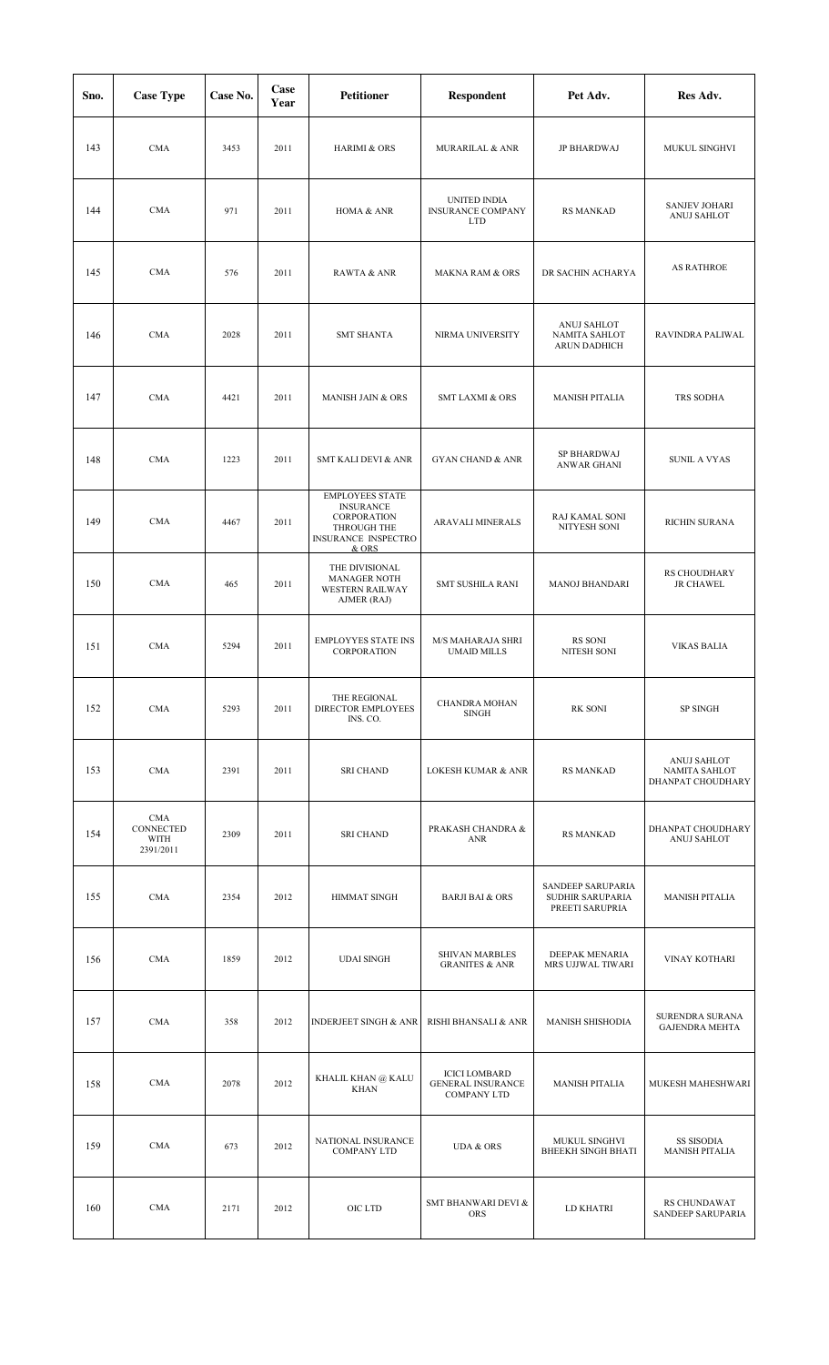| Sno. | Case Type | Case No. | Case Year | Petitioner | Respondent | Pet Adv. | Res Adv. |
|---|---|---|---|---|---|---|---|
| 143 | CMA | 3453 | 2011 | HARIMI & ORS | MURARILAL & ANR | JP BHARDWAJ | MUKUL SINGHVI |
| 144 | CMA | 971 | 2011 | HOMA & ANR | UNITED INDIA INSURANCE COMPANY LTD | RS MANKAD | SANJEV JOHARI ANUJ SAHLOT |
| 145 | CMA | 576 | 2011 | RAWTA & ANR | MAKNA RAM & ORS | DR SACHIN ACHARYA | AS RATHROE |
| 146 | CMA | 2028 | 2011 | SMT SHANTA | NIRMA UNIVERSITY | ANUJ SAHLOT NAMITA SAHLOT ARUN DADHICH | RAVINDRA PALIWAL |
| 147 | CMA | 4421 | 2011 | MANISH JAIN & ORS | SMT LAXMI & ORS | MANISH PITALIA | TRS SODHA |
| 148 | CMA | 1223 | 2011 | SMT KALI DEVI & ANR | GYAN CHAND & ANR | SP BHARDWAJ ANWAR GHANI | SUNIL A VYAS |
| 149 | CMA | 4467 | 2011 | EMPLOYEES STATE INSURANCE CORPORATION THROUGH THE INSURANCE INSPECTRO & ORS | ARAVALI MINERALS | RAJ KAMAL SONI NITYESH SONI | RICHIN SURANA |
| 150 | CMA | 465 | 2011 | THE DIVISIONAL MANAGER NOTH WESTERN RAILWAY AJMER (RAJ) | SMT SUSHILA RANI | MANOJ BHANDARI | RS CHOUDHARY JR CHAWEL |
| 151 | CMA | 5294 | 2011 | EMPLOYYES STATE INS CORPORATION | M/S MAHARAJA SHRI UMAID MILLS | RS SONI NITESH SONI | VIKAS BALIA |
| 152 | CMA | 5293 | 2011 | THE REGIONAL DIRECTOR EMPLOYEES INS. CO. | CHANDRA MOHAN SINGH | RK SONI | SP SINGH |
| 153 | CMA | 2391 | 2011 | SRI CHAND | LOKESH KUMAR & ANR | RS MANKAD | ANUJ SAHLOT NAMITA SAHLOT DHANPAT CHOUDHARY |
| 154 | CMA CONNECTED WITH 2391/2011 | 2309 | 2011 | SRI CHAND | PRAKASH CHANDRA & ANR | RS MANKAD | DHANPAT CHOUDHARY ANUJ SAHLOT |
| 155 | CMA | 2354 | 2012 | HIMMAT SINGH | BARJI BAI & ORS | SANDEEP SARUPARIA SUDHIR SARUPARIA PREETI SARUPRIA | MANISH PITALIA |
| 156 | CMA | 1859 | 2012 | UDAI SINGH | SHIVAN MARBLES GRANITES & ANR | DEEPAK MENARIA MRS UJJWAL TIWARI | VINAY KOTHARI |
| 157 | CMA | 358 | 2012 | INDERJEET SINGH & ANR | RISHI BHANSALI & ANR | MANISH SHISHODIA | SURENDRA SURANA GAJENDRA MEHTA |
| 158 | CMA | 2078 | 2012 | KHALIL KHAN @ KALU KHAN | ICICI LOMBARD GENERAL INSURANCE COMPANY LTD | MANISH PITALIA | MUKESH MAHESHWARI |
| 159 | CMA | 673 | 2012 | NATIONAL INSURANCE COMPANY LTD | UDA & ORS | MUKUL SINGHVI BHEEKH SINGH BHATI | SS SISODIA MANISH PITALIA |
| 160 | CMA | 2171 | 2012 | OIC LTD | SMT BHANWARI DEVI & ORS | LD KHATRI | RS CHUNDAWAT SANDEEP SARUPARIA |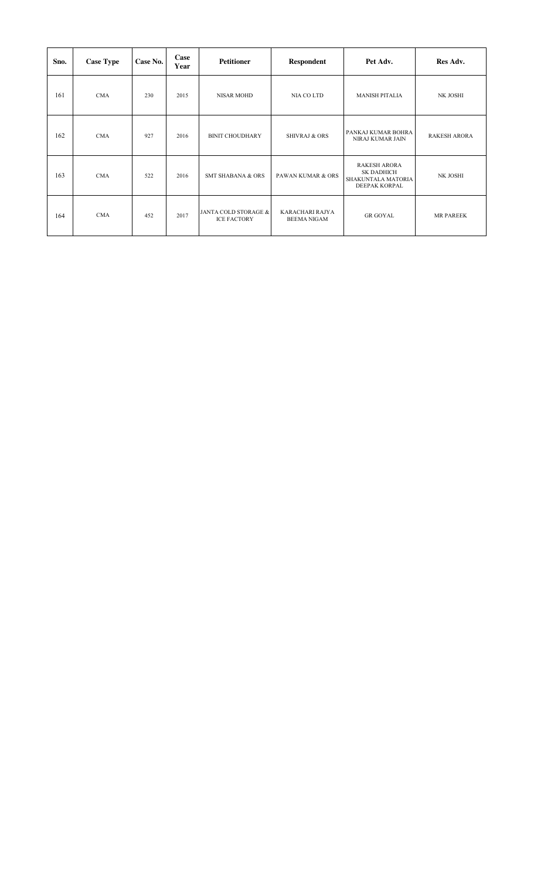| Sno. | Case Type | Case No. | Case Year | Petitioner | Respondent | Pet Adv. | Res Adv. |
|---|---|---|---|---|---|---|---|
| 161 | CMA | 230 | 2015 | NISAR MOHD | NIA CO LTD | MANISH PITALIA | NK JOSHI |
| 162 | CMA | 927 | 2016 | BINIT CHOUDHARY | SHIVRAJ & ORS | PANKAJ KUMAR BOHRA NIRAJ KUMAR JAIN | RAKESH ARORA |
| 163 | CMA | 522 | 2016 | SMT SHABANA & ORS | PAWAN KUMAR & ORS | RAKESH ARORA SK DADHICH SHAKUNTALA MATORIA DEEPAK KORPAL | NK JOSHI |
| 164 | CMA | 452 | 2017 | JANTA COLD STORAGE & ICE FACTORY | KARACHARI RAJYA BEEMA NIGAM | GR GOYAL | MR PAREEK |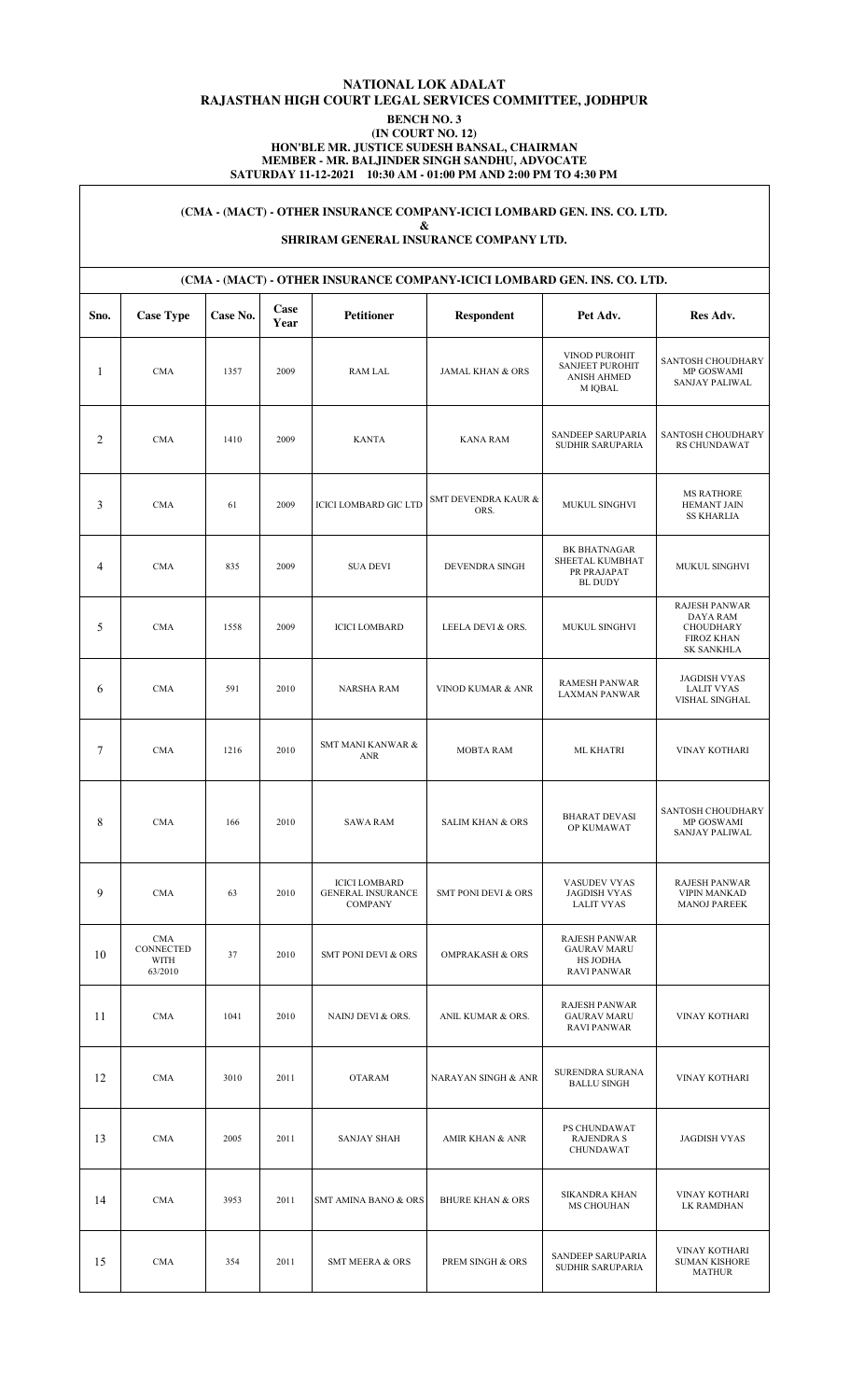# NATIONAL LOK ADALAT
# RAJASTHAN HIGH COURT LEGAL SERVICES COMMITTEE, JODHPUR

**BENCH NO. 3**
**(IN COURT NO. 12)**
**HON'BLE MR. JUSTICE SUDESH BANSAL, CHAIRMAN**
**MEMBER - MR. BALJINDER SINGH SANDHU, ADVOCATE**
**SATURDAY 11-12-2021 10:30 AM - 01:00 PM AND 2:00 PM TO 4:30 PM**

**(CMA - (MACT) - OTHER INSURANCE COMPANY-ICICI LOMBARD GEN. INS. CO. LTD.**
**&**
**SHRIRAM GENERAL INSURANCE COMPANY LTD.**

**(CMA - (MACT) - OTHER INSURANCE COMPANY-ICICI LOMBARD GEN. INS. CO. LTD.**

| Sno. | Case Type | Case No. | Case Year | Petitioner | Respondent | Pet Adv. | Res Adv. |
|---|---|---|---|---|---|---|---|
| 1 | CMA | 1357 | 2009 | RAM LAL | JAMAL KHAN & ORS | VINOD PUROHIT SANJEET PUROHIT ANISH AHMED M IQBAL | SANTOSH CHOUDHARY MP GOSWAMI SANJAY PALIWAL |
| 2 | CMA | 1410 | 2009 | KANTA | KANA RAM | SANDEEP SARUPARIA SUDHIR SARUPARIA | SANTOSH CHOUDHARY RS CHUNDAWAT |
| 3 | CMA | 61 | 2009 | ICICI LOMBARD GIC LTD | SMT DEVENDRA KAUR & ORS. | MUKUL SINGHVI | MS RATHORE HEMANT JAIN SS KHARLIA |
| 4 | CMA | 835 | 2009 | SUA DEVI | DEVENDRA SINGH | BK BHATNAGAR SHEETAL KUMBHAT PR PRAJAPAT BL DUDY | MUKUL SINGHVI |
| 5 | CMA | 1558 | 2009 | ICICI LOMBARD | LEELA DEVI & ORS. | MUKUL SINGHVI | RAJESH PANWAR DAYA RAM CHOUDHARY FIROZ KHAN SK SANKHLA |
| 6 | CMA | 591 | 2010 | NARSHA RAM | VINOD KUMAR & ANR | RAMESH PANWAR LAXMAN PANWAR | JAGDISH VYAS LALIT VYAS VISHAL SINGHAL |
| 7 | CMA | 1216 | 2010 | SMT MANI KANWAR & ANR | MOBTA RAM | ML KHATRI | VINAY KOTHARI |
| 8 | CMA | 166 | 2010 | SAWA RAM | SALIM KHAN & ORS | BHARAT DEVASI OP KUMAWAT | SANTOSH CHOUDHARY MP GOSWAMI SANJAY PALIWAL |
| 9 | CMA | 63 | 2010 | ICICI LOMBARD GENERAL INSURANCE COMPANY | SMT PONI DEVI & ORS | VASUDEV VYAS JAGDISH VYAS LALIT VYAS | RAJESH PANWAR VIPIN MANKAD MANOJ PAREEK |
| 10 | CMA CONNECTED WITH 63/2010 | 37 | 2010 | SMT PONI DEVI & ORS | OMPRAKASH & ORS | RAJESH PANWAR GAURAV MARU HS JODHA RAVI PANWAR | |
| 11 | CMA | 1041 | 2010 | NAINJ DEVI & ORS. | ANIL KUMAR & ORS. | RAJESH PANWAR GAURAV MARU RAVI PANWAR | VINAY KOTHARI |
| 12 | CMA | 3010 | 2011 | OTARAM | NARAYAN SINGH & ANR | SURENDRA SURANA BALLU SINGH | VINAY KOTHARI |
| 13 | CMA | 2005 | 2011 | SANJAY SHAH | AMIR KHAN & ANR | PS CHUNDAWAT RAJENDRA S CHUNDAWAT | JAGDISH VYAS |
| 14 | CMA | 3953 | 2011 | SMT AMINA BANO & ORS | BHURE KHAN & ORS | SIKANDRA KHAN MS CHOUHAN | VINAY KOTHARI LK RAMDHAN |
| 15 | CMA | 354 | 2011 | SMT MEERA & ORS | PREM SINGH & ORS | SANDEEP SARUPARIA SUDHIR SARUPARIA | VINAY KOTHARI SUMAN KISHORE MATHUR |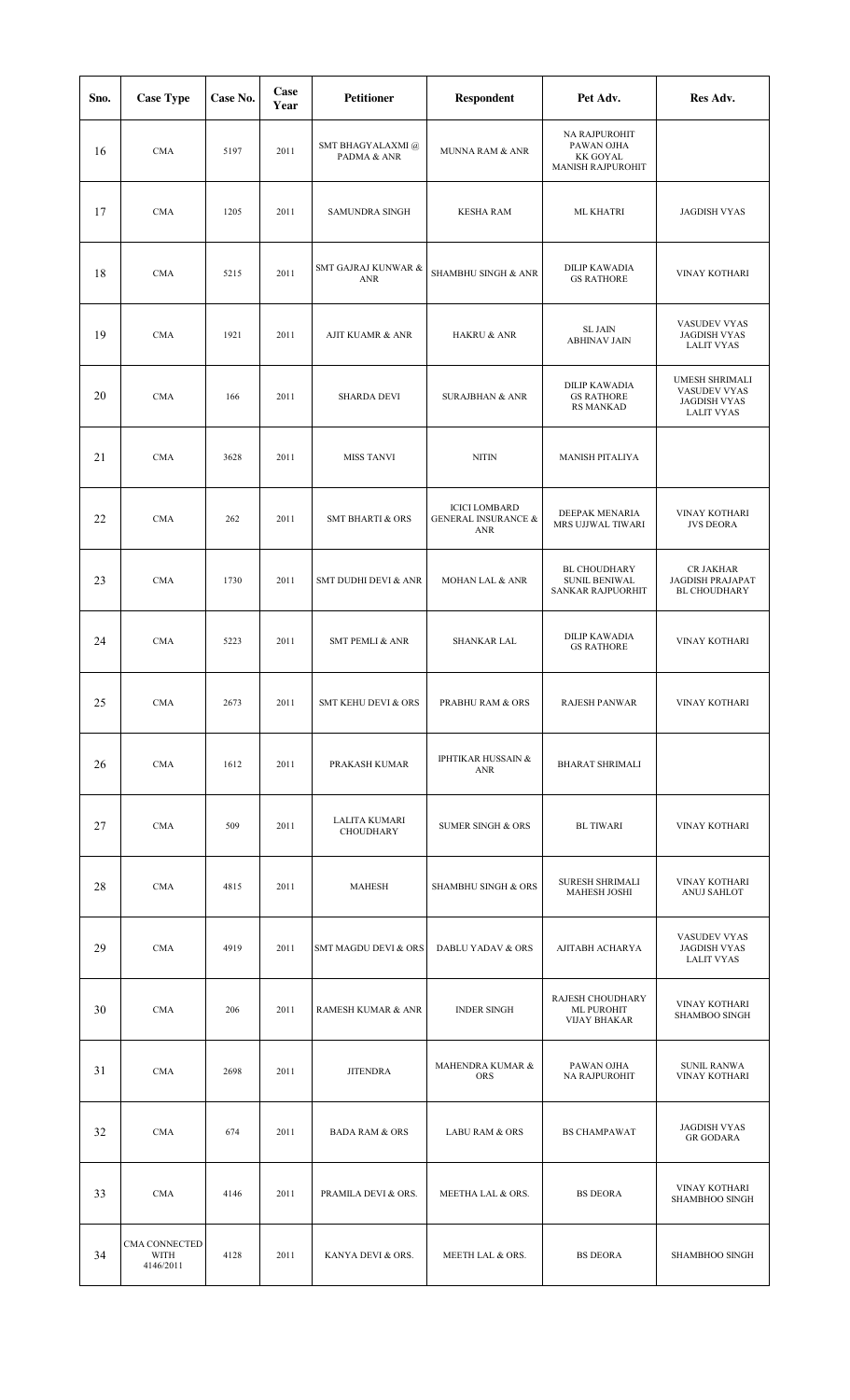| Sno. | Case Type | Case No. | Case Year | Petitioner | Respondent | Pet Adv. | Res Adv. |
|---|---|---|---|---|---|---|---|
| 16 | CMA | 5197 | 2011 | SMT BHAGYALAXMI @ PADMA & ANR | MUNNA RAM & ANR | NA RAJPUROHIT<br>PAWAN OJHA<br>KK GOYAL<br>MANISH RAJPUROHIT | |
| 17 | CMA | 1205 | 2011 | SAMUNDRA SINGH | KESHA RAM | ML KHATRI | JAGDISH VYAS |
| 18 | CMA | 5215 | 2011 | SMT GAJRAJ KUNWAR & ANR | SHAMBHU SINGH & ANR | DILIP KAWADIA<br>GS RATHORE | VINAY KOTHARI |
| 19 | CMA | 1921 | 2011 | AJIT KUAMR & ANR | HAKRU & ANR | SL JAIN<br>ABHINAV JAIN | VASUDEV VYAS<br>JAGDISH VYAS<br>LALIT VYAS |
| 20 | CMA | 166 | 2011 | SHARDA DEVI | SURAJBHAN & ANR | DILIP KAWADIA<br>GS RATHORE<br>RS MANKAD | UMESH SHRIMALI<br>VASUDEV VYAS<br>JAGDISH VYAS<br>LALIT VYAS |
| 21 | CMA | 3628 | 2011 | MISS TANVI | NITIN | MANISH PITALIYA | |
| 22 | CMA | 262 | 2011 | SMT BHARTI & ORS | ICICI LOMBARD GENERAL INSURANCE & ANR | DEEPAK MENARIA<br>MRS UJJWAL TIWARI | VINAY KOTHARI<br>JVS DEORA |
| 23 | CMA | 1730 | 2011 | SMT DUDHI DEVI & ANR | MOHAN LAL & ANR | BL CHOUDHARY<br>SUNIL BENIWAL<br>SANKAR RAJPUORHIT | CR JAKHAR<br>JAGDISH PRAJAPAT<br>BL CHOUDHARY |
| 24 | CMA | 5223 | 2011 | SMT PEMLI & ANR | SHANKAR LAL | DILIP KAWADIA<br>GS RATHORE | VINAY KOTHARI |
| 25 | CMA | 2673 | 2011 | SMT KEHU DEVI & ORS | PRABHU RAM & ORS | RAJESH PANWAR | VINAY KOTHARI |
| 26 | CMA | 1612 | 2011 | PRAKASH KUMAR | IPHTIKAR HUSSAIN & ANR | BHARAT SHRIMALI | |
| 27 | CMA | 509 | 2011 | LALITA KUMARI CHOUDHARY | SUMER SINGH & ORS | BL TIWARI | VINAY KOTHARI |
| 28 | CMA | 4815 | 2011 | MAHESH | SHAMBHU SINGH & ORS | SURESH SHRIMALI<br>MAHESH JOSHI | VINAY KOTHARI<br>ANUJ SAHLOT |
| 29 | CMA | 4919 | 2011 | SMT MAGDU DEVI & ORS | DABLU YADAV & ORS | AJITABH ACHARYA | VASUDEV VYAS<br>JAGDISH VYAS<br>LALIT VYAS |
| 30 | CMA | 206 | 2011 | RAMESH KUMAR & ANR | INDER SINGH | RAJESH CHOUDHARY<br>ML PUROHIT<br>VIJAY BHAKAR | VINAY KOTHARI<br>SHAMBOO SINGH |
| 31 | CMA | 2698 | 2011 | JITENDRA | MAHENDRA KUMAR & ORS | PAWAN OJHA<br>NA RAJPUROHIT | SUNIL RANWA<br>VINAY KOTHARI |
| 32 | CMA | 674 | 2011 | BADA RAM & ORS | LABU RAM & ORS | BS CHAMPAWAT | JAGDISH VYAS<br>GR GODARA |
| 33 | CMA | 4146 | 2011 | PRAMILA DEVI & ORS. | MEETHA LAL & ORS. | BS DEORA | VINAY KOTHARI<br>SHAMBHOO SINGH |
| 34 | CMA CONNECTED WITH 4146/2011 | 4128 | 2011 | KANYA DEVI & ORS. | MEETH LAL & ORS. | BS DEORA | SHAMBHOO SINGH |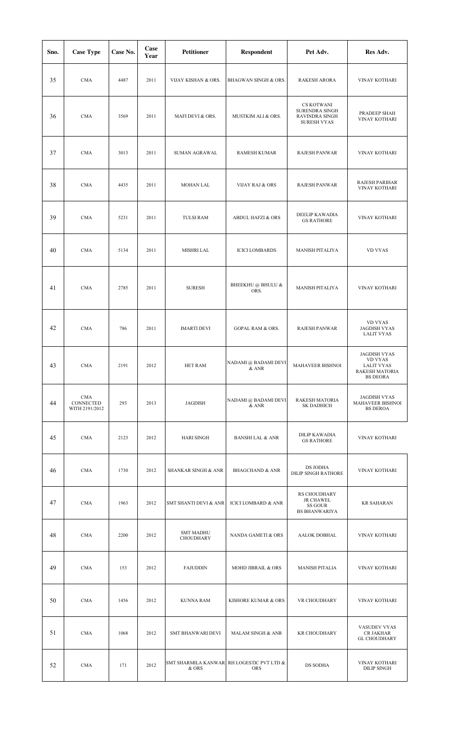| Sno. | Case Type | Case No. | Case Year | Petitioner | Respondent | Pet Adv. | Res Adv. |
| --- | --- | --- | --- | --- | --- | --- | --- |
| 35 | CMA | 4487 | 2011 | VIJAY KISHAN & ORS. | BHAGWAN SINGH & ORS. | RAKESH ARORA | VINAY KOTHARI |
| 36 | CMA | 3569 | 2011 | MAFI DEVI & ORS. | MUSTKIM ALI & ORS. | CS KOTWANI SURENDRA SINGH RAVINDRA SINGH SURESH VYAS | PRADEEP SHAH VINAY KOTHARI |
| 37 | CMA | 3013 | 2011 | SUMAN AGRAWAL | RAMESH KUMAR | RAJESH PANWAR | VINAY KOTHARI |
| 38 | CMA | 4435 | 2011 | MOHAN LAL | VIJAY RAJ & ORS | RAJESH PANWAR | RAJESH PARIHAR VINAY KOTHARI |
| 39 | CMA | 5231 | 2011 | TULSI RAM | ABDUL HAFZI & ORS | DEELIP KAWADIA GS RATHORE | VINAY KOTHARI |
| 40 | CMA | 5134 | 2011 | MISHRI LAL | ICICI LOMBARDS | MANISH PITALIYA | VD VYAS |
| 41 | CMA | 2785 | 2011 | SURESH | BHEEKHU @ BHULU & ORS. | MANISH PITALIYA | VINAY KOTHARI |
| 42 | CMA | 786 | 2011 | IMARTI DEVI | GOPAL RAM & ORS. | RAJESH PANWAR | VD VYAS JAGDISH VYAS LALIT VYAS |
| 43 | CMA | 2191 | 2012 | HET RAM | NADAMI @ BADAMI DEVI & ANR | MAHAVEER BISHNOI | JAGDISH VYAS VD VYAS LALIT VYAS RAKESH MATORIA BS DEORA |
| 44 | CMA CONNECTED WITH 2191/2012 | 293 | 2013 | JAGDISH | NADAMI @ BADAMI DEVI & ANR | RAKESH MATORIA SK DADHICH | JAGDISH VYAS MAHAVEER BISHNOI BS DEROA |
| 45 | CMA | 2123 | 2012 | HARI SINGH | BANSHI LAL & ANR | DILIP KAWADIA GS RATHORE | VINAY KOTHARI |
| 46 | CMA | 1730 | 2012 | SHANKAR SINGH & ANR | BHAGCHAND & ANR | DS JODHA DILIP SINGH RATHORE | VINAY KOTHARI |
| 47 | CMA | 1963 | 2012 | SMT SHANTI DEVI & ANR | ICICI LOMBARD & ANR | RS CHOUDHARY JR CHAWEL SS GOUR BS BHANWARIYA | KR SAHARAN |
| 48 | CMA | 2200 | 2012 | SMT MADHU CHOUDHARY | NANDA GAMETI & ORS | AALOK DOBHAL | VINAY KOTHARI |
| 49 | CMA | 153 | 2012 | FAJUDDIN | MOHD JIBRAIL & ORS | MANISH PITALIA | VINAY KOTHARI |
| 50 | CMA | 1456 | 2012 | KUNNA RAM | KISHORE KUMAR & ORS | VR CHOUDHARY | VINAY KOTHARI |
| 51 | CMA | 1068 | 2012 | SMT BHANWARI DEVI | MALAM SINGH & ANR | KR CHOUDHARY | VASUDEV VYAS CR JAKHAR GL CHOUDHARY |
| 52 | CMA | 171 | 2012 | SMT SHARMILA KANWAR & ORS | RH LOGESTIC PVT LTD & ORS | DS SODHA | VINAY KOTHARI DILIP SINGH |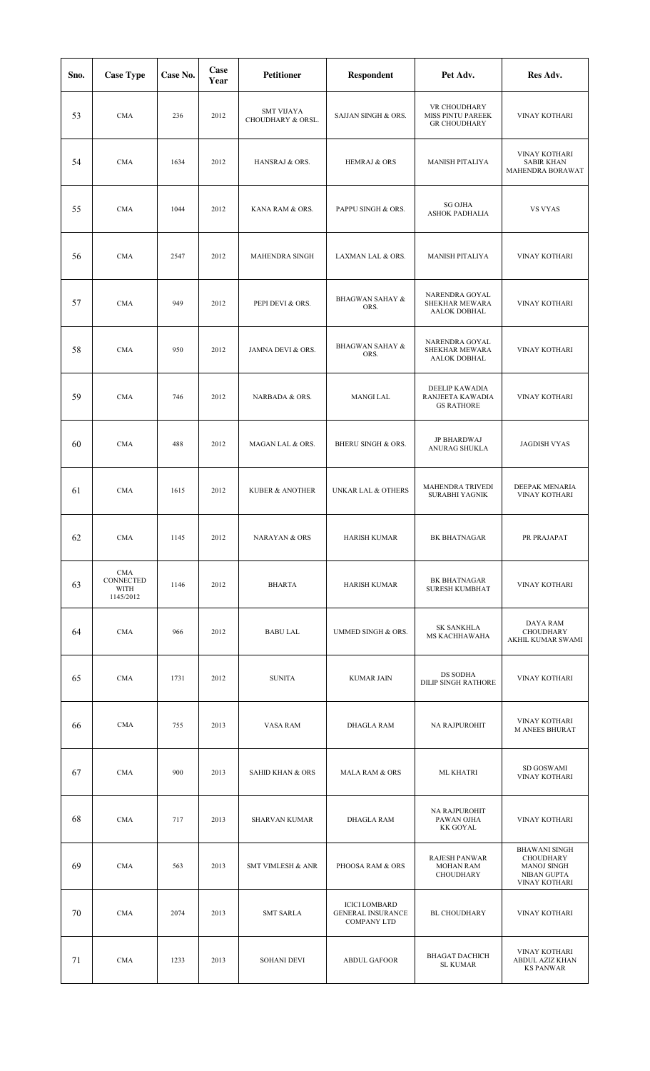| Sno. | Case Type | Case No. | Case Year | Petitioner | Respondent | Pet Adv. | Res Adv. |
|---|---|---|---|---|---|---|---|
| 53 | CMA | 236 | 2012 | SMT VIJAYA CHOUDHARY & ORSL. | SAJJAN SINGH & ORS. | VR CHOUDHARY<br>MISS PINTU PAREEK<br>GR CHOUDHARY | VINAY KOTHARI |
| 54 | CMA | 1634 | 2012 | HANSRAJ & ORS. | HEMRAJ & ORS | MANISH PITALIYA | VINAY KOTHARI<br>SABIR KHAN<br>MAHENDRA BORAWAT |
| 55 | CMA | 1044 | 2012 | KANA RAM & ORS. | PAPPU SINGH & ORS. | SG OJHA<br>ASHOK PADHALIA | VS VYAS |
| 56 | CMA | 2547 | 2012 | MAHENDRA SINGH | LAXMAN LAL & ORS. | MANISH PITALIYA | VINAY KOTHARI |
| 57 | CMA | 949 | 2012 | PEPI DEVI & ORS. | BHAGWAN SAHAY & ORS. | NARENDRA GOYAL<br>SHEKHAR MEWARA<br>AALOK DOBHAL | VINAY KOTHARI |
| 58 | CMA | 950 | 2012 | JAMNA DEVI & ORS. | BHAGWAN SAHAY & ORS. | NARENDRA GOYAL<br>SHEKHAR MEWARA<br>AALOK DOBHAL | VINAY KOTHARI |
| 59 | CMA | 746 | 2012 | NARBADA & ORS. | MANGI LAL | DEELIP KAWADIA<br>RANJEETA KAWADIA<br>GS RATHORE | VINAY KOTHARI |
| 60 | CMA | 488 | 2012 | MAGAN LAL & ORS. | BHERU SINGH & ORS. | JP BHARDWAJ<br>ANURAG SHUKLA | JAGDISH VYAS |
| 61 | CMA | 1615 | 2012 | KUBER & ANOTHER | UNKAR LAL & OTHERS | MAHENDRA TRIVEDI<br>SURABHI YAGNIK | DEEPAK MENARIA<br>VINAY KOTHARI |
| 62 | CMA | 1145 | 2012 | NARAYAN & ORS | HARISH KUMAR | BK BHATNAGAR | PR PRAJAPAT |
| 63 | CMA CONNECTED WITH 1145/2012 | 1146 | 2012 | BHARTA | HARISH KUMAR | BK BHATNAGAR<br>SURESH KUMBHAT | VINAY KOTHARI |
| 64 | CMA | 966 | 2012 | BABU LAL | UMMED SINGH & ORS. | SK SANKHLA<br>MS KACHHAWAHA | DAYA RAM CHOUDHARY<br>AKHIL KUMAR SWAMI |
| 65 | CMA | 1731 | 2012 | SUNITA | KUMAR JAIN | DS SODHA<br>DILIP SINGH RATHORE | VINAY KOTHARI |
| 66 | CMA | 755 | 2013 | VASA RAM | DHAGLA RAM | NA RAJPUROHIT | VINAY KOTHARI<br>M ANEES BHURAT |
| 67 | CMA | 900 | 2013 | SAHID KHAN & ORS | MALA RAM & ORS | ML KHATRI | SD GOSWAMI<br>VINAY KOTHARI |
| 68 | CMA | 717 | 2013 | SHARVAN KUMAR | DHAGLA RAM | NA RAJPUROHIT<br>PAWAN OJHA<br>KK GOYAL | VINAY KOTHARI |
| 69 | CMA | 563 | 2013 | SMT VIMLESH & ANR | PHOOSA RAM & ORS | RAJESH PANWAR<br>MOHAN RAM CHOUDHARY | BHAWANI SINGH CHOUDHARY<br>MANOJ SINGH<br>NIBAN GUPTA<br>VINAY KOTHARI |
| 70 | CMA | 2074 | 2013 | SMT SARLA | ICICI LOMBARD GENERAL INSURANCE COMPANY LTD | BL CHOUDHARY | VINAY KOTHARI |
| 71 | CMA | 1233 | 2013 | SOHANI DEVI | ABDUL GAFOOR | BHAGAT DACHICH<br>SL KUMAR | VINAY KOTHARI<br>ABDUL AZIZ KHAN<br>KS PANWAR |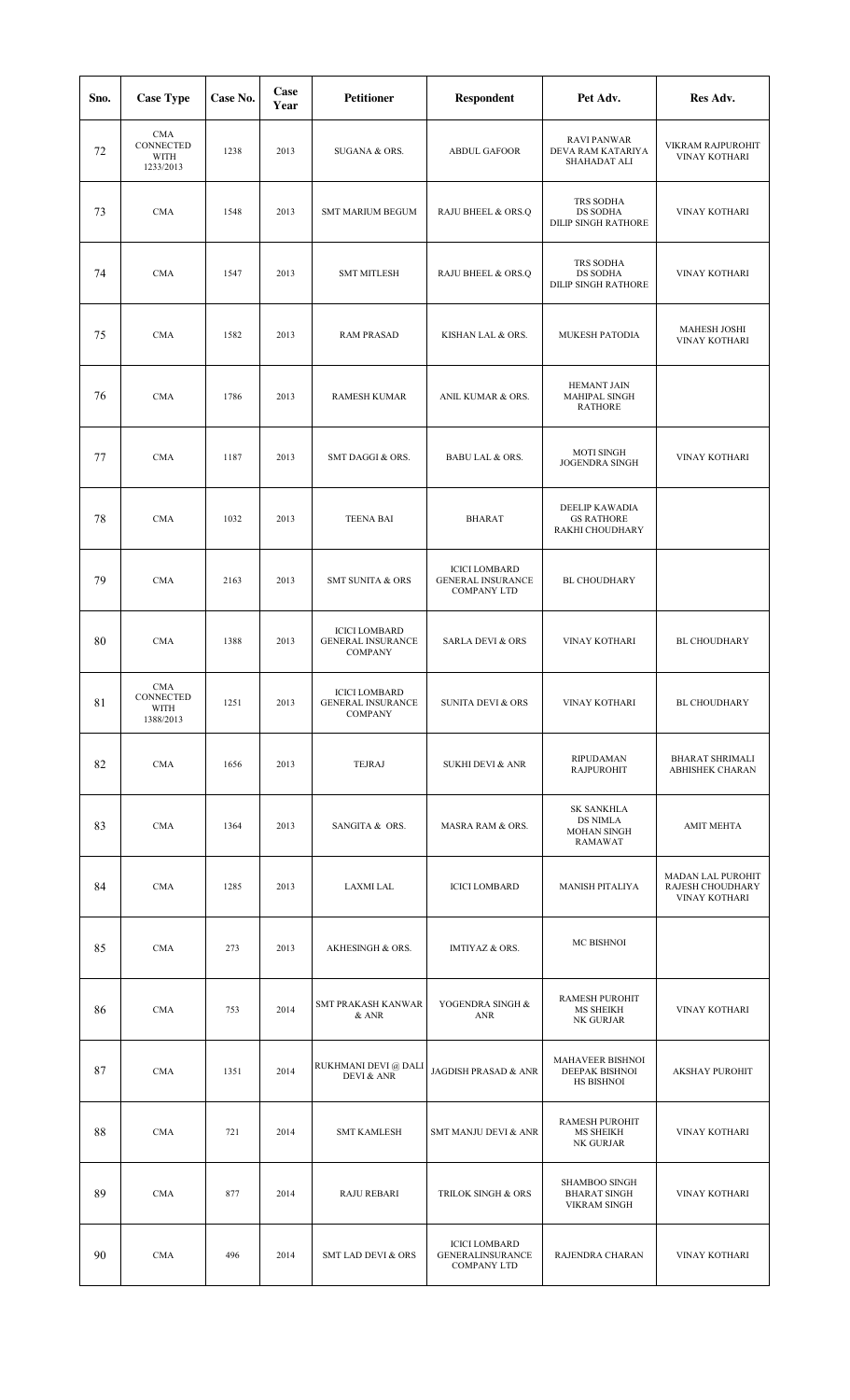| Sno. | Case Type | Case No. | Case Year | Petitioner | Respondent | Pet Adv. | Res Adv. |
| --- | --- | --- | --- | --- | --- | --- | --- |
| 72 | CMA CONNECTED WITH 1233/2013 | 1238 | 2013 | SUGANA & ORS. | ABDUL GAFOOR | RAVI PANWAR DEVA RAM KATARIYA SHAHADAT ALI | VIKRAM RAJPUROHIT VINAY KOTHARI |
| 73 | CMA | 1548 | 2013 | SMT MARIUM BEGUM | RAJU BHEEL & ORS.Q | TRS SODHA DS SODHA DILIP SINGH RATHORE | VINAY KOTHARI |
| 74 | CMA | 1547 | 2013 | SMT MITLESH | RAJU BHEEL & ORS.Q | TRS SODHA DS SODHA DILIP SINGH RATHORE | VINAY KOTHARI |
| 75 | CMA | 1582 | 2013 | RAM PRASAD | KISHAN LAL & ORS. | MUKESH PATODIA | MAHESH JOSHI VINAY KOTHARI |
| 76 | CMA | 1786 | 2013 | RAMESH KUMAR | ANIL KUMAR & ORS. | HEMANT JAIN MAHIPAL SINGH RATHORE | |
| 77 | CMA | 1187 | 2013 | SMT DAGGI & ORS. | BABU LAL & ORS. | MOTI SINGH JOGENDRA SINGH | VINAY KOTHARI |
| 78 | CMA | 1032 | 2013 | TEENA BAI | BHARAT | DEELIP KAWADIA GS RATHORE RAKHI CHOUDHARY | |
| 79 | CMA | 2163 | 2013 | SMT SUNITA & ORS | ICICI LOMBARD GENERAL INSURANCE COMPANY LTD | BL CHOUDHARY | |
| 80 | CMA | 1388 | 2013 | ICICI LOMBARD GENERAL INSURANCE COMPANY | SARLA DEVI & ORS | VINAY KOTHARI | BL CHOUDHARY |
| 81 | CMA CONNECTED WITH 1388/2013 | 1251 | 2013 | ICICI LOMBARD GENERAL INSURANCE COMPANY | SUNITA DEVI & ORS | VINAY KOTHARI | BL CHOUDHARY |
| 82 | CMA | 1656 | 2013 | TEJRAJ | SUKHI DEVI & ANR | RIPUDAMAN RAJPUROHIT | BHARAT SHRIMALI ABHISHEK CHARAN |
| 83 | CMA | 1364 | 2013 | SANGITA & ORS. | MASRA RAM & ORS. | SK SANKHLA DS NIMLA MOHAN SINGH RAMAWAT | AMIT MEHTA |
| 84 | CMA | 1285 | 2013 | LAXMI LAL | ICICI LOMBARD | MANISH PITALIYA | MADAN LAL PUROHIT RAJESH CHOUDHARY VINAY KOTHARI |
| 85 | CMA | 273 | 2013 | AKHESINGH & ORS. | IMTIYAZ & ORS. | MC BISHNOI | |
| 86 | CMA | 753 | 2014 | SMT PRAKASH KANWAR & ANR | YOGENDRA SINGH & ANR | RAMESH PUROHIT MS SHEIKH NK GURJAR | VINAY KOTHARI |
| 87 | CMA | 1351 | 2014 | RUKHMANI DEVI @ DALI DEVI & ANR | JAGDISH PRASAD & ANR | MAHAVEER BISHNOI DEEPAK BISHNOI HS BISHNOI | AKSHAY PUROHIT |
| 88 | CMA | 721 | 2014 | SMT KAMLESH | SMT MANJU DEVI & ANR | RAMESH PUROHIT MS SHEIKH NK GURJAR | VINAY KOTHARI |
| 89 | CMA | 877 | 2014 | RAJU REBARI | TRILOK SINGH & ORS | SHAMBOO SINGH BHARAT SINGH VIKRAM SINGH | VINAY KOTHARI |
| 90 | CMA | 496 | 2014 | SMT LAD DEVI & ORS | ICICI LOMBARD GENERALINSURANCE COMPANY LTD | RAJENDRA CHARAN | VINAY KOTHARI |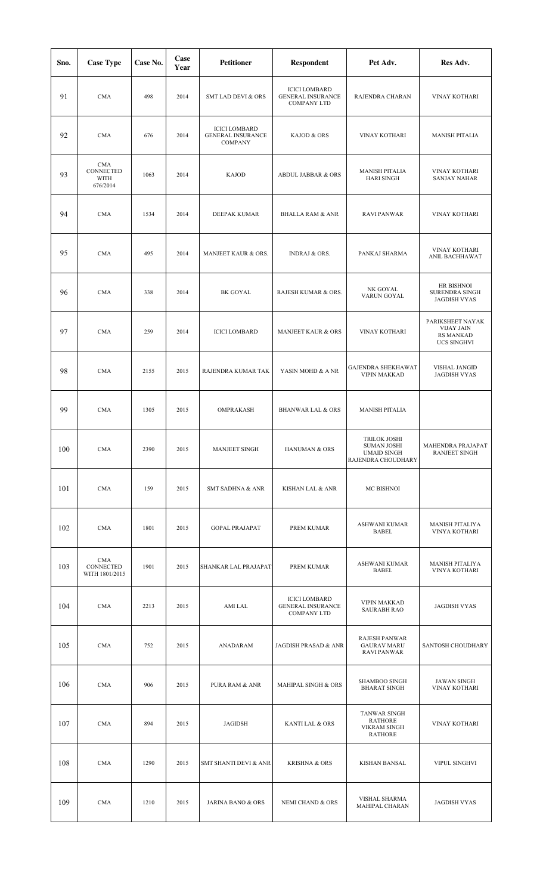| Sno. | Case Type | Case No. | Case Year | Petitioner | Respondent | Pet Adv. | Res Adv. |
|---|---|---|---|---|---|---|---|
| 91 | CMA | 498 | 2014 | SMT LAD DEVI & ORS | ICICI LOMBARD GENERAL INSURANCE COMPANY LTD | RAJENDRA CHARAN | VINAY KOTHARI |
| 92 | CMA | 676 | 2014 | ICICI LOMBARD GENERAL INSURANCE COMPANY | KAJOD & ORS | VINAY KOTHARI | MANISH PITALIA |
| 93 | CMA CONNECTED WITH 676/2014 | 1063 | 2014 | KAJOD | ABDUL JABBAR & ORS | MANISH PITALIA HARI SINGH | VINAY KOTHARI SANJAY NAHAR |
| 94 | CMA | 1534 | 2014 | DEEPAK KUMAR | BHALLA RAM & ANR | RAVI PANWAR | VINAY KOTHARI |
| 95 | CMA | 495 | 2014 | MANJEET KAUR & ORS. | INDRAJ & ORS. | PANKAJ SHARMA | VINAY KOTHARI ANIL BACHHAWAT |
| 96 | CMA | 338 | 2014 | BK GOYAL | RAJESH KUMAR & ORS. | NK GOYAL VARUN GOYAL | HR BISHNOI SURENDRA SINGH JAGDISH VYAS |
| 97 | CMA | 259 | 2014 | ICICI LOMBARD | MANJEET KAUR & ORS | VINAY KOTHARI | PARIKSHEET NAYAK VIJAY JAIN RS MANKAD UCS SINGHVI |
| 98 | CMA | 2155 | 2015 | RAJENDRA KUMAR TAK | YASIN MOHD & A NR | GAJENDRA SHEKHAWAT VIPIN MAKKAD | VISHAL JANGID JAGDISH VYAS |
| 99 | CMA | 1305 | 2015 | OMPRAKASH | BHANWAR LAL & ORS | MANISH PITALIA | |
| 100 | CMA | 2390 | 2015 | MANJEET SINGH | HANUMAN & ORS | TRILOK JOSHI SUMAN JOSHI UMAID SINGH RAJENDRA CHOUDHARY | MAHENDRA PRAJAPAT RANJEET SINGH |
| 101 | CMA | 159 | 2015 | SMT SADHNA & ANR | KISHAN LAL & ANR | MC BISHNOI | |
| 102 | CMA | 1801 | 2015 | GOPAL PRAJAPAT | PREM KUMAR | ASHWANI KUMAR BABEL | MANISH PITALIYA VINYA KOTHARI |
| 103 | CMA CONNECTED WITH 1801/2015 | 1901 | 2015 | SHANKAR LAL PRAJAPAT | PREM KUMAR | ASHWANI KUMAR BABEL | MANISH PITALIYA VINYA KOTHARI |
| 104 | CMA | 2213 | 2015 | AMI LAL | ICICI LOMBARD GENERAL INSURANCE COMPANY LTD | VIPIN MAKKAD SAURABH RAO | JAGDISH VYAS |
| 105 | CMA | 752 | 2015 | ANADARAM | JAGDISH PRASAD & ANR | RAJESH PANWAR GAURAV MARU RAVI PANWAR | SANTOSH CHOUDHARY |
| 106 | CMA | 906 | 2015 | PURA RAM & ANR | MAHIPAL SINGH & ORS | SHAMBOO SINGH BHARAT SINGH | JAWAN SINGH VINAY KOTHARI |
| 107 | CMA | 894 | 2015 | JAGIDSH | KANTI LAL & ORS | TANWAR SINGH RATHORE VIKRAM SINGH RATHORE | VINAY KOTHARI |
| 108 | CMA | 1290 | 2015 | SMT SHANTI DEVI & ANR | KRISHNA & ORS | KISHAN BANSAL | VIPUL SINGHVI |
| 109 | CMA | 1210 | 2015 | JARINA BANO & ORS | NEMI CHAND & ORS | VISHAL SHARMA MAHIPAL CHARAN | JAGDISH VYAS |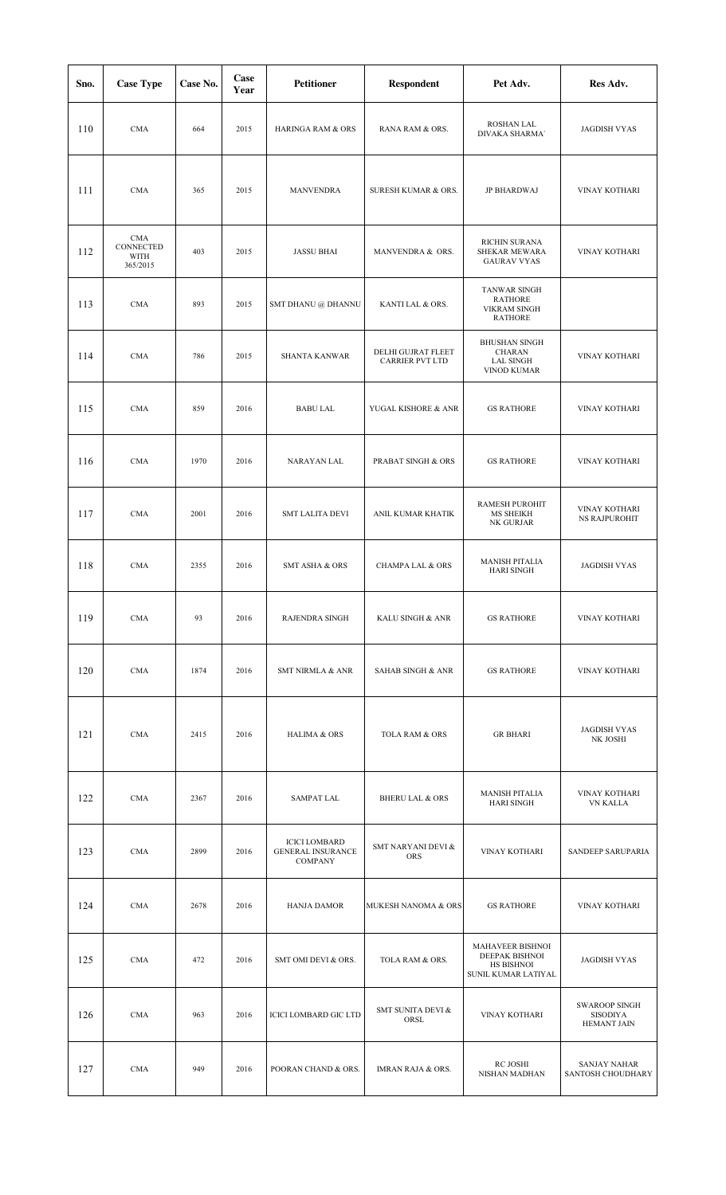| Sno. | Case Type | Case No. | Case Year | Petitioner | Respondent | Pet Adv. | Res Adv. |
| --- | --- | --- | --- | --- | --- | --- | --- |
| 110 | CMA | 664 | 2015 | HARINGA RAM & ORS | RANA RAM & ORS. | ROSHAN LAL DIVAKA SHARMA` | JAGDISH VYAS |
| 111 | CMA | 365 | 2015 | MANVENDRA | SURESH KUMAR & ORS. | JP BHARDWAJ | VINAY KOTHARI |
| 112 | CMA CONNECTED WITH 365/2015 | 403 | 2015 | JASSU BHAI | MANVENDRA & ORS. | RICHIN SURANA SHEKAR MEWARA GAURAV VYAS | VINAY KOTHARI |
| 113 | CMA | 893 | 2015 | SMT DHANU @ DHANNU | KANTI LAL & ORS. | TANWAR SINGH RATHORE VIKRAM SINGH RATHORE | |
| 114 | CMA | 786 | 2015 | SHANTA KANWAR | DELHI GUJRAT FLEET CARRIER PVT LTD | BHUSHAN SINGH CHARAN LAL SINGH VINOD KUMAR | VINAY KOTHARI |
| 115 | CMA | 859 | 2016 | BABU LAL | YUGAL KISHORE & ANR | GS RATHORE | VINAY KOTHARI |
| 116 | CMA | 1970 | 2016 | NARAYAN LAL | PRABAT SINGH & ORS | GS RATHORE | VINAY KOTHARI |
| 117 | CMA | 2001 | 2016 | SMT LALITA DEVI | ANIL KUMAR KHATIK | RAMESH PUROHIT MS SHEIKH NK GURJAR | VINAY KOTHARI NS RAJPUROHIT |
| 118 | CMA | 2355 | 2016 | SMT ASHA & ORS | CHAMPA LAL & ORS | MANISH PITALIA HARI SINGH | JAGDISH VYAS |
| 119 | CMA | 93 | 2016 | RAJENDRA SINGH | KALU SINGH & ANR | GS RATHORE | VINAY KOTHARI |
| 120 | CMA | 1874 | 2016 | SMT NIRMLA & ANR | SAHAB SINGH & ANR | GS RATHORE | VINAY KOTHARI |
| 121 | CMA | 2415 | 2016 | HALIMA & ORS | TOLA RAM & ORS | GR BHARI | JAGDISH VYAS NK JOSHI |
| 122 | CMA | 2367 | 2016 | SAMPAT LAL | BHERU LAL & ORS | MANISH PITALIA HARI SINGH | VINAY KOTHARI VN KALLA |
| 123 | CMA | 2899 | 2016 | ICICI LOMBARD GENERAL INSURANCE COMPANY | SMT NARYANI DEVI & ORS | VINAY KOTHARI | SANDEEP SARUPARIA |
| 124 | CMA | 2678 | 2016 | HANJA DAMOR | MUKESH NANOMA & ORS | GS RATHORE | VINAY KOTHARI |
| 125 | CMA | 472 | 2016 | SMT OMI DEVI & ORS. | TOLA RAM & ORS. | MAHAVEER BISHNOI DEEPAK BISHNOI HS BISHNOI SUNIL KUMAR LATIYAL | JAGDISH VYAS |
| 126 | CMA | 963 | 2016 | ICICI LOMBARD GIC LTD | SMT SUNITA DEVI & ORSL | VINAY KOTHARI | SWAROOP SINGH SISODIYA HEMANT JAIN |
| 127 | CMA | 949 | 2016 | POORAN CHAND & ORS. | IMRAN RAJA & ORS. | RC JOSHI NISHAN MADHAN | SANJAY NAHAR SANTOSH CHOUDHARY |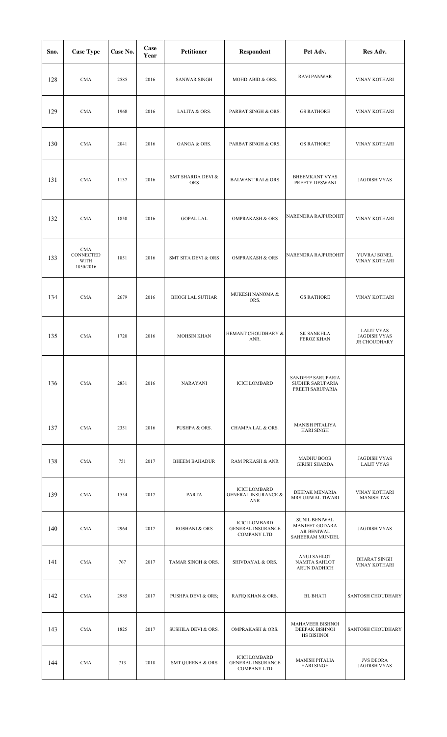| Sno. | Case Type | Case No. | Case Year | Petitioner | Respondent | Pet Adv. | Res Adv. |
|---|---|---|---|---|---|---|---|
| 128 | CMA | 2585 | 2016 | SANWAR SINGH | MOHD ABID & ORS. | RAVI PANWAR | VINAY KOTHARI |
| 129 | CMA | 1968 | 2016 | LALITA & ORS. | PARBAT SINGH & ORS. | GS RATHORE | VINAY KOTHARI |
| 130 | CMA | 2041 | 2016 | GANGA & ORS. | PARBAT SINGH & ORS. | GS RATHORE | VINAY KOTHARI |
| 131 | CMA | 1137 | 2016 | SMT SHARDA DEVI & ORS | BALWANT RAI & ORS | BHEEMKANT VYAS PREETY DESWANI | JAGDISH VYAS |
| 132 | CMA | 1850 | 2016 | GOPAL LAL | OMPRAKASH & ORS | NARENDRA RAJPUROHIT | VINAY KOTHARI |
| 133 | CMA CONNECTED WITH 1850/2016 | 1851 | 2016 | SMT SITA DEVI & ORS | OMPRAKASH & ORS | NARENDRA RAJPUROHIT | YUVRAJ SONEL VINAY KOTHARI |
| 134 | CMA | 2679 | 2016 | BHOGI LAL SUTHAR | MUKESH NANOMA & ORS. | GS RATHORE | VINAY KOTHARI |
| 135 | CMA | 1720 | 2016 | MOHSIN KHAN | HEMANT CHOUDHARY & ANR. | SK SANKHLA FEROZ KHAN | LALIT VYAS JAGDISH VYAS JR CHOUDHARY |
| 136 | CMA | 2831 | 2016 | NARAYANI | ICICI LOMBARD | SANDEEP SARUPARIA SUDHIR SARUPARIA PREETI SARUPARIA | |
| 137 | CMA | 2351 | 2016 | PUSHPA & ORS. | CHAMPA LAL & ORS. | MANISH PITALIYA HARI SINGH | |
| 138 | CMA | 751 | 2017 | BHEEM BAHADUR | RAM PRKASH & ANR | MADHU BOOB GIRISH SHARDA | JAGDISH VYAS LALIT VYAS |
| 139 | CMA | 1554 | 2017 | PARTA | ICICI LOMBARD GENERAL INSURANCE & ANR | DEEPAK MENARIA MRS UJJWAL TIWARI | VINAY KOTHARI MANISH TAK |
| 140 | CMA | 2964 | 2017 | ROSHANI & ORS | ICICI LOMBARD GENERAL INSURANCE COMPANY LTD | SUNIL BENIWAL MANJEET GODARA AR BENIWAL SAHEERAM MUNDEL | JAGDISH VYAS |
| 141 | CMA | 767 | 2017 | TAMAR SINGH & ORS. | SHIVDAYAL & ORS. | ANUJ SAHLOT NAMITA SAHLOT ARUN DADHICH | BHARAT SINGH VINAY KOTHARI |
| 142 | CMA | 2985 | 2017 | PUSHPA DEVI & ORS; | RAFIQ KHAN & ORS. | BL BHATI | SANTOSH CHOUDHARY |
| 143 | CMA | 1825 | 2017 | SUSHILA DEVI & ORS. | OMPRAKASH & ORS. | MAHAVEER BISHNOI DEEPAK BISHNOI HS BISHNOI | SANTOSH CHOUDHARY |
| 144 | CMA | 713 | 2018 | SMT QUEENA & ORS | ICICI LOMBARD GENERAL INSURANCE COMPANY LTD | MANISH PITALIA HARI SINGH | JVS DEORA JAGDISH VYAS |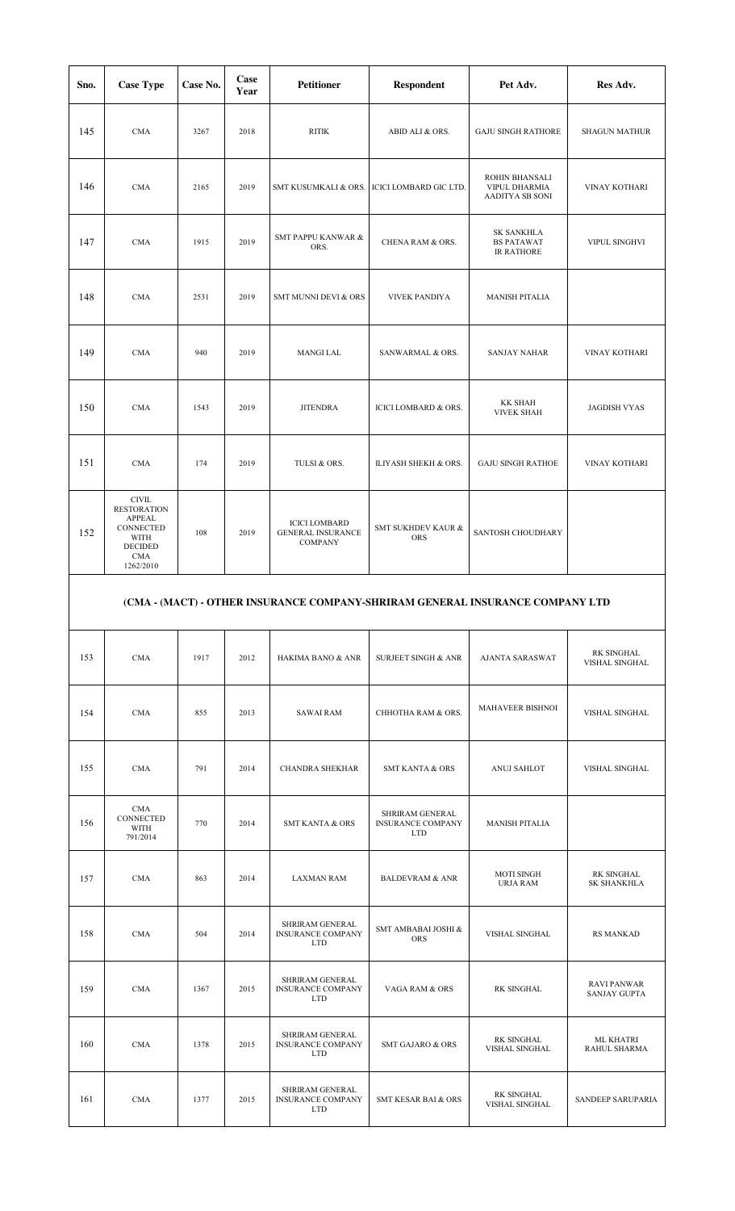| Sno. | Case Type | Case No. | Case Year | Petitioner | Respondent | Pet Adv. | Res Adv. |
|---|---|---|---|---|---|---|---|
| 145 | CMA | 3267 | 2018 | RITIK | ABID ALI & ORS. | GAJU SINGH RATHORE | SHAGUN MATHUR |
| 146 | CMA | 2165 | 2019 | SMT KUSUMKALI & ORS. | ICICI LOMBARD GIC LTD. | ROHIN BHANSALI VIPUL DHARMIA AADITYA SB SONI | VINAY KOTHARI |
| 147 | CMA | 1915 | 2019 | SMT PAPPU KANWAR & ORS. | CHENA RAM & ORS. | SK SANKHLA BS PATAWAT IR RATHORE | VIPUL SINGHVI |
| 148 | CMA | 2531 | 2019 | SMT MUNNI DEVI & ORS | VIVEK PANDIYA | MANISH PITALIA | |
| 149 | CMA | 940 | 2019 | MANGI LAL | SANWARMAL & ORS. | SANJAY NAHAR | VINAY KOTHARI |
| 150 | CMA | 1543 | 2019 | JITENDRA | ICICI LOMBARD & ORS. | KK SHAH VIVEK SHAH | JAGDISH VYAS |
| 151 | CMA | 174 | 2019 | TULSI & ORS. | ILIYASH SHEKH & ORS. | GAJU SINGH RATHOE | VINAY KOTHARI |
| 152 | CIVIL RESTORATION APPEAL CONNECTED WITH DECIDED CMA 1262/2010 | 108 | 2019 | ICICI LOMBARD GENERAL INSURANCE COMPANY | SMT SUKHDEV KAUR & ORS | SANTOSH CHOUDHARY | |
| **(CMA - (MACT) - OTHER INSURANCE COMPANY-SHRIRAM GENERAL INSURANCE COMPANY LTD** | | | | | | | |
| 153 | CMA | 1917 | 2012 | HAKIMA BANO & ANR | SURJEET SINGH & ANR | AJANTA SARASWAT | RK SINGHAL VISHAL SINGHAL |
| 154 | CMA | 855 | 2013 | SAWAI RAM | CHHOTHA RAM & ORS. | MAHAVEER BISHNOI | VISHAL SINGHAL |
| 155 | CMA | 791 | 2014 | CHANDRA SHEKHAR | SMT KANTA & ORS | ANUJ SAHLOT | VISHAL SINGHAL |
| 156 | CMA CONNECTED WITH 791/2014 | 770 | 2014 | SMT KANTA & ORS | SHRIRAM GENERAL INSURANCE COMPANY LTD | MANISH PITALIA | |
| 157 | CMA | 863 | 2014 | LAXMAN RAM | BALDEVRAM & ANR | MOTI SINGH URJA RAM | RK SINGHAL SK SHANKHLA |
| 158 | CMA | 504 | 2014 | SHRIRAM GENERAL INSURANCE COMPANY LTD | SMT AMBABAI JOSHI & ORS | VISHAL SINGHAL | RS MANKAD |
| 159 | CMA | 1367 | 2015 | SHRIRAM GENERAL INSURANCE COMPANY LTD | VAGA RAM & ORS | RK SINGHAL | RAVI PANWAR SANJAY GUPTA |
| 160 | CMA | 1378 | 2015 | SHRIRAM GENERAL INSURANCE COMPANY LTD | SMT GAJARO & ORS | RK SINGHAL VISHAL SINGHAL | ML KHATRI RAHUL SHARMA |
| 161 | CMA | 1377 | 2015 | SHRIRAM GENERAL INSURANCE COMPANY LTD | SMT KESAR BAI & ORS | RK SINGHAL VISHAL SINGHAL | SANDEEP SARUPARIA |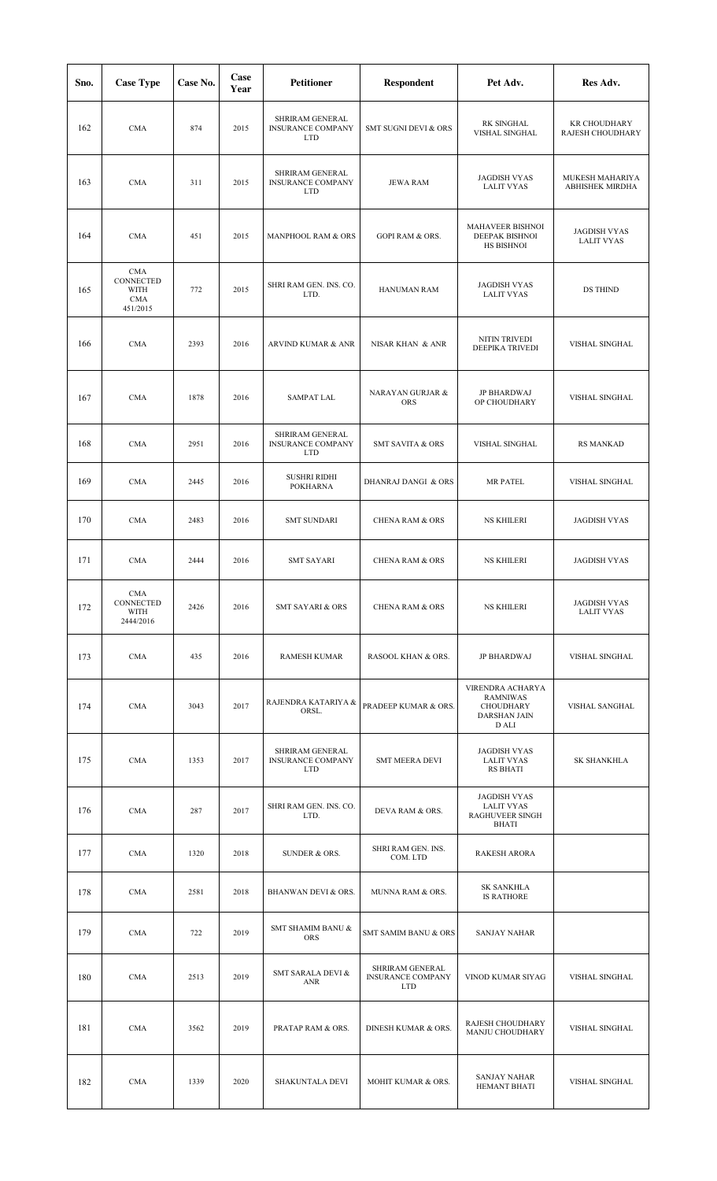| Sno. | Case Type | Case No. | Case Year | Petitioner | Respondent | Pet Adv. | Res Adv. |
|---|---|---|---|---|---|---|---|
| 162 | CMA | 874 | 2015 | SHRIRAM GENERAL INSURANCE COMPANY LTD | SMT SUGNI DEVI & ORS | RK SINGHAL VISHAL SINGHAL | KR CHOUDHARY RAJESH CHOUDHARY |
| 163 | CMA | 311 | 2015 | SHRIRAM GENERAL INSURANCE COMPANY LTD | JEWA RAM | JAGDISH VYAS LALIT VYAS | MUKESH MAHARIYA ABHISHEK MIRDHA |
| 164 | CMA | 451 | 2015 | MANPHOOL RAM & ORS | GOPI RAM & ORS. | MAHAVEER BISHNOI DEEPAK BISHNOI HS BISHNOI | JAGDISH VYAS LALIT VYAS |
| 165 | CMA CONNECTED WITH CMA 451/2015 | 772 | 2015 | SHRI RAM GEN. INS. CO. LTD. | HANUMAN RAM | JAGDISH VYAS LALIT VYAS | DS THIND |
| 166 | CMA | 2393 | 2016 | ARVIND KUMAR & ANR | NISAR KHAN & ANR | NITIN TRIVEDI DEEPIKA TRIVEDI | VISHAL SINGHAL |
| 167 | CMA | 1878 | 2016 | SAMPAT LAL | NARAYAN GURJAR & ORS | JP BHARDWAJ OP CHOUDHARY | VISHAL SINGHAL |
| 168 | CMA | 2951 | 2016 | SHRIRAM GENERAL INSURANCE COMPANY LTD | SMT SAVITA & ORS | VISHAL SINGHAL | RS MANKAD |
| 169 | CMA | 2445 | 2016 | SUSHRI RIDHI POKHARNA | DHANRAJ DANGI & ORS | MR PATEL | VISHAL SINGHAL |
| 170 | CMA | 2483 | 2016 | SMT SUNDARI | CHENA RAM & ORS | NS KHILERI | JAGDISH VYAS |
| 171 | CMA | 2444 | 2016 | SMT SAYARI | CHENA RAM & ORS | NS KHILERI | JAGDISH VYAS |
| 172 | CMA CONNECTED WITH 2444/2016 | 2426 | 2016 | SMT SAYARI & ORS | CHENA RAM & ORS | NS KHILERI | JAGDISH VYAS LALIT VYAS |
| 173 | CMA | 435 | 2016 | RAMESH KUMAR | RASOOL KHAN & ORS. | JP BHARDWAJ | VISHAL SINGHAL |
| 174 | CMA | 3043 | 2017 | RAJENDRA KATARIYA & ORSL. | PRADEEP KUMAR & ORS. | VIRENDRA ACHARYA RAMNIWAS CHOUDHARY DARSHAN JAIN D ALI | VISHAL SANGHAL |
| 175 | CMA | 1353 | 2017 | SHRIRAM GENERAL INSURANCE COMPANY LTD | SMT MEERA DEVI | JAGDISH VYAS LALIT VYAS RS BHATI | SK SHANKHLA |
| 176 | CMA | 287 | 2017 | SHRI RAM GEN. INS. CO. LTD. | DEVA RAM & ORS. | JAGDISH VYAS LALIT VYAS RAGHUVEER SINGH BHATI | |
| 177 | CMA | 1320 | 2018 | SUNDER & ORS. | SHRI RAM GEN. INS. COM. LTD | RAKESH ARORA | |
| 178 | CMA | 2581 | 2018 | BHANWAN DEVI & ORS. | MUNNA RAM & ORS. | SK SANKHLA IS RATHORE | |
| 179 | CMA | 722 | 2019 | SMT SHAMIM BANU & ORS | SMT SAMIM BANU & ORS | SANJAY NAHAR | |
| 180 | CMA | 2513 | 2019 | SMT SARALA DEVI & ANR | SHRIRAM GENERAL INSURANCE COMPANY LTD | VINOD KUMAR SIYAG | VISHAL SINGHAL |
| 181 | CMA | 3562 | 2019 | PRATAP RAM & ORS. | DINESH KUMAR & ORS. | RAJESH CHOUDHARY MANJU CHOUDHARY | VISHAL SINGHAL |
| 182 | CMA | 1339 | 2020 | SHAKUNTALA DEVI | MOHIT KUMAR & ORS. | SANJAY NAHAR HEMANT BHATI | VISHAL SINGHAL |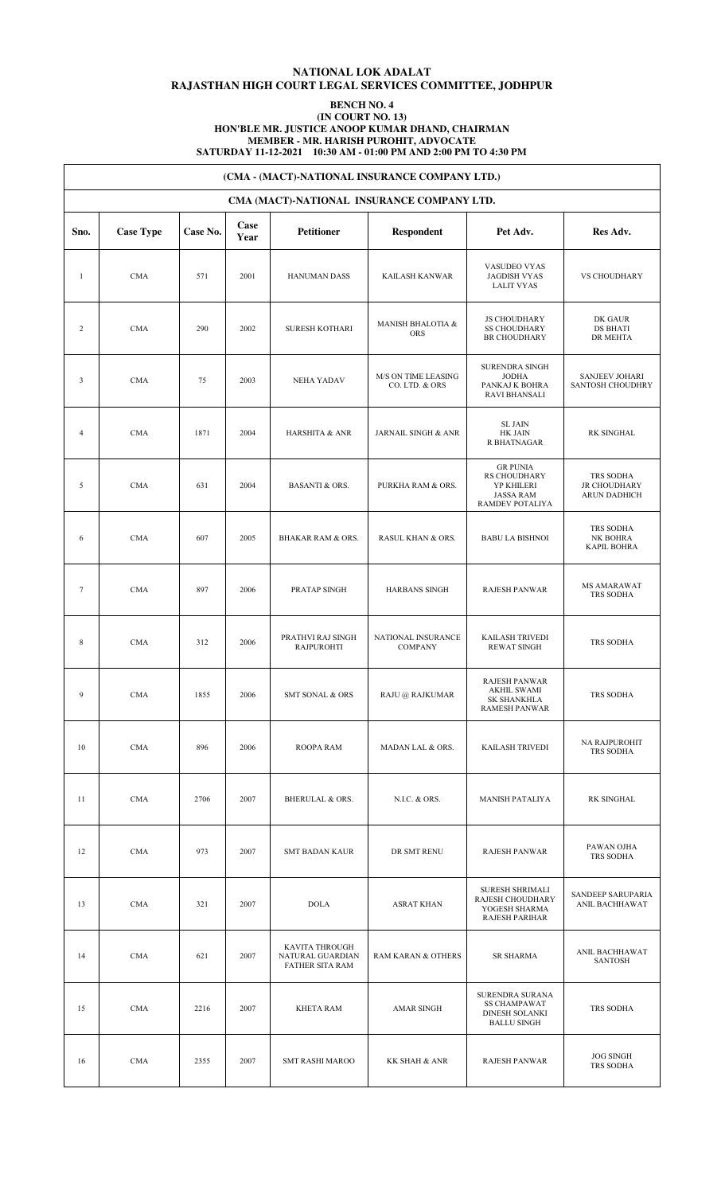# NATIONAL LOK ADALAT
# RAJASTHAN HIGH COURT LEGAL SERVICES COMMITTEE, JODHPUR

**BENCH NO. 4**
**(IN COURT NO. 13)**
**HON'BLE MR. JUSTICE ANOOP KUMAR DHAND, CHAIRMAN**
**MEMBER - MR. HARISH PUROHIT, ADVOCATE**
**SATURDAY 11-12-2021 10:30 AM - 01:00 PM AND 2:00 PM TO 4:30 PM**

## (CMA - (MACT)-NATIONAL INSURANCE COMPANY LTD.)

### CMA (MACT)-NATIONAL INSURANCE COMPANY LTD.

| Sno. | Case Type | Case No. | Case Year | Petitioner | Respondent | Pet Adv. | Res Adv. |
|---|---|---|---|---|---|---|---|
| 1 | CMA | 571 | 2001 | HANUMAN DASS | KAILASH KANWAR | VASUDEO VYAS JAGDISH VYAS LALIT VYAS | VS CHOUDHARY |
| 2 | CMA | 290 | 2002 | SURESH KOTHARI | MANISH BHALOTIA & ORS | JS CHOUDHARY SS CHOUDHARY BR CHOUDHARY | DK GAUR DS BHATI DR MEHTA |
| 3 | CMA | 75 | 2003 | NEHA YADAV | M/S ON TIME LEASING CO. LTD. & ORS | SURENDRA SINGH JODHA PANKAJ K BOHRA RAVI BHANSALI | SANJEEV JOHARI SANTOSH CHOUDHRY |
| 4 | CMA | 1871 | 2004 | HARSHITA & ANR | JARNAIL SINGH & ANR | SL JAIN HK JAIN R BHATNAGAR | RK SINGHAL |
| 5 | CMA | 631 | 2004 | BASANTI & ORS. | PURKHA RAM & ORS. | GR PUNIA RS CHOUDHARY YP KHILERI JASSA RAM RAMDEV POTALIYA | TRS SODHA JR CHOUDHARY ARUN DADHICH |
| 6 | CMA | 607 | 2005 | BHAKAR RAM & ORS. | RASUL KHAN & ORS. | BABU LA BISHNOI | TRS SODHA NK BOHRA KAPIL BOHRA |
| 7 | CMA | 897 | 2006 | PRATAP SINGH | HARBANS SINGH | RAJESH PANWAR | MS AMARAWAT TRS SODHA |
| 8 | CMA | 312 | 2006 | PRATHVI RAJ SINGH RAJPUROHTI | NATIONAL INSURANCE COMPANY | KAILASH TRIVEDI REWAT SINGH | TRS SODHA |
| 9 | CMA | 1855 | 2006 | SMT SONAL & ORS | RAJU @ RAJKUMAR | RAJESH PANWAR AKHIL SWAMI SK SHANKHLA RAMESH PANWAR | TRS SODHA |
| 10 | CMA | 896 | 2006 | ROOPA RAM | MADAN LAL & ORS. | KAILASH TRIVEDI | NA RAJPUROHIT TRS SODHA |
| 11 | CMA | 2706 | 2007 | BHERULAL & ORS. | N.I.C. & ORS. | MANISH PATALIYA | RK SINGHAL |
| 12 | CMA | 973 | 2007 | SMT BADAN KAUR | DR SMT RENU | RAJESH PANWAR | PAWAN OJHA TRS SODHA |
| 13 | CMA | 321 | 2007 | DOLA | ASRAT KHAN | SURESH SHRIMALI RAJESH CHOUDHARY YOGESH SHARMA RAJESH PARIHAR | SANDEEP SARUPARIA ANIL BACHHAWAT |
| 14 | CMA | 621 | 2007 | KAVITA THROUGH NATURAL GUARDIAN FATHER SITA RAM | RAM KARAN & OTHERS | SR SHARMA | ANIL BACHHAWAT SANTOSH |
| 15 | CMA | 2216 | 2007 | KHETA RAM | AMAR SINGH | SURENDRA SURANA SS CHAMPAWAT DINESH SOLANKI BALLU SINGH | TRS SODHA |
| 16 | CMA | 2355 | 2007 | SMT RASHI MAROO | KK SHAH & ANR | RAJESH PANWAR | JOG SINGH TRS SODHA |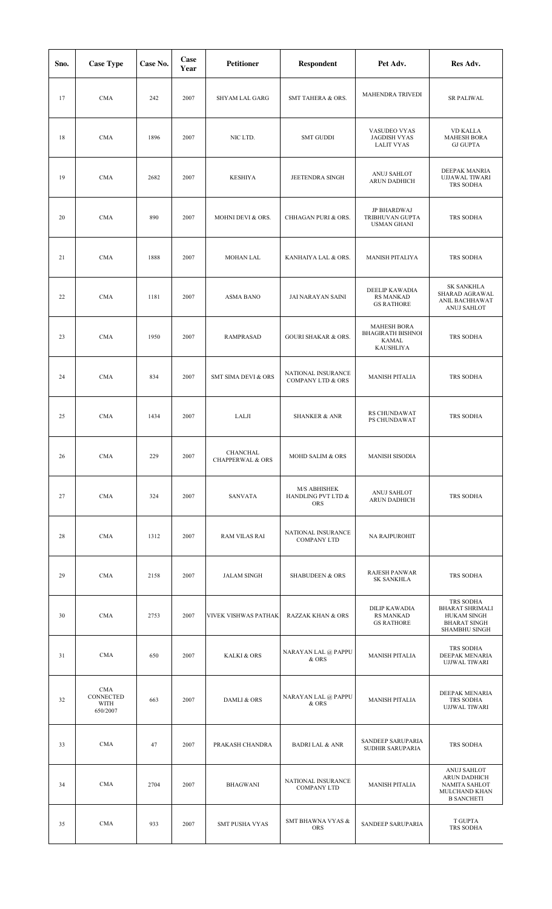| Sno. | Case Type | Case No. | Case Year | Petitioner | Respondent | Pet Adv. | Res Adv. |
|---|---|---|---|---|---|---|---|
| 17 | CMA | 242 | 2007 | SHYAM LAL GARG | SMT TAHERA & ORS. | MAHENDRA TRIVEDI | SR PALIWAL |
| 18 | CMA | 1896 | 2007 | NIC LTD. | SMT GUDDI | VASUDEO VYAS JAGDISH VYAS LALIT VYAS | VD KALLA MAHESH BORA GJ GUPTA |
| 19 | CMA | 2682 | 2007 | KESHIYA | JEETENDRA SINGH | ANUJ SAHLOT ARUN DADHICH | DEEPAK MANRIA UJJAWAL TIWARI TRS SODHA |
| 20 | CMA | 890 | 2007 | MOHNI DEVI & ORS. | CHHAGAN PURI & ORS. | JP BHARDWAJ TRIBHUVAN GUPTA USMAN GHANI | TRS SODHA |
| 21 | CMA | 1888 | 2007 | MOHAN LAL | KANHAIYA LAL & ORS. | MANISH PITALIYA | TRS SODHA |
| 22 | CMA | 1181 | 2007 | ASMA BANO | JAI NARAYAN SAINI | DEELIP KAWADIA RS MANKAD GS RATHORE | SK SANKHLA SHARAD AGRAWAL ANIL BACHHAWAT ANUJ SAHLOT |
| 23 | CMA | 1950 | 2007 | RAMPRASAD | GOURI SHAKAR & ORS. | MAHESH BORA BHAGIRATH BISHNOI KAMAL KAUSHLIYA | TRS SODHA |
| 24 | CMA | 834 | 2007 | SMT SIMA DEVI & ORS | NATIONAL INSURANCE COMPANY LTD & ORS | MANISH PITALIA | TRS SODHA |
| 25 | CMA | 1434 | 2007 | LALJI | SHANKER & ANR | RS CHUNDAWAT PS CHUNDAWAT | TRS SODHA |
| 26 | CMA | 229 | 2007 | CHANCHAL CHAPPERWAL & ORS | MOHD SALIM & ORS | MANISH SISODIA | |
| 27 | CMA | 324 | 2007 | SANVATA | M/S ABHISHEK HANDLING PVT LTD & ORS | ANUJ SAHLOT ARUN DADHICH | TRS SODHA |
| 28 | CMA | 1312 | 2007 | RAM VILAS RAI | NATIONAL INSURANCE COMPANY LTD | NA RAJPUROHIT | |
| 29 | CMA | 2158 | 2007 | JALAM SINGH | SHABUDEEN & ORS | RAJESH PANWAR SK SANKHLA | TRS SODHA |
| 30 | CMA | 2753 | 2007 | VIVEK VISHWAS PATHAK | RAZZAK KHAN & ORS | DILIP KAWADIA RS MANKAD GS RATHORE | TRS SODHA BHARAT SHRIMALI HUKAM SINGH BHARAT SINGH SHAMBHU SINGH |
| 31 | CMA | 650 | 2007 | KALKI & ORS | NARAYAN LAL @ PAPPU & ORS | MANISH PITALIA | TRS SODHA DEEPAK MENARIA UJJWAL TIWARI |
| 32 | CMA CONNECTED WITH 650/2007 | 663 | 2007 | DAMLI & ORS | NARAYAN LAL @ PAPPU & ORS | MANISH PITALIA | DEEPAK MENARIA TRS SODHA UJJWAL TIWARI |
| 33 | CMA | 47 | 2007 | PRAKASH CHANDRA | BADRI LAL & ANR | SANDEEP SARUPARIA SUDHIR SARUPARIA | TRS SODHA |
| 34 | CMA | 2704 | 2007 | BHAGWANI | NATIONAL INSURANCE COMPANY LTD | MANISH PITALIA | ANUJ SAHLOT ARUN DADHICH NAMITA SAHLOT MULCHAND KHAN B SANCHETI |
| 35 | CMA | 933 | 2007 | SMT PUSHA VYAS | SMT BHAWNA VYAS & ORS | SANDEEP SARUPARIA | T GUPTA TRS SODHA |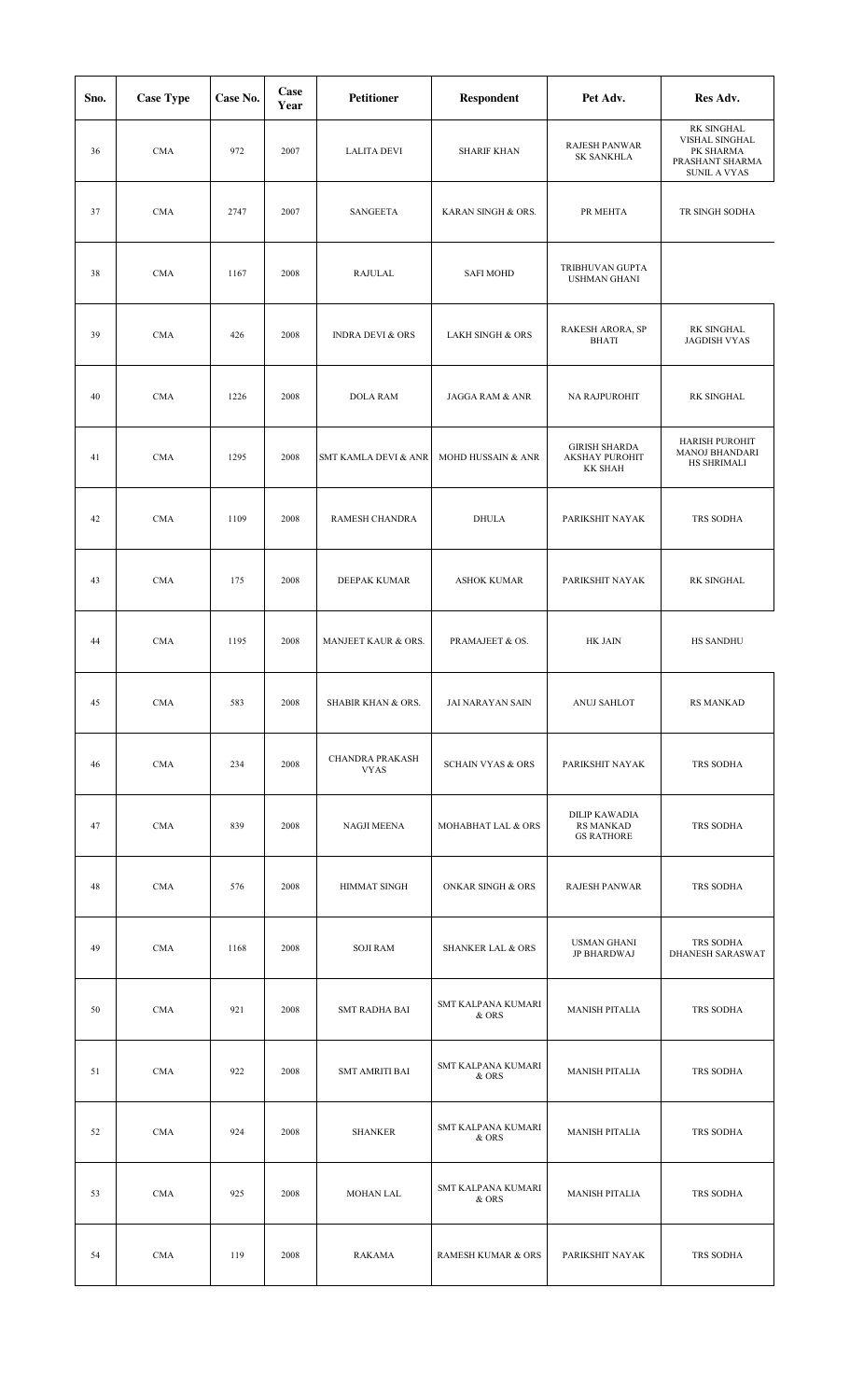| Sno. | Case Type | Case No. | Case Year | Petitioner | Respondent | Pet Adv. | Res Adv. |
|---|---|---|---|---|---|---|---|
| 36 | CMA | 972 | 2007 | LALITA DEVI | SHARIF KHAN | RAJESH PANWAR SK SANKHLA | RK SINGHAL VISHAL SINGHAL PK SHARMA PRASHANT SHARMA SUNIL A VYAS |
| 37 | CMA | 2747 | 2007 | SANGEETA | KARAN SINGH & ORS. | PR MEHTA | TR SINGH SODHA |
| 38 | CMA | 1167 | 2008 | RAJULAL | SAFI MOHD | TRIBHUVAN GUPTA USHMAN GHANI | |
| 39 | CMA | 426 | 2008 | INDRA DEVI & ORS | LAKH SINGH & ORS | RAKESH ARORA, SP BHATI | RK SINGHAL JAGDISH VYAS |
| 40 | CMA | 1226 | 2008 | DOLA RAM | JAGGA RAM & ANR | NA RAJPUROHIT | RK SINGHAL |
| 41 | CMA | 1295 | 2008 | SMT KAMLA DEVI & ANR | MOHD HUSSAIN & ANR | GIRISH SHARDA AKSHAY PUROHIT KK SHAH | HARISH PUROHIT MANOJ BHANDARI HS SHRIMALI |
| 42 | CMA | 1109 | 2008 | RAMESH CHANDRA | DHULA | PARIKSHIT NAYAK | TRS SODHA |
| 43 | CMA | 175 | 2008 | DEEPAK KUMAR | ASHOK KUMAR | PARIKSHIT NAYAK | RK SINGHAL |
| 44 | CMA | 1195 | 2008 | MANJEET KAUR & ORS. | PRAMAJEET & OS. | HK JAIN | HS SANDHU |
| 45 | CMA | 583 | 2008 | SHABIR KHAN & ORS. | JAI NARAYAN SAIN | ANUJ SAHLOT | RS MANKAD |
| 46 | CMA | 234 | 2008 | CHANDRA PRAKASH VYAS | SCHAIN VYAS & ORS | PARIKSHIT NAYAK | TRS SODHA |
| 47 | CMA | 839 | 2008 | NAGJI MEENA | MOHABHAT LAL & ORS | DILIP KAWADIA RS MANKAD GS RATHORE | TRS SODHA |
| 48 | CMA | 576 | 2008 | HIMMAT SINGH | ONKAR SINGH & ORS | RAJESH PANWAR | TRS SODHA |
| 49 | CMA | 1168 | 2008 | SOJI RAM | SHANKER LAL & ORS | USMAN GHANI JP BHARDWAJ | TRS SODHA DHANESH SARASWAT |
| 50 | CMA | 921 | 2008 | SMT RADHA BAI | SMT KALPANA KUMARI & ORS | MANISH PITALIA | TRS SODHA |
| 51 | CMA | 922 | 2008 | SMT AMRITI BAI | SMT KALPANA KUMARI & ORS | MANISH PITALIA | TRS SODHA |
| 52 | CMA | 924 | 2008 | SHANKER | SMT KALPANA KUMARI & ORS | MANISH PITALIA | TRS SODHA |
| 53 | CMA | 925 | 2008 | MOHAN LAL | SMT KALPANA KUMARI & ORS | MANISH PITALIA | TRS SODHA |
| 54 | CMA | 119 | 2008 | RAKAMA | RAMESH KUMAR & ORS | PARIKSHIT NAYAK | TRS SODHA |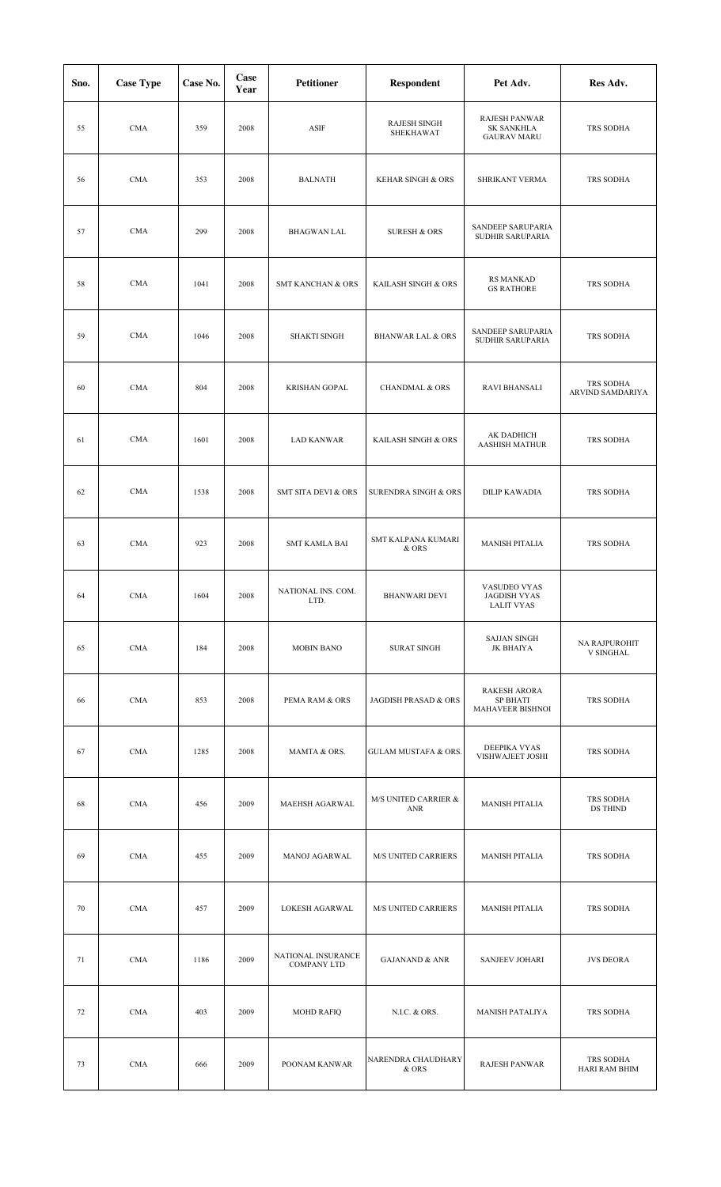| Sno. | Case Type | Case No. | Case Year | Petitioner | Respondent | Pet Adv. | Res Adv. |
|---|---|---|---|---|---|---|---|
| 55 | CMA | 359 | 2008 | ASIF | RAJESH SINGH SHEKHAWAT | RAJESH PANWAR SK SANKHLA GAURAV MARU | TRS SODHA |
| 56 | CMA | 353 | 2008 | BALNATH | KEHAR SINGH & ORS | SHRIKANT VERMA | TRS SODHA |
| 57 | CMA | 299 | 2008 | BHAGWAN LAL | SURESH & ORS | SANDEEP SARUPARIA SUDHIR SARUPARIA | |
| 58 | CMA | 1041 | 2008 | SMT KANCHAN & ORS | KAILASH SINGH & ORS | RS MANKAD GS RATHORE | TRS SODHA |
| 59 | CMA | 1046 | 2008 | SHAKTI SINGH | BHANWAR LAL & ORS | SANDEEP SARUPARIA SUDHIR SARUPARIA | TRS SODHA |
| 60 | CMA | 804 | 2008 | KRISHAN GOPAL | CHANDMAL & ORS | RAVI BHANSALI | TRS SODHA ARVIND SAMDARIYA |
| 61 | CMA | 1601 | 2008 | LAD KANWAR | KAILASH SINGH & ORS | AK DADHICH AASHISH MATHUR | TRS SODHA |
| 62 | CMA | 1538 | 2008 | SMT SITA DEVI & ORS | SURENDRA SINGH & ORS | DILIP KAWADIA | TRS SODHA |
| 63 | CMA | 923 | 2008 | SMT KAMLA BAI | SMT KALPANA KUMARI & ORS | MANISH PITALIA | TRS SODHA |
| 64 | CMA | 1604 | 2008 | NATIONAL INS. COM. LTD. | BHANWARI DEVI | VASUDEO VYAS JAGDISH VYAS LALIT VYAS | |
| 65 | CMA | 184 | 2008 | MOBIN BANO | SURAT SINGH | SAJJAN SINGH JK BHAIYA | NA RAJPUROHIT V SINGHAL |
| 66 | CMA | 853 | 2008 | PEMA RAM & ORS | JAGDISH PRASAD & ORS | RAKESH ARORA SP BHATI MAHAVEER BISHNOI | TRS SODHA |
| 67 | CMA | 1285 | 2008 | MAMTA & ORS. | GULAM MUSTAFA & ORS. | DEEPIKA VYAS VISHWAJEET JOSHI | TRS SODHA |
| 68 | CMA | 456 | 2009 | MAEHSH AGARWAL | M/S UNITED CARRIER & ANR | MANISH PITALIA | TRS SODHA DS THIND |
| 69 | CMA | 455 | 2009 | MANOJ AGARWAL | M/S UNITED CARRIERS | MANISH PITALIA | TRS SODHA |
| 70 | CMA | 457 | 2009 | LOKESH AGARWAL | M/S UNITED CARRIERS | MANISH PITALIA | TRS SODHA |
| 71 | CMA | 1186 | 2009 | NATIONAL INSURANCE COMPANY LTD | GAJANAND & ANR | SANJEEV JOHARI | JVS DEORA |
| 72 | CMA | 403 | 2009 | MOHD RAFIQ | N.I.C. & ORS. | MANISH PATALIYA | TRS SODHA |
| 73 | CMA | 666 | 2009 | POONAM KANWAR | NARENDRA CHAUDHARY & ORS | RAJESH PANWAR | TRS SODHA HARI RAM BHIM |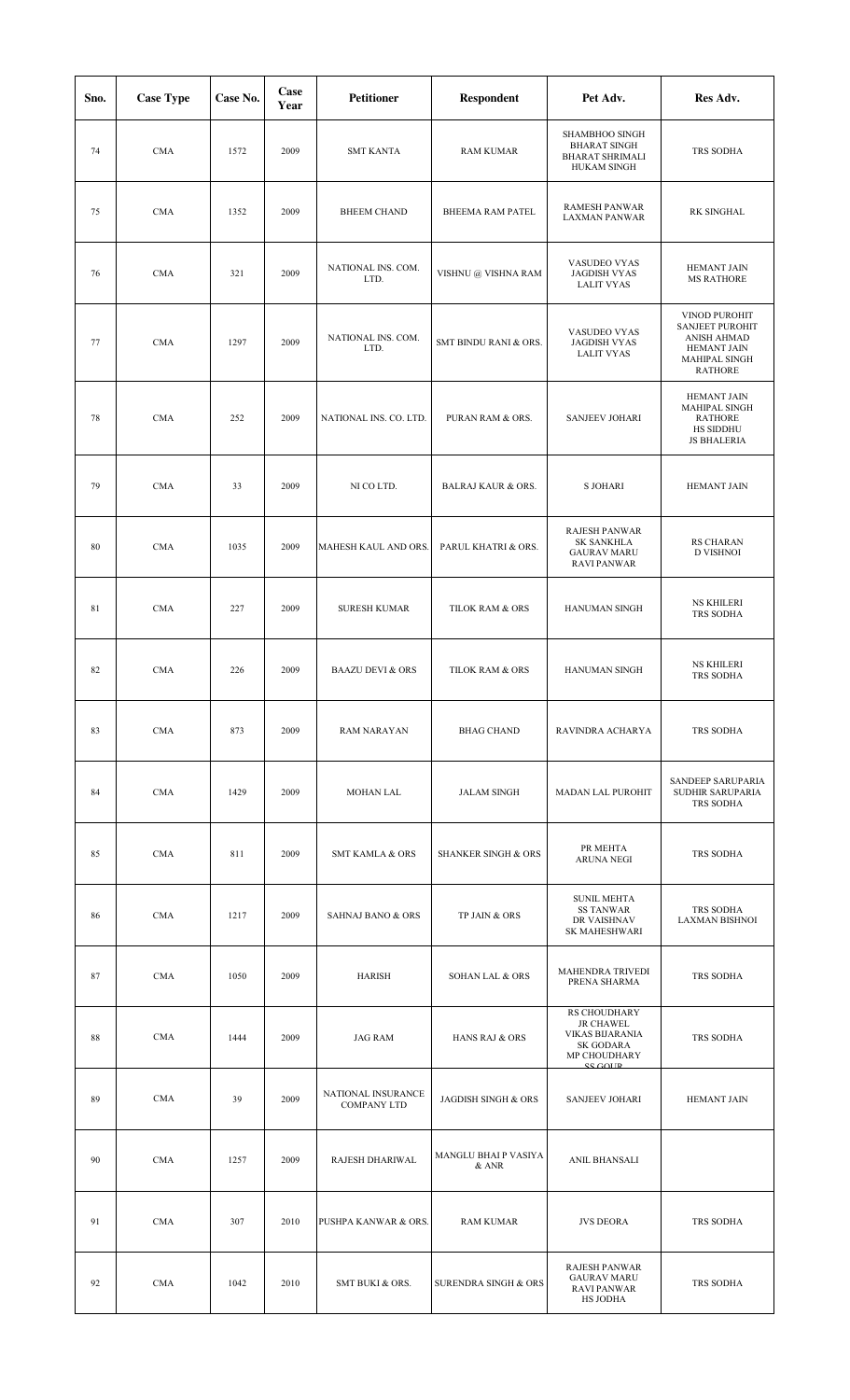| Sno. | Case Type | Case No. | Case Year | Petitioner | Respondent | Pet Adv. | Res Adv. |
|---|---|---|---|---|---|---|---|
| 74 | CMA | 1572 | 2009 | SMT KANTA | RAM KUMAR | SHAMBHOO SINGH BHARAT SINGH BHARAT SHRIMALI HUKAM SINGH | TRS SODHA |
| 75 | CMA | 1352 | 2009 | BHEEM CHAND | BHEEMA RAM PATEL | RAMESH PANWAR LAXMAN PANWAR | RK SINGHAL |
| 76 | CMA | 321 | 2009 | NATIONAL INS. COM. LTD. | VISHNU @ VISHNA RAM | VASUDEO VYAS JAGDISH VYAS LALIT VYAS | HEMANT JAIN MS RATHORE |
| 77 | CMA | 1297 | 2009 | NATIONAL INS. COM. LTD. | SMT BINDU RANI & ORS. | VASUDEO VYAS JAGDISH VYAS LALIT VYAS | VINOD PUROHIT SANJEET PUROHIT ANISH AHMAD HEMANT JAIN MAHIPAL SINGH RATHORE |
| 78 | CMA | 252 | 2009 | NATIONAL INS. CO. LTD. | PURAN RAM & ORS. | SANJEEV JOHARI | HEMANT JAIN MAHIPAL SINGH RATHORE HS SIDDHU JS BHALERIA |
| 79 | CMA | 33 | 2009 | NI CO LTD. | BALRAJ KAUR & ORS. | S JOHARI | HEMANT JAIN |
| 80 | CMA | 1035 | 2009 | MAHESH KAUL AND ORS. | PARUL KHATRI & ORS. | RAJESH PANWAR SK SANKHLA GAURAV MARU RAVI PANWAR | RS CHARAN D VISHNOI |
| 81 | CMA | 227 | 2009 | SURESH KUMAR | TILOK RAM & ORS | HANUMAN SINGH | NS KHILERI TRS SODHA |
| 82 | CMA | 226 | 2009 | BAAZU DEVI & ORS | TILOK RAM & ORS | HANUMAN SINGH | NS KHILERI TRS SODHA |
| 83 | CMA | 873 | 2009 | RAM NARAYAN | BHAG CHAND | RAVINDRA ACHARYA | TRS SODHA |
| 84 | CMA | 1429 | 2009 | MOHAN LAL | JALAM SINGH | MADAN LAL PUROHIT | SANDEEP SARUPARIA SUDHIR SARUPARIA TRS SODHA |
| 85 | CMA | 811 | 2009 | SMT KAMLA & ORS | SHANKER SINGH & ORS | PR MEHTA ARUNA NEGI | TRS SODHA |
| 86 | CMA | 1217 | 2009 | SAHNAJ BANO & ORS | TP JAIN & ORS | SUNIL MEHTA SS TANWAR DR VAISHNAV SK MAHESHWARI | TRS SODHA LAXMAN BISHNOI |
| 87 | CMA | 1050 | 2009 | HARISH | SOHAN LAL & ORS | MAHENDRA TRIVEDI PRENA SHARMA | TRS SODHA |
| 88 | CMA | 1444 | 2009 | JAG RAM | HANS RAJ & ORS | RS CHOUDHARY JR CHAWEL VIKAS BIJARANIA SK GODARA MP CHOUDHARY SS GOUR | TRS SODHA |
| 89 | CMA | 39 | 2009 | NATIONAL INSURANCE COMPANY LTD | JAGDISH SINGH & ORS | SANJEEV JOHARI | HEMANT JAIN |
| 90 | CMA | 1257 | 2009 | RAJESH DHARIWAL | MANGLU BHAI P VASIYA & ANR | ANIL BHANSALI | |
| 91 | CMA | 307 | 2010 | PUSHPA KANWAR & ORS. | RAM KUMAR | JVS DEORA | TRS SODHA |
| 92 | CMA | 1042 | 2010 | SMT BUKI & ORS. | SURENDRA SINGH & ORS | RAJESH PANWAR GAURAV MARU RAVI PANWAR HS JODHA | TRS SODHA |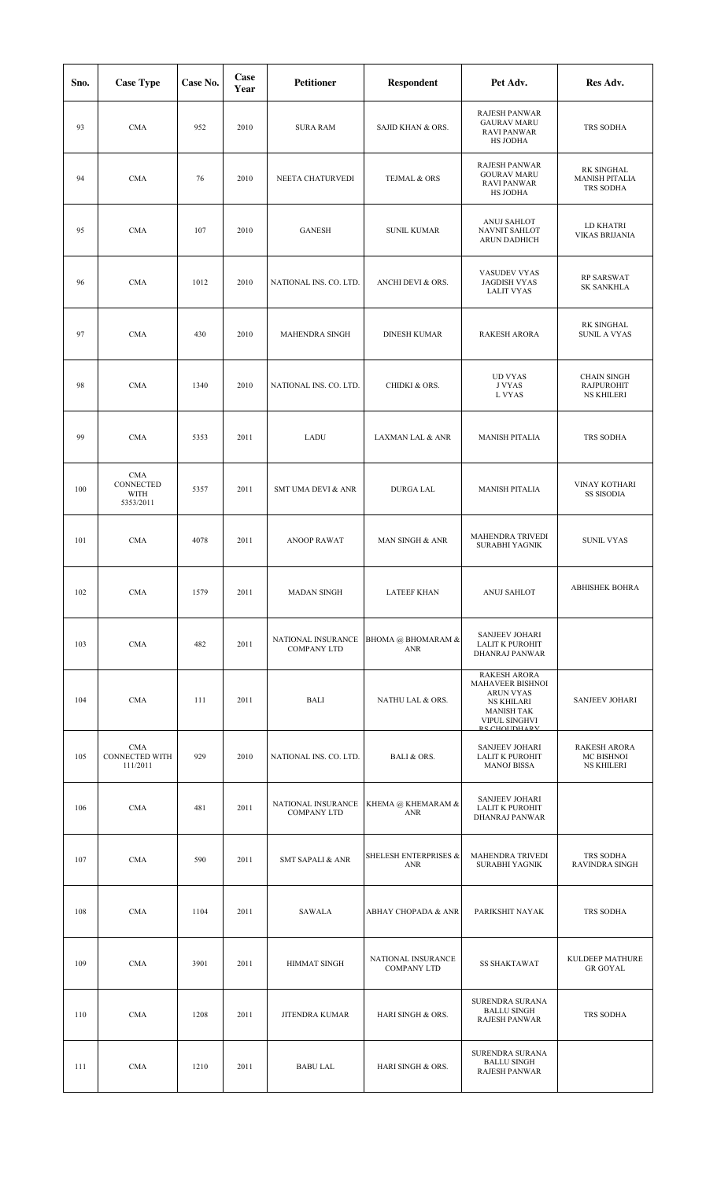| Sno. | Case Type | Case No. | Case Year | Petitioner | Respondent | Pet Adv. | Res Adv. |
|---|---|---|---|---|---|---|---|
| 93 | CMA | 952 | 2010 | SURA RAM | SAJID KHAN & ORS. | RAJESH PANWAR<br>GAURAV MARU<br>RAVI PANWAR<br>HS JODHA | TRS SODHA |
| 94 | CMA | 76 | 2010 | NEETA CHATURVEDI | TEJMAL & ORS | RAJESH PANWAR<br>GOURAV MARU<br>RAVI PANWAR<br>HS JODHA | RK SINGHAL<br>MANISH PITALIA<br>TRS SODHA |
| 95 | CMA | 107 | 2010 | GANESH | SUNIL KUMAR | ANUJ SAHLOT<br>NAVNIT SAHLOT<br>ARUN DADHICH | LD KHATRI<br>VIKAS BRIJANIA |
| 96 | CMA | 1012 | 2010 | NATIONAL INS. CO. LTD. | ANCHI DEVI & ORS. | VASUDEV VYAS<br>JAGDISH VYAS<br>LALIT VYAS | RP SARSWAT<br>SK SANKHLA |
| 97 | CMA | 430 | 2010 | MAHENDRA SINGH | DINESH KUMAR | RAKESH ARORA | RK SINGHAL<br>SUNIL A VYAS |
| 98 | CMA | 1340 | 2010 | NATIONAL INS. CO. LTD. | CHIDKI & ORS. | UD VYAS<br>J VYAS<br>L VYAS | CHAIN SINGH<br>RAJPUROHIT<br>NS KHILERI |
| 99 | CMA | 5353 | 2011 | LADU | LAXMAN LAL & ANR | MANISH PITALIA | TRS SODHA |
| 100 | CMA CONNECTED WITH 5353/2011 | 5357 | 2011 | SMT UMA DEVI & ANR | DURGA LAL | MANISH PITALIA | VINAY KOTHARI<br>SS SISODIA |
| 101 | CMA | 4078 | 2011 | ANOOP RAWAT | MAN SINGH & ANR | MAHENDRA TRIVEDI<br>SURABHI YAGNIK | SUNIL VYAS |
| 102 | CMA | 1579 | 2011 | MADAN SINGH | LATEEF KHAN | ANUJ SAHLOT | ABHISHEK BOHRA |
| 103 | CMA | 482 | 2011 | NATIONAL INSURANCE COMPANY LTD | BHOMA @ BHOMARAM & ANR | SANJEEV JOHARI<br>LALIT K PUROHIT<br>DHANRAJ PANWAR | |
| 104 | CMA | 111 | 2011 | BALI | NATHU LAL & ORS. | RAKESH ARORA<br>MAHAVEER BISHNOI<br>ARUN VYAS<br>NS KHILARI<br>MANISH TAK<br>VIPUL SINGHVI<br>RS CHOUDHARY | SANJEEV JOHARI |
| 105 | CMA CONNECTED WITH 111/2011 | 929 | 2010 | NATIONAL INS. CO. LTD. | BALI & ORS. | SANJEEV JOHARI<br>LALIT K PUROHIT<br>MANOJ BISSA | RAKESH ARORA<br>MC BISHNOI<br>NS KHILERI |
| 106 | CMA | 481 | 2011 | NATIONAL INSURANCE COMPANY LTD | KHEMA @ KHEMARAM & ANR | SANJEEV JOHARI<br>LALIT K PUROHIT<br>DHANRAJ PANWAR | |
| 107 | CMA | 590 | 2011 | SMT SAPALI & ANR | SHELESH ENTERPRISES & ANR | MAHENDRA TRIVEDI<br>SURABHI YAGNIK | TRS SODHA<br>RAVINDRA SINGH |
| 108 | CMA | 1104 | 2011 | SAWALA | ABHAY CHOPADA & ANR | PARIKSHIT NAYAK | TRS SODHA |
| 109 | CMA | 3901 | 2011 | HIMMAT SINGH | NATIONAL INSURANCE COMPANY LTD | SS SHAKTAWAT | KULDEEP MATHURE<br>GR GOYAL |
| 110 | CMA | 1208 | 2011 | JITENDRA KUMAR | HARI SINGH & ORS. | SURENDRA SURANA<br>BALLU SINGH<br>RAJESH PANWAR | TRS SODHA |
| 111 | CMA | 1210 | 2011 | BABU LAL | HARI SINGH & ORS. | SURENDRA SURANA<br>BALLU SINGH<br>RAJESH PANWAR | |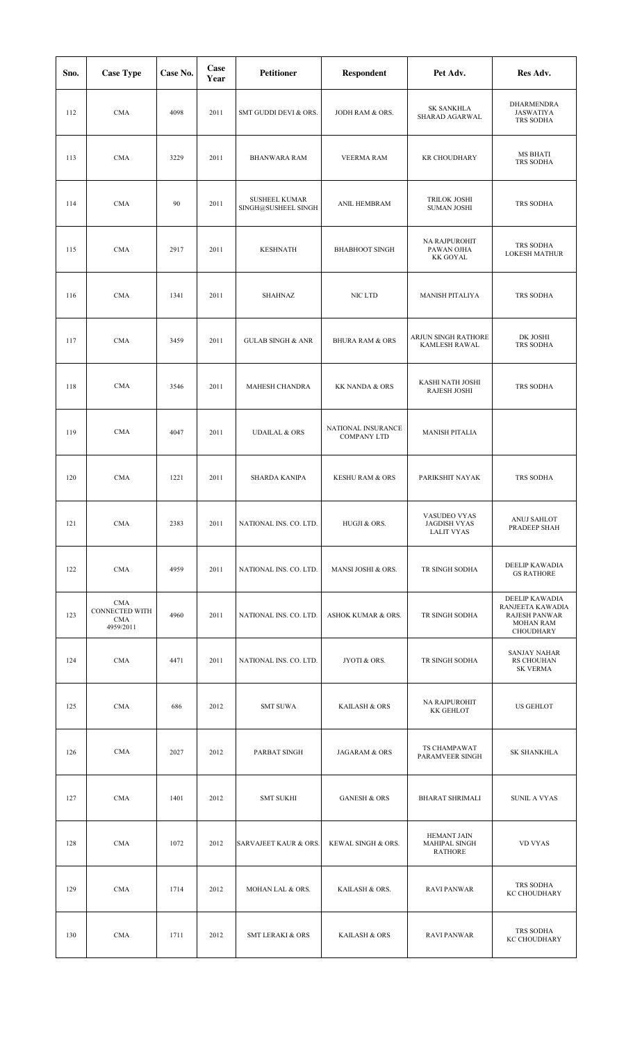| Sno. | Case Type | Case No. | Case Year | Petitioner | Respondent | Pet Adv. | Res Adv. |
|---|---|---|---|---|---|---|---|
| 112 | CMA | 4098 | 2011 | SMT GUDDI DEVI & ORS. | JODH RAM & ORS. | SK SANKHLA<br>SHARAD AGARWAL | DHARMENDRA JASWATIYA<br>TRS SODHA |
| 113 | CMA | 3229 | 2011 | BHANWARA RAM | VEERMA RAM | KR CHOUDHARY | MS BHATI<br>TRS SODHA |
| 114 | CMA | 90 | 2011 | SUSHEEL KUMAR SINGH@SUSHEEL SINGH | ANIL HEMBRAM | TRILOK JOSHI<br>SUMAN JOSHI | TRS SODHA |
| 115 | CMA | 2917 | 2011 | KESHNATH | BHABHOOT SINGH | NA RAJPUROHIT<br>PAWAN OJHA<br>KK GOYAL | TRS SODHA<br>LOKESH MATHUR |
| 116 | CMA | 1341 | 2011 | SHAHNAZ | NIC LTD | MANISH PITALIYA | TRS SODHA |
| 117 | CMA | 3459 | 2011 | GULAB SINGH & ANR | BHURA RAM & ORS | ARJUN SINGH RATHORE<br>KAMLESH RAWAL | DK JOSHI<br>TRS SODHA |
| 118 | CMA | 3546 | 2011 | MAHESH CHANDRA | KK NANDA & ORS | KASHI NATH JOSHI<br>RAJESH JOSHI | TRS SODHA |
| 119 | CMA | 4047 | 2011 | UDAILAL & ORS | NATIONAL INSURANCE COMPANY LTD | MANISH PITALIA | |
| 120 | CMA | 1221 | 2011 | SHARDA KANIPA | KESHU RAM & ORS | PARIKSHIT NAYAK | TRS SODHA |
| 121 | CMA | 2383 | 2011 | NATIONAL INS. CO. LTD. | HUGJI & ORS. | VASUDEO VYAS<br>JAGDISH VYAS<br>LALIT VYAS | ANUJ SAHLOT<br>PRADEEP SHAH |
| 122 | CMA | 4959 | 2011 | NATIONAL INS. CO. LTD. | MANSI JOSHI & ORS. | TR SINGH SODHA | DEELIP KAWADIA<br>GS RATHORE |
| 123 | CMA CONNECTED WITH CMA 4959/2011 | 4960 | 2011 | NATIONAL INS. CO. LTD. | ASHOK KUMAR & ORS. | TR SINGH SODHA | DEELIP KAWADIA<br>RANJEETA KAWADIA<br>RAJESH PANWAR<br>MOHAN RAM CHOUDHARY |
| 124 | CMA | 4471 | 2011 | NATIONAL INS. CO. LTD. | JYOTI & ORS. | TR SINGH SODHA | SANJAY NAHAR<br>RS CHOUHAN<br>SK VERMA |
| 125 | CMA | 686 | 2012 | SMT SUWA | KAILASH & ORS | NA RAJPUROHIT<br>KK GEHLOT | US GEHLOT |
| 126 | CMA | 2027 | 2012 | PARBAT SINGH | JAGARAM & ORS | TS CHAMPAWAT<br>PARAMVEER SINGH | SK SHANKHLA |
| 127 | CMA | 1401 | 2012 | SMT SUKHI | GANESH & ORS | BHARAT SHRIMALI | SUNIL A VYAS |
| 128 | CMA | 1072 | 2012 | SARVAJEET KAUR & ORS. | KEWAL SINGH & ORS. | HEMANT JAIN<br>MAHIPAL SINGH RATHORE | VD VYAS |
| 129 | CMA | 1714 | 2012 | MOHAN LAL & ORS. | KAILASH & ORS. | RAVI PANWAR | TRS SODHA<br>KC CHOUDHARY |
| 130 | CMA | 1711 | 2012 | SMT LERAKI & ORS | KAILASH & ORS | RAVI PANWAR | TRS SODHA<br>KC CHOUDHARY |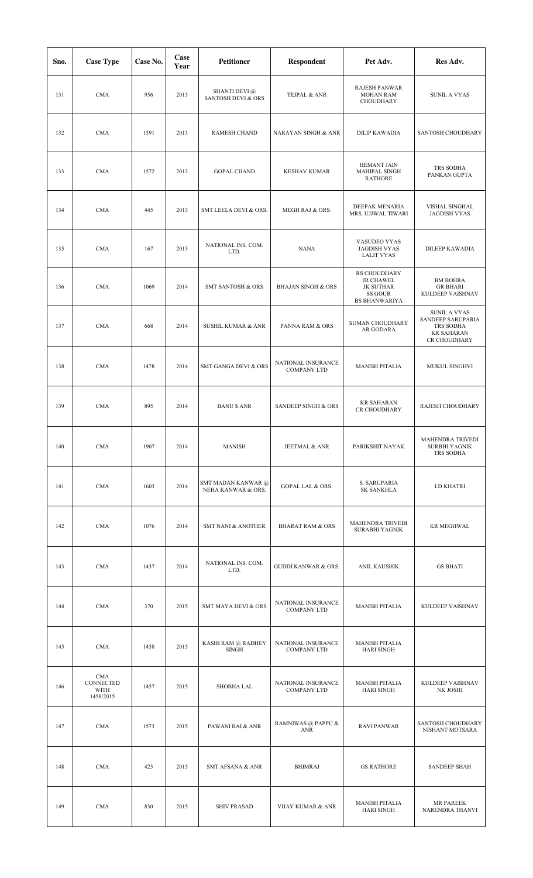| Sno. | Case Type | Case No. | Case Year | Petitioner | Respondent | Pet Adv. | Res Adv. |
|---|---|---|---|---|---|---|---|
| 131 | CMA | 956 | 2013 | SHANTI DEVI @ SANTOSH DEVI & ORS | TEJPAL & ANR | RAJESH PANWAR MOHAN RAM CHOUDHARY | SUNIL A VYAS |
| 132 | CMA | 1591 | 2013 | RAMESH CHAND | NARAYAN SINGH & ANR | DILIP KAWADIA | SANTOSH CHOUDHARY |
| 133 | CMA | 1572 | 2013 | GOPAL CHAND | KESHAV KUMAR | HEMANT JAIN MAHIPAL SINGH RATHORE | TRS SODHA PANKAN GUPTA |
| 134 | CMA | 445 | 2013 | SMT LEELA DEVI & ORS. | MEGH RAJ & ORS. | DEEPAK MENARIA MRS. UJJWAL TIWARI | VISHAL SINGHAL JAGDISH VYAS |
| 135 | CMA | 167 | 2013 | NATIONAL INS. COM. LTD. | NANA | VASUDEO VYAS JAGDISH VYAS LALIT VYAS | DILEEP KAWADIA |
| 136 | CMA | 1069 | 2014 | SMT SANTOSH & ORS | BHAJAN SINGH & ORS | RS CHOUDHARY JR CHAWEL JK SUTHAR SS GOUR BS BHANWARIYA | BM BOHRA GR BHARI KULDEEP VAISHNAV |
| 137 | CMA | 668 | 2014 | SUSHIL KUMAR & ANR | PANNA RAM & ORS | SUMAN CHOUDHARY AR GODARA | SUNIL A VYAS SANDEEP SARUPARIA TRS SODHA KR SAHARAN CR CHOUDHARY |
| 138 | CMA | 1478 | 2014 | SMT GANGA DEVI & ORS | NATIONAL INSURANCE COMPANY LTD | MANISH PITALIA | MUKUL SINGHVI |
| 139 | CMA | 895 | 2014 | BANU $ ANR | SANDEEP SINGH & ORS | KR SAHARAN CR CHOUDHARY | RAJESH CHOUDHARY |
| 140 | CMA | 1907 | 2014 | MANISH | JEETMAL & ANR | PARIKSHIT NAYAK | MAHENDRA TRIVEDI SURBHI YAGNIK TRS SODHA |
| 141 | CMA | 1603 | 2014 | SMT MADAN KANWAR @ NEHA KANWAR & ORS. | GOPAL LAL & ORS. | S. SARUPARIA SK SANKHLA | LD KHATRI |
| 142 | CMA | 1076 | 2014 | SMT NANI & ANOTHER | BHARAT RAM & ORS | MAHENDRA TRIVEDI SURABHI YAGNIK | KR MEGHWAL |
| 143 | CMA | 1437 | 2014 | NATIONAL INS. COM. LTD. | GUDDI KANWAR & ORS. | ANIL KAUSHIK | GS BHATI |
| 144 | CMA | 370 | 2015 | SMT MAYA DEVI & ORS | NATIONAL INSURANCE COMPANY LTD | MANISH PITALIA | KULDEEP VAISHNAV |
| 145 | CMA | 1458 | 2015 | KASHI RAM @ RADHEY SINGH | NATIONAL INSURANCE COMPANY LTD | MANISH PITALIA HARI SINGH | |
| 146 | CMA CONNECTED WITH 1458/2015 | 1457 | 2015 | SHOBHA LAL | NATIONAL INSURANCE COMPANY LTD | MANISH PITALIA HARI SINGH | KULDEEP VAISHNAV NK JOSHI |
| 147 | CMA | 1573 | 2015 | PAWANI BAI & ANR | RAMNIWAS @ PAPPU & ANR | RAVI PANWAR | SANTOSH CHOUDHARY NISHANT MOTSARA |
| 148 | CMA | 423 | 2015 | SMT AFSANA & ANR | BHIMRAJ | GS RATHORE | SANDEEP SHAH |
| 149 | CMA | 830 | 2015 | SHIV PRASAD | VIJAY KUMAR & ANR | MANISH PITALIA HARI SINGH | MR PAREEK NARENDRA THANVI |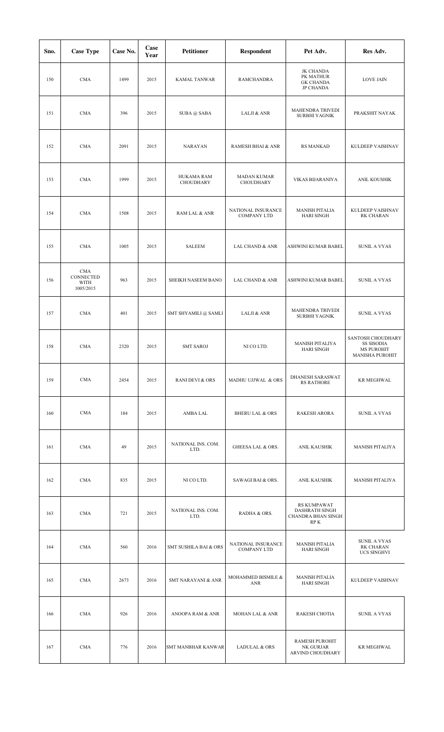| Sno. | Case Type | Case No. | Case Year | Petitioner | Respondent | Pet Adv. | Res Adv. |
|---|---|---|---|---|---|---|---|
| 150 | CMA | 1499 | 2015 | KAMAL TANWAR | RAMCHANDRA | JK CHANDA<br>PK MATHUR<br>GK CHANDA<br>JP CHANDA | LOVE JAIN |
| 151 | CMA | 396 | 2015 | SUBA @ SABA | LALJI & ANR | MAHENDRA TRIVEDI<br>SURBHI YAGNIK | PRAKSHIT NAYAK |
| 152 | CMA | 2091 | 2015 | NARAYAN | RAMESH BHAI & ANR | RS MANKAD | KULDEEP VAISHNAV |
| 153 | CMA | 1999 | 2015 | HUKAMA RAM CHOUDHARY | MADAN KUMAR CHOUDHARY | VIKAS BIJARANIYA | ANIL KOUSHIK |
| 154 | CMA | 1508 | 2015 | RAM LAL & ANR | NATIONAL INSURANCE COMPANY LTD | MANISH PITALIA<br>HARI SINGH | KULDEEP VAISHNAV<br>RK CHARAN |
| 155 | CMA | 1005 | 2015 | SALEEM | LAL CHAND & ANR | ASHWINI KUMAR BABEL | SUNIL A VYAS |
| 156 | CMA CONNECTED WITH 1005/2015 | 963 | 2015 | SHEIKH NASEEM BANO | LAL CHAND & ANR | ASHWINI KUMAR BABEL | SUNIL A VYAS |
| 157 | CMA | 401 | 2015 | SMT SHYAMILI @ SAMLI | LALJI & ANR | MAHENDRA TRIVEDI<br>SURBHI YAGNIK | SUNIL A VYAS |
| 158 | CMA | 2320 | 2015 | SMT SAROJ | NI CO LTD. | MANISH PITALIYA<br>HARI SINGH | SANTOSH CHOUDHARY<br>SS SISODIA<br>MS PUROHIT<br>MANISHA PUROHIT |
| 159 | CMA | 2454 | 2015 | RANI DEVI & ORS | MADHU UJJWAL & ORS | DHANESH SARASWAT<br>RS RATHORE | KR MEGHWAL |
| 160 | CMA | 184 | 2015 | AMBA LAL | BHERU LAL & ORS | RAKESH ARORA | SUNIL A VYAS |
| 161 | CMA | 49 | 2015 | NATIONAL INS. COM. LTD. | GHEESA LAL & ORS. | ANIL KAUSHIK | MANISH PITALIYA |
| 162 | CMA | 835 | 2015 | NI CO LTD. | SAWAGI BAI & ORS. | ANIL KAUSHIK | MANISH PITALIYA |
| 163 | CMA | 721 | 2015 | NATIONAL INS. COM. LTD. | RADHA & ORS. | RS KUMPAWAT<br>DASHRATH SINGH<br>CHANDRA BHAN SINGH<br>RP K | |
| 164 | CMA | 560 | 2016 | SMT SUSHILA BAI & ORS | NATIONAL INSURANCE COMPANY LTD | MANISH PITALIA<br>HARI SINGH | SUNIL A VYAS<br>RK CHARAN<br>UCS SINGHVI |
| 165 | CMA | 2673 | 2016 | SMT NARAYANI & ANR | MOHAMMED BISMILE & ANR | MANISH PITALIA<br>HARI SINGH | KULDEEP VAISHNAV |
| 166 | CMA | 926 | 2016 | ANOOPA RAM & ANR | MOHAN LAL & ANR | RAKESH CHOTIA | SUNIL A VYAS |
| 167 | CMA | 776 | 2016 | SMT MANBHAR KANWAR | LADULAL & ORS | RAMESH PUROHIT<br>NK GURJAR<br>ARVIND CHOUDHARY | KR MEGHWAL |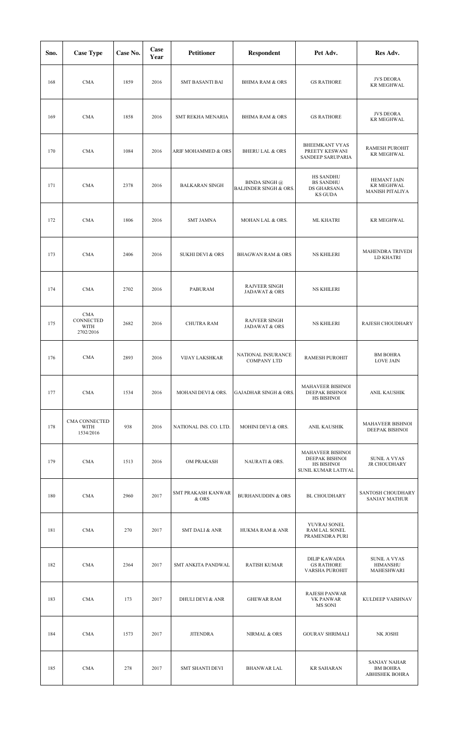| Sno. | Case Type | Case No. | Case Year | Petitioner | Respondent | Pet Adv. | Res Adv. |
|---|---|---|---|---|---|---|---|
| 168 | CMA | 1859 | 2016 | SMT BASANTI BAI | BHIMA RAM & ORS | GS RATHORE | JVS DEORA<br>KR MEGHWAL |
| 169 | CMA | 1858 | 2016 | SMT REKHA MENARIA | BHIMA RAM & ORS | GS RATHORE | JVS DEORA<br>KR MEGHWAL |
| 170 | CMA | 1084 | 2016 | ARIF MOHAMMED & ORS | BHERU LAL & ORS | BHEEMKANT VYAS<br>PREETY KESWANI<br>SANDEEP SARUPARIA | RAMESH PUROHIT<br>KR MEGHWAL |
| 171 | CMA | 2378 | 2016 | BALKARAN SINGH | BINDA SINGH @<br>BALJINDER SINGH & ORS. | HS SANDHU<br>BS SANDHU<br>DS GHARSANA<br>KS GUDA | HEMANT JAIN<br>KR MEGHWAL<br>MANISH PITALIYA |
| 172 | CMA | 1806 | 2016 | SMT JAMNA | MOHAN LAL & ORS. | ML KHATRI | KR MEGHWAL |
| 173 | CMA | 2406 | 2016 | SUKHI DEVI & ORS | BHAGWAN RAM & ORS | NS KHILERI | MAHENDRA TRIVEDI<br>LD KHATRI |
| 174 | CMA | 2702 | 2016 | PABURAM | RAJVEER SINGH<br>JADAWAT & ORS | NS KHILERI | |
| 175 | CMA<br>CONNECTED<br>WITH<br>2702/2016 | 2682 | 2016 | CHUTRA RAM | RAJVEER SINGH<br>JADAWAT & ORS | NS KHILERI | RAJESH CHOUDHARY |
| 176 | CMA | 2893 | 2016 | VIJAY LAKSHKAR | NATIONAL INSURANCE<br>COMPANY LTD | RAMESH PUROHIT | BM BOHRA<br>LOVE JAIN |
| 177 | CMA | 1534 | 2016 | MOHANI DEVI & ORS. | GAJADHAR SINGH & ORS. | MAHAVEER BISHNOI<br>DEEPAK BISHNOI<br>HS BISHNOI | ANIL KAUSHIK |
| 178 | CMA CONNECTED<br>WITH<br>1534/2016 | 938 | 2016 | NATIONAL INS. CO. LTD. | MOHINI DEVI & ORS. | ANIL KAUSHIK | MAHAVEER BISHNOI<br>DEEPAK BISHNOI |
| 179 | CMA | 1513 | 2016 | OM PRAKASH | NAURATI & ORS. | MAHAVEER BISHNOI<br>DEEPAK BISHNOI<br>HS BISHNOI<br>SUNIL KUMAR LATIYAL | SUNIL A VYAS<br>JR CHOUDHARY |
| 180 | CMA | 2960 | 2017 | SMT PRAKASH KANWAR<br>& ORS | BURHANUDDIN & ORS | BL CHOUDHARY | SANTOSH CHOUDHARY<br>SANJAY MATHUR |
| 181 | CMA | 270 | 2017 | SMT DALI & ANR | HUKMA RAM & ANR | YUVRAJ SONEL<br>RAM LAL SONEL<br>PRAMENDRA PURI | |
| 182 | CMA | 2364 | 2017 | SMT ANKITA PANDWAL | RATISH KUMAR | DILIP KAWADIA<br>GS RATHORE<br>VARSHA PUROHIT | SUNIL A VYAS<br>HIMANSHU<br>MAHESHWARI |
| 183 | CMA | 173 | 2017 | DHULI DEVI & ANR | GHEWAR RAM | RAJESH PANWAR<br>VK PANWAR<br>MS SONI | KULDEEP VAISHNAV |
| 184 | CMA | 1573 | 2017 | JITENDRA | NIRMAL & ORS | GOURAV SHRIMALI | NK JOSHI |
| 185 | CMA | 278 | 2017 | SMT SHANTI DEVI | BHANWAR LAL | KR SAHARAN | SANJAY NAHAR<br>BM BOHRA<br>ABHISHEK BOHRA |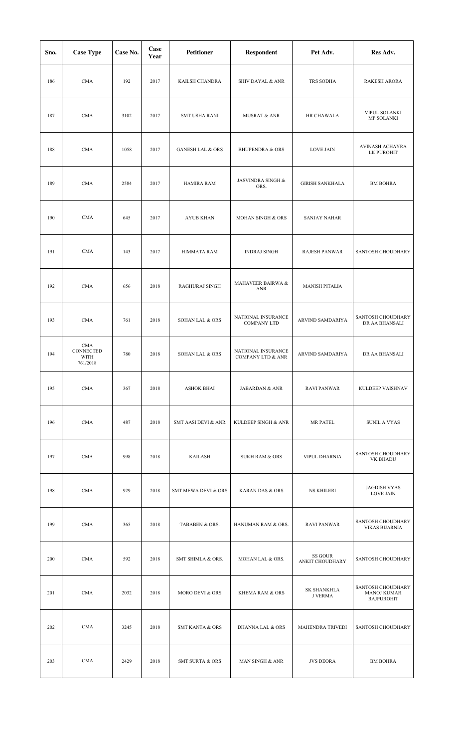| Sno. | Case Type | Case No. | Case Year | Petitioner | Respondent | Pet Adv. | Res Adv. |
|---|---|---|---|---|---|---|---|
| 186 | CMA | 192 | 2017 | KAILSH CHANDRA | SHIV DAYAL & ANR | TRS SODHA | RAKESH ARORA |
| 187 | CMA | 3102 | 2017 | SMT USHA RANI | MUSRAT & ANR | HR CHAWALA | VIPUL SOLANKI MP SOLANKI |
| 188 | CMA | 1058 | 2017 | GANESH LAL & ORS | BHUPENDRA & ORS | LOVE JAIN | AVINASH ACHAYRA LK PUROHIT |
| 189 | CMA | 2584 | 2017 | HAMIRA RAM | JASVINDRA SINGH & ORS. | GIRISH SANKHALA | BM BOHRA |
| 190 | CMA | 645 | 2017 | AYUB KHAN | MOHAN SINGH & ORS | SANJAY NAHAR | |
| 191 | CMA | 143 | 2017 | HIMMATA RAM | INDRAJ SINGH | RAJESH PANWAR | SANTOSH CHOUDHARY |
| 192 | CMA | 656 | 2018 | RAGHURAJ SINGH | MAHAVEER BAIRWA & ANR | MANISH PITALIA | |
| 193 | CMA | 761 | 2018 | SOHAN LAL & ORS | NATIONAL INSURANCE COMPANY LTD | ARVIND SAMDARIYA | SANTOSH CHOUDHARY DR AA BHANSALI |
| 194 | CMA CONNECTED WITH 761/2018 | 780 | 2018 | SOHAN LAL & ORS | NATIONAL INSURANCE COMPANY LTD & ANR | ARVIND SAMDARIYA | DR AA BHANSALI |
| 195 | CMA | 367 | 2018 | ASHOK BHAI | JABARDAN & ANR | RAVI PANWAR | KULDEEP VAISHNAV |
| 196 | CMA | 487 | 2018 | SMT AASI DEVI & ANR | KULDEEP SINGH & ANR | MR PATEL | SUNIL A VYAS |
| 197 | CMA | 998 | 2018 | KAILASH | SUKH RAM & ORS | VIPUL DHARNIA | SANTOSH CHOUDHARY VK BHADU |
| 198 | CMA | 929 | 2018 | SMT MEWA DEVI & ORS | KARAN DAS & ORS | NS KHILERI | JAGDISH VYAS LOVE JAIN |
| 199 | CMA | 365 | 2018 | TABABEN & ORS. | HANUMAN RAM & ORS. | RAVI PANWAR | SANTOSH CHOUDHARY VIKAS BIJARNIA |
| 200 | CMA | 592 | 2018 | SMT SHIMLA & ORS. | MOHAN LAL & ORS. | SS GOUR ANKIT CHOUDHARY | SANTOSH CHOUDHARY |
| 201 | CMA | 2032 | 2018 | MORO DEVI & ORS | KHEMA RAM & ORS | SK SHANKHLA J VERMA | SANTOSH CHOUDHARY MANOJ KUMAR RAJPUROHIT |
| 202 | CMA | 3245 | 2018 | SMT KANTA & ORS | DHANNA LAL & ORS | MAHENDRA TRIVEDI | SANTOSH CHOUDHARY |
| 203 | CMA | 2429 | 2018 | SMT SURTA & ORS | MAN SINGH & ANR | JVS DEORA | BM BOHRA |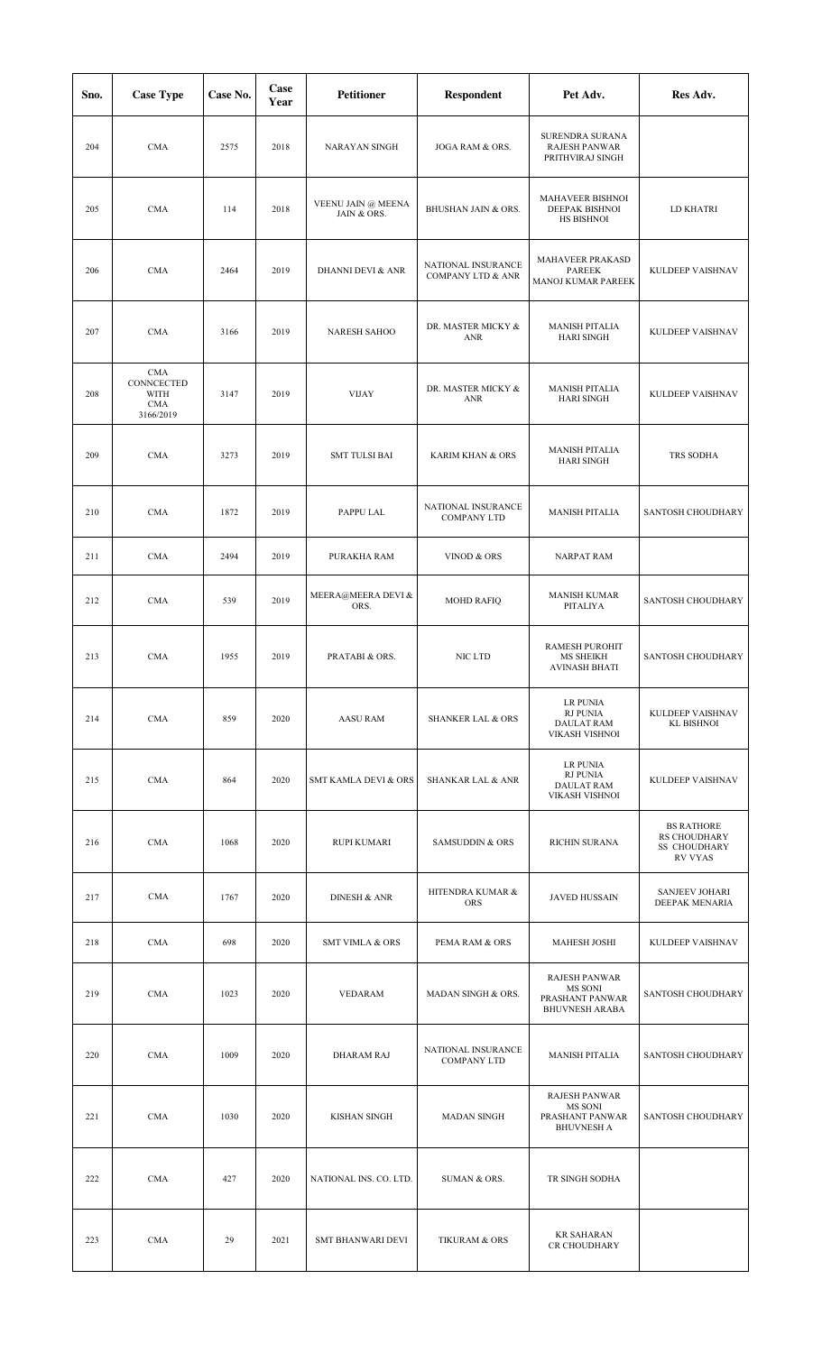| Sno. | Case Type | Case No. | Case Year | Petitioner | Respondent | Pet Adv. | Res Adv. |
|---|---|---|---|---|---|---|---|
| 204 | CMA | 2575 | 2018 | NARAYAN SINGH | JOGA RAM & ORS. | SURENDRA SURANA RAJESH PANWAR PRITHVIRAJ SINGH | |
| 205 | CMA | 114 | 2018 | VEENU JAIN @ MEENA JAIN & ORS. | BHUSHAN JAIN & ORS. | MAHAVEER BISHNOI DEEPAK BISHNOI HS BISHNOI | LD KHATRI |
| 206 | CMA | 2464 | 2019 | DHANNI DEVI & ANR | NATIONAL INSURANCE COMPANY LTD & ANR | MAHAVEER PRAKASD PAREEK MANOJ KUMAR PAREEK | KULDEEP VAISHNAV |
| 207 | CMA | 3166 | 2019 | NARESH SAHOO | DR. MASTER MICKY & ANR | MANISH PITALIA HARI SINGH | KULDEEP VAISHNAV |
| 208 | CMA CONNCECTED WITH CMA 3166/2019 | 3147 | 2019 | VIJAY | DR. MASTER MICKY & ANR | MANISH PITALIA HARI SINGH | KULDEEP VAISHNAV |
| 209 | CMA | 3273 | 2019 | SMT TULSI BAI | KARIM KHAN & ORS | MANISH PITALIA HARI SINGH | TRS SODHA |
| 210 | CMA | 1872 | 2019 | PAPPU LAL | NATIONAL INSURANCE COMPANY LTD | MANISH PITALIA | SANTOSH CHOUDHARY |
| 211 | CMA | 2494 | 2019 | PURAKHA RAM | VINOD & ORS | NARPAT RAM | |
| 212 | CMA | 539 | 2019 | MEERA@MEERA DEVI & ORS. | MOHD RAFIQ | MANISH KUMAR PITALIYA | SANTOSH CHOUDHARY |
| 213 | CMA | 1955 | 2019 | PRATABI & ORS. | NIC LTD | RAMESH PUROHIT MS SHEIKH AVINASH BHATI | SANTOSH CHOUDHARY |
| 214 | CMA | 859 | 2020 | AASU RAM | SHANKER LAL & ORS | LR PUNIA RJ PUNIA DAULAT RAM VIKASH VISHNOI | KULDEEP VAISHNAV KL BISHNOI |
| 215 | CMA | 864 | 2020 | SMT KAMLA DEVI & ORS | SHANKAR LAL & ANR | LR PUNIA RJ PUNIA DAULAT RAM VIKASH VISHNOI | KULDEEP VAISHNAV |
| 216 | CMA | 1068 | 2020 | RUPI KUMARI | SAMSUDDIN & ORS | RICHIN SURANA | BS RATHORE RS CHOUDHARY SS CHOUDHARY RV VYAS |
| 217 | CMA | 1767 | 2020 | DINESH & ANR | HITENDRA KUMAR & ORS | JAVED HUSSAIN | SANJEEV JOHARI DEEPAK MENARIA |
| 218 | CMA | 698 | 2020 | SMT VIMLA & ORS | PEMA RAM & ORS | MAHESH JOSHI | KULDEEP VAISHNAV |
| 219 | CMA | 1023 | 2020 | VEDARAM | MADAN SINGH & ORS. | RAJESH PANWAR MS SONI PRASHANT PANWAR BHUVNESH ARABA | SANTOSH CHOUDHARY |
| 220 | CMA | 1009 | 2020 | DHARAM RAJ | NATIONAL INSURANCE COMPANY LTD | MANISH PITALIA | SANTOSH CHOUDHARY |
| 221 | CMA | 1030 | 2020 | KISHAN SINGH | MADAN SINGH | RAJESH PANWAR MS SONI PRASHANT PANWAR BHUVNESH A | SANTOSH CHOUDHARY |
| 222 | CMA | 427 | 2020 | NATIONAL INS. CO. LTD. | SUMAN & ORS. | TR SINGH SODHA | |
| 223 | CMA | 29 | 2021 | SMT BHANWARI DEVI | TIKURAM & ORS | KR SAHARAN CR CHOUDHARY | |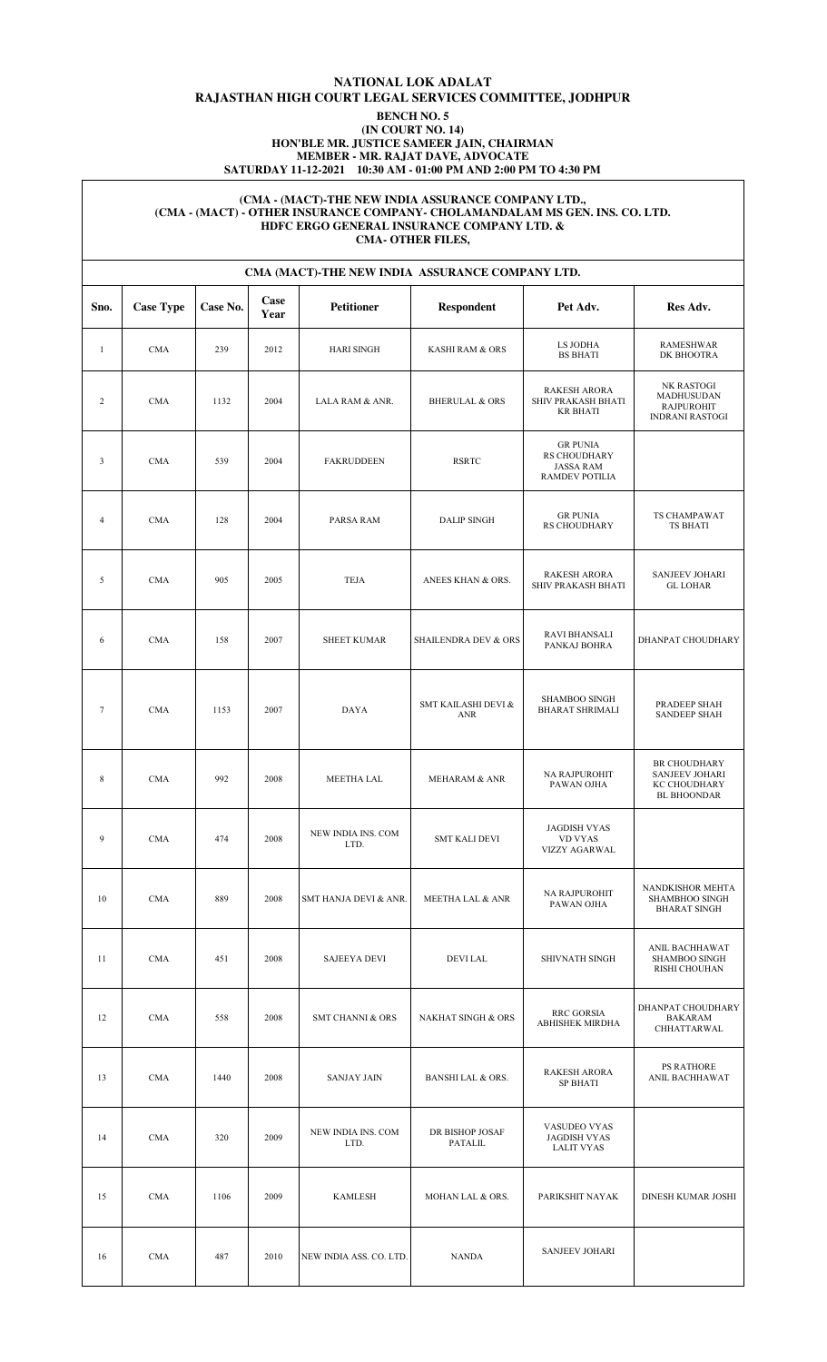# NATIONAL LOK ADALAT

## RAJASTHAN HIGH COURT LEGAL SERVICES COMMITTEE, JODHPUR

**BENCH NO. 5**
**(IN COURT NO. 14)**
**HON'BLE MR. JUSTICE SAMEER JAIN, CHAIRMAN**
**MEMBER - MR. RAJAT DAVE, ADVOCATE**
**SATURDAY 11-12-2021 10:30 AM - 01:00 PM AND 2:00 PM TO 4:30 PM**

**(CMA - (MACT)-THE NEW INDIA ASSURANCE COMPANY LTD.,**
**(CMA - (MACT) - OTHER INSURANCE COMPANY- CHOLAMANDALAM MS GEN. INS. CO. LTD.**
**HDFC ERGO GENERAL INSURANCE COMPANY LTD. &**
**CMA- OTHER FILES,**

### CMA (MACT)-THE NEW INDIA ASSURANCE COMPANY LTD.

| Sno. | Case Type | Case No. | Case Year | Petitioner | Respondent | Pet Adv. | Res Adv. |
|---|---|---|---|---|---|---|---|
| 1 | CMA | 239 | 2012 | HARI SINGH | KASHI RAM & ORS | LS JODHA<br>BS BHATI | RAMESHWAR<br>DK BHOOTRA |
| 2 | CMA | 1132 | 2004 | LALA RAM & ANR. | BHERULAL & ORS | RAKESH ARORA<br>SHIV PRAKASH BHATI<br>KR BHATI | NK RASTOGI<br>MADHUSUDAN<br>RAJPUROHIT<br>INDRANI RASTOGI |
| 3 | CMA | 539 | 2004 | FAKRUDDEEN | RSRTC | GR PUNIA<br>RS CHOUDHARY<br>JASSA RAM<br>RAMDEV POTILIA | |
| 4 | CMA | 128 | 2004 | PARSA RAM | DALIP SINGH | GR PUNIA<br>RS CHOUDHARY | TS CHAMPAWAT<br>TS BHATI |
| 5 | CMA | 905 | 2005 | TEJA | ANEES KHAN & ORS. | RAKESH ARORA<br>SHIV PRAKASH BHATI | SANJEEV JOHARI<br>GL LOHAR |
| 6 | CMA | 158 | 2007 | SHEET KUMAR | SHAILENDRA DEV & ORS | RAVI BHANSALI<br>PANKAJ BOHRA | DHANPAT CHOUDHARY |
| 7 | CMA | 1153 | 2007 | DAYA | SMT KAILASHI DEVI & ANR | SHAMBOO SINGH<br>BHARAT SHRIMALI | PRADEEP SHAH<br>SANDEEP SHAH |
| 8 | CMA | 992 | 2008 | MEETHA LAL | MEHARAM & ANR | NA RAJPUROHIT<br>PAWAN OJHA | BR CHOUDHARY<br>SANJEEV JOHARI<br>KC CHOUDHARY<br>BL BHOONDAR |
| 9 | CMA | 474 | 2008 | NEW INDIA INS. COM LTD. | SMT KALI DEVI | JAGDISH VYAS<br>VD VYAS<br>VIZZY AGARWAL | |
| 10 | CMA | 889 | 2008 | SMT HANJA DEVI & ANR. | MEETHA LAL & ANR | NA RAJPUROHIT<br>PAWAN OJHA | NANDKISHOR MEHTA<br>SHAMBHOO SINGH<br>BHARAT SINGH |
| 11 | CMA | 451 | 2008 | SAJEEYA DEVI | DEVI LAL | SHIVNATH SINGH | ANIL BACHHAWAT<br>SHAMBOO SINGH<br>RISHI CHOUHAN |
| 12 | CMA | 558 | 2008 | SMT CHANNI & ORS | NAKHAT SINGH & ORS | RRC GORSIA<br>ABHISHEK MIRDHA | DHANPAT CHOUDHARY<br>BAKARAM<br>CHHATTARWAL |
| 13 | CMA | 1440 | 2008 | SANJAY JAIN | BANSHI LAL & ORS. | RAKESH ARORA<br>SP BHATI | PS RATHORE<br>ANIL BACHHAWAT |
| 14 | CMA | 320 | 2009 | NEW INDIA INS. COM LTD. | DR BISHOP JOSAF PATALIL | VASUDEO VYAS<br>JAGDISH VYAS<br>LALIT VYAS | |
| 15 | CMA | 1106 | 2009 | KAMLESH | MOHAN LAL & ORS. | PARIKSHIT NAYAK | DINESH KUMAR JOSHI |
| 16 | CMA | 487 | 2010 | NEW INDIA ASS. CO. LTD. | NANDA | SANJEEV JOHARI | |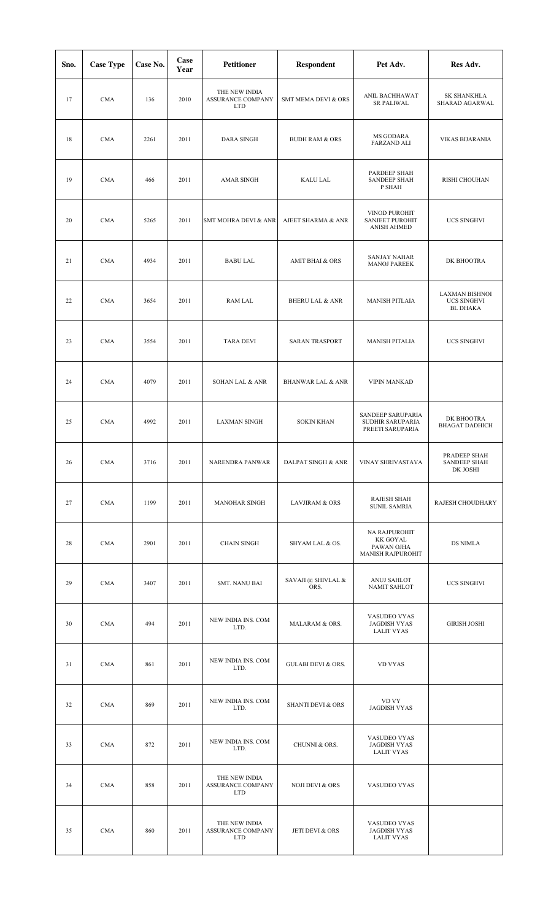| Sno. | Case Type | Case No. | Case Year | Petitioner | Respondent | Pet Adv. | Res Adv. |
|---|---|---|---|---|---|---|---|
| 17 | CMA | 136 | 2010 | THE NEW INDIA ASSURANCE COMPANY LTD | SMT MEMA DEVI & ORS | ANIL BACHHAWAT SR PALIWAL | SK SHANKHLA SHARAD AGARWAL |
| 18 | CMA | 2261 | 2011 | DARA SINGH | BUDH RAM & ORS | MS GODARA FARZAND ALI | VIKAS BIJARANIA |
| 19 | CMA | 466 | 2011 | AMAR SINGH | KALU LAL | PARDEEP SHAH SANDEEP SHAH P SHAH | RISHI CHOUHAN |
| 20 | CMA | 5265 | 2011 | SMT MOHRA DEVI & ANR | AJEET SHARMA & ANR | VINOD PUROHIT SANJEET PUROHIT ANISH AHMED | UCS SINGHVI |
| 21 | CMA | 4934 | 2011 | BABU LAL | AMIT BHAI & ORS | SANJAY NAHAR MANOJ PAREEK | DK BHOOTRA |
| 22 | CMA | 3654 | 2011 | RAM LAL | BHERU LAL & ANR | MANISH PITLAIA | LAXMAN BISHNOI UCS SINGHVI BL DHAKA |
| 23 | CMA | 3554 | 2011 | TARA DEVI | SARAN TRASPORT | MANISH PITALIA | UCS SINGHVI |
| 24 | CMA | 4079 | 2011 | SOHAN LAL & ANR | BHANWAR LAL & ANR | VIPIN MANKAD | |
| 25 | CMA | 4992 | 2011 | LAXMAN SINGH | SOKIN KHAN | SANDEEP SARUPARIA SUDHIR SARUPARIA PREETI SARUPARIA | DK BHOOTRA BHAGAT DADHICH |
| 26 | CMA | 3716 | 2011 | NARENDRA PANWAR | DALPAT SINGH & ANR | VINAY SHRIVASTAVA | PRADEEP SHAH SANDEEP SHAH DK JOSHI |
| 27 | CMA | 1199 | 2011 | MANOHAR SINGH | LAVJIRAM & ORS | RAJESH SHAH SUNIL SAMRIA | RAJESH CHOUDHARY |
| 28 | CMA | 2901 | 2011 | CHAIN SINGH | SHYAM LAL & OS. | NA RAJPUROHIT KK GOYAL PAWAN OJHA MANISH RAJPUROHIT | DS NIMLA |
| 29 | CMA | 3407 | 2011 | SMT. NANU BAI | SAVAJI @ SHIVLAL & ORS. | ANUJ SAHLOT NAMIT SAHLOT | UCS SINGHVI |
| 30 | CMA | 494 | 2011 | NEW INDIA INS. COM LTD. | MALARAM & ORS. | VASUDEO VYAS JAGDISH VYAS LALIT VYAS | GIRISH JOSHI |
| 31 | CMA | 861 | 2011 | NEW INDIA INS. COM LTD. | GULABI DEVI & ORS. | VD VYAS | |
| 32 | CMA | 869 | 2011 | NEW INDIA INS. COM LTD. | SHANTI DEVI & ORS | VD VY JAGDISH VYAS | |
| 33 | CMA | 872 | 2011 | NEW INDIA INS. COM LTD. | CHUNNI & ORS. | VASUDEO VYAS JAGDISH VYAS LALIT VYAS | |
| 34 | CMA | 858 | 2011 | THE NEW INDIA ASSURANCE COMPANY LTD | NOJI DEVI & ORS | VASUDEO VYAS | |
| 35 | CMA | 860 | 2011 | THE NEW INDIA ASSURANCE COMPANY LTD | JETI DEVI & ORS | VASUDEO VYAS JAGDISH VYAS LALIT VYAS | |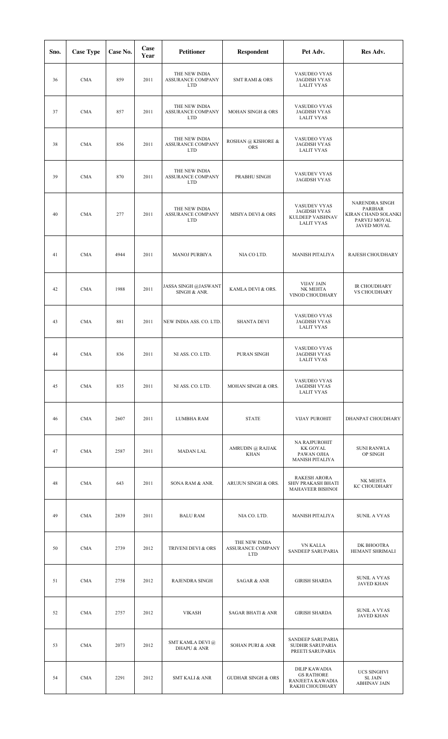| Sno. | Case Type | Case No. | Case Year | Petitioner | Respondent | Pet Adv. | Res Adv. |
|---|---|---|---|---|---|---|---|
| 36 | CMA | 859 | 2011 | THE NEW INDIA ASSURANCE COMPANY LTD | SMT RAMI & ORS | VASUDEO VYAS JAGDISH VYAS LALIT VYAS | |
| 37 | CMA | 857 | 2011 | THE NEW INDIA ASSURANCE COMPANY LTD | MOHAN SINGH & ORS | VASUDEO VYAS JAGDISH VYAS LALIT VYAS | |
| 38 | CMA | 856 | 2011 | THE NEW INDIA ASSURANCE COMPANY LTD | ROSHAN @ KISHORE & ORS | VASUDEO VYAS JAGDISH VYAS LALIT VYAS | |
| 39 | CMA | 870 | 2011 | THE NEW INDIA ASSURANCE COMPANY LTD | PRABHU SINGH | VASUDEV VYAS JAGIDSH VYAS | |
| 40 | CMA | 277 | 2011 | THE NEW INDIA ASSURANCE COMPANY LTD | MISIYA DEVI & ORS | VASUDEV VYAS JAGIDSH VYAS KULDEEP VAISHNAV LALIT VYAS | NARENDRA SINGH PARIHAR KIRAN CHAND SOLANKI PARVEJ MOYAL JAVED MOYAL |
| 41 | CMA | 4944 | 2011 | MANOJ PURBIYA | NIA CO LTD. | MANISH PITALIYA | RAJESH CHOUDHARY |
| 42 | CMA | 1988 | 2011 | JASSA SINGH @JASWANT SINGH & ANR. | KAMLA DEVI & ORS. | VIJAY JAIN NK MEHTA VINOD CHOUDHARY | IR CHOUDHARY VS CHOUDHARY |
| 43 | CMA | 881 | 2011 | NEW INDIA ASS. CO. LTD. | SHANTA DEVI | VASUDEO VYAS JAGDISH VYAS LALIT VYAS | |
| 44 | CMA | 836 | 2011 | NI ASS. CO. LTD. | PURAN SINGH | VASUDEO VYAS JAGDISH VYAS LALIT VYAS | |
| 45 | CMA | 835 | 2011 | NI ASS. CO. LTD. | MOHAN SINGH & ORS. | VASUDEO VYAS JAGDISH VYAS LALIT VYAS | |
| 46 | CMA | 2607 | 2011 | LUMBHA RAM | STATE | VIJAY PUROHIT | DHANPAT CHOUDHARY |
| 47 | CMA | 2587 | 2011 | MADAN LAL | AMRUDIN @ RAJJAK KHAN | NA RAJPUROHIT KK GOYAL PAWAN OJHA MANISH PITALIYA | SUNI RANWLA OP SINGH |
| 48 | CMA | 643 | 2011 | SONA RAM & ANR. | ARUJUN SINGH & ORS. | RAKESH ARORA SHIV PRAKASH BHATI MAHAVEER BISHNOI | NK MEHTA KC CHOUDHARY |
| 49 | CMA | 2839 | 2011 | BALU RAM | NIA CO. LTD. | MANISH PITALIYA | SUNIL A VYAS |
| 50 | CMA | 2739 | 2012 | TRIVENI DEVI & ORS | THE NEW INDIA ASSURANCE COMPANY LTD | VN KALLA SANDEEP SARUPARIA | DK BHOOTRA HEMANT SHRIMALI |
| 51 | CMA | 2758 | 2012 | RAJENDRA SINGH | SAGAR & ANR | GIRISH SHARDA | SUNIL A VYAS JAVED KHAN |
| 52 | CMA | 2757 | 2012 | VIKASH | SAGAR BHATI & ANR | GIRISH SHARDA | SUNIL A VYAS JAVED KHAN |
| 53 | CMA | 2073 | 2012 | SMT KAMLA DEVI @ DHAPU & ANR | SOHAN PURI & ANR | SANDEEP SARUPARIA SUDHIR SARUPARIA PREETI SARUPARIA | |
| 54 | CMA | 2291 | 2012 | SMT KALI & ANR | GUDHAR SINGH & ORS | DILIP KAWADIA GS RATHORE RANJEETA KAWADIA RAKHI CHOUDHARY | UCS SINGHVI SL JAIN ABHINAV JAIN |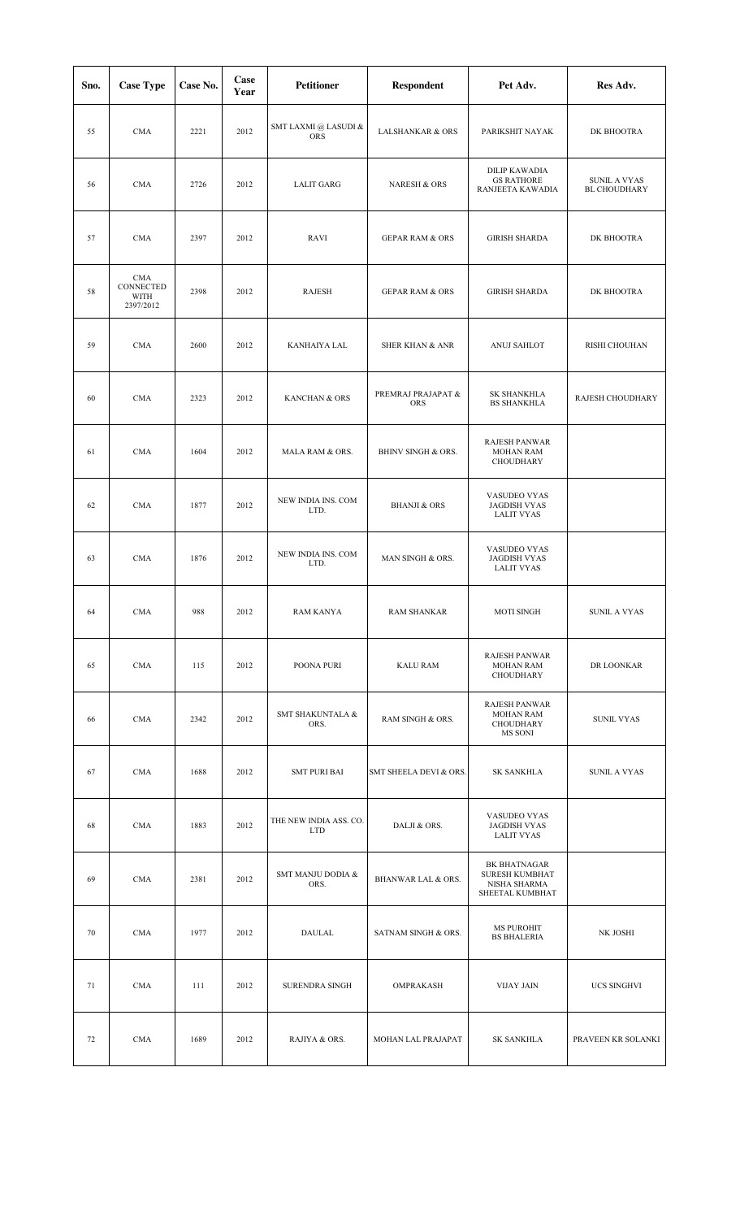| Sno. | Case Type | Case No. | Case Year | Petitioner | Respondent | Pet Adv. | Res Adv. |
| --- | --- | --- | --- | --- | --- | --- | --- |
| 55 | CMA | 2221 | 2012 | SMT LAXMI @ LASUDI & ORS | LALSHANKAR & ORS | PARIKSHIT NAYAK | DK BHOOTRA |
| 56 | CMA | 2726 | 2012 | LALIT GARG | NARESH & ORS | DILIP KAWADIA<br>GS RATHORE<br>RANJEETA KAWADIA | SUNIL A VYAS<br>BL CHOUDHARY |
| 57 | CMA | 2397 | 2012 | RAVI | GEPAR RAM & ORS | GIRISH SHARDA | DK BHOOTRA |
| 58 | CMA CONNECTED WITH 2397/2012 | 2398 | 2012 | RAJESH | GEPAR RAM & ORS | GIRISH SHARDA | DK BHOOTRA |
| 59 | CMA | 2600 | 2012 | KANHAIYA LAL | SHER KHAN & ANR | ANUJ SAHLOT | RISHI CHOUHAN |
| 60 | CMA | 2323 | 2012 | KANCHAN & ORS | PREMRAJ PRAJAPAT & ORS | SK SHANKHLA<br>BS SHANKHLA | RAJESH CHOUDHARY |
| 61 | CMA | 1604 | 2012 | MALA RAM & ORS. | BHINV SINGH & ORS. | RAJESH PANWAR<br>MOHAN RAM CHOUDHARY | |
| 62 | CMA | 1877 | 2012 | NEW INDIA INS. COM LTD. | BHANJI & ORS | VASUDEO VYAS<br>JAGDISH VYAS<br>LALIT VYAS | |
| 63 | CMA | 1876 | 2012 | NEW INDIA INS. COM LTD. | MAN SINGH & ORS. | VASUDEO VYAS<br>JAGDISH VYAS<br>LALIT VYAS | |
| 64 | CMA | 988 | 2012 | RAM KANYA | RAM SHANKAR | MOTI SINGH | SUNIL A VYAS |
| 65 | CMA | 115 | 2012 | POONA PURI | KALU RAM | RAJESH PANWAR<br>MOHAN RAM CHOUDHARY | DR LOONKAR |
| 66 | CMA | 2342 | 2012 | SMT SHAKUNTALA & ORS. | RAM SINGH & ORS. | RAJESH PANWAR<br>MOHAN RAM CHOUDHARY<br>MS SONI | SUNIL VYAS |
| 67 | CMA | 1688 | 2012 | SMT PURI BAI | SMT SHEELA DEVI & ORS. | SK SANKHLA | SUNIL A VYAS |
| 68 | CMA | 1883 | 2012 | THE NEW INDIA ASS. CO. LTD | DALJI & ORS. | VASUDEO VYAS<br>JAGDISH VYAS<br>LALIT VYAS | |
| 69 | CMA | 2381 | 2012 | SMT MANJU DODIA & ORS. | BHANWAR LAL & ORS. | BK BHATNAGAR<br>SURESH KUMBHAT<br>NISHA SHARMA<br>SHEETAL KUMBHAT | |
| 70 | CMA | 1977 | 2012 | DAULAL | SATNAM SINGH & ORS. | MS PUROHIT<br>BS BHALERIA | NK JOSHI |
| 71 | CMA | 111 | 2012 | SURENDRA SINGH | OMPRAKASH | VIJAY JAIN | UCS SINGHVI |
| 72 | CMA | 1689 | 2012 | RAJIYA & ORS. | MOHAN LAL PRAJAPAT | SK SANKHLA | PRAVEEN KR SOLANKI |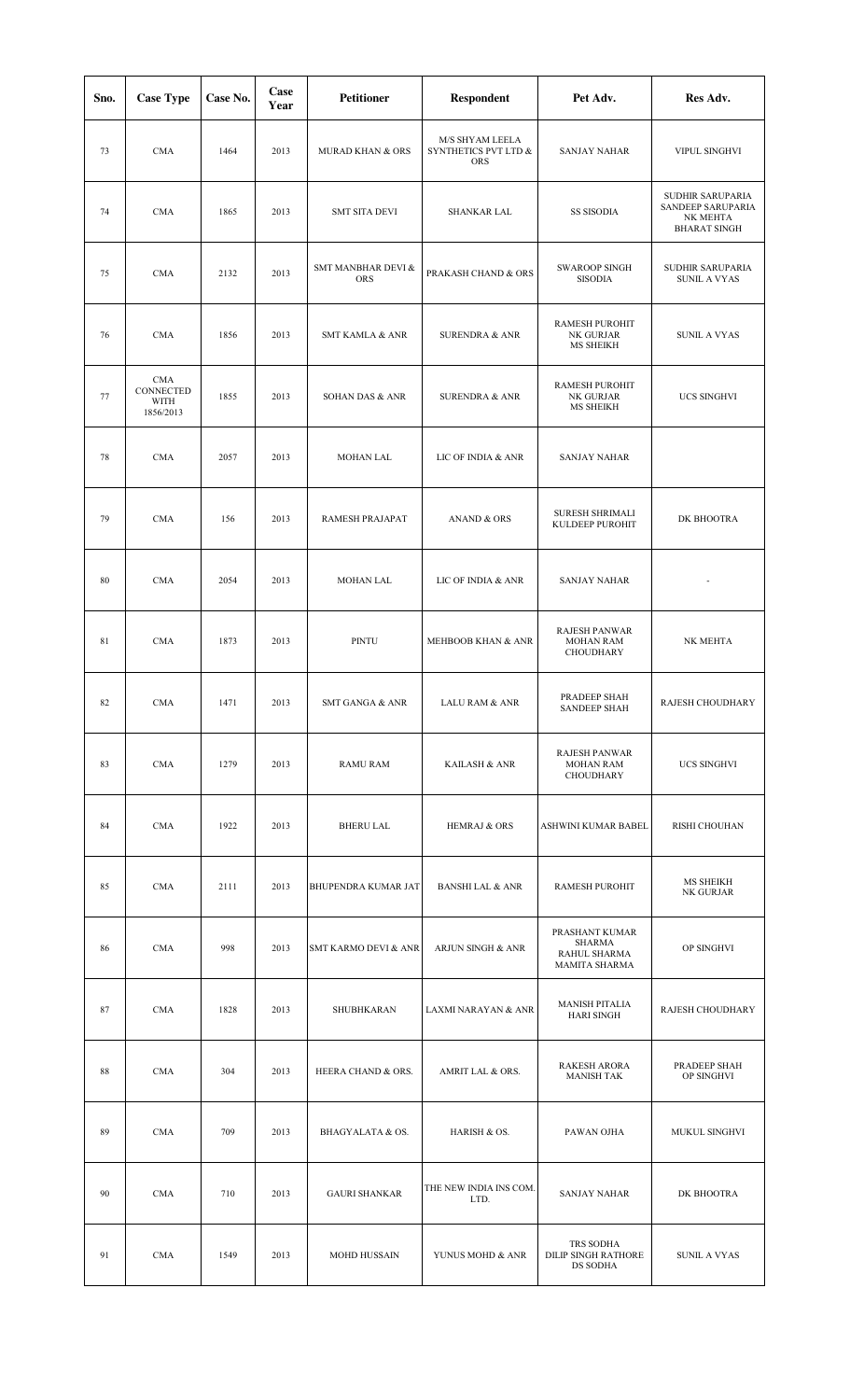| Sno. | Case Type | Case No. | Case Year | Petitioner | Respondent | Pet Adv. | Res Adv. |
|---|---|---|---|---|---|---|---|
| 73 | CMA | 1464 | 2013 | MURAD KHAN & ORS | M/S SHYAM LEELA SYNTHETICS PVT LTD & ORS | SANJAY NAHAR | VIPUL SINGHVI |
| 74 | CMA | 1865 | 2013 | SMT SITA DEVI | SHANKAR LAL | SS SISODIA | SUDHIR SARUPARIA SANDEEP SARUPARIA NK MEHTA BHARAT SINGH |
| 75 | CMA | 2132 | 2013 | SMT MANBHAR DEVI & ORS | PRAKASH CHAND & ORS | SWAROOP SINGH SISODIA | SUDHIR SARUPARIA SUNIL A VYAS |
| 76 | CMA | 1856 | 2013 | SMT KAMLA & ANR | SURENDRA & ANR | RAMESH PUROHIT NK GURJAR MS SHEIKH | SUNIL A VYAS |
| 77 | CMA CONNECTED WITH 1856/2013 | 1855 | 2013 | SOHAN DAS & ANR | SURENDRA & ANR | RAMESH PUROHIT NK GURJAR MS SHEIKH | UCS SINGHVI |
| 78 | CMA | 2057 | 2013 | MOHAN LAL | LIC OF INDIA & ANR | SANJAY NAHAR | |
| 79 | CMA | 156 | 2013 | RAMESH PRAJAPAT | ANAND & ORS | SURESH SHRIMALI KULDEEP PUROHIT | DK BHOOTRA |
| 80 | CMA | 2054 | 2013 | MOHAN LAL | LIC OF INDIA & ANR | SANJAY NAHAR | - |
| 81 | CMA | 1873 | 2013 | PINTU | MEHBOOB KHAN & ANR | RAJESH PANWAR MOHAN RAM CHOUDHARY | NK MEHTA |
| 82 | CMA | 1471 | 2013 | SMT GANGA & ANR | LALU RAM & ANR | PRADEEP SHAH SANDEEP SHAH | RAJESH CHOUDHARY |
| 83 | CMA | 1279 | 2013 | RAMU RAM | KAILASH & ANR | RAJESH PANWAR MOHAN RAM CHOUDHARY | UCS SINGHVI |
| 84 | CMA | 1922 | 2013 | BHERU LAL | HEMRAJ & ORS | ASHWINI KUMAR BABEL | RISHI CHOUHAN |
| 85 | CMA | 2111 | 2013 | BHUPENDRA KUMAR JAT | BANSHI LAL & ANR | RAMESH PUROHIT | MS SHEIKH NK GURJAR |
| 86 | CMA | 998 | 2013 | SMT KARMO DEVI & ANR | ARJUN SINGH & ANR | PRASHANT KUMAR SHARMA RAHUL SHARMA MAMITA SHARMA | OP SINGHVI |
| 87 | CMA | 1828 | 2013 | SHUBHKARAN | LAXMI NARAYAN & ANR | MANISH PITALIA HARI SINGH | RAJESH CHOUDHARY |
| 88 | CMA | 304 | 2013 | HEERA CHAND & ORS. | AMRIT LAL & ORS. | RAKESH ARORA MANISH TAK | PRADEEP SHAH OP SINGHVI |
| 89 | CMA | 709 | 2013 | BHAGYALATA & OS. | HARISH & OS. | PAWAN OJHA | MUKUL SINGHVI |
| 90 | CMA | 710 | 2013 | GAURI SHANKAR | THE NEW INDIA INS COM. LTD. | SANJAY NAHAR | DK BHOOTRA |
| 91 | CMA | 1549 | 2013 | MOHD HUSSAIN | YUNUS MOHD & ANR | TRS SODHA DILIP SINGH RATHORE DS SODHA | SUNIL A VYAS |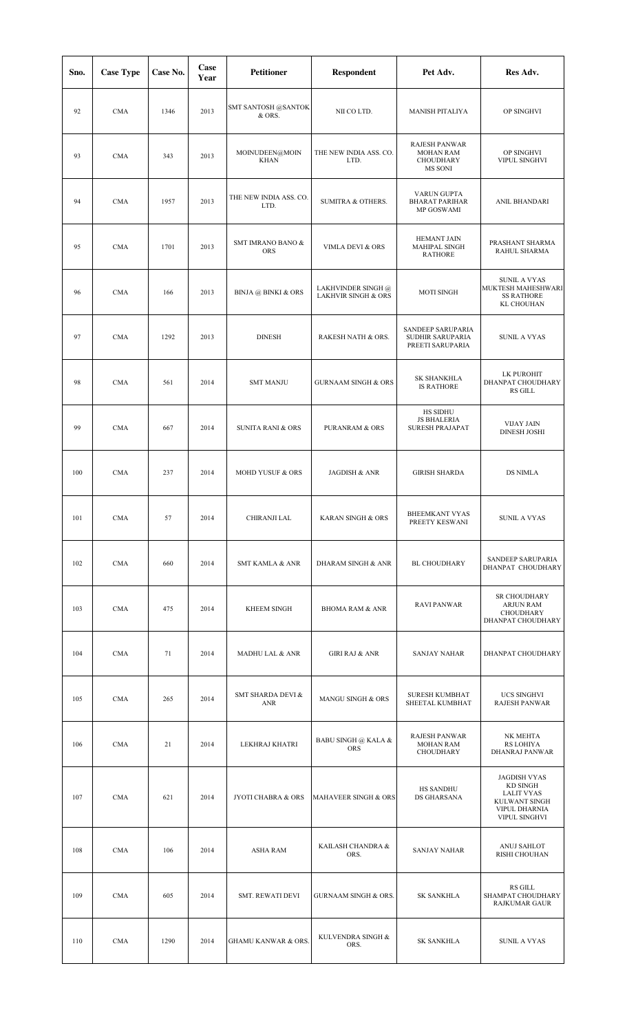| Sno. | Case Type | Case No. | Case Year | Petitioner | Respondent | Pet Adv. | Res Adv. |
|---|---|---|---|---|---|---|---|
| 92 | CMA | 1346 | 2013 | SMT SANTOSH @SANTOK & ORS. | NII CO LTD. | MANISH PITALIYA | OP SINGHVI |
| 93 | CMA | 343 | 2013 | MOINUDEEN@MOIN KHAN | THE NEW INDIA ASS. CO. LTD. | RAJESH PANWAR MOHAN RAM CHOUDHARY MS SONI | OP SINGHVI VIPUL SINGHVI |
| 94 | CMA | 1957 | 2013 | THE NEW INDIA ASS. CO. LTD. | SUMITRA & OTHERS. | VARUN GUPTA BHARAT PARIHAR MP GOSWAMI | ANIL BHANDARI |
| 95 | CMA | 1701 | 2013 | SMT IMRANO BANO & ORS | VIMLA DEVI & ORS | HEMANT JAIN MAHIPAL SINGH RATHORE | PRASHANT SHARMA RAHUL SHARMA |
| 96 | CMA | 166 | 2013 | BINJA @ BINKI & ORS | LAKHVINDER SINGH @ LAKHVIR SINGH & ORS | MOTI SINGH | SUNIL A VYAS MUKTESH MAHESHWARI SS RATHORE KL CHOUHAN |
| 97 | CMA | 1292 | 2013 | DINESH | RAKESH NATH & ORS. | SANDEEP SARUPARIA SUDHIR SARUPARIA PREETI SARUPARIA | SUNIL A VYAS |
| 98 | CMA | 561 | 2014 | SMT MANJU | GURNAAM SINGH & ORS | SK SHANKHLA IS RATHORE | LK PUROHIT DHANPAT CHOUDHARY RS GILL |
| 99 | CMA | 667 | 2014 | SUNITA RANI & ORS | PURANRAM & ORS | HS SIDHU JS BHALERIA SURESH PRAJAPAT | VIJAY JAIN DINESH JOSHI |
| 100 | CMA | 237 | 2014 | MOHD YUSUF & ORS | JAGDISH & ANR | GIRISH SHARDA | DS NIMLA |
| 101 | CMA | 57 | 2014 | CHIRANJI LAL | KARAN SINGH & ORS | BHEEMKANT VYAS PREETY KESWANI | SUNIL A VYAS |
| 102 | CMA | 660 | 2014 | SMT KAMLA & ANR | DHARAM SINGH & ANR | BL CHOUDHARY | SANDEEP SARUPARIA DHANPAT CHOUDHARY |
| 103 | CMA | 475 | 2014 | KHEEM SINGH | BHOMA RAM & ANR | RAVI PANWAR | SR CHOUDHARY ARJUN RAM CHOUDHARY DHANPAT CHOUDHARY |
| 104 | CMA | 71 | 2014 | MADHU LAL & ANR | GIRI RAJ & ANR | SANJAY NAHAR | DHANPAT CHOUDHARY |
| 105 | CMA | 265 | 2014 | SMT SHARDA DEVI & ANR | MANGU SINGH & ORS | SURESH KUMBHAT SHEETAL KUMBHAT | UCS SINGHVI RAJESH PANWAR |
| 106 | CMA | 21 | 2014 | LEKHRAJ KHATRI | BABU SINGH @ KALA & ORS | RAJESH PANWAR MOHAN RAM CHOUDHARY | NK MEHTA RS LOHIYA DHANRAJ PANWAR |
| 107 | CMA | 621 | 2014 | JYOTI CHABRA & ORS | MAHAVEER SINGH & ORS | HS SANDHU DS GHARSANA | JAGDISH VYAS KD SINGH LALIT VYAS KULWANT SINGH VIPUL DHARNIA VIPUL SINGHVI |
| 108 | CMA | 106 | 2014 | ASHA RAM | KAILASH CHANDRA & ORS. | SANJAY NAHAR | ANUJ SAHLOT RISHI CHOUHAN |
| 109 | CMA | 605 | 2014 | SMT. REWATI DEVI | GURNAAM SINGH & ORS. | SK SANKHLA | RS GILL SHAMPAT CHOUDHARY RAJKUMAR GAUR |
| 110 | CMA | 1290 | 2014 | GHAMU KANWAR & ORS. | KULVENDRA SINGH & ORS. | SK SANKHLA | SUNIL A VYAS |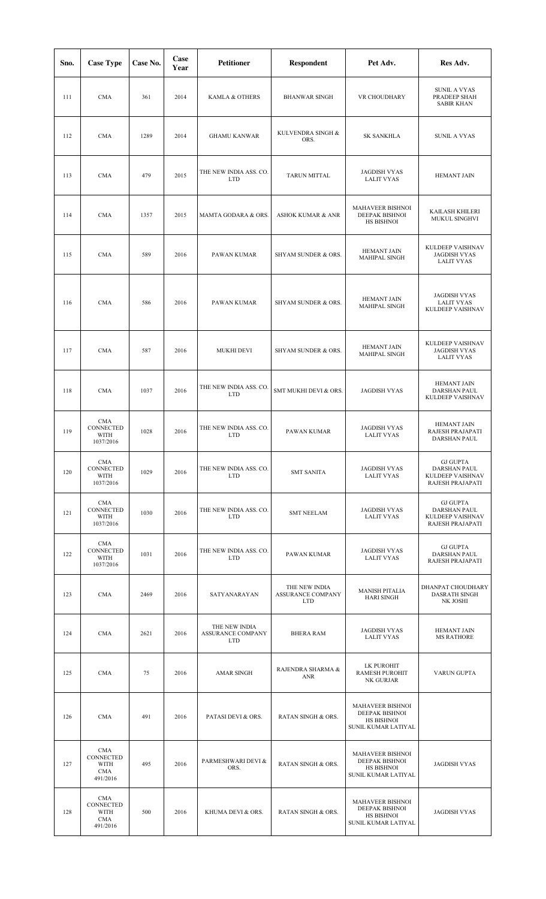| Sno. | Case Type | Case No. | Case Year | Petitioner | Respondent | Pet Adv. | Res Adv. |
|---|---|---|---|---|---|---|---|
| 111 | CMA | 361 | 2014 | KAMLA & OTHERS | BHANWAR SINGH | VR CHOUDHARY | SUNIL A VYAS PRADEEP SHAH SABIR KHAN |
| 112 | CMA | 1289 | 2014 | GHAMU KANWAR | KULVENDRA SINGH & ORS. | SK SANKHLA | SUNIL A VYAS |
| 113 | CMA | 479 | 2015 | THE NEW INDIA ASS. CO. LTD | TARUN MITTAL | JAGDISH VYAS LALIT VYAS | HEMANT JAIN |
| 114 | CMA | 1357 | 2015 | MAMTA GODARA & ORS. | ASHOK KUMAR & ANR | MAHAVEER BISHNOI DEEPAK BISHNOI HS BISHNOI | KAILASH KHILERI MUKUL SINGHVI |
| 115 | CMA | 589 | 2016 | PAWAN KUMAR | SHYAM SUNDER & ORS. | HEMANT JAIN MAHIPAL SINGH | KULDEEP VAISHNAV JAGDISH VYAS LALIT VYAS |
| 116 | CMA | 586 | 2016 | PAWAN KUMAR | SHYAM SUNDER & ORS. | HEMANT JAIN MAHIPAL SINGH | JAGDISH VYAS LALIT VYAS KULDEEP VAISHNAV |
| 117 | CMA | 587 | 2016 | MUKHI DEVI | SHYAM SUNDER & ORS. | HEMANT JAIN MAHIPAL SINGH | KULDEEP VAISHNAV JAGDISH VYAS LALIT VYAS |
| 118 | CMA | 1037 | 2016 | THE NEW INDIA ASS. CO. LTD | SMT MUKHI DEVI & ORS. | JAGDISH VYAS | HEMANT JAIN DARSHAN PAUL KULDEEP VAISHNAV |
| 119 | CMA CONNECTED WITH 1037/2016 | 1028 | 2016 | THE NEW INDIA ASS. CO. LTD | PAWAN KUMAR | JAGDISH VYAS LALIT VYAS | HEMANT JAIN RAJESH PRAJAPATI DARSHAN PAUL |
| 120 | CMA CONNECTED WITH 1037/2016 | 1029 | 2016 | THE NEW INDIA ASS. CO. LTD | SMT SANITA | JAGDISH VYAS LALIT VYAS | GJ GUPTA DARSHAN PAUL KULDEEP VAISHNAV RAJESH PRAJAPATI |
| 121 | CMA CONNECTED WITH 1037/2016 | 1030 | 2016 | THE NEW INDIA ASS. CO. LTD | SMT NEELAM | JAGDISH VYAS LALIT VYAS | GJ GUPTA DARSHAN PAUL KULDEEP VAISHNAV RAJESH PRAJAPATI |
| 122 | CMA CONNECTED WITH 1037/2016 | 1031 | 2016 | THE NEW INDIA ASS. CO. LTD | PAWAN KUMAR | JAGDISH VYAS LALIT VYAS | GJ GUPTA DARSHAN PAUL RAJESH PRAJAPATI |
| 123 | CMA | 2469 | 2016 | SATYANARAYAN | THE NEW INDIA ASSURANCE COMPANY LTD | MANISH PITALIA HARI SINGH | DHANPAT CHOUDHARY DASRATH SINGH NK JOSHI |
| 124 | CMA | 2621 | 2016 | THE NEW INDIA ASSURANCE COMPANY LTD | BHERA RAM | JAGDISH VYAS LALIT VYAS | HEMANT JAIN MS RATHORE |
| 125 | CMA | 75 | 2016 | AMAR SINGH | RAJENDRA SHARMA & ANR | LK PUROHIT RAMESH PUROHIT NK GURJAR | VARUN GUPTA |
| 126 | CMA | 491 | 2016 | PATASI DEVI & ORS. | RATAN SINGH & ORS. | MAHAVEER BISHNOI DEEPAK BISHNOI HS BISHNOI SUNIL KUMAR LATIYAL | |
| 127 | CMA CONNECTED WITH CMA 491/2016 | 495 | 2016 | PARMESHWARI DEVI & ORS. | RATAN SINGH & ORS. | MAHAVEER BISHNOI DEEPAK BISHNOI HS BISHNOI SUNIL KUMAR LATIYAL | JAGDISH VYAS |
| 128 | CMA CONNECTED WITH CMA 491/2016 | 500 | 2016 | KHUMA DEVI & ORS. | RATAN SINGH & ORS. | MAHAVEER BISHNOI DEEPAK BISHNOI HS BISHNOI SUNIL KUMAR LATIYAL | JAGDISH VYAS |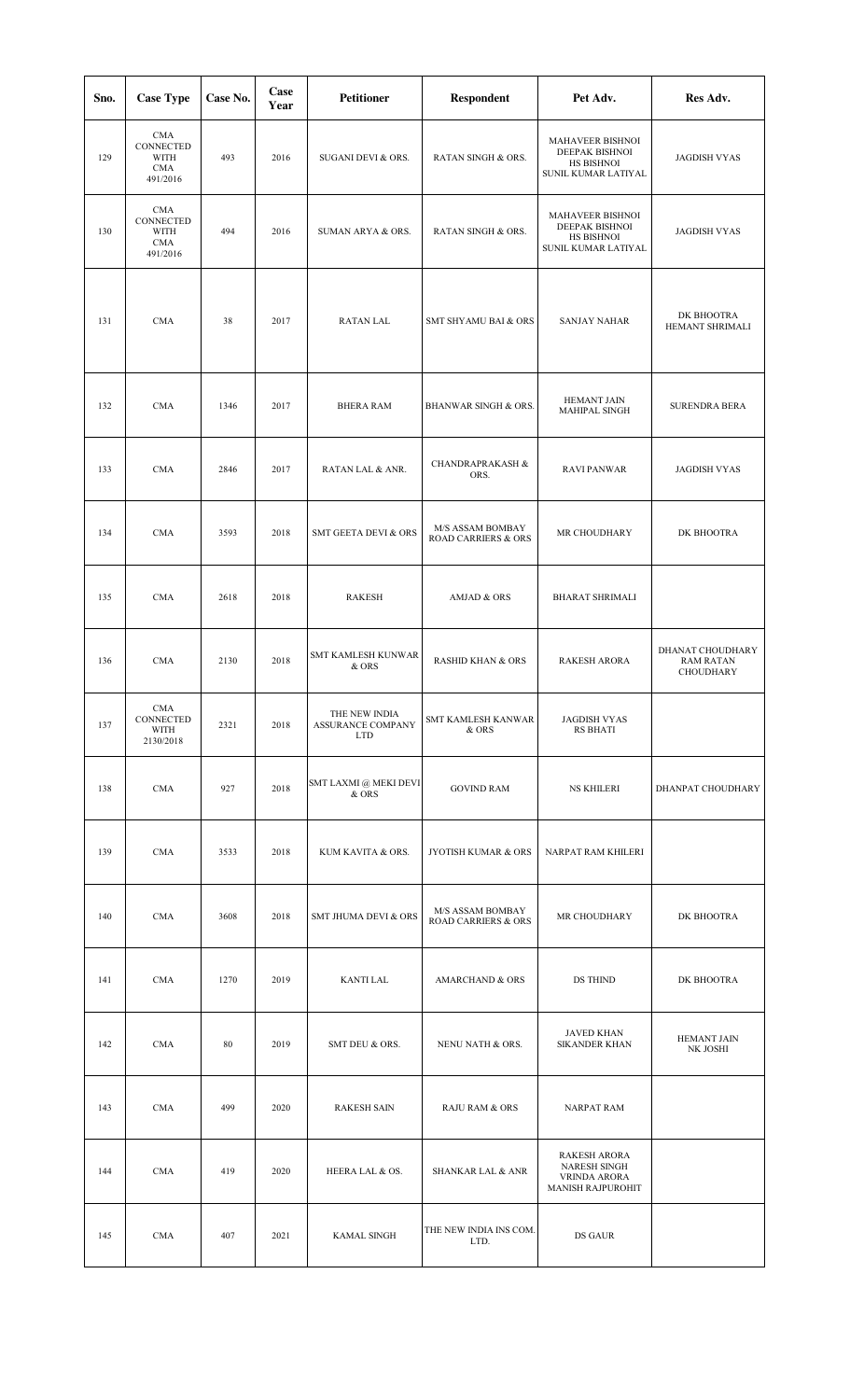| Sno. | Case Type | Case No. | Case Year | Petitioner | Respondent | Pet Adv. | Res Adv. |
|---|---|---|---|---|---|---|---|
| 129 | CMA CONNECTED WITH CMA 491/2016 | 493 | 2016 | SUGANI DEVI & ORS. | RATAN SINGH & ORS. | MAHAVEER BISHNOI DEEPAK BISHNOI HS BISHNOI SUNIL KUMAR LATIYAL | JAGDISH VYAS |
| 130 | CMA CONNECTED WITH CMA 491/2016 | 494 | 2016 | SUMAN ARYA & ORS. | RATAN SINGH & ORS. | MAHAVEER BISHNOI DEEPAK BISHNOI HS BISHNOI SUNIL KUMAR LATIYAL | JAGDISH VYAS |
| 131 | CMA | 38 | 2017 | RATAN LAL | SMT SHYAMU BAI & ORS | SANJAY NAHAR | DK BHOOTRA HEMANT SHRIMALI |
| 132 | CMA | 1346 | 2017 | BHERA RAM | BHANWAR SINGH & ORS. | HEMANT JAIN MAHIPAL SINGH | SURENDRA BERA |
| 133 | CMA | 2846 | 2017 | RATAN LAL & ANR. | CHANDRAPRAKASH & ORS. | RAVI PANWAR | JAGDISH VYAS |
| 134 | CMA | 3593 | 2018 | SMT GEETA DEVI & ORS | M/S ASSAM BOMBAY ROAD CARRIERS & ORS | MR CHOUDHARY | DK BHOOTRA |
| 135 | CMA | 2618 | 2018 | RAKESH | AMJAD & ORS | BHARAT SHRIMALI | |
| 136 | CMA | 2130 | 2018 | SMT KAMLESH KUNWAR & ORS | RASHID KHAN & ORS | RAKESH ARORA | DHANAT CHOUDHARY RAM RATAN CHOUDHARY |
| 137 | CMA CONNECTED WITH 2130/2018 | 2321 | 2018 | THE NEW INDIA ASSURANCE COMPANY LTD | SMT KAMLESH KANWAR & ORS | JAGDISH VYAS RS BHATI | |
| 138 | CMA | 927 | 2018 | SMT LAXMI @ MEKI DEVI & ORS | GOVIND RAM | NS KHILERI | DHANPAT CHOUDHARY |
| 139 | CMA | 3533 | 2018 | KUM KAVITA & ORS. | JYOTISH KUMAR & ORS | NARPAT RAM KHILERI | |
| 140 | CMA | 3608 | 2018 | SMT JHUMA DEVI & ORS | M/S ASSAM BOMBAY ROAD CARRIERS & ORS | MR CHOUDHARY | DK BHOOTRA |
| 141 | CMA | 1270 | 2019 | KANTI LAL | AMARCHAND & ORS | DS THIND | DK BHOOTRA |
| 142 | CMA | 80 | 2019 | SMT DEU & ORS. | NENU NATH & ORS. | JAVED KHAN SIKANDER KHAN | HEMANT JAIN NK JOSHI |
| 143 | CMA | 499 | 2020 | RAKESH SAIN | RAJU RAM & ORS | NARPAT RAM | |
| 144 | CMA | 419 | 2020 | HEERA LAL & OS. | SHANKAR LAL & ANR | RAKESH ARORA NARESH SINGH VRINDA ARORA MANISH RAJPUROHIT | |
| 145 | CMA | 407 | 2021 | KAMAL SINGH | THE NEW INDIA INS COM. LTD. | DS GAUR | |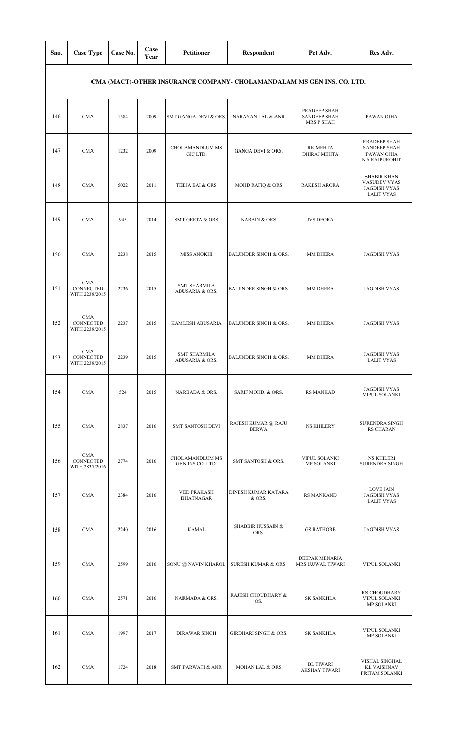| Sno. | Case Type | Case No. | Case Year | Petitioner | Respondent | Pet Adv. | Res Adv. |
|---|---|---|---|---|---|---|---|
| CMA (MACT)-OTHER INSURANCE COMPANY- CHOLAMANDALAM MS GEN INS. CO. LTD. | | | | | | | |
| 146 | CMA | 1584 | 2009 | SMT GANGA DEVI & ORS. | NARAYAN LAL & ANR | PRADEEP SHAH SANDEEP SHAH MRS P SHAH | PAWAN OJHA |
| 147 | CMA | 1232 | 2009 | CHOLAMANDLUM MS GIC LTD. | GANGA DEVI & ORS. | RK MEHTA DHIRAJ MEHTA | PRADEEP SHAH SANDEEP SHAH PAWAN OJHA NA RAJPUROHIT |
| 148 | CMA | 5022 | 2011 | TEEJA BAI & ORS | MOHD RAFIQ & ORS | RAKESH ARORA | SHABIR KHAN VASUDEV VYAS JAGDISH VYAS LALIT VYAS |
| 149 | CMA | 945 | 2014 | SMT GEETA & ORS | NARAIN & ORS | JVS DEORA | |
| 150 | CMA | 2238 | 2015 | MISS ANOKHI | BALJINDER SINGH & ORS. | MM DHERA | JAGDISH VYAS |
| 151 | CMA CONNECTED WITH 2238/2015 | 2236 | 2015 | SMT SHARMILA ABUSARIA & ORS. | BALJINDER SINGH & ORS. | MM DHERA | JAGDISH VYAS |
| 152 | CMA CONNECTED WITH 2238/2015 | 2237 | 2015 | KAMLESH ABUSARIA | BALJINDER SINGH & ORS. | MM DHERA | JAGDISH VYAS |
| 153 | CMA CONNECTED WITH 2238/2015 | 2239 | 2015 | SMT SHARMILA ABUSARIA & ORS. | BALJINDER SINGH & ORS. | MM DHERA | JAGDISH VYAS LALIT VYAS |
| 154 | CMA | 524 | 2015 | NARBADA & ORS. | SARIF MOHD. & ORS. | RS MANKAD | JAGDISH VYAS VIPUL SOLANKI |
| 155 | CMA | 2837 | 2016 | SMT SANTOSH DEVI | RAJESH KUMAR @ RAJU BERWA | NS KHILERY | SURENDRA SINGH RS CHARAN |
| 156 | CMA CONNECTED WITH 2837/2016 | 2774 | 2016 | CHOLAMANDLUM MS GEN INS CO. LTD. | SMT SANTOSH & ORS. | VIPUL SOLANKI MP SOLANKI | NS KHILERI SURENDRA SINGH |
| 157 | CMA | 2384 | 2016 | VED PRAKASH BHATNAGAR | DINESH KUMAR KATARA & ORS. | RS MANKAND | LOVE JAIN JAGDISH VYAS LALIT VYAS |
| 158 | CMA | 2240 | 2016 | KAMAL | SHABBIR HUSSAIN & ORS. | GS RATHORE | JAGDISH VYAS |
| 159 | CMA | 2599 | 2016 | SONU @ NAVIN KHAROL | SURESH KUMAR & ORS. | DEEPAK MENARIA MRS UJJWAL TIWARI | VIPUL SOLANKI |
| 160 | CMA | 2571 | 2016 | NARMADA & ORS. | RAJESH CHOUDHARY & OS. | SK SANKHLA | RS CHOUDHARY VIPUL SOLANKI MP SOLANKI |
| 161 | CMA | 1997 | 2017 | DIRAWAR SINGH | GIRDHARI SINGH & ORS. | SK SANKHLA | VIPUL SOLANKI MP SOLANKI |
| 162 | CMA | 1724 | 2018 | SMT PARWATI & ANR | MOHAN LAL & ORS | BL TIWARI AKSHAY TIWARI | VISHAL SINGHAL KL VAISHNAV PRITAM SOLANKI |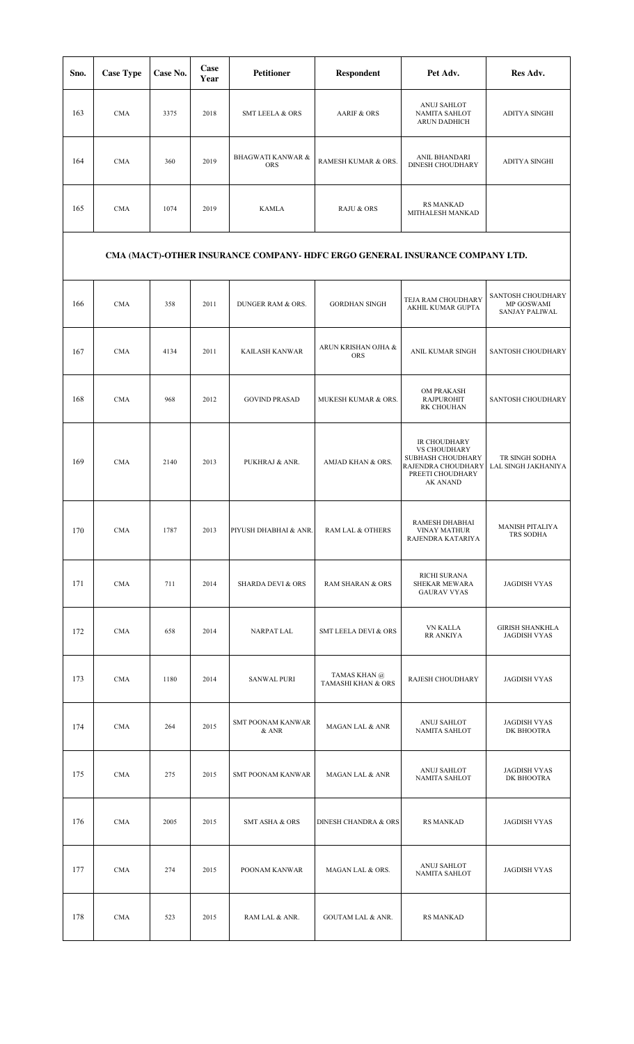| Sno. | Case Type | Case No. | Case Year | Petitioner | Respondent | Pet Adv. | Res Adv. |
|---|---|---|---|---|---|---|---|
| 163 | CMA | 3375 | 2018 | SMT LEELA & ORS | AARIF & ORS | ANUJ SAHLOT NAMITA SAHLOT ARUN DADHICH | ADITYA SINGHI |
| 164 | CMA | 360 | 2019 | BHAGWATI KANWAR & ORS | RAMESH KUMAR & ORS. | ANIL BHANDARI DINESH CHOUDHARY | ADITYA SINGHI |
| 165 | CMA | 1074 | 2019 | KAMLA | RAJU & ORS | RS MANKAD MITHALESH MANKAD | |
| **CMA (MACT)-OTHER INSURANCE COMPANY- HDFC ERGO GENERAL INSURANCE COMPANY LTD.** | | | | | | | |
| 166 | CMA | 358 | 2011 | DUNGER RAM & ORS. | GORDHAN SINGH | TEJA RAM CHOUDHARY AKHIL KUMAR GUPTA | SANTOSH CHOUDHARY MP GOSWAMI SANJAY PALIWAL |
| 167 | CMA | 4134 | 2011 | KAILASH KANWAR | ARUN KRISHAN OJHA & ORS | ANIL KUMAR SINGH | SANTOSH CHOUDHARY |
| 168 | CMA | 968 | 2012 | GOVIND PRASAD | MUKESH KUMAR & ORS. | OM PRAKASH RAJPUROHIT RK CHOUHAN | SANTOSH CHOUDHARY |
| 169 | CMA | 2140 | 2013 | PUKHRAJ & ANR. | AMJAD KHAN & ORS. | IR CHOUDHARY VS CHOUDHARY SUBHASH CHOUDHARY RAJENDRA CHOUDHARY PREETI CHOUDHARY AK ANAND | TR SINGH SODHA LAL SINGH JAKHANIYA |
| 170 | CMA | 1787 | 2013 | PIYUSH DHABHAI & ANR. | RAM LAL & OTHERS | RAMESH DHABHAI VINAY MATHUR RAJENDRA KATARIYA | MANISH PITALIYA TRS SODHA |
| 171 | CMA | 711 | 2014 | SHARDA DEVI & ORS | RAM SHARAN & ORS | RICHI SURANA SHEKAR MEWARA GAURAV VYAS | JAGDISH VYAS |
| 172 | CMA | 658 | 2014 | NARPAT LAL | SMT LEELA DEVI & ORS | VN KALLA RR ANKIYA | GIRISH SHANKHLA JAGDISH VYAS |
| 173 | CMA | 1180 | 2014 | SANWAL PURI | TAMAS KHAN @ TAMASHI KHAN & ORS | RAJESH CHOUDHARY | JAGDISH VYAS |
| 174 | CMA | 264 | 2015 | SMT POONAM KANWAR & ANR | MAGAN LAL & ANR | ANUJ SAHLOT NAMITA SAHLOT | JAGDISH VYAS DK BHOOTRA |
| 175 | CMA | 275 | 2015 | SMT POONAM KANWAR | MAGAN LAL & ANR | ANUJ SAHLOT NAMITA SAHLOT | JAGDISH VYAS DK BHOOTRA |
| 176 | CMA | 2005 | 2015 | SMT ASHA & ORS | DINESH CHANDRA & ORS | RS MANKAD | JAGDISH VYAS |
| 177 | CMA | 274 | 2015 | POONAM KANWAR | MAGAN LAL & ORS. | ANUJ SAHLOT NAMITA SAHLOT | JAGDISH VYAS |
| 178 | CMA | 523 | 2015 | RAM LAL & ANR. | GOUTAM LAL & ANR. | RS MANKAD | |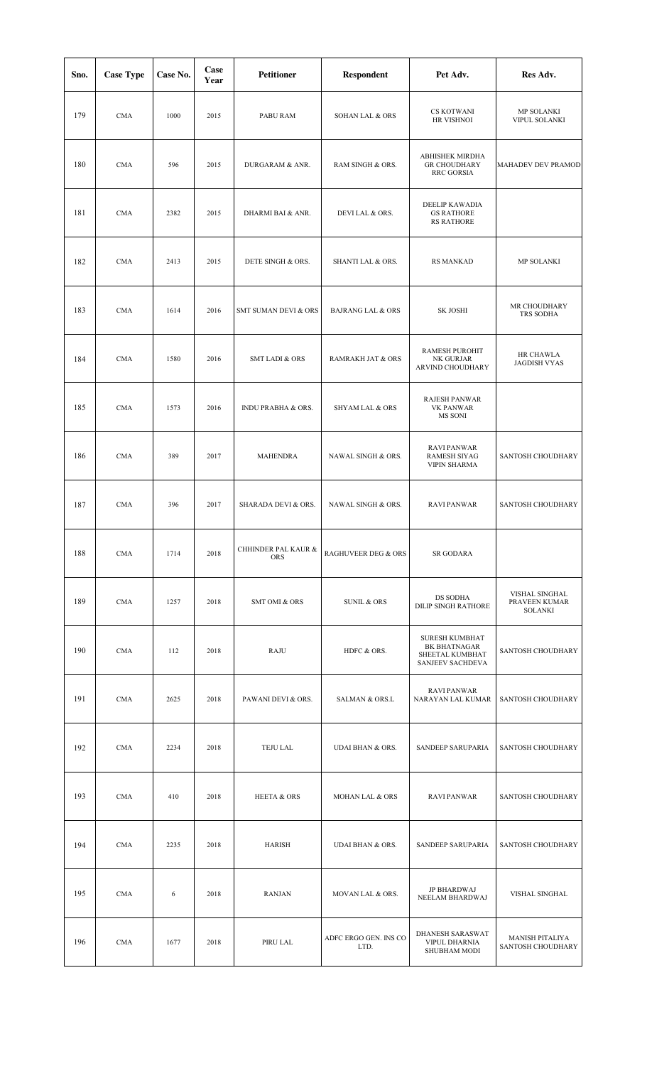| Sno. | Case Type | Case No. | Case Year | Petitioner | Respondent | Pet Adv. | Res Adv. |
|---|---|---|---|---|---|---|---|
| 179 | CMA | 1000 | 2015 | PABU RAM | SOHAN LAL & ORS | CS KOTWANI<br>HR VISHNOI | MP SOLANKI<br>VIPUL SOLANKI |
| 180 | CMA | 596 | 2015 | DURGARAM & ANR. | RAM SINGH & ORS. | ABHISHEK MIRDHA<br>GR CHOUDHARY<br>RRC GORSIA | MAHADEV DEV PRAMOD |
| 181 | CMA | 2382 | 2015 | DHARMI BAI & ANR. | DEVI LAL & ORS. | DEELIP KAWADIA<br>GS RATHORE<br>RS RATHORE | |
| 182 | CMA | 2413 | 2015 | DETE SINGH & ORS. | SHANTI LAL & ORS. | RS MANKAD | MP SOLANKI |
| 183 | CMA | 1614 | 2016 | SMT SUMAN DEVI & ORS | BAJRANG LAL & ORS | SK JOSHI | MR CHOUDHARY<br>TRS SODHA |
| 184 | CMA | 1580 | 2016 | SMT LADI & ORS | RAMRAKH JAT & ORS | RAMESH PUROHIT<br>NK GURJAR<br>ARVIND CHOUDHARY | HR CHAWLA<br>JAGDISH VYAS |
| 185 | CMA | 1573 | 2016 | INDU PRABHA & ORS. | SHYAM LAL & ORS | RAJESH PANWAR<br>VK PANWAR<br>MS SONI | |
| 186 | CMA | 389 | 2017 | MAHENDRA | NAWAL SINGH & ORS. | RAVI PANWAR<br>RAMESH SIYAG<br>VIPIN SHARMA | SANTOSH CHOUDHARY |
| 187 | CMA | 396 | 2017 | SHARADA DEVI & ORS. | NAWAL SINGH & ORS. | RAVI PANWAR | SANTOSH CHOUDHARY |
| 188 | CMA | 1714 | 2018 | CHHINDER PAL KAUR & ORS | RAGHUVEER DEG & ORS | SR GODARA | |
| 189 | CMA | 1257 | 2018 | SMT OMI & ORS | SUNIL & ORS | DS SODHA<br>DILIP SINGH RATHORE | VISHAL SINGHAL<br>PRAVEEN KUMAR SOLANKI |
| 190 | CMA | 112 | 2018 | RAJU | HDFC & ORS. | SURESH KUMBHAT<br>BK BHATNAGAR<br>SHEETAL KUMBHAT<br>SANJEEV SACHDEVA | SANTOSH CHOUDHARY |
| 191 | CMA | 2625 | 2018 | PAWANI DEVI & ORS. | SALMAN & ORS.L | RAVI PANWAR<br>NARAYAN LAL KUMAR | SANTOSH CHOUDHARY |
| 192 | CMA | 2234 | 2018 | TEJU LAL | UDAI BHAN & ORS. | SANDEEP SARUPARIA | SANTOSH CHOUDHARY |
| 193 | CMA | 410 | 2018 | HEETA & ORS | MOHAN LAL & ORS | RAVI PANWAR | SANTOSH CHOUDHARY |
| 194 | CMA | 2235 | 2018 | HARISH | UDAI BHAN & ORS. | SANDEEP SARUPARIA | SANTOSH CHOUDHARY |
| 195 | CMA | 6 | 2018 | RANJAN | MOVAN LAL & ORS. | JP BHARDWAJ<br>NEELAM BHARDWAJ | VISHAL SINGHAL |
| 196 | CMA | 1677 | 2018 | PIRU LAL | ADFC ERGO GEN. INS CO LTD. | DHANESH SARASWAT<br>VIPUL DHARNIA<br>SHUBHAM MODI | MANISH PITALIYA<br>SANTOSH CHOUDHARY |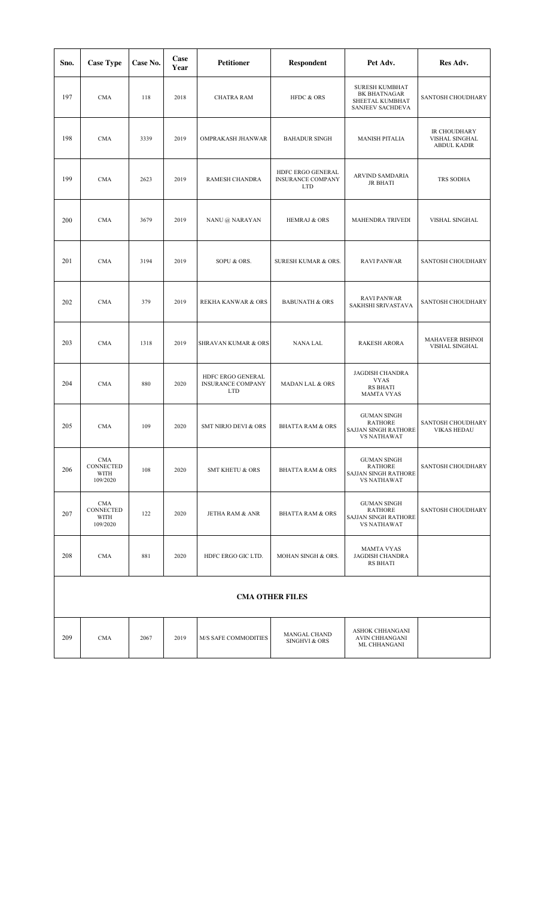| Sno. | Case Type | Case No. | Case Year | Petitioner | Respondent | Pet Adv. | Res Adv. |
|---|---|---|---|---|---|---|---|
| 197 | CMA | 118 | 2018 | CHATRA RAM | HFDC & ORS | SURESH KUMBHAT<br>BK BHATNAGAR<br>SHEETAL KUMBHAT<br>SANJEEV SACHDEVA | SANTOSH CHOUDHARY |
| 198 | CMA | 3339 | 2019 | OMPRAKASH JHANWAR | BAHADUR SINGH | MANISH PITALIA | IR CHOUDHARY<br>VISHAL SINGHAL<br>ABDUL KADIR |
| 199 | CMA | 2623 | 2019 | RAMESH CHANDRA | HDFC ERGO GENERAL INSURANCE COMPANY LTD | ARVIND SAMDARIA<br>JR BHATI | TRS SODHA |
| 200 | CMA | 3679 | 2019 | NANU @ NARAYAN | HEMRAJ & ORS | MAHENDRA TRIVEDI | VISHAL SINGHAL |
| 201 | CMA | 3194 | 2019 | SOPU & ORS. | SURESH KUMAR & ORS. | RAVI PANWAR | SANTOSH CHOUDHARY |
| 202 | CMA | 379 | 2019 | REKHA KANWAR & ORS | BABUNATH & ORS | RAVI PANWAR<br>SAKHSHI SRIVASTAVA | SANTOSH CHOUDHARY |
| 203 | CMA | 1318 | 2019 | SHRAVAN KUMAR & ORS | NANA LAL | RAKESH ARORA | MAHAVEER BISHNOI<br>VISHAL SINGHAL |
| 204 | CMA | 880 | 2020 | HDFC ERGO GENERAL INSURANCE COMPANY LTD | MADAN LAL & ORS | JAGDISH CHANDRA VYAS<br>RS BHATI<br>MAMTA VYAS | |
| 205 | CMA | 109 | 2020 | SMT NIRJO DEVI & ORS | BHATTA RAM & ORS | GUMAN SINGH RATHORE<br>SAJJAN SINGH RATHORE<br>VS NATHAWAT | SANTOSH CHOUDHARY<br>VIKAS HEDAU |
| 206 | CMA CONNECTED WITH 109/2020 | 108 | 2020 | SMT KHETU & ORS | BHATTA RAM & ORS | GUMAN SINGH RATHORE<br>SAJJAN SINGH RATHORE<br>VS NATHAWAT | SANTOSH CHOUDHARY |
| 207 | CMA CONNECTED WITH 109/2020 | 122 | 2020 | JETHA RAM & ANR | BHATTA RAM & ORS | GUMAN SINGH RATHORE<br>SAJJAN SINGH RATHORE<br>VS NATHAWAT | SANTOSH CHOUDHARY |
| 208 | CMA | 881 | 2020 | HDFC ERGO GIC LTD. | MOHAN SINGH & ORS. | MAMTA VYAS<br>JAGDISH CHANDRA<br>RS BHATI | |
| **CMA OTHER FILES** | | | | | | | |
| 209 | CMA | 2067 | 2019 | M/S SAFE COMMODITIES | MANGAL CHAND SINGHVI & ORS | ASHOK CHHANGANI<br>AVIN CHHANGANI<br>ML CHHANGANI | |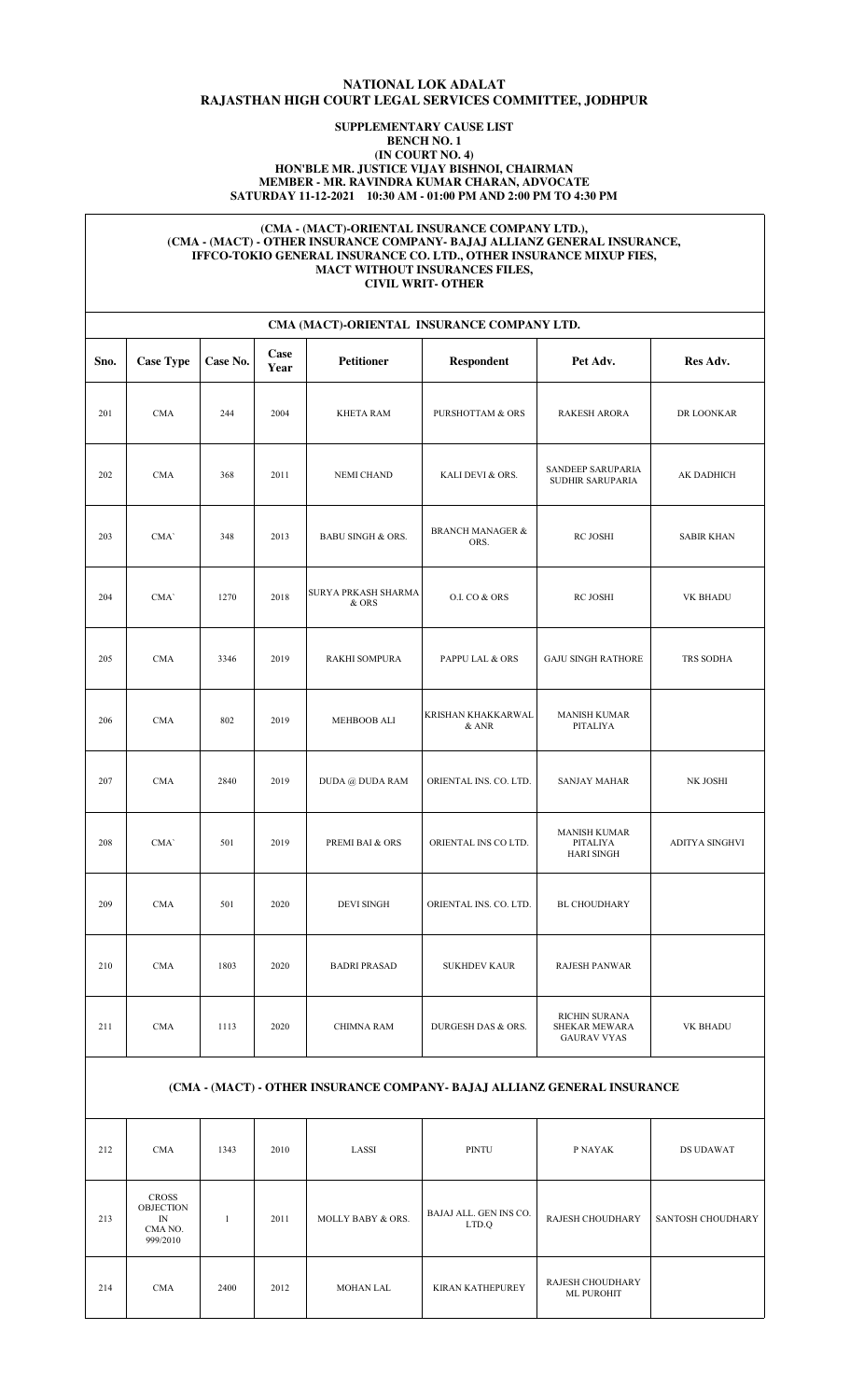# NATIONAL LOK ADALAT

# RAJASTHAN HIGH COURT LEGAL SERVICES COMMITTEE, JODHPUR

**SUPPLEMENTARY CAUSE LIST**
**BENCH NO. 1**
**(IN COURT NO. 4)**
**HON'BLE MR. JUSTICE VIJAY BISHNOI, CHAIRMAN**
**MEMBER - MR. RAVINDRA KUMAR CHARAN, ADVOCATE**
**SATURDAY 11-12-2021 10:30 AM - 01:00 PM AND 2:00 PM TO 4:30 PM**

**(CMA - (MACT)-ORIENTAL INSURANCE COMPANY LTD.),**
**(CMA - (MACT) - OTHER INSURANCE COMPANY- BAJAJ ALLIANZ GENERAL INSURANCE,**
**IFFCO-TOKIO GENERAL INSURANCE CO. LTD., OTHER INSURANCE MIXUP FIES,**
**MACT WITHOUT INSURANCES FILES,**
**CIVIL WRIT- OTHER**

| CMA (MACT)-ORIENTAL INSURANCE COMPANY LTD. | | | | | | | |
|---|---|---|---|---|---|---|---|
| Sno. | Case Type | Case No. | Case Year | Petitioner | Respondent | Pet Adv. | Res Adv. |
| 201 | CMA | 244 | 2004 | KHETA RAM | PURSHOTTAM & ORS | RAKESH ARORA | DR LOONKAR |
| 202 | CMA | 368 | 2011 | NEMI CHAND | KALI DEVI & ORS. | SANDEEP SARUPARIA SUDHIR SARUPARIA | AK DADHICH |
| 203 | CMA` | 348 | 2013 | BABU SINGH & ORS. | BRANCH MANAGER & ORS. | RC JOSHI | SABIR KHAN |
| 204 | CMA` | 1270 | 2018 | SURYA PRKASH SHARMA & ORS | O.I. CO & ORS | RC JOSHI | VK BHADU |
| 205 | CMA | 3346 | 2019 | RAKHI SOMPURA | PAPPU LAL & ORS | GAJU SINGH RATHORE | TRS SODHA |
| 206 | CMA | 802 | 2019 | MEHBOOB ALI | KRISHAN KHAKKARWAL & ANR | MANISH KUMAR PITALIYA | |
| 207 | CMA | 2840 | 2019 | DUDA @ DUDA RAM | ORIENTAL INS. CO. LTD. | SANJAY MAHAR | NK JOSHI |
| 208 | CMA` | 501 | 2019 | PREMI BAI & ORS | ORIENTAL INS CO LTD. | MANISH KUMAR PITALIYA HARI SINGH | ADITYA SINGHVI |
| 209 | CMA | 501 | 2020 | DEVI SINGH | ORIENTAL INS. CO. LTD. | BL CHOUDHARY | |
| 210 | CMA | 1803 | 2020 | BADRI PRASAD | SUKHDEV KAUR | RAJESH PANWAR | |
| 211 | CMA | 1113 | 2020 | CHIMNA RAM | DURGESH DAS & ORS. | RICHIN SURANA SHEKAR MEWARA GAURAV VYAS | VK BHADU |
| **(CMA - (MACT) - OTHER INSURANCE COMPANY- BAJAJ ALLIANZ GENERAL INSURANCE** | | | | | | | |
| 212 | CMA | 1343 | 2010 | LASSI | PINTU | P NAYAK | DS UDAWAT |
| 213 | CROSS OBJECTION IN CMA NO. 999/2010 | 1 | 2011 | MOLLY BABY & ORS. | BAJAJ ALL. GEN INS CO. LTD.Q | RAJESH CHOUDHARY | SANTOSH CHOUDHARY |
| 214 | CMA | 2400 | 2012 | MOHAN LAL | KIRAN KATHEPUREY | RAJESH CHOUDHARY ML PUROHIT | |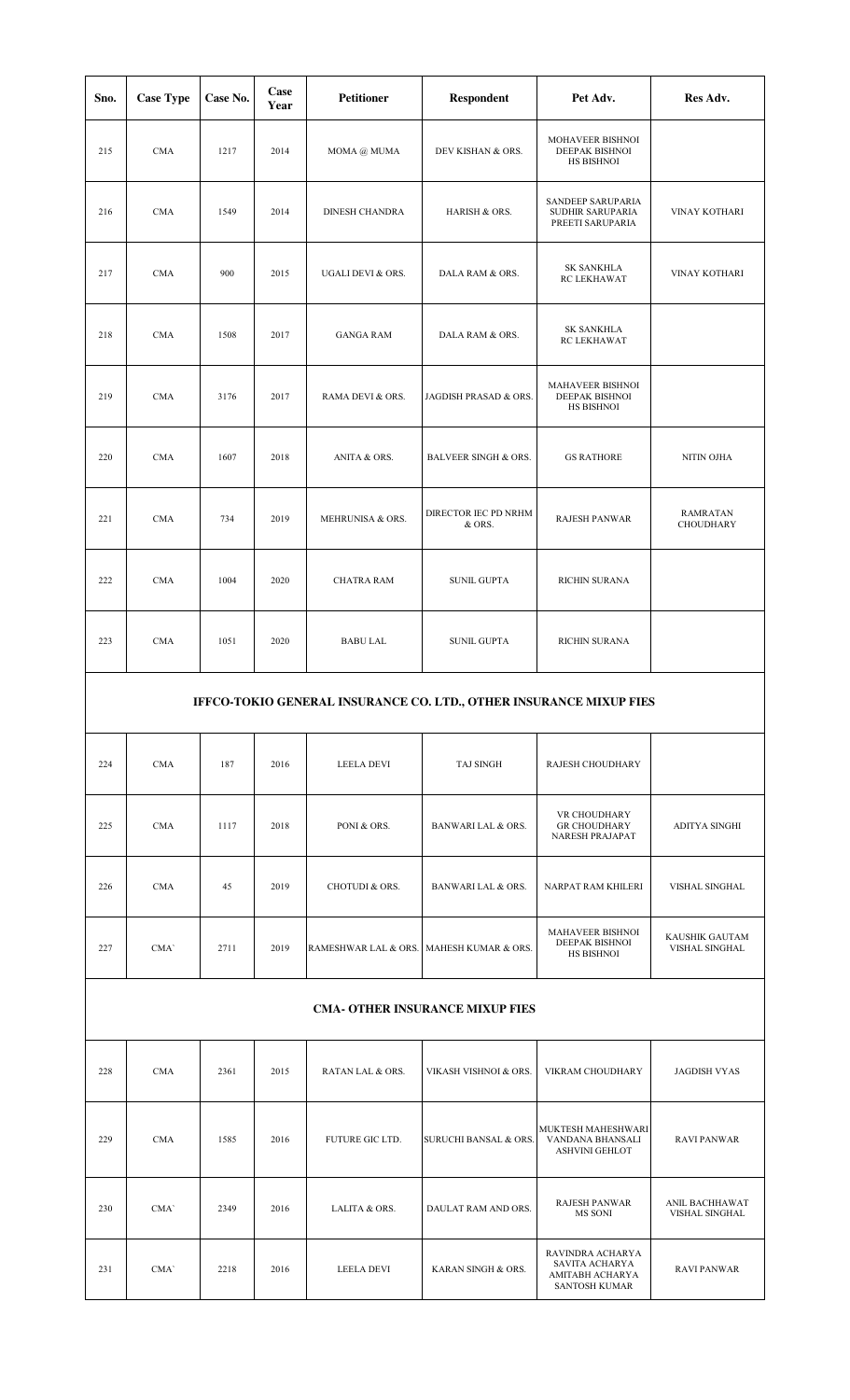| Sno. | Case Type | Case No. | Case Year | Petitioner | Respondent | Pet Adv. | Res Adv. |
|---|---|---|---|---|---|---|---|
| 215 | CMA | 1217 | 2014 | MOMA @ MUMA | DEV KISHAN & ORS. | MOHAVEER BISHNOI DEEPAK BISHNOI HS BISHNOI | |
| 216 | CMA | 1549 | 2014 | DINESH CHANDRA | HARISH & ORS. | SANDEEP SARUPARIA SUDHIR SARUPARIA PREETI SARUPARIA | VINAY KOTHARI |
| 217 | CMA | 900 | 2015 | UGALI DEVI & ORS. | DALA RAM & ORS. | SK SANKHLA RC LEKHAWAT | VINAY KOTHARI |
| 218 | CMA | 1508 | 2017 | GANGA RAM | DALA RAM & ORS. | SK SANKHLA RC LEKHAWAT | |
| 219 | CMA | 3176 | 2017 | RAMA DEVI & ORS. | JAGDISH PRASAD & ORS. | MAHAVEER BISHNOI DEEPAK BISHNOI HS BISHNOI | |
| 220 | CMA | 1607 | 2018 | ANITA & ORS. | BALVEER SINGH & ORS. | GS RATHORE | NITIN OJHA |
| 221 | CMA | 734 | 2019 | MEHRUNISA & ORS. | DIRECTOR IEC PD NRHM & ORS. | RAJESH PANWAR | RAMRATAN CHOUDHARY |
| 222 | CMA | 1004 | 2020 | CHATRA RAM | SUNIL GUPTA | RICHIN SURANA | |
| 223 | CMA | 1051 | 2020 | BABU LAL | SUNIL GUPTA | RICHIN SURANA | |
| **IFFCO-TOKIO GENERAL INSURANCE CO. LTD., OTHER INSURANCE MIXUP FIES** | | | | | | | |
| 224 | CMA | 187 | 2016 | LEELA DEVI | TAJ SINGH | RAJESH CHOUDHARY | |
| 225 | CMA | 1117 | 2018 | PONI & ORS. | BANWARI LAL & ORS. | VR CHOUDHARY GR CHOUDHARY NARESH PRAJAPAT | ADITYA SINGHI |
| 226 | CMA | 45 | 2019 | CHOTUDI & ORS. | BANWARI LAL & ORS. | NARPAT RAM KHILERI | VISHAL SINGHAL |
| 227 | CMA` | 2711 | 2019 | RAMESHWAR LAL & ORS. | MAHESH KUMAR & ORS. | MAHAVEER BISHNOI DEEPAK BISHNOI HS BISHNOI | KAUSHIK GAUTAM VISHAL SINGHAL |
| **CMA- OTHER INSURANCE MIXUP FIES** | | | | | | | |
| 228 | CMA | 2361 | 2015 | RATAN LAL & ORS. | VIKASH VISHNOI & ORS. | VIKRAM CHOUDHARY | JAGDISH VYAS |
| 229 | CMA | 1585 | 2016 | FUTURE GIC LTD. | SURUCHI BANSAL & ORS. | MUKTESH MAHESHWARI VANDANA BHANSALI ASHVINI GEHLOT | RAVI PANWAR |
| 230 | CMA` | 2349 | 2016 | LALITA & ORS. | DAULAT RAM AND ORS. | RAJESH PANWAR MS SONI | ANIL BACHHAWAT VISHAL SINGHAL |
| 231 | CMA` | 2218 | 2016 | LEELA DEVI | KARAN SINGH & ORS. | RAVINDRA ACHARYA SAVITA ACHARYA AMITABH ACHARYA SANTOSH KUMAR | RAVI PANWAR |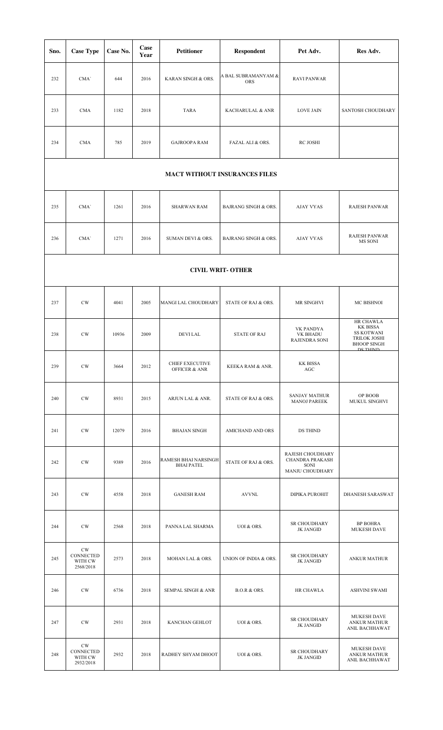| Sno. | Case Type | Case No. | Case Year | Petitioner | Respondent | Pet Adv. | Res Adv. |
|---|---|---|---|---|---|---|---|
| 232 | CMA` | 644 | 2016 | KARAN SINGH & ORS. | A BAL SUBRAMANYAM & ORS | RAVI PANWAR | |
| 233 | CMA | 1182 | 2018 | TARA | KACHARULAL & ANR | LOVE JAIN | SANTOSH CHOUDHARY |
| 234 | CMA | 785 | 2019 | GAJROOPA RAM | FAZAL ALI & ORS. | RC JOSHI | |
| **MACT WITHOUT INSURANCES FILES** | | | | | | | |
| 235 | CMA` | 1261 | 2016 | SHARWAN RAM | BAJRANG SINGH & ORS. | AJAY VYAS | RAJESH PANWAR |
| 236 | CMA` | 1271 | 2016 | SUMAN DEVI & ORS. | BAJRANG SINGH & ORS. | AJAY VYAS | RAJESH PANWAR MS SONI |
| **CIVIL WRIT- OTHER** | | | | | | | |
| 237 | CW | 4041 | 2005 | MANGI LAL CHOUDHARY | STATE OF RAJ & ORS. | MR SINGHVI | MC BISHNOI |
| 238 | CW | 10936 | 2009 | DEVI LAL | STATE OF RAJ | VK PANDYA VK BHADU RAJENDRA SONI | HR CHAWLA KK BISSA SS KOTWANI TRILOK JOSHI BHOOP SINGH DS THIND |
| 239 | CW | 3664 | 2012 | CHIEF EXECUTIVE OFFICER & ANR | KEEKA RAM & ANR. | KK BISSA AGC | |
| 240 | CW | 8931 | 2015 | ARJUN LAL & ANR. | STATE OF RAJ & ORS. | SANJAY MATHUR MANOJ PAREEK | OP BOOB MUKUL SINGHVI |
| 241 | CW | 12079 | 2016 | BHAJAN SINGH | AMICHAND AND ORS | DS THIND | |
| 242 | CW | 9389 | 2016 | RAMESH BHAI NARSINGH BHAI PATEL | STATE OF RAJ & ORS. | RAJESH CHOUDHARY CHANDRA PRAKASH SONI MANJU CHOUDHARY | |
| 243 | CW | 4558 | 2018 | GANESH RAM | AVVNL | DIPIKA PUROHIT | DHANESH SARASWAT |
| 244 | CW | 2568 | 2018 | PANNA LAL SHARMA | UOI & ORS. | SR CHOUDHARY JK JANGID | BP BOHRA MUKESH DAVE |
| 245 | CW CONNECTED WITH CW 2568/2018 | 2573 | 2018 | MOHAN LAL & ORS. | UNION OF INDIA & ORS. | SR CHOUDHARY JK JANGID | ANKUR MATHUR |
| 246 | CW | 6736 | 2018 | SEMPAL SINGH & ANR | B.O.R & ORS. | HR CHAWLA | ASHVINI SWAMI |
| 247 | CW | 2931 | 2018 | KANCHAN GEHLOT | UOI & ORS. | SR CHOUDHARY JK JANGID | MUKESH DAVE ANKUR MATHUR ANIL BACHHAWAT |
| 248 | CW CONNECTED WITH CW 2932/2018 | 2932 | 2018 | RADHEY SHYAM DHOOT | UOI & ORS. | SR CHOUDHARY JK JANGID | MUKESH DAVE ANKUR MATHUR ANIL BACHHAWAT |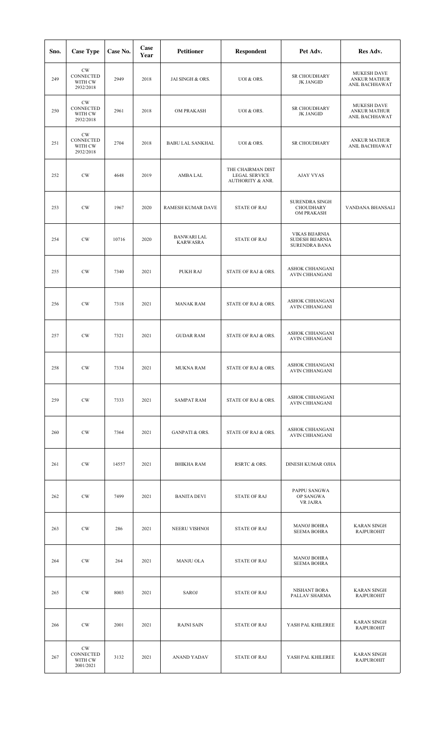| Sno. | Case Type | Case No. | Case Year | Petitioner | Respondent | Pet Adv. | Res Adv. |
|---|---|---|---|---|---|---|---|
| 249 | CW CONNECTED WITH CW 2932/2018 | 2949 | 2018 | JAI SINGH & ORS. | UOI & ORS. | SR CHOUDHARY JK JANGID | MUKESH DAVE ANKUR MATHUR ANIL BACHHAWAT |
| 250 | CW CONNECTED WITH CW 2932/2018 | 2961 | 2018 | OM PRAKASH | UOI & ORS. | SR CHOUDHARY JK JANGID | MUKESH DAVE ANKUR MATHUR ANIL BACHHAWAT |
| 251 | CW CONNECTED WITH CW 2932/2018 | 2704 | 2018 | BABU LAL SANKHAL | UOI & ORS. | SR CHOUDHARY | ANKUR MATHUR ANIL BACHHAWAT |
| 252 | CW | 4648 | 2019 | AMBA LAL | THE CHAIRMAN DIST LEGAL SERVICE AUTHORITY & ANR. | AJAY VYAS | |
| 253 | CW | 1967 | 2020 | RAMESH KUMAR DAVE | STATE OF RAJ | SURENDRA SINGH CHOUDHARY OM PRAKASH | VANDANA BHANSALI |
| 254 | CW | 10716 | 2020 | BANWARI LAL KARWASRA | STATE OF RAJ | VIKAS BIJARNIA SUDESH BIJARNIA SURENDRA BANA | |
| 255 | CW | 7340 | 2021 | PUKH RAJ | STATE OF RAJ & ORS. | ASHOK CHHANGANI AVIN CHHANGANI | |
| 256 | CW | 7318 | 2021 | MANAK RAM | STATE OF RAJ & ORS. | ASHOK CHHANGANI AVIN CHHANGANI | |
| 257 | CW | 7321 | 2021 | GUDAR RAM | STATE OF RAJ & ORS. | ASHOK CHHANGANI AVIN CHHANGANI | |
| 258 | CW | 7334 | 2021 | MUKNA RAM | STATE OF RAJ & ORS. | ASHOK CHHANGANI AVIN CHHANGANI | |
| 259 | CW | 7333 | 2021 | SAMPAT RAM | STATE OF RAJ & ORS. | ASHOK CHHANGANI AVIN CHHANGANI | |
| 260 | CW | 7364 | 2021 | GANPATI & ORS. | STATE OF RAJ & ORS. | ASHOK CHHANGANI AVIN CHHANGANI | |
| 261 | CW | 14557 | 2021 | BHIKHA RAM | RSRTC & ORS. | DINESH KUMAR OJHA | |
| 262 | CW | 7499 | 2021 | BANITA DEVI | STATE OF RAJ | PAPPU SANGWA OP SANGWA VR JAJRA | |
| 263 | CW | 286 | 2021 | NEERU VISHNOI | STATE OF RAJ | MANOJ BOHRA SEEMA BOHRA | KARAN SINGH RAJPUROHIT |
| 264 | CW | 264 | 2021 | MANJU OLA | STATE OF RAJ | MANOJ BOHRA SEEMA BOHRA | |
| 265 | CW | 8003 | 2021 | SAROJ | STATE OF RAJ | NISHANT BORA PALLAV SHARMA | KARAN SINGH RAJPUROHIT |
| 266 | CW | 2001 | 2021 | RAJNI SAIN | STATE OF RAJ | YASH PAL KHILEREE | KARAN SINGH RAJPUROHIT |
| 267 | CW CONNECTED WITH CW 2001/2021 | 3132 | 2021 | ANAND YADAV | STATE OF RAJ | YASH PAL KHILEREE | KARAN SINGH RAJPUROHIT |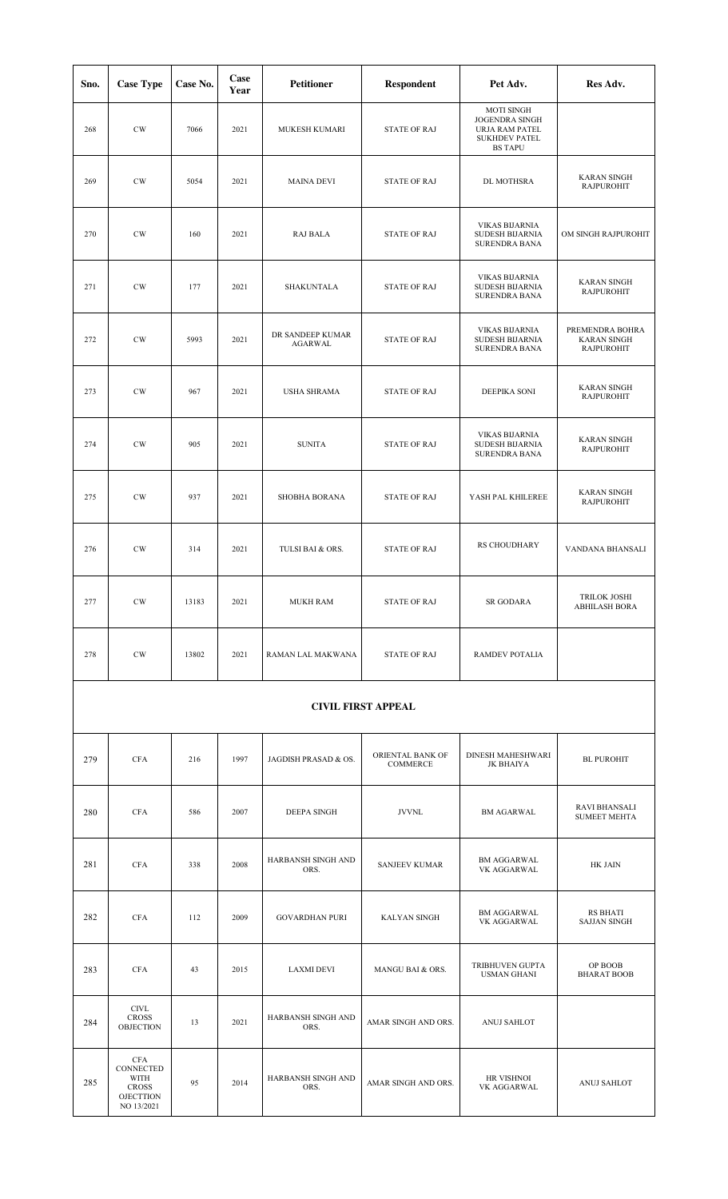| Sno. | Case Type | Case No. | Case Year | Petitioner | Respondent | Pet Adv. | Res Adv. |
|---|---|---|---|---|---|---|---|
| 268 | CW | 7066 | 2021 | MUKESH KUMARI | STATE OF RAJ | MOTI SINGH JOGENDRA SINGH URJA RAM PATEL SUKHDEV PATEL BS TAPU | |
| 269 | CW | 5054 | 2021 | MAINA DEVI | STATE OF RAJ | DL MOTHSRA | KARAN SINGH RAJPUROHIT |
| 270 | CW | 160 | 2021 | RAJ BALA | STATE OF RAJ | VIKAS BIJARNIA SUDESH BIJARNIA SURENDRA BANA | OM SINGH RAJPUROHIT |
| 271 | CW | 177 | 2021 | SHAKUNTALA | STATE OF RAJ | VIKAS BIJARNIA SUDESH BIJARNIA SURENDRA BANA | KARAN SINGH RAJPUROHIT |
| 272 | CW | 5993 | 2021 | DR SANDEEP KUMAR AGARWAL | STATE OF RAJ | VIKAS BIJARNIA SUDESH BIJARNIA SURENDRA BANA | PREMENDRA BOHRA KARAN SINGH RAJPUROHIT |
| 273 | CW | 967 | 2021 | USHA SHRAMA | STATE OF RAJ | DEEPIKA SONI | KARAN SINGH RAJPUROHIT |
| 274 | CW | 905 | 2021 | SUNITA | STATE OF RAJ | VIKAS BIJARNIA SUDESH BIJARNIA SURENDRA BANA | KARAN SINGH RAJPUROHIT |
| 275 | CW | 937 | 2021 | SHOBHA BORANA | STATE OF RAJ | YASH PAL KHILEREE | KARAN SINGH RAJPUROHIT |
| 276 | CW | 314 | 2021 | TULSI BAI & ORS. | STATE OF RAJ | RS CHOUDHARY | VANDANA BHANSALI |
| 277 | CW | 13183 | 2021 | MUKH RAM | STATE OF RAJ | SR GODARA | TRILOK JOSHI ABHILASH BORA |
| 278 | CW | 13802 | 2021 | RAMAN LAL MAKWANA | STATE OF RAJ | RAMDEV POTALIA | |
| **CIVIL FIRST APPEAL** | | | | | | | |
| 279 | CFA | 216 | 1997 | JAGDISH PRASAD & OS. | ORIENTAL BANK OF COMMERCE | DINESH MAHESHWARI JK BHAIYA | BL PUROHIT |
| 280 | CFA | 586 | 2007 | DEEPA SINGH | JVVNL | BM AGARWAL | RAVI BHANSALI SUMEET MEHTA |
| 281 | CFA | 338 | 2008 | HARBANSH SINGH AND ORS. | SANJEEV KUMAR | BM AGGARWAL VK AGGARWAL | HK JAIN |
| 282 | CFA | 112 | 2009 | GOVARDHAN PURI | KALYAN SINGH | BM AGGARWAL VK AGGARWAL | RS BHATI SAJJAN SINGH |
| 283 | CFA | 43 | 2015 | LAXMI DEVI | MANGU BAI & ORS. | TRIBHUVEN GUPTA USMAN GHANI | OP BOOB BHARAT BOOB |
| 284 | CIVL CROSS OBJECTION | 13 | 2021 | HARBANSH SINGH AND ORS. | AMAR SINGH AND ORS. | ANUJ SAHLOT | |
| 285 | CFA CONNECTED WITH CROSS OJECTTION NO 13/2021 | 95 | 2014 | HARBANSH SINGH AND ORS. | AMAR SINGH AND ORS. | HR VISHNOI VK AGGARWAL | ANUJ SAHLOT |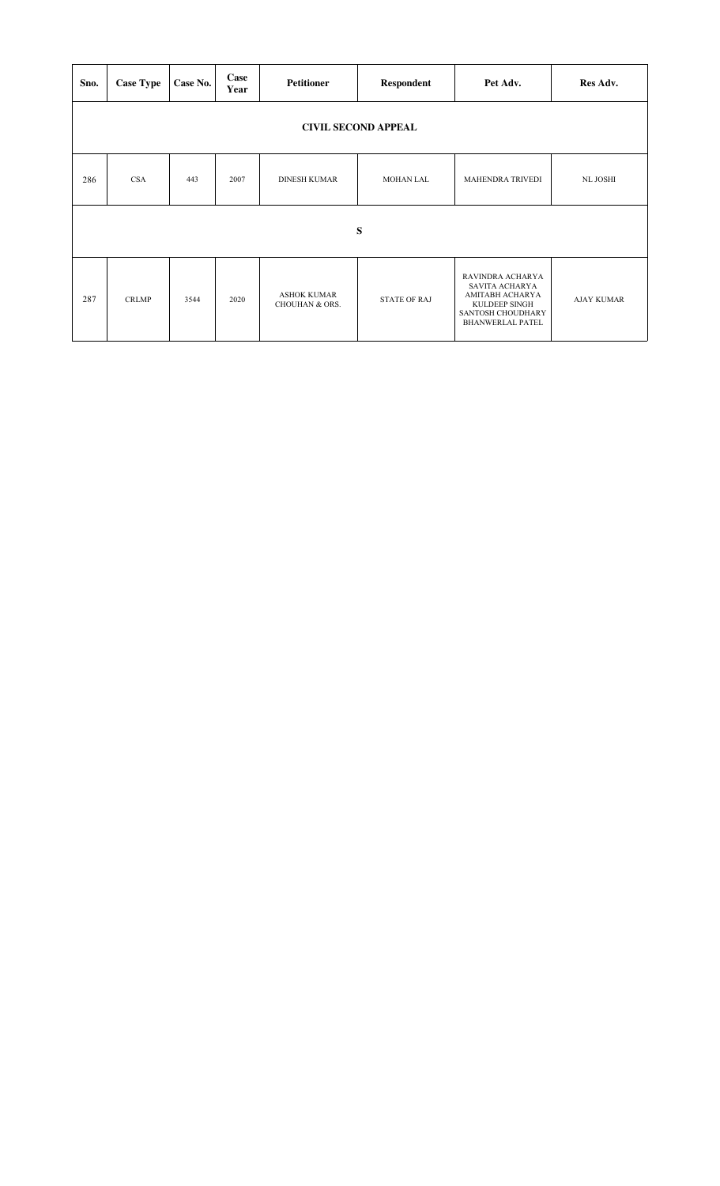| Sno. | Case Type | Case No. | Case Year | Petitioner | Respondent | Pet Adv. | Res Adv. |
|---|---|---|---|---|---|---|---|
| **CIVIL SECOND APPEAL** | | | | | | | |
| 286 | CSA | 443 | 2007 | DINESH KUMAR | MOHAN LAL | MAHENDRA TRIVEDI | NL JOSHI |
| **S** | | | | | | | |
| 287 | CRLMP | 3544 | 2020 | ASHOK KUMAR CHOUHAN & ORS. | STATE OF RAJ | RAVINDRA ACHARYA SAVITA ACHARYA AMITABH ACHARYA KULDEEP SINGH SANTOSH CHOUDHARY BHANWERLAL PATEL | AJAY KUMAR |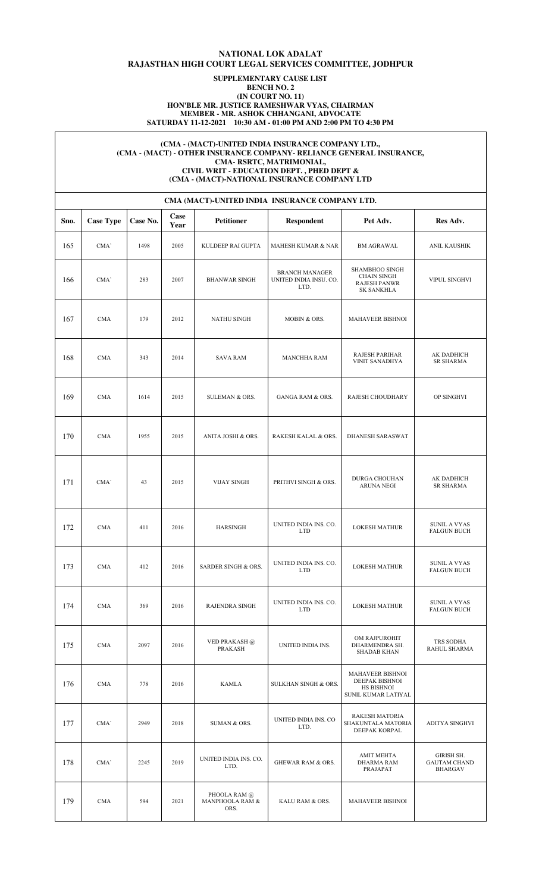# NATIONAL LOK ADALAT
# RAJASTHAN HIGH COURT LEGAL SERVICES COMMITTEE, JODHPUR

**SUPPLEMENTARY CAUSE LIST**
**BENCH NO. 2**
**(IN COURT NO. 11)**
**HON'BLE MR. JUSTICE RAMESHWAR VYAS, CHAIRMAN**
**MEMBER - MR. ASHOK CHHANGANI, ADVOCATE**
**SATURDAY 11-12-2021 10:30 AM - 01:00 PM AND 2:00 PM TO 4:30 PM**

**(CMA - (MACT)-UNITED INDIA INSURANCE COMPANY LTD.,**
**(CMA - (MACT) - OTHER INSURANCE COMPANY- RELIANCE GENERAL INSURANCE,**
**CMA- RSRTC, MATRIMONIAL,**
**CIVIL WRIT - EDUCATION DEPT. , PHED DEPT &**
**(CMA - (MACT)-NATIONAL INSURANCE COMPANY LTD**

**CMA (MACT)-UNITED INDIA INSURANCE COMPANY LTD.**

| Sno. | Case Type | Case No. | Case Year | Petitioner | Respondent | Pet Adv. | Res Adv. |
|---|---|---|---|---|---|---|---|
| 165 | CMA` | 1498 | 2005 | KULDEEP RAI GUPTA | MAHESH KUMAR & NAR | BM AGRAWAL | ANIL KAUSHIK |
| 166 | CMA` | 283 | 2007 | BHANWAR SINGH | BRANCH MANAGER UNITED INDIA INSU. CO. LTD. | SHAMBHOO SINGH CHAIN SINGH RAJESH PANWR SK SANKHLA | VIPUL SINGHVI |
| 167 | CMA | 179 | 2012 | NATHU SINGH | MOBIN & ORS. | MAHAVEER BISHNOI | |
| 168 | CMA | 343 | 2014 | SAVA RAM | MANCHHA RAM | RAJESH PARIHAR VINIT SANADHYA | AK DADHICH SR SHARMA |
| 169 | CMA | 1614 | 2015 | SULEMAN & ORS. | GANGA RAM & ORS. | RAJESH CHOUDHARY | OP SINGHVI |
| 170 | CMA | 1955 | 2015 | ANITA JOSHI & ORS. | RAKESH KALAL & ORS. | DHANESH SARASWAT | |
| 171 | CMA` | 43 | 2015 | VIJAY SINGH | PRITHVI SINGH & ORS. | DURGA CHOUHAN ARUNA NEGI | AK DADHICH SR SHARMA |
| 172 | CMA | 411 | 2016 | HARSINGH | UNITED INDIA INS. CO. LTD | LOKESH MATHUR | SUNIL A VYAS FALGUN BUCH |
| 173 | CMA | 412 | 2016 | SARDER SINGH & ORS. | UNITED INDIA INS. CO. LTD | LOKESH MATHUR | SUNIL A VYAS FALGUN BUCH |
| 174 | CMA | 369 | 2016 | RAJENDRA SINGH | UNITED INDIA INS. CO. LTD | LOKESH MATHUR | SUNIL A VYAS FALGUN BUCH |
| 175 | CMA | 2097 | 2016 | VED PRAKASH @ PRAKASH | UNITED INDIA INS. | OM RAJPUROHIT DHARMENDRA SH. SHADAB KHAN | TRS SODHA RAHUL SHARMA |
| 176 | CMA | 778 | 2016 | KAMLA | SULKHAN SINGH & ORS. | MAHAVEER BISHNOI DEEPAK BISHNOI HS BISHNOI SUNIL KUMAR LATIYAL | |
| 177 | CMA` | 2949 | 2018 | SUMAN & ORS. | UNITED INDIA INS. CO LTD. | RAKESH MATORIA SHAKUNTALA MATORIA DEEPAK KORPAL | ADITYA SINGHVI |
| 178 | CMA` | 2245 | 2019 | UNITED INDIA INS. CO. LTD. | GHEWAR RAM & ORS. | AMIT MEHTA DHARMA RAM PRAJAPAT | GIRISH SH. GAUTAM CHAND BHARGAV |
| 179 | CMA | 594 | 2021 | PHOOLA RAM @ MANPHOOLA RAM & ORS. | KALU RAM & ORS. | MAHAVEER BISHNOI | |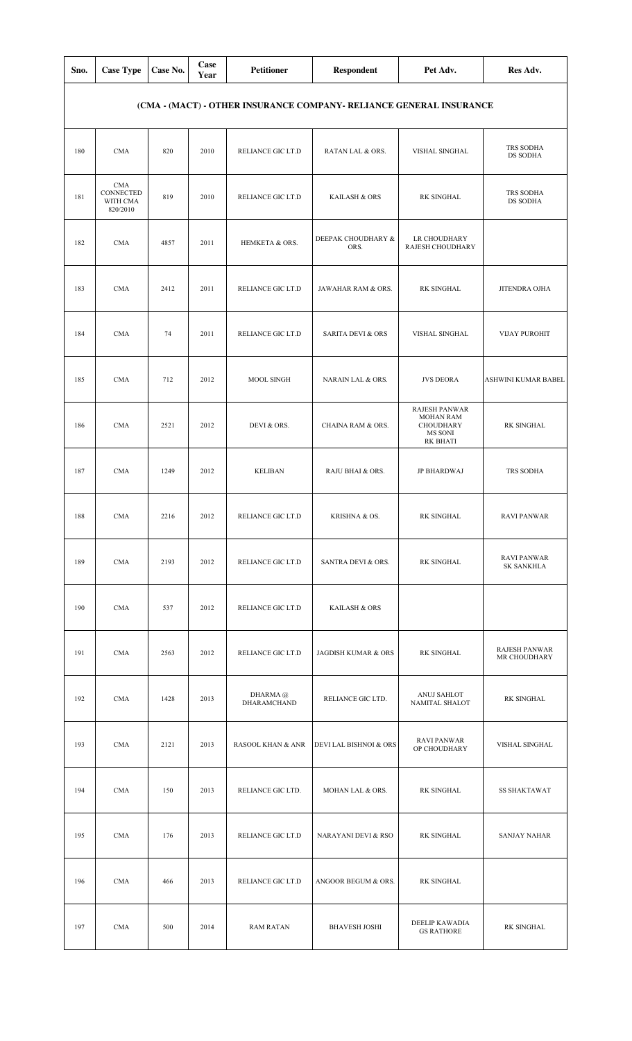| Sno. | Case Type | Case No. | Case Year | Petitioner | Respondent | Pet Adv. | Res Adv. |
|---|---|---|---|---|---|---|---|
| (CMA - (MACT) - OTHER INSURANCE COMPANY- RELIANCE GENERAL INSURANCE | | | | | | | |
| 180 | CMA | 820 | 2010 | RELIANCE GIC LT.D | RATAN LAL & ORS. | VISHAL SINGHAL | TRS SODHA DS SODHA |
| 181 | CMA CONNECTED WITH CMA 820/2010 | 819 | 2010 | RELIANCE GIC LT.D | KAILASH & ORS | RK SINGHAL | TRS SODHA DS SODHA |
| 182 | CMA | 4857 | 2011 | HEMKETA & ORS. | DEEPAK CHOUDHARY & ORS. | LR CHOUDHARY RAJESH CHOUDHARY | |
| 183 | CMA | 2412 | 2011 | RELIANCE GIC LT.D | JAWAHAR RAM & ORS. | RK SINGHAL | JITENDRA OJHA |
| 184 | CMA | 74 | 2011 | RELIANCE GIC LT.D | SARITA DEVI & ORS | VISHAL SINGHAL | VIJAY PUROHIT |
| 185 | CMA | 712 | 2012 | MOOL SINGH | NARAIN LAL & ORS. | JVS DEORA | ASHWINI KUMAR BABEL |
| 186 | CMA | 2521 | 2012 | DEVI & ORS. | CHAINA RAM & ORS. | RAJESH PANWAR MOHAN RAM CHOUDHARY MS SONI RK BHATI | RK SINGHAL |
| 187 | CMA | 1249 | 2012 | KELIBAN | RAJU BHAI & ORS. | JP BHARDWAJ | TRS SODHA |
| 188 | CMA | 2216 | 2012 | RELIANCE GIC LT.D | KRISHNA & OS. | RK SINGHAL | RAVI PANWAR |
| 189 | CMA | 2193 | 2012 | RELIANCE GIC LT.D | SANTRA DEVI & ORS. | RK SINGHAL | RAVI PANWAR SK SANKHLA |
| 190 | CMA | 537 | 2012 | RELIANCE GIC LT.D | KAILASH & ORS | | |
| 191 | CMA | 2563 | 2012 | RELIANCE GIC LT.D | JAGDISH KUMAR & ORS | RK SINGHAL | RAJESH PANWAR MR CHOUDHARY |
| 192 | CMA | 1428 | 2013 | DHARMA @ DHARAMCHAND | RELIANCE GIC LTD. | ANUJ SAHLOT NAMITAL SHALOT | RK SINGHAL |
| 193 | CMA | 2121 | 2013 | RASOOL KHAN & ANR | DEVI LAL BISHNOI & ORS | RAVI PANWAR OP CHOUDHARY | VISHAL SINGHAL |
| 194 | CMA | 150 | 2013 | RELIANCE GIC LTD. | MOHAN LAL & ORS. | RK SINGHAL | SS SHAKTAWAT |
| 195 | CMA | 176 | 2013 | RELIANCE GIC LT.D | NARAYANI DEVI & RSO | RK SINGHAL | SANJAY NAHAR |
| 196 | CMA | 466 | 2013 | RELIANCE GIC LT.D | ANGOOR BEGUM & ORS. | RK SINGHAL | |
| 197 | CMA | 500 | 2014 | RAM RATAN | BHAVESH JOSHI | DEELIP KAWADIA GS RATHORE | RK SINGHAL |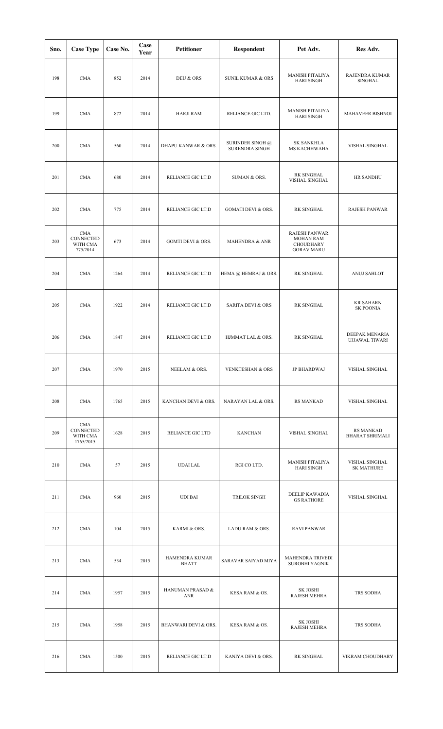| Sno. | Case Type | Case No. | Case Year | Petitioner | Respondent | Pet Adv. | Res Adv. |
|---|---|---|---|---|---|---|---|
| 198 | CMA | 852 | 2014 | DEU & ORS | SUNIL KUMAR & ORS | MANISH PITALIYA HARI SINGH | RAJENDRA KUMAR SINGHAL |
| 199 | CMA | 872 | 2014 | HARJI RAM | RELIANCE GIC LTD. | MANISH PITALIYA HARI SINGH | MAHAVEER BISHNOI |
| 200 | CMA | 560 | 2014 | DHAPU KANWAR & ORS. | SURINDER SINGH @ SURENDRA SINGH | SK SANKHLA MS KACHHWAHA | VISHAL SINGHAL |
| 201 | CMA | 680 | 2014 | RELIANCE GIC LT.D | SUMAN & ORS. | RK SINGHAL VISHAL SINGHAL | HR SANDHU |
| 202 | CMA | 775 | 2014 | RELIANCE GIC LT.D | GOMATI DEVI & ORS. | RK SINGHAL | RAJESH PANWAR |
| 203 | CMA CONNECTED WITH CMA 775/2014 | 673 | 2014 | GOMTI DEVI & ORS. | MAHENDRA & ANR | RAJESH PANWAR MOHAN RAM CHOUDHARY GORAV MARU | |
| 204 | CMA | 1264 | 2014 | RELIANCE GIC LT.D | HEMA @ HEMRAJ & ORS. | RK SINGHAL | ANUJ SAHLOT |
| 205 | CMA | 1922 | 2014 | RELIANCE GIC LT.D | SARITA DEVI & ORS | RK SINGHAL | KR SAHARN SK POONIA |
| 206 | CMA | 1847 | 2014 | RELIANCE GIC LT.D | HJMMAT LAL & ORS. | RK SINGHAL | DEEPAK MENARIA UJJAWAL TIWARI |
| 207 | CMA | 1970 | 2015 | NEELAM & ORS. | VENKTESHAN & ORS | JP BHARDWAJ | VISHAL SINGHAL |
| 208 | CMA | 1765 | 2015 | KANCHAN DEVI & ORS. | NARAYAN LAL & ORS. | RS MANKAD | VISHAL SINGHAL |
| 209 | CMA CONNECTED WITH CMA 1765/2015 | 1628 | 2015 | RELIANCE GIC LTD | KANCHAN | VISHAL SINGHAL | RS MANKAD BHARAT SHRIMALI |
| 210 | CMA | 57 | 2015 | UDAI LAL | RGI CO LTD. | MANISH PITALIYA HARI SINGH | VISHAL SINGHAL SK MATHURE |
| 211 | CMA | 960 | 2015 | UDI BAI | TRILOK SINGH | DEELIP KAWADIA GS RATHORE | VISHAL SINGHAL |
| 212 | CMA | 104 | 2015 | KARMI & ORS. | LADU RAM & ORS. | RAVI PANWAR | |
| 213 | CMA | 534 | 2015 | HAMENDRA KUMAR BHATT | SARAVAR SAIYAD MIYA | MAHENDRA TRIVEDI SUROBHI YAGNIK | |
| 214 | CMA | 1957 | 2015 | HANUMAN PRASAD & ANR | KESA RAM & OS. | SK JOSHI RAJESH MEHRA | TRS SODHA |
| 215 | CMA | 1958 | 2015 | BHANWARI DEVI & ORS. | KESA RAM & OS. | SK JOSHI RAJESH MEHRA | TRS SODHA |
| 216 | CMA | 1500 | 2015 | RELIANCE GIC LT.D | KANIYA DEVI & ORS. | RK SINGHAL | VIKRAM CHOUDHARY |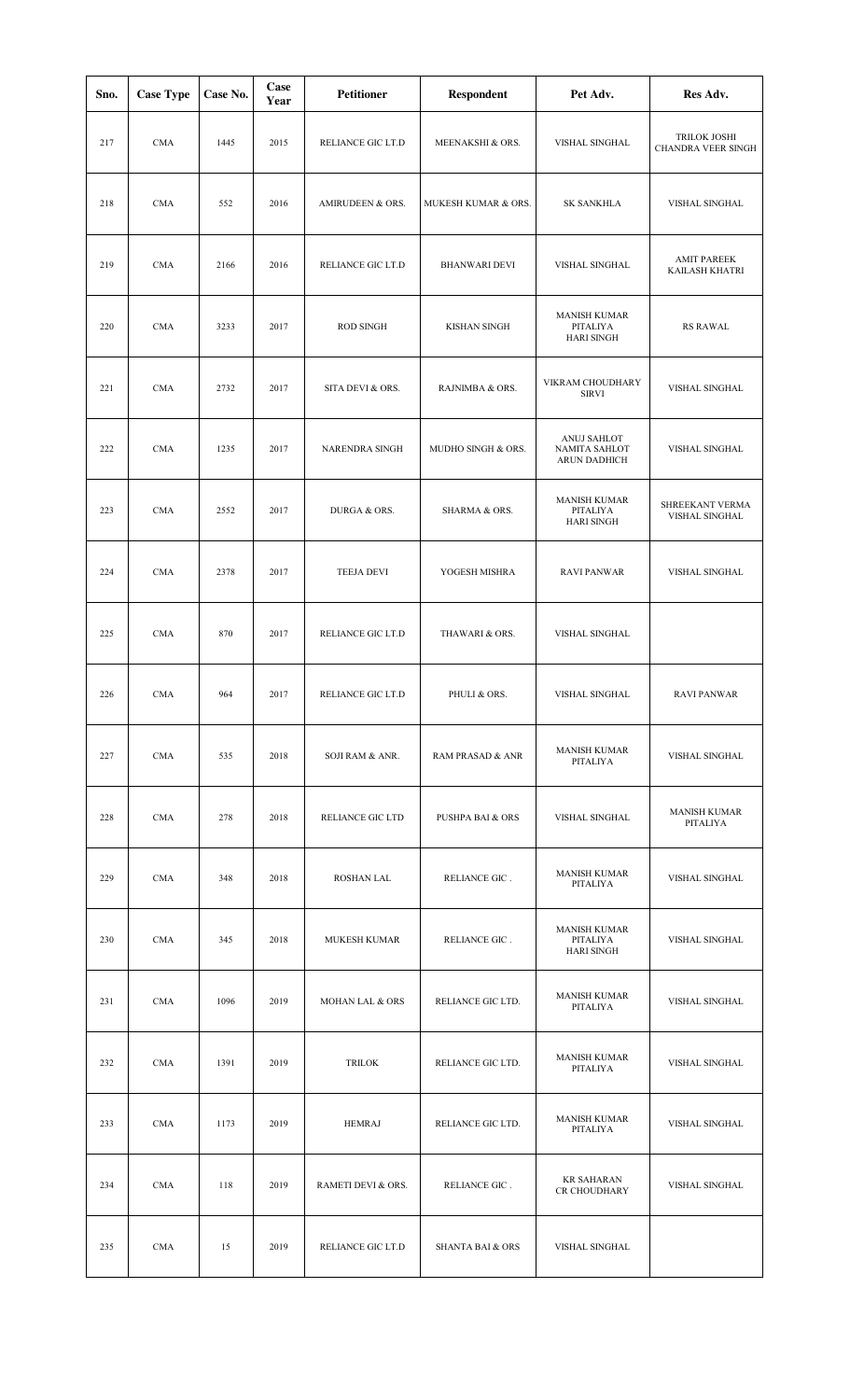| Sno. | Case Type | Case No. | Case Year | Petitioner | Respondent | Pet Adv. | Res Adv. |
|---|---|---|---|---|---|---|---|
| 217 | CMA | 1445 | 2015 | RELIANCE GIC LT.D | MEENAKSHI & ORS. | VISHAL SINGHAL | TRILOK JOSHI CHANDRA VEER SINGH |
| 218 | CMA | 552 | 2016 | AMIRUDEEN & ORS. | MUKESH KUMAR & ORS. | SK SANKHLA | VISHAL SINGHAL |
| 219 | CMA | 2166 | 2016 | RELIANCE GIC LT.D | BHANWARI DEVI | VISHAL SINGHAL | AMIT PAREEK KAILASH KHATRI |
| 220 | CMA | 3233 | 2017 | ROD SINGH | KISHAN SINGH | MANISH KUMAR PITALIYA HARI SINGH | RS RAWAL |
| 221 | CMA | 2732 | 2017 | SITA DEVI & ORS. | RAJNIMBA & ORS. | VIKRAM CHOUDHARY SIRVI | VISHAL SINGHAL |
| 222 | CMA | 1235 | 2017 | NARENDRA SINGH | MUDHO SINGH & ORS. | ANUJ SAHLOT NAMITA SAHLOT ARUN DADHICH | VISHAL SINGHAL |
| 223 | CMA | 2552 | 2017 | DURGA & ORS. | SHARMA & ORS. | MANISH KUMAR PITALIYA HARI SINGH | SHREEKANT VERMA VISHAL SINGHAL |
| 224 | CMA | 2378 | 2017 | TEEJA DEVI | YOGESH MISHRA | RAVI PANWAR | VISHAL SINGHAL |
| 225 | CMA | 870 | 2017 | RELIANCE GIC LT.D | THAWARI & ORS. | VISHAL SINGHAL | |
| 226 | CMA | 964 | 2017 | RELIANCE GIC LT.D | PHULI & ORS. | VISHAL SINGHAL | RAVI PANWAR |
| 227 | CMA | 535 | 2018 | SOJI RAM & ANR. | RAM PRASAD & ANR | MANISH KUMAR PITALIYA | VISHAL SINGHAL |
| 228 | CMA | 278 | 2018 | RELIANCE GIC LTD | PUSHPA BAI & ORS | VISHAL SINGHAL | MANISH KUMAR PITALIYA |
| 229 | CMA | 348 | 2018 | ROSHAN LAL | RELIANCE GIC . | MANISH KUMAR PITALIYA | VISHAL SINGHAL |
| 230 | CMA | 345 | 2018 | MUKESH KUMAR | RELIANCE GIC . | MANISH KUMAR PITALIYA HARI SINGH | VISHAL SINGHAL |
| 231 | CMA | 1096 | 2019 | MOHAN LAL & ORS | RELIANCE GIC LTD. | MANISH KUMAR PITALIYA | VISHAL SINGHAL |
| 232 | CMA | 1391 | 2019 | TRILOK | RELIANCE GIC LTD. | MANISH KUMAR PITALIYA | VISHAL SINGHAL |
| 233 | CMA | 1173 | 2019 | HEMRAJ | RELIANCE GIC LTD. | MANISH KUMAR PITALIYA | VISHAL SINGHAL |
| 234 | CMA | 118 | 2019 | RAMETI DEVI & ORS. | RELIANCE GIC . | KR SAHARAN CR CHOUDHARY | VISHAL SINGHAL |
| 235 | CMA | 15 | 2019 | RELIANCE GIC LT.D | SHANTA BAI & ORS | VISHAL SINGHAL | |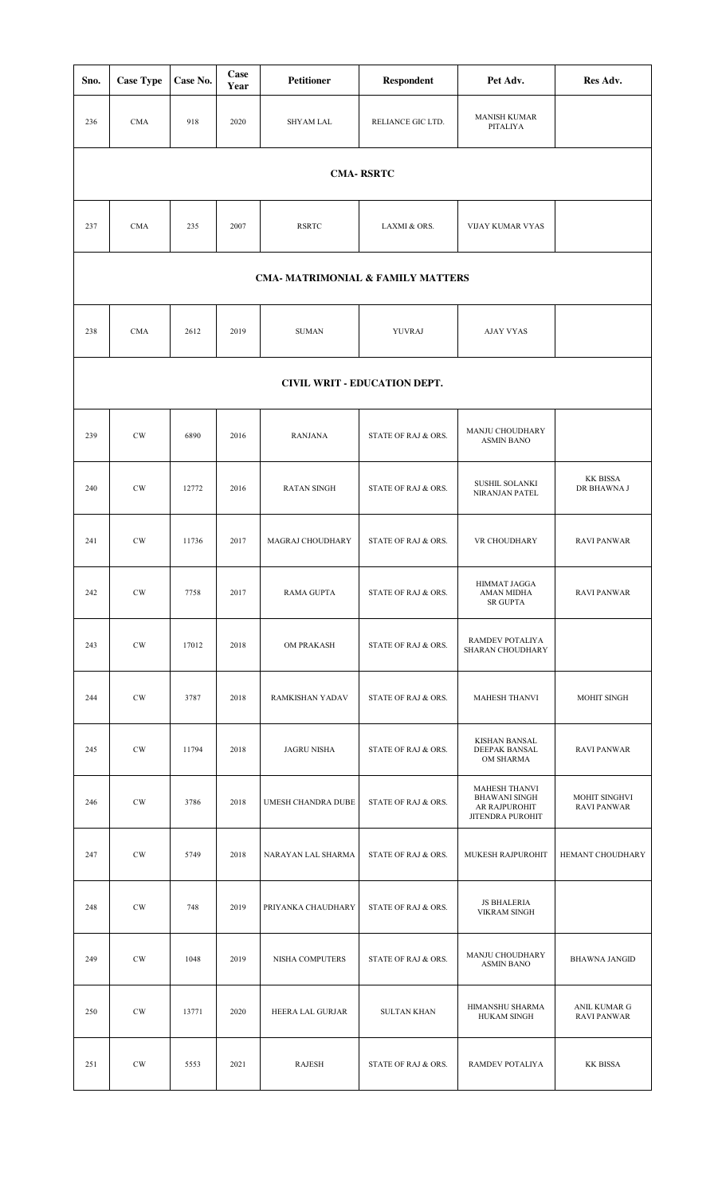| Sno. | Case Type | Case No. | Case Year | Petitioner | Respondent | Pet Adv. | Res Adv. |
|---|---|---|---|---|---|---|---|
| 236 | CMA | 918 | 2020 | SHYAM LAL | RELIANCE GIC LTD. | MANISH KUMAR PITALIYA | |
| **CMA- RSRTC** | | | | | | | |
| 237 | CMA | 235 | 2007 | RSRTC | LAXMI & ORS. | VIJAY KUMAR VYAS | |
| **CMA- MATRIMONIAL & FAMILY MATTERS** | | | | | | | |
| 238 | CMA | 2612 | 2019 | SUMAN | YUVRAJ | AJAY VYAS | |
| **CIVIL WRIT - EDUCATION DEPT.** | | | | | | | |
| 239 | CW | 6890 | 2016 | RANJANA | STATE OF RAJ & ORS. | MANJU CHOUDHARY<br>ASMIN BANO | |
| 240 | CW | 12772 | 2016 | RATAN SINGH | STATE OF RAJ & ORS. | SUSHIL SOLANKI<br>NIRANJAN PATEL | KK BISSA<br>DR BHAWNA J |
| 241 | CW | 11736 | 2017 | MAGRAJ CHOUDHARY | STATE OF RAJ & ORS. | VR CHOUDHARY | RAVI PANWAR |
| 242 | CW | 7758 | 2017 | RAMA GUPTA | STATE OF RAJ & ORS. | HIMMAT JAGGA<br>AMAN MIDHA<br>SR GUPTA | RAVI PANWAR |
| 243 | CW | 17012 | 2018 | OM PRAKASH | STATE OF RAJ & ORS. | RAMDEV POTALIYA<br>SHARAN CHOUDHARY | |
| 244 | CW | 3787 | 2018 | RAMKISHAN YADAV | STATE OF RAJ & ORS. | MAHESH THANVI | MOHIT SINGH |
| 245 | CW | 11794 | 2018 | JAGRU NISHA | STATE OF RAJ & ORS. | KISHAN BANSAL<br>DEEPAK BANSAL<br>OM SHARMA | RAVI PANWAR |
| 246 | CW | 3786 | 2018 | UMESH CHANDRA DUBE | STATE OF RAJ & ORS. | MAHESH THANVI<br>BHAWANI SINGH<br>AR RAJPUROHIT<br>JITENDRA PUROHIT | MOHIT SINGHVI<br>RAVI PANWAR |
| 247 | CW | 5749 | 2018 | NARAYAN LAL SHARMA | STATE OF RAJ & ORS. | MUKESH RAJPUROHIT | HEMANT CHOUDHARY |
| 248 | CW | 748 | 2019 | PRIYANKA CHAUDHARY | STATE OF RAJ & ORS. | JS BHALERIA<br>VIKRAM SINGH | |
| 249 | CW | 1048 | 2019 | NISHA COMPUTERS | STATE OF RAJ & ORS. | MANJU CHOUDHARY<br>ASMIN BANO | BHAWNA JANGID |
| 250 | CW | 13771 | 2020 | HEERA LAL GURJAR | SULTAN KHAN | HIMANSHU SHARMA<br>HUKAM SINGH | ANIL KUMAR G<br>RAVI PANWAR |
| 251 | CW | 5553 | 2021 | RAJESH | STATE OF RAJ & ORS. | RAMDEV POTALIYA | KK BISSA |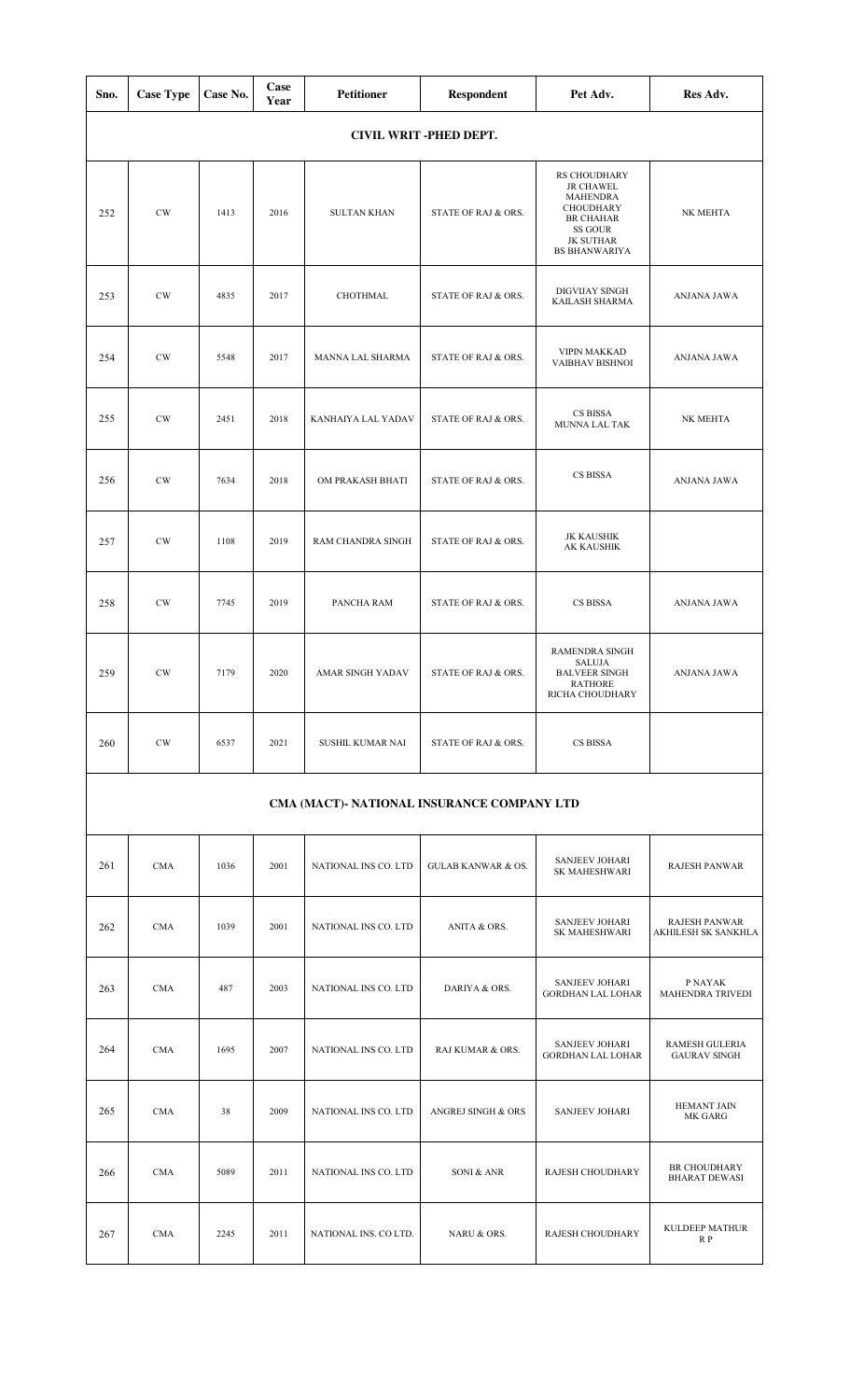| Sno. | Case Type | Case No. | Case Year | Petitioner | Respondent | Pet Adv. | Res Adv. |
|---|---|---|---|---|---|---|---|
| **CIVIL WRIT -PHED DEPT.** | | | | | | | |
| 252 | CW | 1413 | 2016 | SULTAN KHAN | STATE OF RAJ & ORS. | RS CHOUDHARY JR CHAWEL MAHENDRA CHOUDHARY BR CHAHAR SS GOUR JK SUTHAR BS BHANWARIYA | NK MEHTA |
| 253 | CW | 4835 | 2017 | CHOTHMAL | STATE OF RAJ & ORS. | DIGVIJAY SINGH KAILASH SHARMA | ANJANA JAWA |
| 254 | CW | 5548 | 2017 | MANNA LAL SHARMA | STATE OF RAJ & ORS. | VIPIN MAKKAD VAIBHAV BISHNOI | ANJANA JAWA |
| 255 | CW | 2451 | 2018 | KANHAIYA LAL YADAV | STATE OF RAJ & ORS. | CS BISSA MUNNA LAL TAK | NK MEHTA |
| 256 | CW | 7634 | 2018 | OM PRAKASH BHATI | STATE OF RAJ & ORS. | CS BISSA | ANJANA JAWA |
| 257 | CW | 1108 | 2019 | RAM CHANDRA SINGH | STATE OF RAJ & ORS. | JK KAUSHIK AK KAUSHIK | |
| 258 | CW | 7745 | 2019 | PANCHA RAM | STATE OF RAJ & ORS. | CS BISSA | ANJANA JAWA |
| 259 | CW | 7179 | 2020 | AMAR SINGH YADAV | STATE OF RAJ & ORS. | RAMENDRA SINGH SALUJA BALVEER SINGH RATHORE RICHA CHOUDHARY | ANJANA JAWA |
| 260 | CW | 6537 | 2021 | SUSHIL KUMAR NAI | STATE OF RAJ & ORS. | CS BISSA | |
| **CMA (MACT)- NATIONAL INSURANCE COMPANY LTD** | | | | | | | |
| 261 | CMA | 1036 | 2001 | NATIONAL INS CO. LTD | GULAB KANWAR & OS. | SANJEEV JOHARI SK MAHESHWARI | RAJESH PANWAR |
| 262 | CMA | 1039 | 2001 | NATIONAL INS CO. LTD | ANITA & ORS. | SANJEEV JOHARI SK MAHESHWARI | RAJESH PANWAR AKHILESH SK SANKHLA |
| 263 | CMA | 487 | 2003 | NATIONAL INS CO. LTD | DARIYA & ORS. | SANJEEV JOHARI GORDHAN LAL LOHAR | P NAYAK MAHENDRA TRIVEDI |
| 264 | CMA | 1695 | 2007 | NATIONAL INS CO. LTD | RAJ KUMAR & ORS. | SANJEEV JOHARI GORDHAN LAL LOHAR | RAMESH GULERIA GAURAV SINGH |
| 265 | CMA | 38 | 2009 | NATIONAL INS CO. LTD | ANGREJ SINGH & ORS | SANJEEV JOHARI | HEMANT JAIN MK GARG |
| 266 | CMA | 5089 | 2011 | NATIONAL INS CO. LTD | SONI & ANR | RAJESH CHOUDHARY | BR CHOUDHARY BHARAT DEWASI |
| 267 | CMA | 2245 | 2011 | NATIONAL INS. CO LTD. | NARU & ORS. | RAJESH CHOUDHARY | KULDEEP MATHUR R P |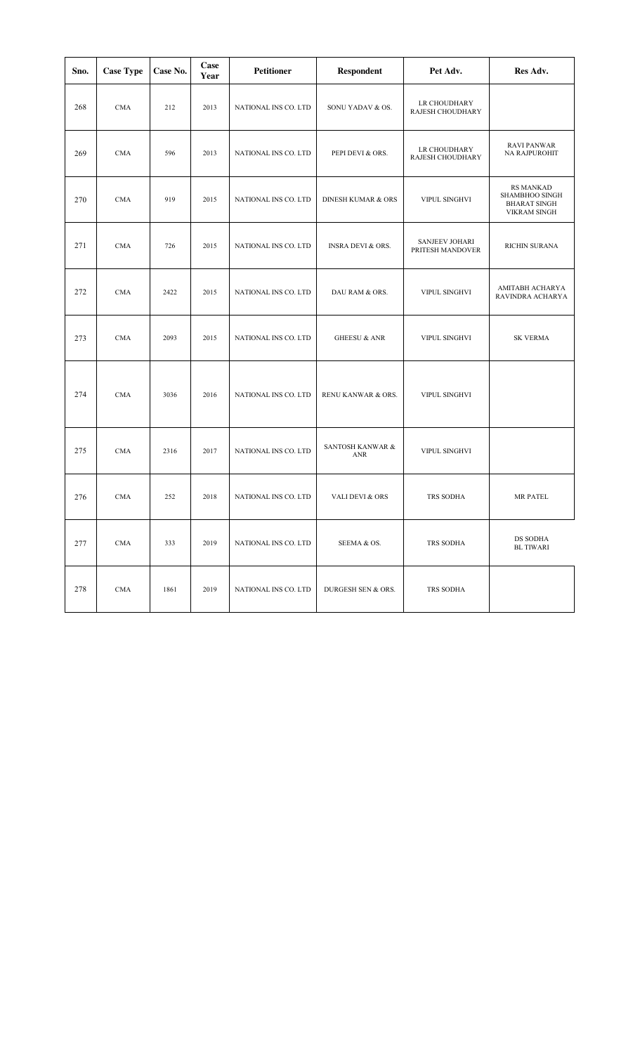| Sno. | Case Type | Case No. | Case Year | Petitioner | Respondent | Pet Adv. | Res Adv. |
|---|---|---|---|---|---|---|---|
| 268 | CMA | 212 | 2013 | NATIONAL INS CO. LTD | SONU YADAV & OS. | LR CHOUDHARY RAJESH CHOUDHARY | |
| 269 | CMA | 596 | 2013 | NATIONAL INS CO. LTD | PEPI DEVI & ORS. | LR CHOUDHARY RAJESH CHOUDHARY | RAVI PANWAR NA RAJPUROHIT |
| 270 | CMA | 919 | 2015 | NATIONAL INS CO. LTD | DINESH KUMAR & ORS | VIPUL SINGHVI | RS MANKAD SHAMBHOO SINGH BHARAT SINGH VIKRAM SINGH |
| 271 | CMA | 726 | 2015 | NATIONAL INS CO. LTD | INSRA DEVI & ORS. | SANJEEV JOHARI PRITESH MANDOVER | RICHIN SURANA |
| 272 | CMA | 2422 | 2015 | NATIONAL INS CO. LTD | DAU RAM & ORS. | VIPUL SINGHVI | AMITABH ACHARYA RAVINDRA ACHARYA |
| 273 | CMA | 2093 | 2015 | NATIONAL INS CO. LTD | GHEESU & ANR | VIPUL SINGHVI | SK VERMA |
| 274 | CMA | 3036 | 2016 | NATIONAL INS CO. LTD | RENU KANWAR & ORS. | VIPUL SINGHVI | |
| 275 | CMA | 2316 | 2017 | NATIONAL INS CO. LTD | SANTOSH KANWAR & ANR | VIPUL SINGHVI | |
| 276 | CMA | 252 | 2018 | NATIONAL INS CO. LTD | VALI DEVI & ORS | TRS SODHA | MR PATEL |
| 277 | CMA | 333 | 2019 | NATIONAL INS CO. LTD | SEEMA & OS. | TRS SODHA | DS SODHA BL TIWARI |
| 278 | CMA | 1861 | 2019 | NATIONAL INS CO. LTD | DURGESH SEN & ORS. | TRS SODHA | |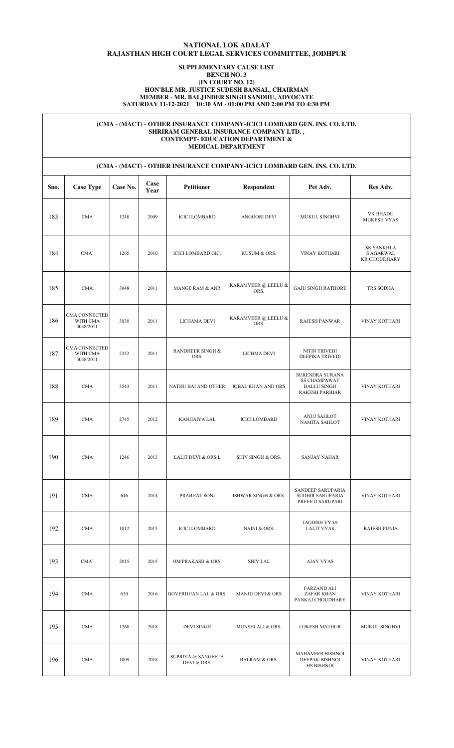# NATIONAL LOK ADALAT
# RAJASTHAN HIGH COURT LEGAL SERVICES COMMITTEE, JODHPUR

### SUPPLEMENTARY CAUSE LIST
### BENCH NO. 3
### (IN COURT NO. 12)
### HON'BLE MR. JUSTICE SUDESH BANSAL, CHAIRMAN
### MEMBER - MR. BALJINDER SINGH SANDHU, ADVOCATE
### SATURDAY 11-12-2021 10:30 AM - 01:00 PM AND 2:00 PM TO 4:30 PM

**(CMA - (MACT) - OTHER INSURANCE COMPANY-ICICI LOMBARD GEN. INS. CO. LTD.
SHRIRAM GENERAL INSURANCE COMPANY LTD. ,
CONTEMPT- EDUCATION DEPARTMENT &
MEDICAL DEPARTMENT**

**(CMA - (MACT) - OTHER INSURANCE COMPANY-ICICI LOMBARD GEN. INS. CO. LTD.**

| Sno. | Case Type | Case No. | Case Year | Petitioner | Respondent | Pet Adv. | Res Adv. |
|---|---|---|---|---|---|---|---|
| 183 | CMA | 1248 | 2009 | ICICI LOMBARD | ANGOORI DEVI | MUKUL SINGHVI | VK BHADU MUKESH VYAS |
| 184 | CMA` | 1265 | 2010 | ICICI LOMBARD GIC. | KUSUM & ORS. | VINAY KOTHARI | SK SANKHLA S AGARWAL KR CHOUDHARY |
| 185 | CMA | 3048 | 2011 | MANGE RAM & ANR | KARAMVEER @ LEELU & ORS. | GAJU SINGH RATHORE | TRS SODHA |
| 186 | CMA CONNECTED WITH CMA 3048/2011 | 3030 | 2011 | LICHAMA DEVI | KARAMVEER @ LEELU & ORS. | RAJESH PANWAR | VINAY KOTHARI |
| 187 | CMA CONNECTED WITH CMA 3048/2011 | 2352 | 2011 | RANDHEER SINGH & ORS. | LICHMA DEVI | NITIN TRIVEDI DEEPIKA TRIVEDI | |
| 188 | CMA | 3543 | 2011 | NATHU BAI AND OTHER | IQBAL KHAN AND ORS | SURENDRA SURANA SS CHAMPAWAT BALLU SINGH RAKESH PARIHAR | VINAY KOTHARI |
| 189 | CMA | 2745 | 2012 | KANHAIYA LAL | ICICI LOMBARD | ANUJ SAHLOT NAMITA SAHLOT | VINAY KOTHARI |
| 190 | CMA | 1246 | 2013 | LALIT DEVI & ORS.L | SHIV SINGH & ORS. | SANJAY NAHAR | |
| 191 | CMA | 646 | 2014 | PRABHAT SONI | ISHWAR SINGH & ORS. | SANDEEP SARUPARIA SUDHIR SARUPARIA PREEETI SARUPARI | VINAY KOTHARI |
| 192 | CMA | 1012 | 2015 | ICICI LOMBARD | NAINI & ORS. | JAGDISH VYAS LALIT VYAS | RAJESH PUNIA |
| 193 | CMA` | 2015 | 2015 | OM PRAKASH & ORS. | SHIV LAL | AJAY VYAS | |
| 194 | CMA | 650 | 2016 | GOVERDHAN LAL & ORS. | MANJU DEVI & ORS | FARZAND ALI ZAFAR KHAN PANKAJ CHOUDHARY | VINAY KOTHARI |
| 195 | CMA | 1268 | 2018 | DEVI SINGH | MUNSHI ALI & ORS. | LOKESH MATHUR | MUKUL SINGHVI |
| 196 | CMA | 1009 | 2018 | SUPRIYA @ SANGEETA DEVI & ORS. | BALRAM & ORS. | MAHAVEER BISHNOI DEEPAK BISHNOI HS BISHNOI | VINAY KOTHARI |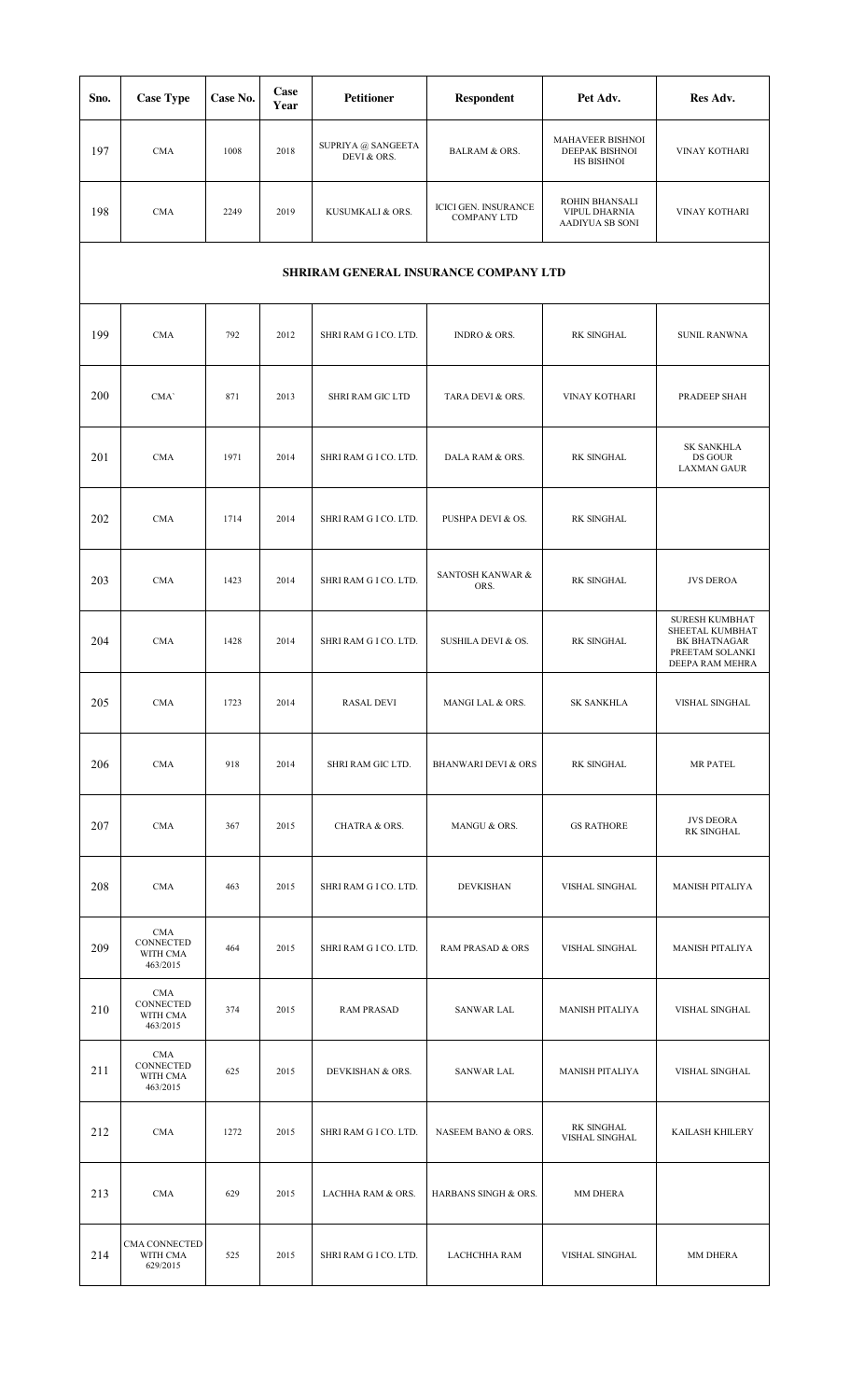| Sno. | Case Type | Case No. | Case Year | Petitioner | Respondent | Pet Adv. | Res Adv. |
|---|---|---|---|---|---|---|---|
| 197 | CMA | 1008 | 2018 | SUPRIYA @ SANGEETA DEVI & ORS. | BALRAM & ORS. | MAHAVEER BISHNOI DEEPAK BISHNOI HS BISHNOI | VINAY KOTHARI |
| 198 | CMA | 2249 | 2019 | KUSUMKALI & ORS. | ICICI GEN. INSURANCE COMPANY LTD | ROHIN BHANSALI VIPUL DHARNIA AADIYUA SB SONI | VINAY KOTHARI |
| **SHRIRAM GENERAL INSURANCE COMPANY LTD** | | | | | | | |
| 199 | CMA | 792 | 2012 | SHRI RAM G I CO. LTD. | INDRO & ORS. | RK SINGHAL | SUNIL RANWNA |
| 200 | CMA` | 871 | 2013 | SHRI RAM GIC LTD | TARA DEVI & ORS. | VINAY KOTHARI | PRADEEP SHAH |
| 201 | CMA | 1971 | 2014 | SHRI RAM G I CO. LTD. | DALA RAM & ORS. | RK SINGHAL | SK SANKHLA DS GOUR LAXMAN GAUR |
| 202 | CMA | 1714 | 2014 | SHRI RAM G I CO. LTD. | PUSHPA DEVI & OS. | RK SINGHAL | |
| 203 | CMA | 1423 | 2014 | SHRI RAM G I CO. LTD. | SANTOSH KANWAR & ORS. | RK SINGHAL | JVS DEROA |
| 204 | CMA | 1428 | 2014 | SHRI RAM G I CO. LTD. | SUSHILA DEVI & OS. | RK SINGHAL | SURESH KUMBHAT SHEETAL KUMBHAT BK BHATNAGAR PREETAM SOLANKI DEEPA RAM MEHRA |
| 205 | CMA | 1723 | 2014 | RASAL DEVI | MANGI LAL & ORS. | SK SANKHLA | VISHAL SINGHAL |
| 206 | CMA | 918 | 2014 | SHRI RAM GIC LTD. | BHANWARI DEVI & ORS | RK SINGHAL | MR PATEL |
| 207 | CMA | 367 | 2015 | CHATRA & ORS. | MANGU & ORS. | GS RATHORE | JVS DEORA RK SINGHAL |
| 208 | CMA | 463 | 2015 | SHRI RAM G I CO. LTD. | DEVKISHAN | VISHAL SINGHAL | MANISH PITALIYA |
| 209 | CMA CONNECTED WITH CMA 463/2015 | 464 | 2015 | SHRI RAM G I CO. LTD. | RAM PRASAD & ORS | VISHAL SINGHAL | MANISH PITALIYA |
| 210 | CMA CONNECTED WITH CMA 463/2015 | 374 | 2015 | RAM PRASAD | SANWAR LAL | MANISH PITALIYA | VISHAL SINGHAL |
| 211 | CMA CONNECTED WITH CMA 463/2015 | 625 | 2015 | DEVKISHAN & ORS. | SANWAR LAL | MANISH PITALIYA | VISHAL SINGHAL |
| 212 | CMA | 1272 | 2015 | SHRI RAM G I CO. LTD. | NASEEM BANO & ORS. | RK SINGHAL VISHAL SINGHAL | KAILASH KHILERY |
| 213 | CMA | 629 | 2015 | LACHHA RAM & ORS. | HARBANS SINGH & ORS. | MM DHERA | |
| 214 | CMA CONNECTED WITH CMA 629/2015 | 525 | 2015 | SHRI RAM G I CO. LTD. | LACHCHHA RAM | VISHAL SINGHAL | MM DHERA |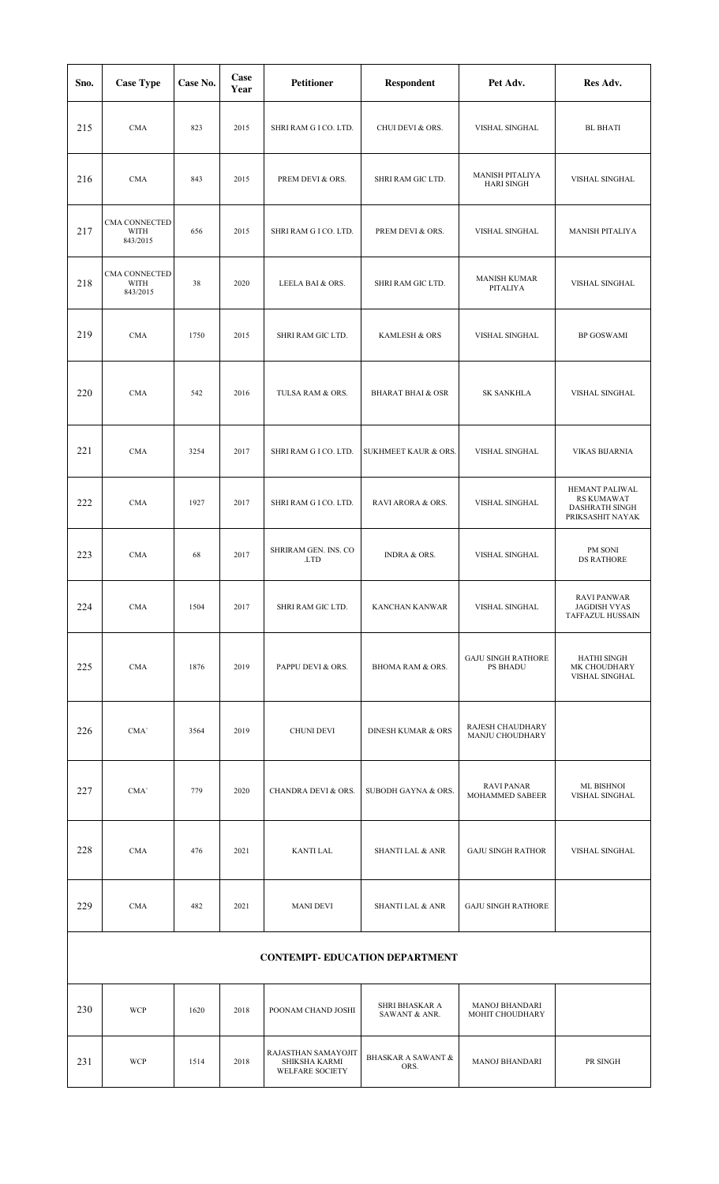| Sno. | Case Type | Case No. | Case Year | Petitioner | Respondent | Pet Adv. | Res Adv. |
|---|---|---|---|---|---|---|---|
| 215 | CMA | 823 | 2015 | SHRI RAM G I CO. LTD. | CHUI DEVI & ORS. | VISHAL SINGHAL | BL BHATI |
| 216 | CMA | 843 | 2015 | PREM DEVI & ORS. | SHRI RAM GIC LTD. | MANISH PITALIYA HARI SINGH | VISHAL SINGHAL |
| 217 | CMA CONNECTED WITH 843/2015 | 656 | 2015 | SHRI RAM G I CO. LTD. | PREM DEVI & ORS. | VISHAL SINGHAL | MANISH PITALIYA |
| 218 | CMA CONNECTED WITH 843/2015 | 38 | 2020 | LEELA BAI & ORS. | SHRI RAM GIC LTD. | MANISH KUMAR PITALIYA | VISHAL SINGHAL |
| 219 | CMA | 1750 | 2015 | SHRI RAM GIC LTD. | KAMLESH & ORS | VISHAL SINGHAL | BP GOSWAMI |
| 220 | CMA | 542 | 2016 | TULSA RAM & ORS. | BHARAT BHAI & OSR | SK SANKHLA | VISHAL SINGHAL |
| 221 | CMA | 3254 | 2017 | SHRI RAM G I CO. LTD. | SUKHMEET KAUR & ORS. | VISHAL SINGHAL | VIKAS BIJARNIA |
| 222 | CMA | 1927 | 2017 | SHRI RAM G I CO. LTD. | RAVI ARORA & ORS. | VISHAL SINGHAL | HEMANT PALIWAL RS KUMAWAT DASHRATH SINGH PRIKSASHIT NAYAK |
| 223 | CMA | 68 | 2017 | SHRIRAM GEN. INS. CO .LTD | INDRA & ORS. | VISHAL SINGHAL | PM SONI DS RATHORE |
| 224 | CMA | 1504 | 2017 | SHRI RAM GIC LTD. | KANCHAN KANWAR | VISHAL SINGHAL | RAVI PANWAR JAGDISH VYAS TAFFAZUL HUSSAIN |
| 225 | CMA | 1876 | 2019 | PAPPU DEVI & ORS. | BHOMA RAM & ORS. | GAJU SINGH RATHORE PS BHADU | HATHI SINGH MK CHOUDHARY VISHAL SINGHAL |
| 226 | CMA` | 3564 | 2019 | CHUNI DEVI | DINESH KUMAR & ORS | RAJESH CHAUDHARY MANJU CHOUDHARY | |
| 227 | CMA` | 779 | 2020 | CHANDRA DEVI & ORS. | SUBODH GAYNA & ORS. | RAVI PANAR MOHAMMED SABEER | ML BISHNOI VISHAL SINGHAL |
| 228 | CMA | 476 | 2021 | KANTI LAL | SHANTI LAL & ANR | GAJU SINGH RATHOR | VISHAL SINGHAL |
| 229 | CMA | 482 | 2021 | MANI DEVI | SHANTI LAL & ANR | GAJU SINGH RATHORE | |
| **CONTEMPT- EDUCATION DEPARTMENT** | | | | | | | |
| 230 | WCP | 1620 | 2018 | POONAM CHAND JOSHI | SHRI BHASKAR A SAWANT & ANR. | MANOJ BHANDARI MOHIT CHOUDHARY | |
| 231 | WCP | 1514 | 2018 | RAJASTHAN SAMAYOJIT SHIKSHA KARMI WELFARE SOCIETY | BHASKAR A SAWANT & ORS. | MANOJ BHANDARI | PR SINGH |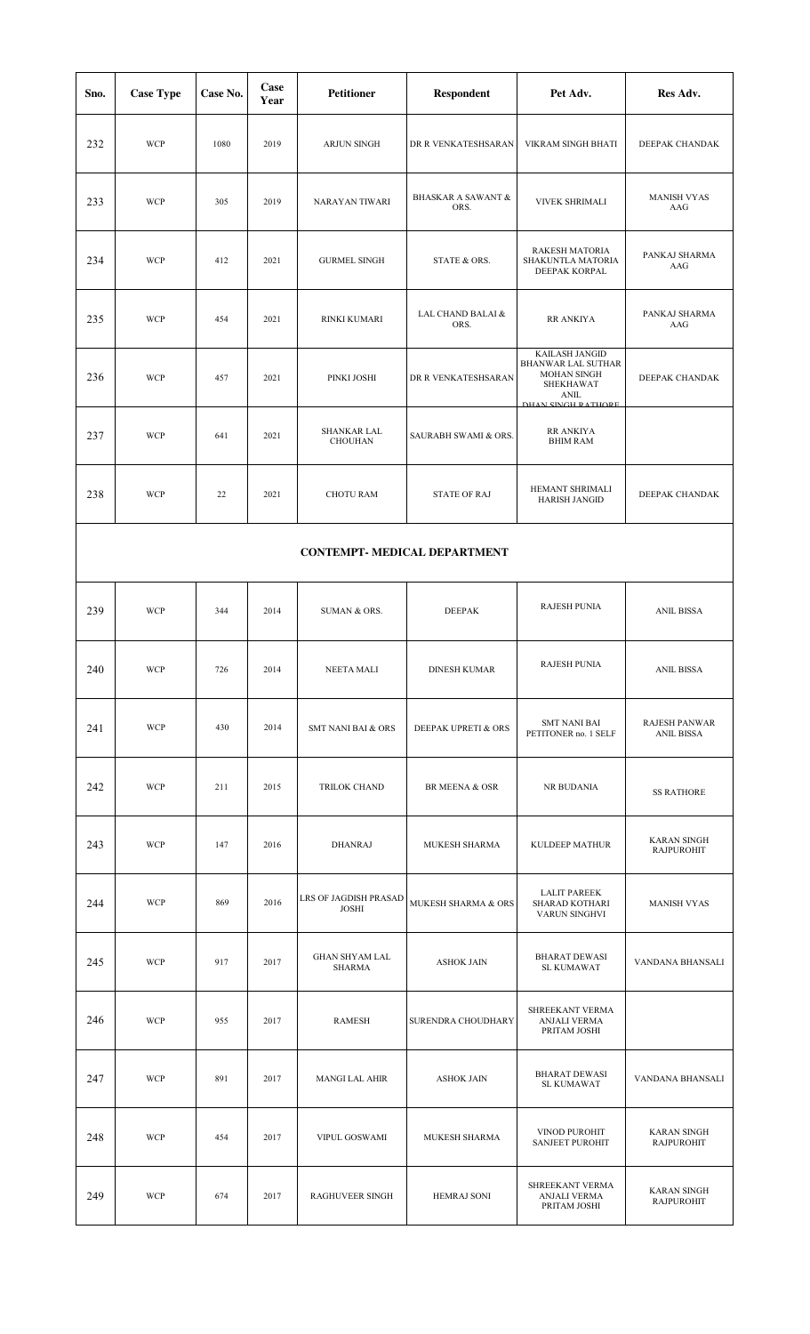| Sno. | Case Type | Case No. | Case Year | Petitioner | Respondent | Pet Adv. | Res Adv. |
|---|---|---|---|---|---|---|---|
| 232 | WCP | 1080 | 2019 | ARJUN SINGH | DR R VENKATESHSARAN | VIKRAM SINGH BHATI | DEEPAK CHANDAK |
| 233 | WCP | 305 | 2019 | NARAYAN TIWARI | BHASKAR A SAWANT & ORS. | VIVEK SHRIMALI | MANISH VYAS AAG |
| 234 | WCP | 412 | 2021 | GURMEL SINGH | STATE & ORS. | RAKESH MATORIA SHAKUNTLA MATORIA DEEPAK KORPAL | PANKAJ SHARMA AAG |
| 235 | WCP | 454 | 2021 | RINKI KUMARI | LAL CHAND BALAI & ORS. | RR ANKIYA | PANKAJ SHARMA AAG |
| 236 | WCP | 457 | 2021 | PINKI JOSHI | DR R VENKATESHSARAN | KAILASH JANGID BHANWAR LAL SUTHAR MOHAN SINGH SHEKHAWAT ANIL DHAN SINGH RATHORE | DEEPAK CHANDAK |
| 237 | WCP | 641 | 2021 | SHANKAR LAL CHOUHAN | SAURABH SWAMI & ORS. | RR ANKIYA BHIM RAM | |
| 238 | WCP | 22 | 2021 | CHOTU RAM | STATE OF RAJ | HEMANT SHRIMALI HARISH JANGID | DEEPAK CHANDAK |
| **CONTEMPT- MEDICAL DEPARTMENT** | | | | | | | |
| 239 | WCP | 344 | 2014 | SUMAN & ORS. | DEEPAK | RAJESH PUNIA | ANIL BISSA |
| 240 | WCP | 726 | 2014 | NEETA MALI | DINESH KUMAR | RAJESH PUNIA | ANIL BISSA |
| 241 | WCP | 430 | 2014 | SMT NANI BAI & ORS | DEEPAK UPRETI & ORS | SMT NANI BAI PETITONER no. 1 SELF | RAJESH PANWAR ANIL BISSA |
| 242 | WCP | 211 | 2015 | TRILOK CHAND | BR MEENA & OSR | NR BUDANIA | SS RATHORE |
| 243 | WCP | 147 | 2016 | DHANRAJ | MUKESH SHARMA | KULDEEP MATHUR | KARAN SINGH RAJPUROHIT |
| 244 | WCP | 869 | 2016 | LRS OF JAGDISH PRASAD JOSHI | MUKESH SHARMA & ORS | LALIT PAREEK SHARAD KOTHARI VARUN SINGHVI | MANISH VYAS |
| 245 | WCP | 917 | 2017 | GHAN SHYAM LAL SHARMA | ASHOK JAIN | BHARAT DEWASI SL KUMAWAT | VANDANA BHANSALI |
| 246 | WCP | 955 | 2017 | RAMESH | SURENDRA CHOUDHARY | SHREEKANT VERMA ANJALI VERMA PRITAM JOSHI | |
| 247 | WCP | 891 | 2017 | MANGI LAL AHIR | ASHOK JAIN | BHARAT DEWASI SL KUMAWAT | VANDANA BHANSALI |
| 248 | WCP | 454 | 2017 | VIPUL GOSWAMI | MUKESH SHARMA | VINOD PUROHIT SANJEET PUROHIT | KARAN SINGH RAJPUROHIT |
| 249 | WCP | 674 | 2017 | RAGHUVEER SINGH | HEMRAJ SONI | SHREEKANT VERMA ANJALI VERMA PRITAM JOSHI | KARAN SINGH RAJPUROHIT |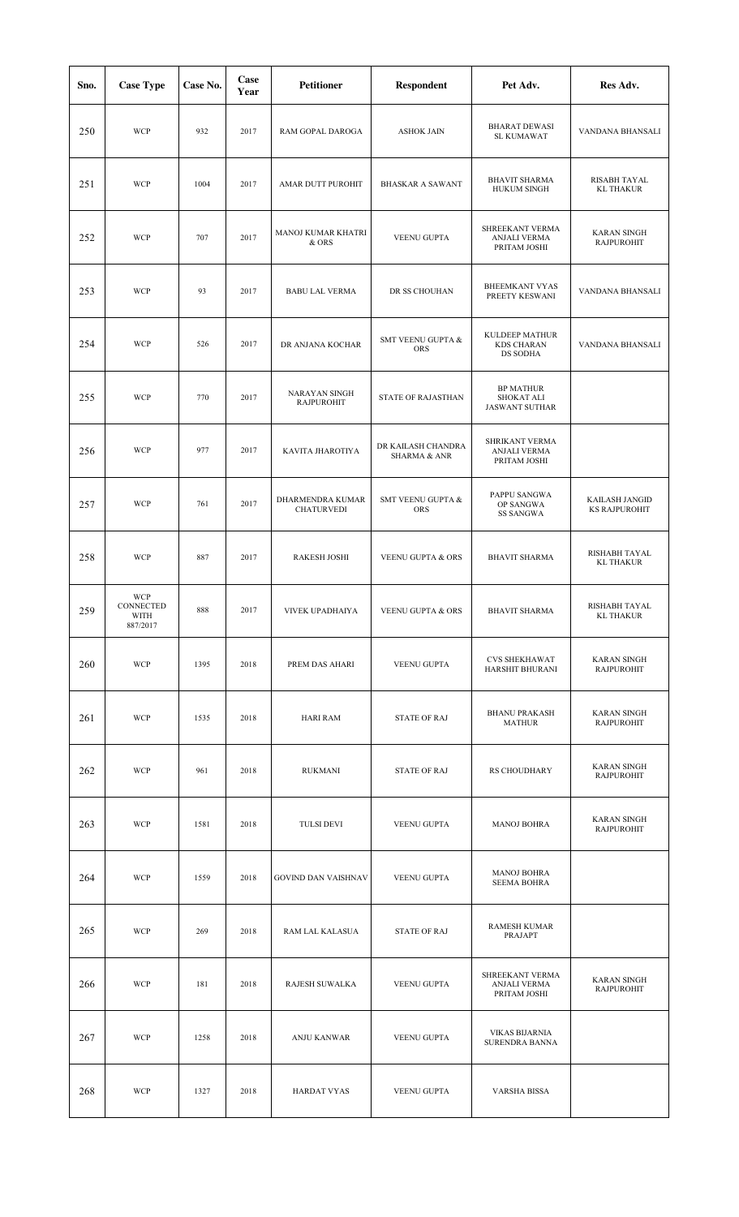| Sno. | Case Type | Case No. | Case Year | Petitioner | Respondent | Pet Adv. | Res Adv. |
|---|---|---|---|---|---|---|---|
| 250 | WCP | 932 | 2017 | RAM GOPAL DAROGA | ASHOK JAIN | BHARAT DEWASI SL KUMAWAT | VANDANA BHANSALI |
| 251 | WCP | 1004 | 2017 | AMAR DUTT PUROHIT | BHASKAR A SAWANT | BHAVIT SHARMA HUKUM SINGH | RISABH TAYAL KL THAKUR |
| 252 | WCP | 707 | 2017 | MANOJ KUMAR KHATRI & ORS | VEENU GUPTA | SHREEKANT VERMA ANJALI VERMA PRITAM JOSHI | KARAN SINGH RAJPUROHIT |
| 253 | WCP | 93 | 2017 | BABU LAL VERMA | DR SS CHOUHAN | BHEEMKANT VYAS PREETY KESWANI | VANDANA BHANSALI |
| 254 | WCP | 526 | 2017 | DR ANJANA KOCHAR | SMT VEENU GUPTA & ORS | KULDEEP MATHUR KDS CHARAN DS SODHA | VANDANA BHANSALI |
| 255 | WCP | 770 | 2017 | NARAYAN SINGH RAJPUROHIT | STATE OF RAJASTHAN | BP MATHUR SHOKAT ALI JASWANT SUTHAR | |
| 256 | WCP | 977 | 2017 | KAVITA JHAROTIYA | DR KAILASH CHANDRA SHARMA & ANR | SHRIKANT VERMA ANJALI VERMA PRITAM JOSHI | |
| 257 | WCP | 761 | 2017 | DHARMENDRA KUMAR CHATURVEDI | SMT VEENU GUPTA & ORS | PAPPU SANGWA OP SANGWA SS SANGWA | KAILASH JANGID KS RAJPUROHIT |
| 258 | WCP | 887 | 2017 | RAKESH JOSHI | VEENU GUPTA & ORS | BHAVIT SHARMA | RISHABH TAYAL KL THAKUR |
| 259 | WCP CONNECTED WITH 887/2017 | 888 | 2017 | VIVEK UPADHAIYA | VEENU GUPTA & ORS | BHAVIT SHARMA | RISHABH TAYAL KL THAKUR |
| 260 | WCP | 1395 | 2018 | PREM DAS AHARI | VEENU GUPTA | CVS SHEKHAWAT HARSHIT BHURANI | KARAN SINGH RAJPUROHIT |
| 261 | WCP | 1535 | 2018 | HARI RAM | STATE OF RAJ | BHANU PRAKASH MATHUR | KARAN SINGH RAJPUROHIT |
| 262 | WCP | 961 | 2018 | RUKMANI | STATE OF RAJ | RS CHOUDHARY | KARAN SINGH RAJPUROHIT |
| 263 | WCP | 1581 | 2018 | TULSI DEVI | VEENU GUPTA | MANOJ BOHRA | KARAN SINGH RAJPUROHIT |
| 264 | WCP | 1559 | 2018 | GOVIND DAN VAISHNAV | VEENU GUPTA | MANOJ BOHRA SEEMA BOHRA | |
| 265 | WCP | 269 | 2018 | RAM LAL KALASUA | STATE OF RAJ | RAMESH KUMAR PRAJAPT | |
| 266 | WCP | 181 | 2018 | RAJESH SUWALKA | VEENU GUPTA | SHREEKANT VERMA ANJALI VERMA PRITAM JOSHI | KARAN SINGH RAJPUROHIT |
| 267 | WCP | 1258 | 2018 | ANJU KANWAR | VEENU GUPTA | VIKAS BIJARNIA SURENDRA BANNA | |
| 268 | WCP | 1327 | 2018 | HARDAT VYAS | VEENU GUPTA | VARSHA BISSA | |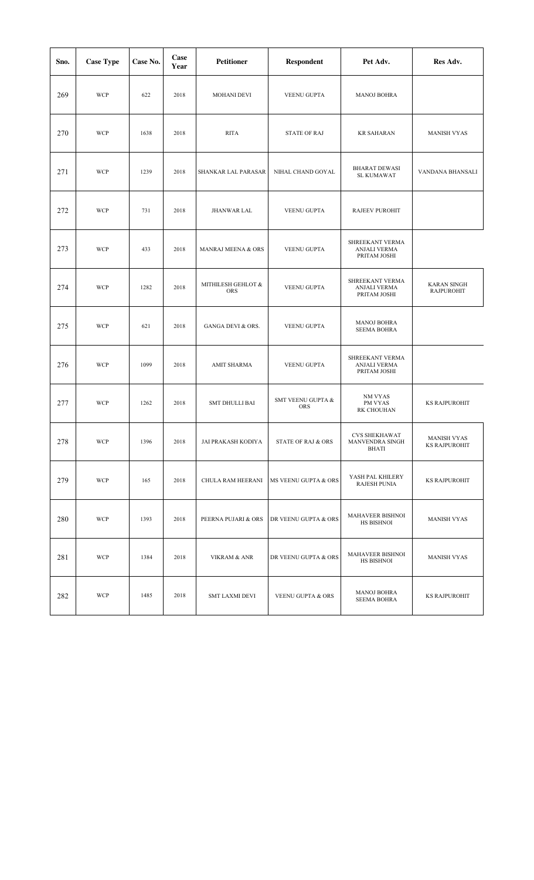| Sno. | Case Type | Case No. | Case Year | Petitioner | Respondent | Pet Adv. | Res Adv. |
|---|---|---|---|---|---|---|---|
| 269 | WCP | 622 | 2018 | MOHANI DEVI | VEENU GUPTA | MANOJ BOHRA | |
| 270 | WCP | 1638 | 2018 | RITA | STATE OF RAJ | KR SAHARAN | MANISH VYAS |
| 271 | WCP | 1239 | 2018 | SHANKAR LAL PARASAR | NIHAL CHAND GOYAL | BHARAT DEWASI SL KUMAWAT | VANDANA BHANSALI |
| 272 | WCP | 731 | 2018 | JHANWAR LAL | VEENU GUPTA | RAJEEV PUROHIT | |
| 273 | WCP | 433 | 2018 | MANRAJ MEENA & ORS | VEENU GUPTA | SHREEKANT VERMA ANJALI VERMA PRITAM JOSHI | |
| 274 | WCP | 1282 | 2018 | MITHILESH GEHLOT & ORS | VEENU GUPTA | SHREEKANT VERMA ANJALI VERMA PRITAM JOSHI | KARAN SINGH RAJPUROHIT |
| 275 | WCP | 621 | 2018 | GANGA DEVI & ORS. | VEENU GUPTA | MANOJ BOHRA SEEMA BOHRA | |
| 276 | WCP | 1099 | 2018 | AMIT SHARMA | VEENU GUPTA | SHREEKANT VERMA ANJALI VERMA PRITAM JOSHI | |
| 277 | WCP | 1262 | 2018 | SMT DHULLI BAI | SMT VEENU GUPTA & ORS | NM VYAS PM VYAS RK CHOUHAN | KS RAJPUROHIT |
| 278 | WCP | 1396 | 2018 | JAI PRAKASH KODIYA | STATE OF RAJ & ORS | CVS SHEKHAWAT MANVENDRA SINGH BHATI | MANISH VYAS KS RAJPUROHIT |
| 279 | WCP | 165 | 2018 | CHULA RAM HEERANI | MS VEENU GUPTA & ORS | YASH PAL KHILERY RAJESH PUNIA | KS RAJPUROHIT |
| 280 | WCP | 1393 | 2018 | PEERNA PUJARI & ORS | DR VEENU GUPTA & ORS | MAHAVEER BISHNOI HS BISHNOI | MANISH VYAS |
| 281 | WCP | 1384 | 2018 | VIKRAM & ANR | DR VEENU GUPTA & ORS | MAHAVEER BISHNOI HS BISHNOI | MANISH VYAS |
| 282 | WCP | 1485 | 2018 | SMT LAXMI DEVI | VEENU GUPTA & ORS | MANOJ BOHRA SEEMA BOHRA | KS RAJPUROHIT |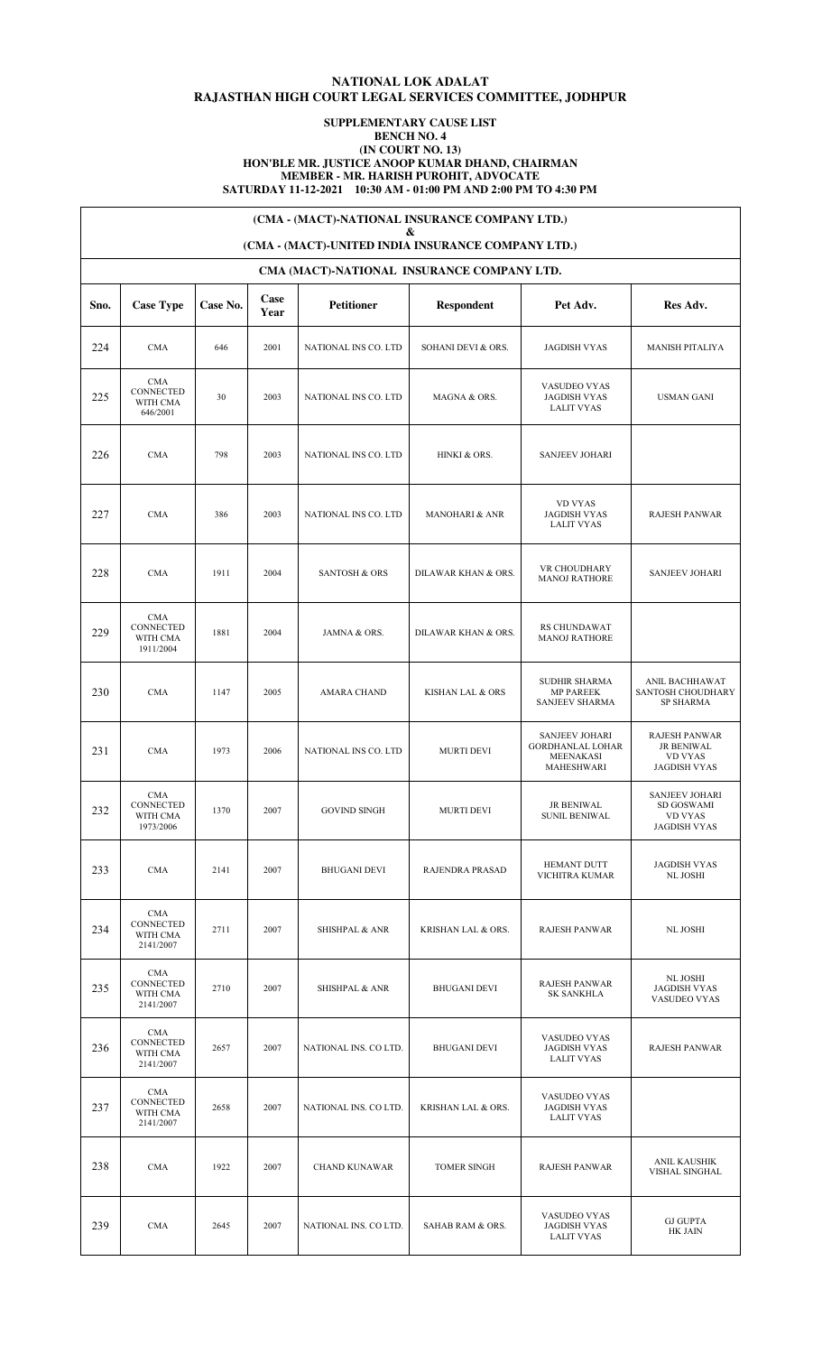**NATIONAL LOK ADALAT**
**RAJASTHAN HIGH COURT LEGAL SERVICES COMMITTEE, JODHPUR**

**SUPPLEMENTARY CAUSE LIST**
**BENCH NO. 4**
**(IN COURT NO. 13)**
**HON'BLE MR. JUSTICE ANOOP KUMAR DHAND, CHAIRMAN**
**MEMBER - MR. HARISH PUROHIT, ADVOCATE**
**SATURDAY 11-12-2021 10:30 AM - 01:00 PM AND 2:00 PM TO 4:30 PM**

**(CMA - (MACT)-NATIONAL INSURANCE COMPANY LTD.)**
**&**
**(CMA - (MACT)-UNITED INDIA INSURANCE COMPANY LTD.)**

**CMA (MACT)-NATIONAL INSURANCE COMPANY LTD.**

| Sno. | Case Type | Case No. | Case Year | Petitioner | Respondent | Pet Adv. | Res Adv. |
|---|---|---|---|---|---|---|---|
| 224 | CMA | 646 | 2001 | NATIONAL INS CO. LTD | SOHANI DEVI & ORS. | JAGDISH VYAS | MANISH PITALIYA |
| 225 | CMA CONNECTED WITH CMA 646/2001 | 30 | 2003 | NATIONAL INS CO. LTD | MAGNA & ORS. | VASUDEO VYAS JAGDISH VYAS LALIT VYAS | USMAN GANI |
| 226 | CMA | 798 | 2003 | NATIONAL INS CO. LTD | HINKI & ORS. | SANJEEV JOHARI | |
| 227 | CMA | 386 | 2003 | NATIONAL INS CO. LTD | MANOHARI & ANR | VD VYAS JAGDISH VYAS LALIT VYAS | RAJESH PANWAR |
| 228 | CMA | 1911 | 2004 | SANTOSH & ORS | DILAWAR KHAN & ORS. | VR CHOUDHARY MANOJ RATHORE | SANJEEV JOHARI |
| 229 | CMA CONNECTED WITH CMA 1911/2004 | 1881 | 2004 | JAMNA & ORS. | DILAWAR KHAN & ORS. | RS CHUNDAWAT MANOJ RATHORE | |
| 230 | CMA | 1147 | 2005 | AMARA CHAND | KISHAN LAL & ORS | SUDHIR SHARMA MP PAREEK SANJEEV SHARMA | ANIL BACHHAWAT SANTOSH CHOUDHARY SP SHARMA |
| 231 | CMA | 1973 | 2006 | NATIONAL INS CO. LTD | MURTI DEVI | SANJEEV JOHARI GORDHANLAL LOHAR MEENAKASI MAHESHWARI | RAJESH PANWAR JR BENIWAL VD VYAS JAGDISH VYAS |
| 232 | CMA CONNECTED WITH CMA 1973/2006 | 1370 | 2007 | GOVIND SINGH | MURTI DEVI | JR BENIWAL SUNIL BENIWAL | SANJEEV JOHARI SD GOSWAMI VD VYAS JAGDISH VYAS |
| 233 | CMA | 2141 | 2007 | BHUGANI DEVI | RAJENDRA PRASAD | HEMANT DUTT VICHITRA KUMAR | JAGDISH VYAS NL JOSHI |
| 234 | CMA CONNECTED WITH CMA 2141/2007 | 2711 | 2007 | SHISHPAL & ANR | KRISHAN LAL & ORS. | RAJESH PANWAR | NL JOSHI |
| 235 | CMA CONNECTED WITH CMA 2141/2007 | 2710 | 2007 | SHISHPAL & ANR | BHUGANI DEVI | RAJESH PANWAR SK SANKHLA | NL JOSHI JAGDISH VYAS VASUDEO VYAS |
| 236 | CMA CONNECTED WITH CMA 2141/2007 | 2657 | 2007 | NATIONAL INS. CO LTD. | BHUGANI DEVI | VASUDEO VYAS JAGDISH VYAS LALIT VYAS | RAJESH PANWAR |
| 237 | CMA CONNECTED WITH CMA 2141/2007 | 2658 | 2007 | NATIONAL INS. CO LTD. | KRISHAN LAL & ORS. | VASUDEO VYAS JAGDISH VYAS LALIT VYAS | |
| 238 | CMA | 1922 | 2007 | CHAND KUNAWAR | TOMER SINGH | RAJESH PANWAR | ANIL KAUSHIK VISHAL SINGHAL |
| 239 | CMA | 2645 | 2007 | NATIONAL INS. CO LTD. | SAHAB RAM & ORS. | VASUDEO VYAS JAGDISH VYAS LALIT VYAS | GJ GUPTA HK JAIN |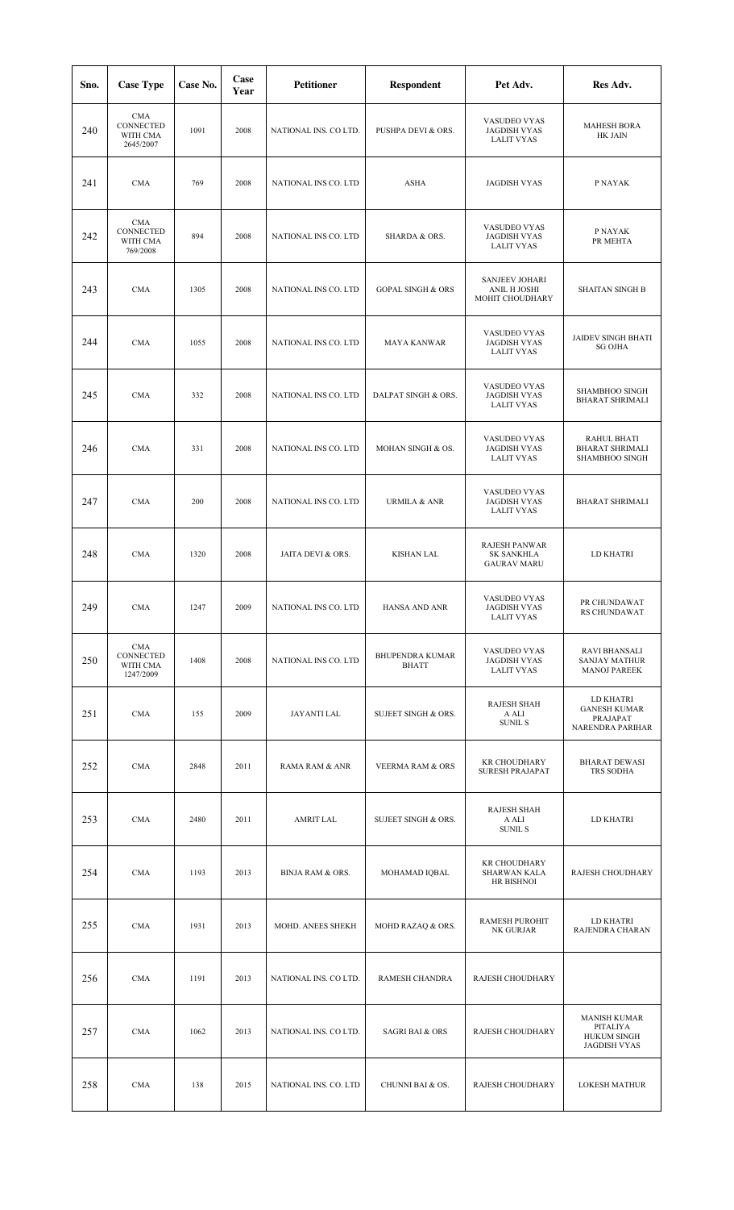| Sno. | Case Type | Case No. | Case Year | Petitioner | Respondent | Pet Adv. | Res Adv. |
|---|---|---|---|---|---|---|---|
| 240 | CMA CONNECTED WITH CMA 2645/2007 | 1091 | 2008 | NATIONAL INS. CO LTD. | PUSHPA DEVI & ORS. | VASUDEO VYAS JAGDISH VYAS LALIT VYAS | MAHESH BORA HK JAIN |
| 241 | CMA | 769 | 2008 | NATIONAL INS CO. LTD | ASHA | JAGDISH VYAS | P NAYAK |
| 242 | CMA CONNECTED WITH CMA 769/2008 | 894 | 2008 | NATIONAL INS CO. LTD | SHARDA & ORS. | VASUDEO VYAS JAGDISH VYAS LALIT VYAS | P NAYAK PR MEHTA |
| 243 | CMA | 1305 | 2008 | NATIONAL INS CO. LTD | GOPAL SINGH & ORS | SANJEEV JOHARI ANIL H JOSHI MOHIT CHOUDHARY | SHAITAN SINGH B |
| 244 | CMA | 1055 | 2008 | NATIONAL INS CO. LTD | MAYA KANWAR | VASUDEO VYAS JAGDISH VYAS LALIT VYAS | JAIDEV SINGH BHATI SG OJHA |
| 245 | CMA | 332 | 2008 | NATIONAL INS CO. LTD | DALPAT SINGH & ORS. | VASUDEO VYAS JAGDISH VYAS LALIT VYAS | SHAMBHOO SINGH BHARAT SHRIMALI |
| 246 | CMA | 331 | 2008 | NATIONAL INS CO. LTD | MOHAN SINGH & OS. | VASUDEO VYAS JAGDISH VYAS LALIT VYAS | RAHUL BHATI BHARAT SHRIMALI SHAMBHOO SINGH |
| 247 | CMA | 200 | 2008 | NATIONAL INS CO. LTD | URMILA & ANR | VASUDEO VYAS JAGDISH VYAS LALIT VYAS | BHARAT SHRIMALI |
| 248 | CMA | 1320 | 2008 | JAITA DEVI & ORS. | KISHAN LAL | RAJESH PANWAR SK SANKHLA GAURAV MARU | LD KHATRI |
| 249 | CMA | 1247 | 2009 | NATIONAL INS CO. LTD | HANSA AND ANR | VASUDEO VYAS JAGDISH VYAS LALIT VYAS | PR CHUNDAWAT RS CHUNDAWAT |
| 250 | CMA CONNECTED WITH CMA 1247/2009 | 1408 | 2008 | NATIONAL INS CO. LTD | BHUPENDRA KUMAR BHATT | VASUDEO VYAS JAGDISH VYAS LALIT VYAS | RAVI BHANSALI SANJAY MATHUR MANOJ PAREEK |
| 251 | CMA | 155 | 2009 | JAYANTI LAL | SUJEET SINGH & ORS. | RAJESH SHAH A ALI SUNIL S | LD KHATRI GANESH KUMAR PRAJAPAT NARENDRA PARIHAR |
| 252 | CMA | 2848 | 2011 | RAMA RAM & ANR | VEERMA RAM & ORS | KR CHOUDHARY SURESH PRAJAPAT | BHARAT DEWASI TRS SODHA |
| 253 | CMA | 2480 | 2011 | AMRIT LAL | SUJEET SINGH & ORS. | RAJESH SHAH A ALI SUNIL S | LD KHATRI |
| 254 | CMA | 1193 | 2013 | BINJA RAM & ORS. | MOHAMAD IQBAL | KR CHOUDHARY SHARWAN KALA HR BISHNOI | RAJESH CHOUDHARY |
| 255 | CMA | 1931 | 2013 | MOHD. ANEES SHEKH | MOHD RAZAQ & ORS. | RAMESH PUROHIT NK GURJAR | LD KHATRI RAJENDRA CHARAN |
| 256 | CMA | 1191 | 2013 | NATIONAL INS. CO LTD. | RAMESH CHANDRA | RAJESH CHOUDHARY | |
| 257 | CMA | 1062 | 2013 | NATIONAL INS. CO LTD. | SAGRI BAI & ORS | RAJESH CHOUDHARY | MANISH KUMAR PITALIYA HUKUM SINGH JAGDISH VYAS |
| 258 | CMA | 138 | 2015 | NATIONAL INS. CO. LTD | CHUNNI BAI & OS. | RAJESH CHOUDHARY | LOKESH MATHUR |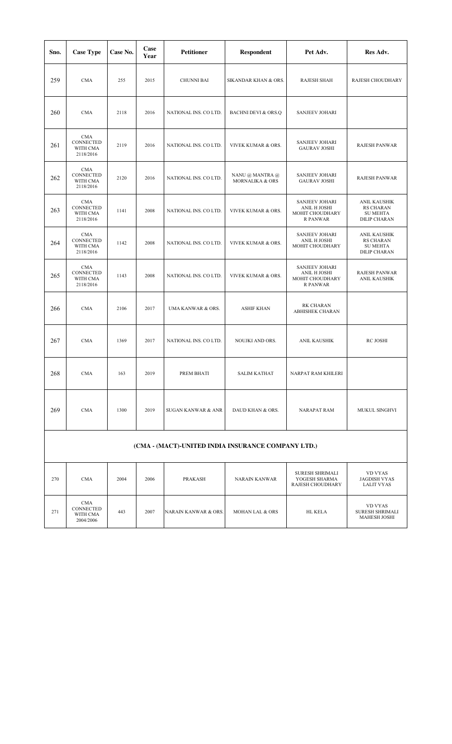| Sno. | Case Type | Case No. | Case Year | Petitioner | Respondent | Pet Adv. | Res Adv. |
|---|---|---|---|---|---|---|---|
| 259 | CMA | 255 | 2015 | CHUNNI BAI | SIKANDAR KHAN & ORS. | RAJESH SHAH | RAJESH CHOUDHARY |
| 260 | CMA | 2118 | 2016 | NATIONAL INS. CO LTD. | BACHNI DEVI & ORS.Q | SANJEEV JOHARI | |
| 261 | CMA CONNECTED WITH CMA 2118/2016 | 2119 | 2016 | NATIONAL INS. CO LTD. | VIVEK KUMAR & ORS. | SANJEEV JOHARI GAURAV JOSHI | RAJESH PANWAR |
| 262 | CMA CONNECTED WITH CMA 2118/2016 | 2120 | 2016 | NATIONAL INS. CO LTD. | NANU @ MANTRA @ MORNALIKA & ORS | SANJEEV JOHARI GAURAV JOSHI | RAJESH PANWAR |
| 263 | CMA CONNECTED WITH CMA 2118/2016 | 1141 | 2008 | NATIONAL INS. CO LTD. | VIVEK KUMAR & ORS. | SANJEEV JOHARI ANIL H JOSHI MOHIT CHOUDHARY R PANWAR | ANIL KAUSHIK RS CHARAN SU MEHTA DILIP CHARAN |
| 264 | CMA CONNECTED WITH CMA 2118/2016 | 1142 | 2008 | NATIONAL INS. CO LTD. | VIVEK KUMAR & ORS. | SANJEEV JOHARI ANIL H JOSHI MOHIT CHOUDHARY | ANIL KAUSHIK RS CHARAN SU MEHTA DILIP CHARAN |
| 265 | CMA CONNECTED WITH CMA 2118/2016 | 1143 | 2008 | NATIONAL INS. CO LTD. | VIVEK KUMAR & ORS. | SANJEEV JOHARI ANIL H JOSHI MOHIT CHOUDHARY R PANWAR | RAJESH PANWAR ANIL KAUSHIK |
| 266 | CMA | 2106 | 2017 | UMA KANWAR & ORS. | ASHIF KHAN | RK CHARAN ABHISHEK CHARAN | |
| 267 | CMA | 1369 | 2017 | NATIONAL INS. CO LTD. | NOUJKI AND ORS. | ANIL KAUSHIK | RC JOSHI |
| 268 | CMA | 163 | 2019 | PREM BHATI | SALIM KATHAT | NARPAT RAM KHILERI | |
| 269 | CMA | 1300 | 2019 | SUGAN KANWAR & ANR | DAUD KHAN & ORS. | NARAPAT RAM | MUKUL SINGHVI |
| **(CMA - (MACT)-UNITED INDIA INSURANCE COMPANY LTD.)** | | | | | | | |
| 270 | CMA | 2004 | 2006 | PRAKASH | NARAIN KANWAR | SURESH SHRIMALI YOGESH SHARMA RAJESH CHOUDHARY | VD VYAS JAGDISH VYAS LALIT VYAS |
| 271 | CMA CONNECTED WITH CMA 2004/2006 | 443 | 2007 | NARAIN KANWAR & ORS. | MOHAN LAL & ORS | HL KELA | VD VYAS SURESH SHRIMALI MAHESH JOSHI |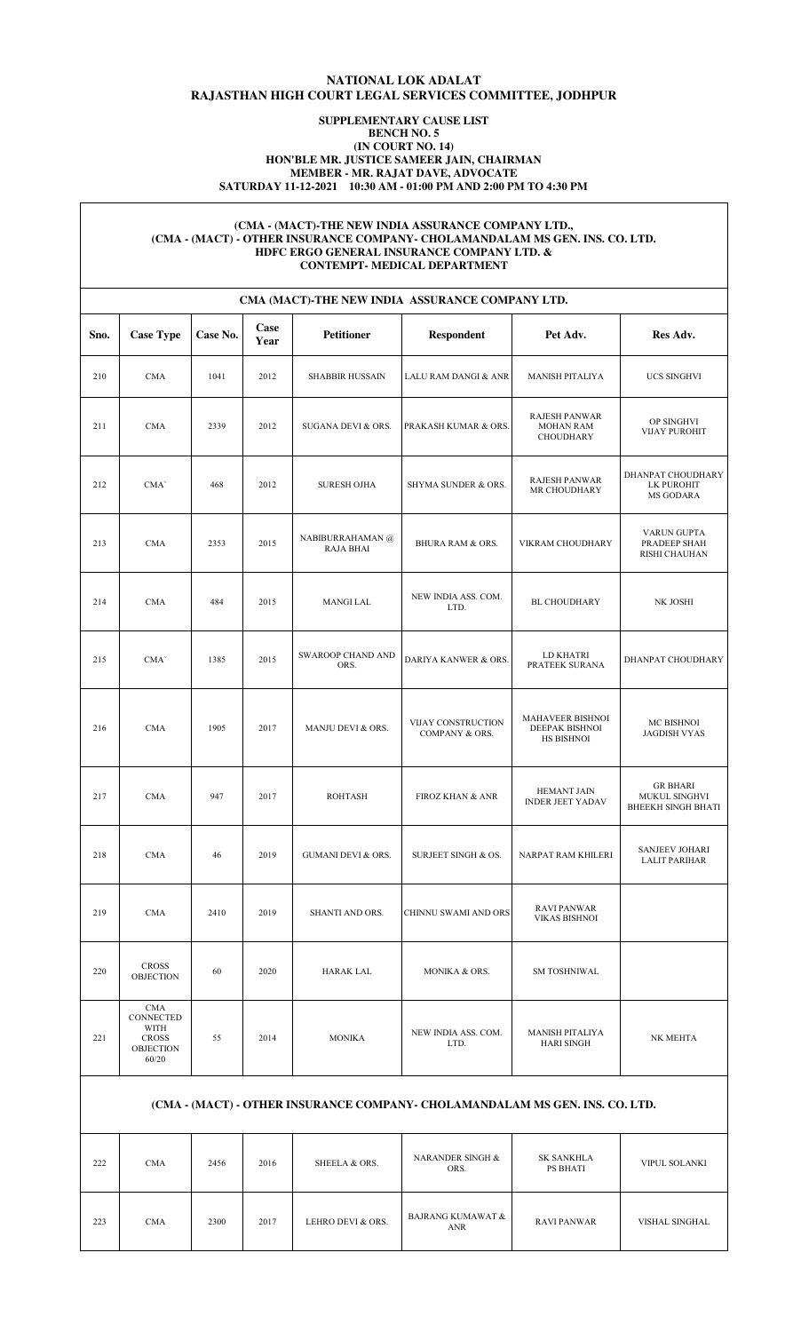# NATIONAL LOK ADALAT
# RAJASTHAN HIGH COURT LEGAL SERVICES COMMITTEE, JODHPUR

**SUPPLEMENTARY CAUSE LIST**
**BENCH NO. 5**
**(IN COURT NO. 14)**
**HON'BLE MR. JUSTICE SAMEER JAIN, CHAIRMAN**
**MEMBER - MR. RAJAT DAVE, ADVOCATE**
**SATURDAY 11-12-2021 10:30 AM - 01:00 PM AND 2:00 PM TO 4:30 PM**

**(CMA - (MACT)-THE NEW INDIA ASSURANCE COMPANY LTD.,**
**(CMA - (MACT) - OTHER INSURANCE COMPANY- CHOLAMANDALAM MS GEN. INS. CO. LTD.**
**HDFC ERGO GENERAL INSURANCE COMPANY LTD. &**
**CONTEMPT- MEDICAL DEPARTMENT**

**CMA (MACT)-THE NEW INDIA ASSURANCE COMPANY LTD.**

| Sno. | Case Type | Case No. | Case Year | Petitioner | Respondent | Pet Adv. | Res Adv. |
|---|---|---|---|---|---|---|---|
| 210 | CMA | 1041 | 2012 | SHABBIR HUSSAIN | LALU RAM DANGI & ANR | MANISH PITALIYA | UCS SINGHVI |
| 211 | CMA | 2339 | 2012 | SUGANA DEVI & ORS. | PRAKASH KUMAR & ORS. | RAJESH PANWAR MOHAN RAM CHOUDHARY | OP SINGHVI VIJAY PUROHIT |
| 212 | CMA` | 468 | 2012 | SURESH OJHA | SHYMA SUNDER & ORS. | RAJESH PANWAR MR CHOUDHARY | DHANPAT CHOUDHARY LK PUROHIT MS GODARA |
| 213 | CMA | 2353 | 2015 | NABIBURRAHAMAN @ RAJA BHAI | BHURA RAM & ORS. | VIKRAM CHOUDHARY | VARUN GUPTA PRADEEP SHAH RISHI CHAUHAN |
| 214 | CMA | 484 | 2015 | MANGI LAL | NEW INDIA ASS. COM. LTD. | BL CHOUDHARY | NK JOSHI |
| 215 | CMA` | 1385 | 2015 | SWAROOP CHAND AND ORS. | DARIYA KANWER & ORS. | LD KHATRI PRATEEK SURANA | DHANPAT CHOUDHARY |
| 216 | CMA | 1905 | 2017 | MANJU DEVI & ORS. | VIJAY CONSTRUCTION COMPANY & ORS. | MAHAVEER BISHNOI DEEPAK BISHNOI HS BISHNOI | MC BISHNOI JAGDISH VYAS |
| 217 | CMA | 947 | 2017 | ROHTASH | FIROZ KHAN & ANR | HEMANT JAIN INDER JEET YADAV | GR BHARI MUKUL SINGHVI BHEEKH SINGH BHATI |
| 218 | CMA | 46 | 2019 | GUMANI DEVI & ORS. | SURJEET SINGH & OS. | NARPAT RAM KHILERI | SANJEEV JOHARI LALIT PARIHAR |
| 219 | CMA | 2410 | 2019 | SHANTI AND ORS. | CHINNU SWAMI AND ORS | RAVI PANWAR VIKAS BISHNOI | |
| 220 | CROSS OBJECTION | 60 | 2020 | HARAK LAL | MONIKA & ORS. | SM TOSHNIWAL | |
| 221 | CMA CONNECTED WITH CROSS OBJECTION 60/20 | 55 | 2014 | MONIKA | NEW INDIA ASS. COM. LTD. | MANISH PITALIYA HARI SINGH | NK MEHTA |
| **(CMA - (MACT) - OTHER INSURANCE COMPANY- CHOLAMANDALAM MS GEN. INS. CO. LTD.** | | | | | | | |
| 222 | CMA | 2456 | 2016 | SHEELA & ORS. | NARANDER SINGH & ORS. | SK SANKHLA PS BHATI | VIPUL SOLANKI |
| 223 | CMA | 2300 | 2017 | LEHRO DEVI & ORS. | BAJRANG KUMAWAT & ANR | RAVI PANWAR | VISHAL SINGHAL |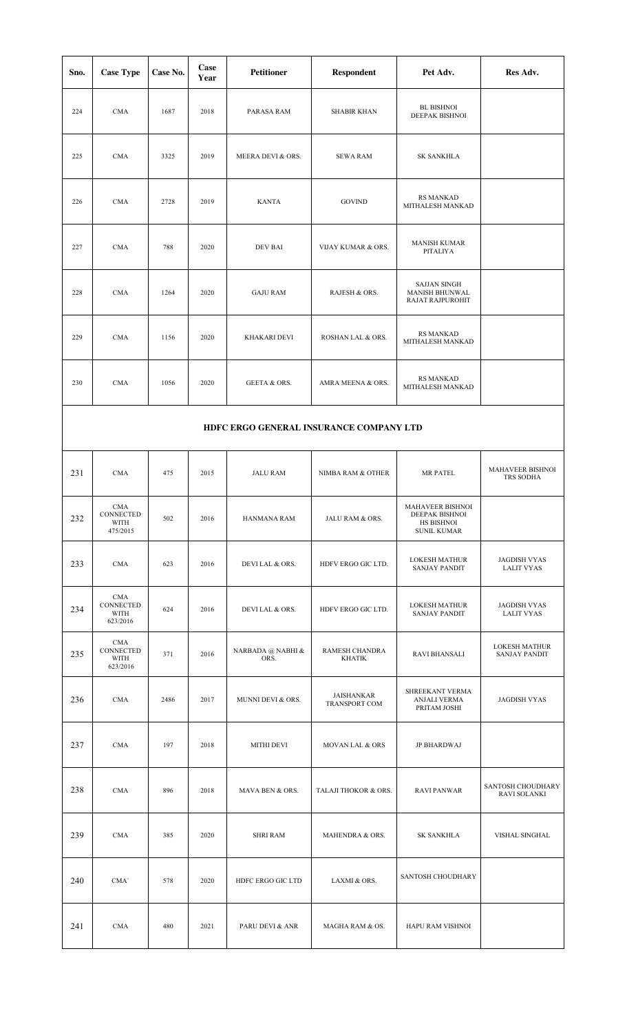| Sno. | Case Type | Case No. | Case Year | Petitioner | Respondent | Pet Adv. | Res Adv. |
|---|---|---|---|---|---|---|---|
| 224 | CMA | 1687 | 2018 | PARASA RAM | SHABIR KHAN | BL BISHNOI DEEPAK BISHNOI | |
| 225 | CMA | 3325 | 2019 | MEERA DEVI & ORS. | SEWA RAM | SK SANKHLA | |
| 226 | CMA | 2728 | 2019 | KANTA | GOVIND | RS MANKAD MITHALESH MANKAD | |
| 227 | CMA | 788 | 2020 | DEV BAI | VIJAY KUMAR & ORS. | MANISH KUMAR PITALIYA | |
| 228 | CMA | 1264 | 2020 | GAJU RAM | RAJESH & ORS. | SAJJAN SINGH MANISH BHUNWAL RAJAT RAJPUROHIT | |
| 229 | CMA | 1156 | 2020 | KHAKARI DEVI | ROSHAN LAL & ORS. | RS MANKAD MITHALESH MANKAD | |
| 230 | CMA | 1056 | 2020 | GEETA & ORS. | AMRA MEENA & ORS. | RS MANKAD MITHALESH MANKAD | |
| **HDFC ERGO GENERAL INSURANCE COMPANY LTD** | | | | | | | |
| 231 | CMA | 475 | 2015 | JALU RAM | NIMBA RAM & OTHER | MR PATEL | MAHAVEER BISHNOI TRS SODHA |
| 232 | CMA CONNECTED WITH 475/2015 | 502 | 2016 | HANMANA RAM | JALU RAM & ORS. | MAHAVEER BISHNOI DEEPAK BISHNOI HS BISHNOI SUNIL KUMAR | |
| 233 | CMA | 623 | 2016 | DEVI LAL & ORS. | HDFV ERGO GIC LTD. | LOKESH MATHUR SANJAY PANDIT | JAGDISH VYAS LALIT VYAS |
| 234 | CMA CONNECTED WITH 623/2016 | 624 | 2016 | DEVI LAL & ORS. | HDFV ERGO GIC LTD. | LOKESH MATHUR SANJAY PANDIT | JAGDISH VYAS LALIT VYAS |
| 235 | CMA CONNECTED WITH 623/2016 | 371 | 2016 | NARBADA @ NABHI & ORS. | RAMESH CHANDRA KHATIK | RAVI BHANSALI | LOKESH MATHUR SANJAY PANDIT |
| 236 | CMA | 2486 | 2017 | MUNNI DEVI & ORS. | JAISHANKAR TRANSPORT COM | SHREEKANT VERMA ANJALI VERMA PRITAM JOSHI | JAGDISH VYAS |
| 237 | CMA | 197 | 2018 | MITHI DEVI | MOVAN LAL & ORS | JP BHARDWAJ | |
| 238 | CMA | 896 | 2018 | MAVA BEN & ORS. | TALAJI THOKOR & ORS. | RAVI PANWAR | SANTOSH CHOUDHARY RAVI SOLANKI |
| 239 | CMA | 385 | 2020 | SHRI RAM | MAHENDRA & ORS. | SK SANKHLA | VISHAL SINGHAL |
| 240 | CMA` | 578 | 2020 | HDFC ERGO GIC LTD | LAXMI & ORS. | SANTOSH CHOUDHARY | |
| 241 | CMA | 480 | 2021 | PARU DEVI & ANR | MAGHA RAM & OS. | HAPU RAM VISHNOI | |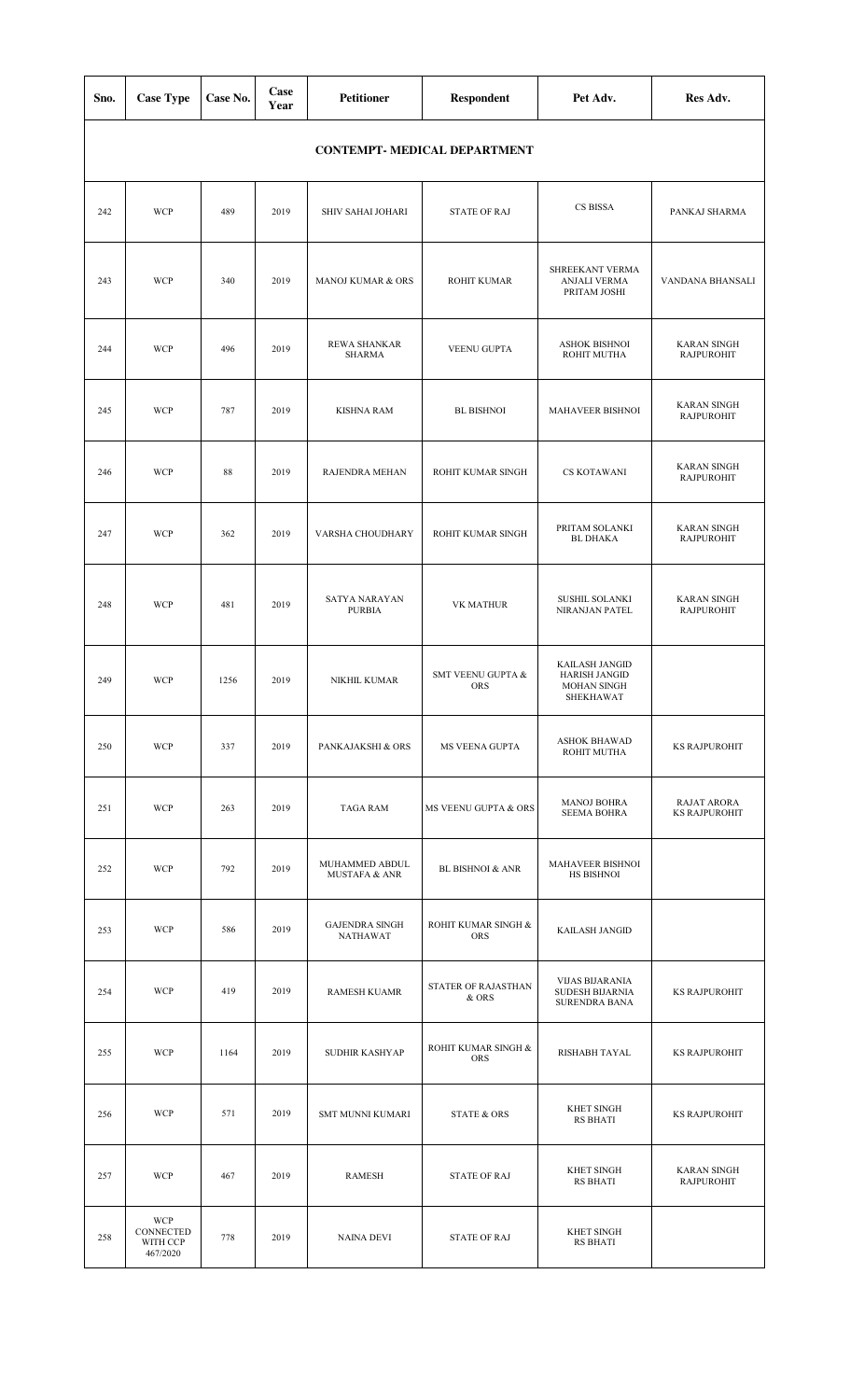| Sno. | Case Type | Case No. | Case Year | Petitioner | Respondent | Pet Adv. | Res Adv. |
|---|---|---|---|---|---|---|---|
| **CONTEMPT- MEDICAL DEPARTMENT** | | | | | | | |
| 242 | WCP | 489 | 2019 | SHIV SAHAI JOHARI | STATE OF RAJ | CS BISSA | PANKAJ SHARMA |
| 243 | WCP | 340 | 2019 | MANOJ KUMAR & ORS | ROHIT KUMAR | SHREEKANT VERMA ANJALI VERMA PRITAM JOSHI | VANDANA BHANSALI |
| 244 | WCP | 496 | 2019 | REWA SHANKAR SHARMA | VEENU GUPTA | ASHOK BISHNOI ROHIT MUTHA | KARAN SINGH RAJPUROHIT |
| 245 | WCP | 787 | 2019 | KISHNA RAM | BL BISHNOI | MAHAVEER BISHNOI | KARAN SINGH RAJPUROHIT |
| 246 | WCP | 88 | 2019 | RAJENDRA MEHAN | ROHIT KUMAR SINGH | CS KOTAWANI | KARAN SINGH RAJPUROHIT |
| 247 | WCP | 362 | 2019 | VARSHA CHOUDHARY | ROHIT KUMAR SINGH | PRITAM SOLANKI BL DHAKA | KARAN SINGH RAJPUROHIT |
| 248 | WCP | 481 | 2019 | SATYA NARAYAN PURBIA | VK MATHUR | SUSHIL SOLANKI NIRANJAN PATEL | KARAN SINGH RAJPUROHIT |
| 249 | WCP | 1256 | 2019 | NIKHIL KUMAR | SMT VEENU GUPTA & ORS | KAILASH JANGID HARISH JANGID MOHAN SINGH SHEKHAWAT | |
| 250 | WCP | 337 | 2019 | PANKAJAKSHI & ORS | MS VEENA GUPTA | ASHOK BHAWAD ROHIT MUTHA | KS RAJPUROHIT |
| 251 | WCP | 263 | 2019 | TAGA RAM | MS VEENU GUPTA & ORS | MANOJ BOHRA SEEMA BOHRA | RAJAT ARORA KS RAJPUROHIT |
| 252 | WCP | 792 | 2019 | MUHAMMED ABDUL MUSTAFA & ANR | BL BISHNOI & ANR | MAHAVEER BISHNOI HS BISHNOI | |
| 253 | WCP | 586 | 2019 | GAJENDRA SINGH NATHAWAT | ROHIT KUMAR SINGH & ORS | KAILASH JANGID | |
| 254 | WCP | 419 | 2019 | RAMESH KUAMR | STATER OF RAJASTHAN & ORS | VIJAS BIJARANIA SUDESH BIJARNIA SURENDRA BANA | KS RAJPUROHIT |
| 255 | WCP | 1164 | 2019 | SUDHIR KASHYAP | ROHIT KUMAR SINGH & ORS | RISHABH TAYAL | KS RAJPUROHIT |
| 256 | WCP | 571 | 2019 | SMT MUNNI KUMARI | STATE & ORS | KHET SINGH RS BHATI | KS RAJPUROHIT |
| 257 | WCP | 467 | 2019 | RAMESH | STATE OF RAJ | KHET SINGH RS BHATI | KARAN SINGH RAJPUROHIT |
| 258 | WCP CONNECTED WITH CCP 467/2020 | 778 | 2019 | NAINA DEVI | STATE OF RAJ | KHET SINGH RS BHATI | |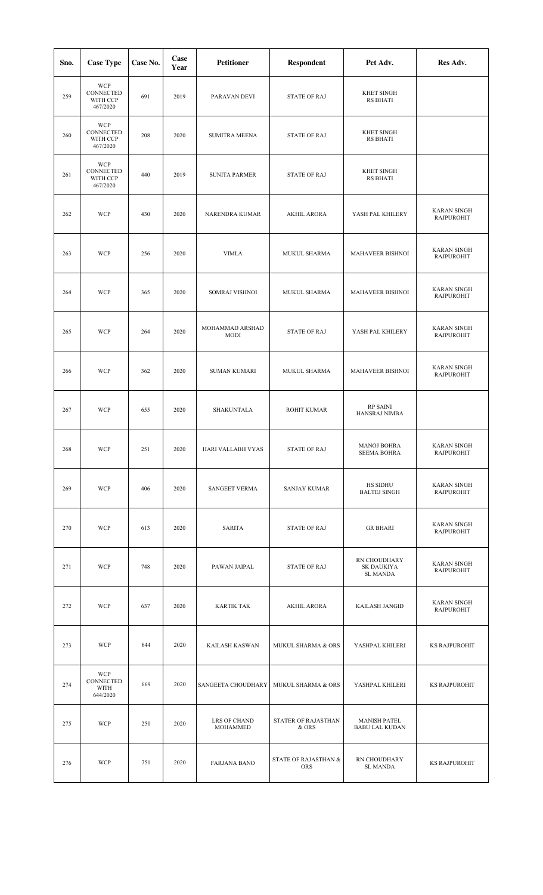| Sno. | Case Type | Case No. | Case Year | Petitioner | Respondent | Pet Adv. | Res Adv. |
|---|---|---|---|---|---|---|---|
| 259 | WCP CONNECTED WITH CCP 467/2020 | 691 | 2019 | PARAVAN DEVI | STATE OF RAJ | KHET SINGH RS BHATI | |
| 260 | WCP CONNECTED WITH CCP 467/2020 | 208 | 2020 | SUMITRA MEENA | STATE OF RAJ | KHET SINGH RS BHATI | |
| 261 | WCP CONNECTED WITH CCP 467/2020 | 440 | 2019 | SUNITA PARMER | STATE OF RAJ | KHET SINGH RS BHATI | |
| 262 | WCP | 430 | 2020 | NARENDRA KUMAR | AKHIL ARORA | YASH PAL KHILERY | KARAN SINGH RAJPUROHIT |
| 263 | WCP | 256 | 2020 | VIMLA | MUKUL SHARMA | MAHAVEER BISHNOI | KARAN SINGH RAJPUROHIT |
| 264 | WCP | 365 | 2020 | SOMRAJ VISHNOI | MUKUL SHARMA | MAHAVEER BISHNOI | KARAN SINGH RAJPUROHIT |
| 265 | WCP | 264 | 2020 | MOHAMMAD ARSHAD MODI | STATE OF RAJ | YASH PAL KHILERY | KARAN SINGH RAJPUROHIT |
| 266 | WCP | 362 | 2020 | SUMAN KUMARI | MUKUL SHARMA | MAHAVEER BISHNOI | KARAN SINGH RAJPUROHIT |
| 267 | WCP | 655 | 2020 | SHAKUNTALA | ROHIT KUMAR | RP SAINI HANSRAJ NIMBA | |
| 268 | WCP | 251 | 2020 | HARI VALLABH VYAS | STATE OF RAJ | MANOJ BOHRA SEEMA BOHRA | KARAN SINGH RAJPUROHIT |
| 269 | WCP | 406 | 2020 | SANGEET VERMA | SANJAY KUMAR | HS SIDHU BALTEJ SINGH | KARAN SINGH RAJPUROHIT |
| 270 | WCP | 613 | 2020 | SARITA | STATE OF RAJ | GR BHARI | KARAN SINGH RAJPUROHIT |
| 271 | WCP | 748 | 2020 | PAWAN JAIPAL | STATE OF RAJ | RN CHOUDHARY SK DAUKIYA SL MANDA | KARAN SINGH RAJPUROHIT |
| 272 | WCP | 637 | 2020 | KARTIK TAK | AKHIL ARORA | KAILASH JANGID | KARAN SINGH RAJPUROHIT |
| 273 | WCP | 644 | 2020 | KAILASH KASWAN | MUKUL SHARMA & ORS | YASHPAL KHILERI | KS RAJPUROHIT |
| 274 | WCP CONNECTED WITH 644/2020 | 669 | 2020 | SANGEETA CHOUDHARY | MUKUL SHARMA & ORS | YASHPAL KHILERI | KS RAJPUROHIT |
| 275 | WCP | 250 | 2020 | LRS OF CHAND MOHAMMED | STATER OF RAJASTHAN & ORS | MANISH PATEL BABU LAL KUDAN | |
| 276 | WCP | 751 | 2020 | FARJANA BANO | STATE OF RAJASTHAN & ORS | RN CHOUDHARY SL MANDA | KS RAJPUROHIT |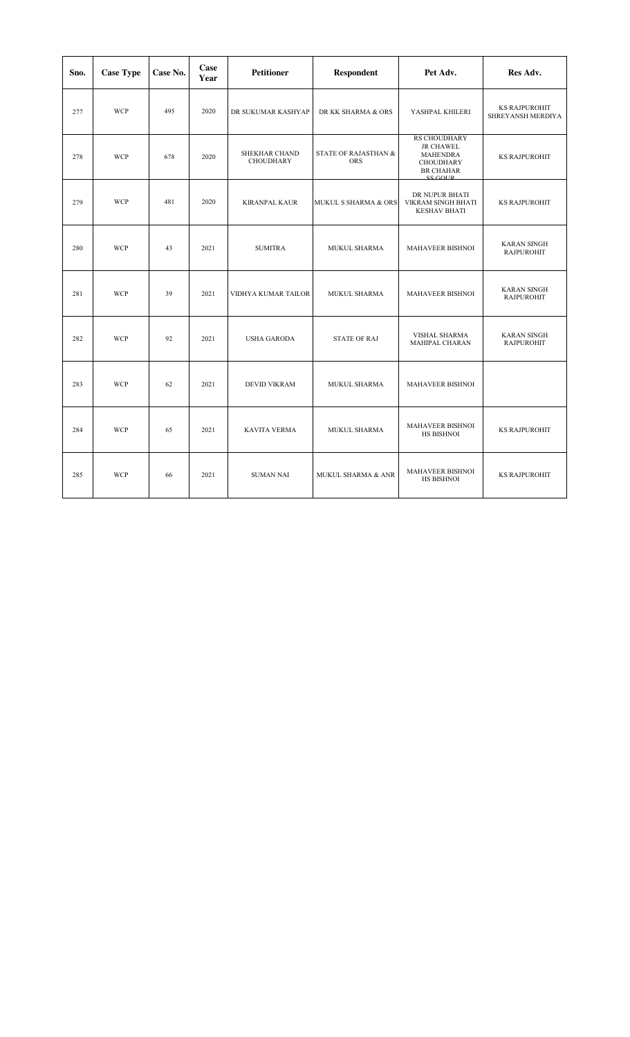| Sno. | Case Type | Case No. | Case Year | Petitioner | Respondent | Pet Adv. | Res Adv. |
| --- | --- | --- | --- | --- | --- | --- | --- |
| 277 | WCP | 495 | 2020 | DR SUKUMAR KASHYAP | DR KK SHARMA & ORS | YASHPAL KHILERI | KS RAJPUROHIT SHREYANSH MERDIYA |
| 278 | WCP | 678 | 2020 | SHEKHAR CHAND CHOUDHARY | STATE OF RAJASTHAN & ORS | RS CHOUDHARY JR CHAWEL MAHENDRA CHOUDHARY BR CHAHAR SS GOUR | KS RAJPUROHIT |
| 279 | WCP | 481 | 2020 | KIRANPAL KAUR | MUKUL S SHARMA & ORS | DR NUPUR BHATI VIKRAM SINGH BHATI KESHAV BHATI | KS RAJPUROHIT |
| 280 | WCP | 43 | 2021 | SUMITRA | MUKUL SHARMA | MAHAVEER BISHNOI | KARAN SINGH RAJPUROHIT |
| 281 | WCP | 39 | 2021 | VIDHYA KUMAR TAILOR | MUKUL SHARMA | MAHAVEER BISHNOI | KARAN SINGH RAJPUROHIT |
| 282 | WCP | 92 | 2021 | USHA GARODA | STATE OF RAJ | VISHAL SHARMA MAHIPAL CHARAN | KARAN SINGH RAJPUROHIT |
| 283 | WCP | 62 | 2021 | DEVID VIKRAM | MUKUL SHARMA | MAHAVEER BISHNOI | |
| 284 | WCP | 65 | 2021 | KAVITA VERMA | MUKUL SHARMA | MAHAVEER BISHNOI HS BISHNOI | KS RAJPUROHIT |
| 285 | WCP | 66 | 2021 | SUMAN NAI | MUKUL SHARMA & ANR | MAHAVEER BISHNOI HS BISHNOI | KS RAJPUROHIT |